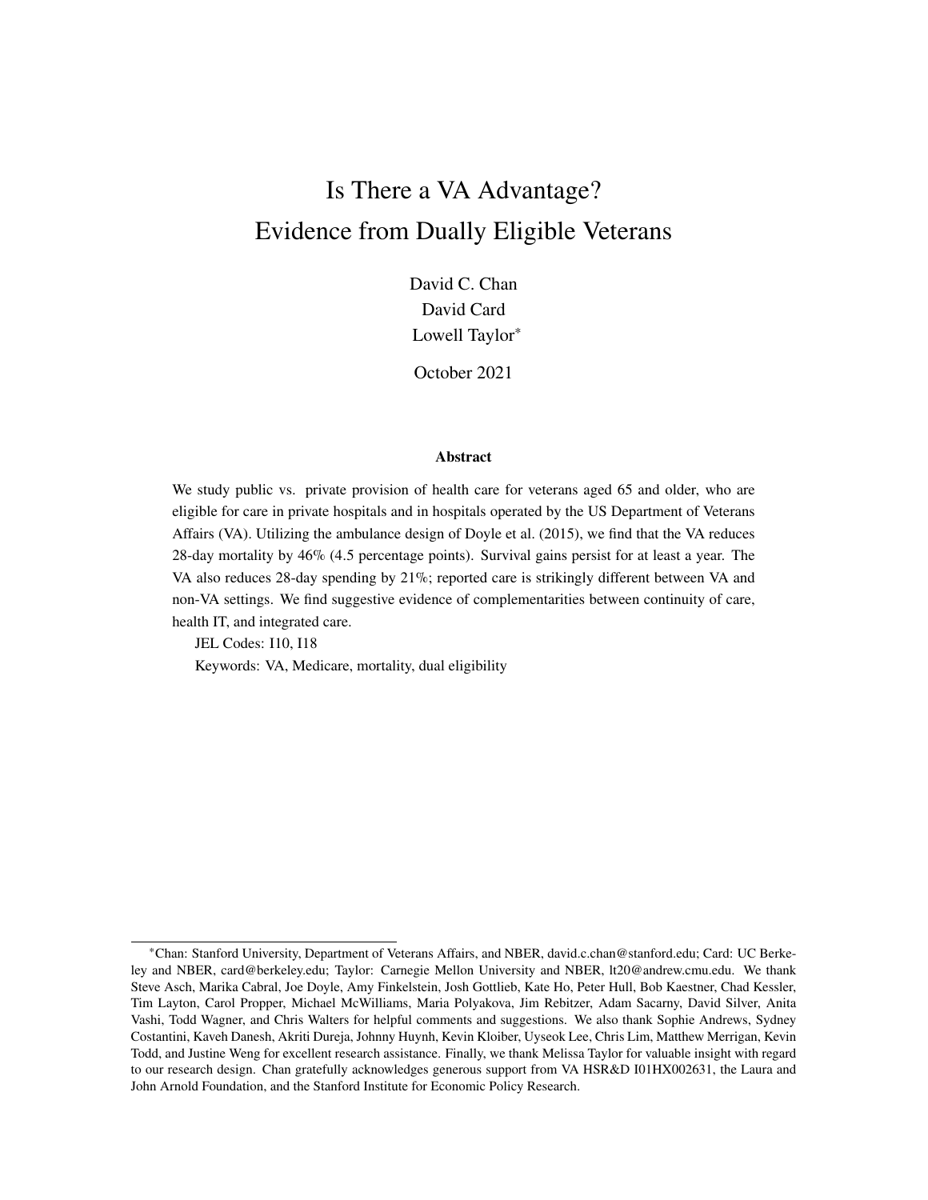# Is There a VA Advantage?
# Evidence from Dually Eligible Veterans

David C. Chan
David Card
Lowell Taylor*

October 2021

### Abstract

We study public vs. private provision of health care for veterans aged 65 and older, who are eligible for care in private hospitals and in hospitals operated by the US Department of Veterans Affairs (VA). Utilizing the ambulance design of Doyle et al. (2015), we find that the VA reduces 28-day mortality by 46% (4.5 percentage points). Survival gains persist for at least a year. The VA also reduces 28-day spending by 21%; reported care is strikingly different between VA and non-VA settings. We find suggestive evidence of complementarities between continuity of care, health IT, and integrated care.

JEL Codes: I10, I18

Keywords: VA, Medicare, mortality, dual eligibility

---

*Chan: Stanford University, Department of Veterans Affairs, and NBER, david.c.chan@stanford.edu; Card: UC Berkeley and NBER, card@berkeley.edu; Taylor: Carnegie Mellon University and NBER, lt20@andrew.cmu.edu. We thank Steve Asch, Marika Cabral, Joe Doyle, Amy Finkelstein, Josh Gottlieb, Kate Ho, Peter Hull, Bob Kaestner, Chad Kessler, Tim Layton, Carol Propper, Michael McWilliams, Maria Polyakova, Jim Rebitzer, Adam Sacarny, David Silver, Anita Vashi, Todd Wagner, and Chris Walters for helpful comments and suggestions. We also thank Sophie Andrews, Sydney Costantini, Kaveh Danesh, Akriti Dureja, Johnny Huynh, Kevin Kloiber, Uyseok Lee, Chris Lim, Matthew Merrigan, Kevin Todd, and Justine Weng for excellent research assistance. Finally, we thank Melissa Taylor for valuable insight with regard to our research design. Chan gratefully acknowledges generous support from VA HSR&D I01HX002631, the Laura and John Arnold Foundation, and the Stanford Institute for Economic Policy Research.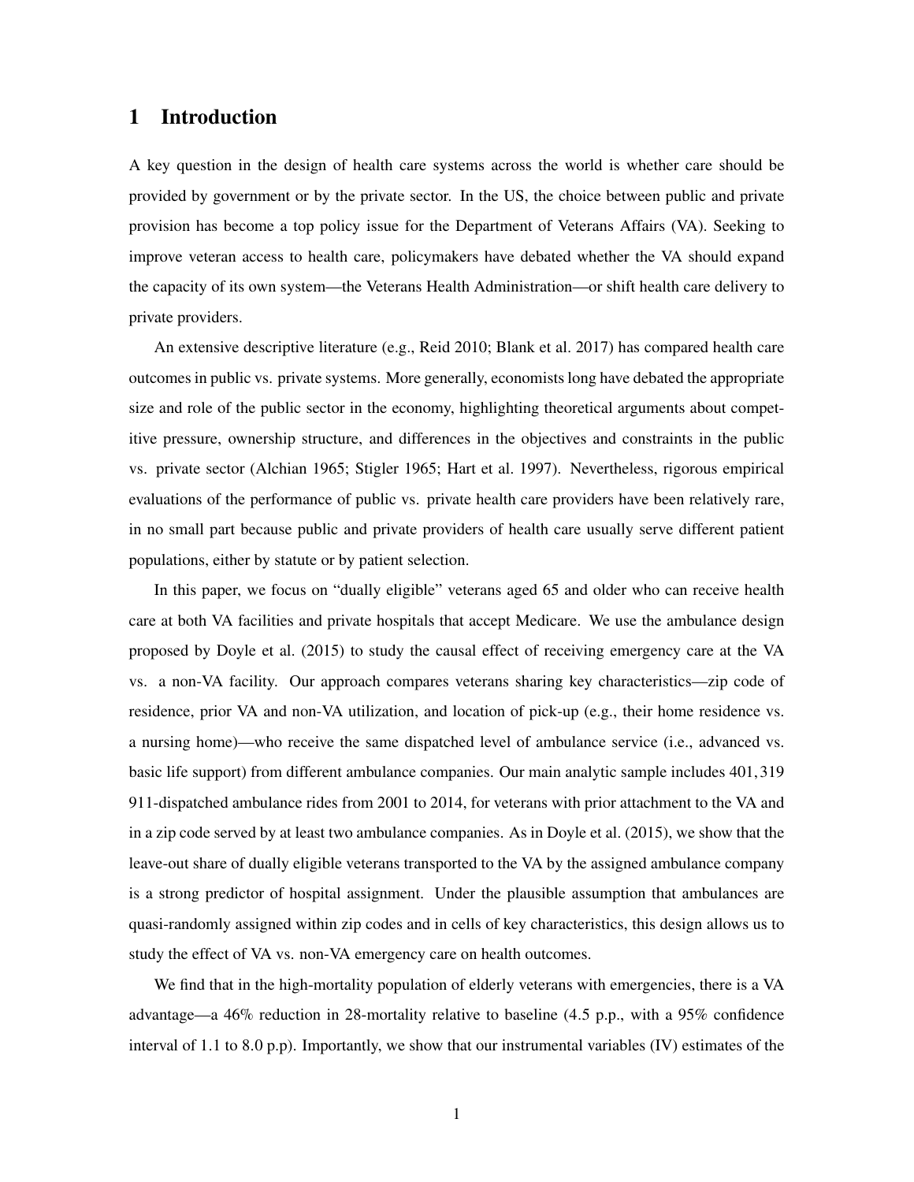# 1 Introduction

A key question in the design of health care systems across the world is whether care should be provided by government or by the private sector. In the US, the choice between public and private provision has become a top policy issue for the Department of Veterans Affairs (VA). Seeking to improve veteran access to health care, policymakers have debated whether the VA should expand the capacity of its own system—the Veterans Health Administration—or shift health care delivery to private providers.

An extensive descriptive literature (e.g., Reid 2010; Blank et al. 2017) has compared health care outcomes in public vs. private systems. More generally, economists long have debated the appropriate size and role of the public sector in the economy, highlighting theoretical arguments about competitive pressure, ownership structure, and differences in the objectives and constraints in the public vs. private sector (Alchian 1965; Stigler 1965; Hart et al. 1997). Nevertheless, rigorous empirical evaluations of the performance of public vs. private health care providers have been relatively rare, in no small part because public and private providers of health care usually serve different patient populations, either by statute or by patient selection.

In this paper, we focus on "dually eligible" veterans aged 65 and older who can receive health care at both VA facilities and private hospitals that accept Medicare. We use the ambulance design proposed by Doyle et al. (2015) to study the causal effect of receiving emergency care at the VA vs. a non-VA facility. Our approach compares veterans sharing key characteristics—zip code of residence, prior VA and non-VA utilization, and location of pick-up (e.g., their home residence vs. a nursing home)—who receive the same dispatched level of ambulance service (i.e., advanced vs. basic life support) from different ambulance companies. Our main analytic sample includes 401,319 911-dispatched ambulance rides from 2001 to 2014, for veterans with prior attachment to the VA and in a zip code served by at least two ambulance companies. As in Doyle et al. (2015), we show that the leave-out share of dually eligible veterans transported to the VA by the assigned ambulance company is a strong predictor of hospital assignment. Under the plausible assumption that ambulances are quasi-randomly assigned within zip codes and in cells of key characteristics, this design allows us to study the effect of VA vs. non-VA emergency care on health outcomes.

We find that in the high-mortality population of elderly veterans with emergencies, there is a VA advantage—a 46% reduction in 28-mortality relative to baseline (4.5 p.p., with a 95% confidence interval of 1.1 to 8.0 p.p). Importantly, we show that our instrumental variables (IV) estimates of the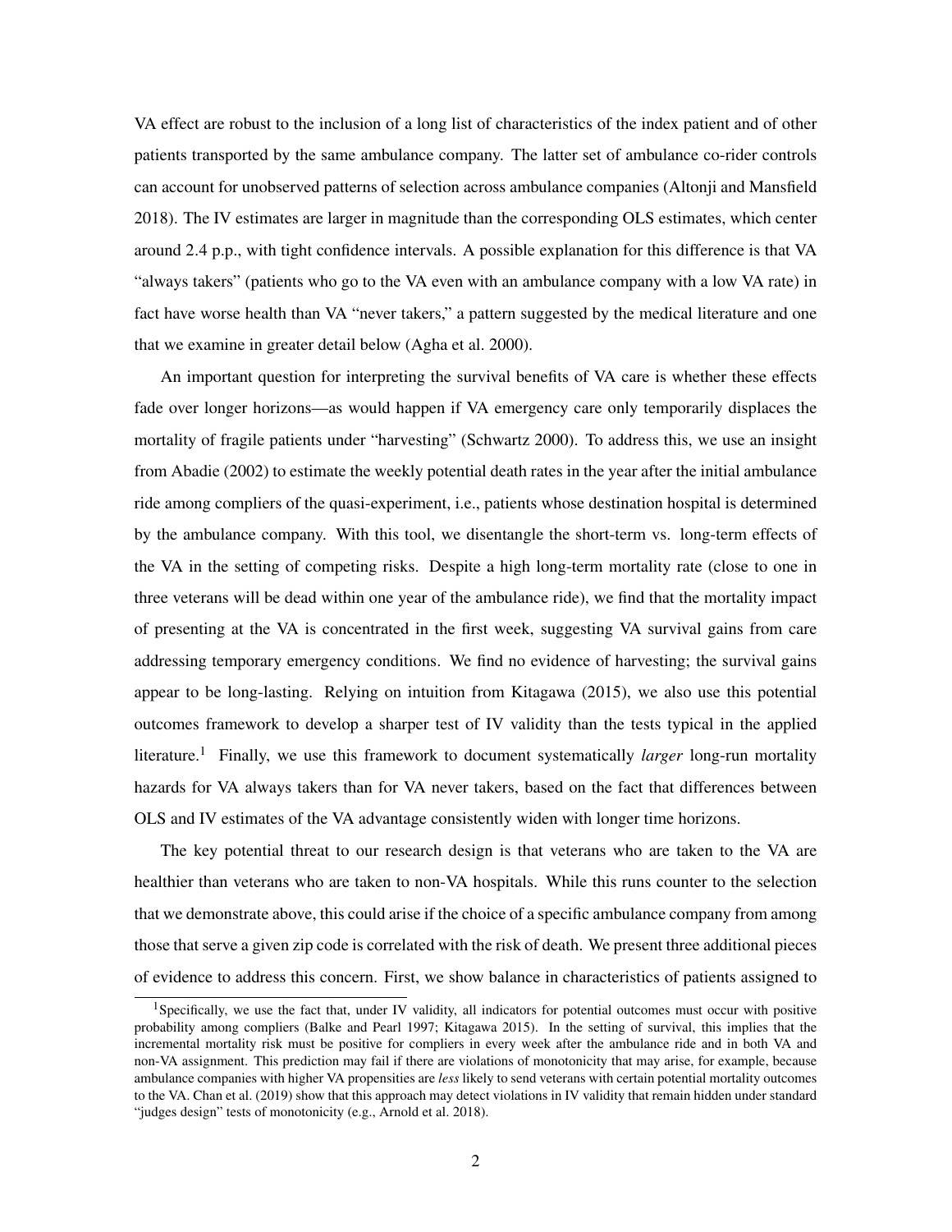VA effect are robust to the inclusion of a long list of characteristics of the index patient and of other patients transported by the same ambulance company. The latter set of ambulance co-rider controls can account for unobserved patterns of selection across ambulance companies (Altonji and Mansfield 2018). The IV estimates are larger in magnitude than the corresponding OLS estimates, which center around 2.4 p.p., with tight confidence intervals. A possible explanation for this difference is that VA "always takers" (patients who go to the VA even with an ambulance company with a low VA rate) in fact have worse health than VA "never takers," a pattern suggested by the medical literature and one that we examine in greater detail below (Agha et al. 2000).

An important question for interpreting the survival benefits of VA care is whether these effects fade over longer horizons—as would happen if VA emergency care only temporarily displaces the mortality of fragile patients under "harvesting" (Schwartz 2000). To address this, we use an insight from Abadie (2002) to estimate the weekly potential death rates in the year after the initial ambulance ride among compliers of the quasi-experiment, i.e., patients whose destination hospital is determined by the ambulance company. With this tool, we disentangle the short-term vs. long-term effects of the VA in the setting of competing risks. Despite a high long-term mortality rate (close to one in three veterans will be dead within one year of the ambulance ride), we find that the mortality impact of presenting at the VA is concentrated in the first week, suggesting VA survival gains from care addressing temporary emergency conditions. We find no evidence of harvesting; the survival gains appear to be long-lasting. Relying on intuition from Kitagawa (2015), we also use this potential outcomes framework to develop a sharper test of IV validity than the tests typical in the applied literature.[1] Finally, we use this framework to document systematically *larger* long-run mortality hazards for VA always takers than for VA never takers, based on the fact that differences between OLS and IV estimates of the VA advantage consistently widen with longer time horizons.

The key potential threat to our research design is that veterans who are taken to the VA are healthier than veterans who are taken to non-VA hospitals. While this runs counter to the selection that we demonstrate above, this could arise if the choice of a specific ambulance company from among those that serve a given zip code is correlated with the risk of death. We present three additional pieces of evidence to address this concern. First, we show balance in characteristics of patients assigned to

[1] Specifically, we use the fact that, under IV validity, all indicators for potential outcomes must occur with positive probability among compliers (Balke and Pearl 1997; Kitagawa 2015). In the setting of survival, this implies that the incremental mortality risk must be positive for compliers in every week after the ambulance ride and in both VA and non-VA assignment. This prediction may fail if there are violations of monotonicity that may arise, for example, because ambulance companies with higher VA propensities are *less* likely to send veterans with certain potential mortality outcomes to the VA. Chan et al. (2019) show that this approach may detect violations in IV validity that remain hidden under standard "judges design" tests of monotonicity (e.g., Arnold et al. 2018).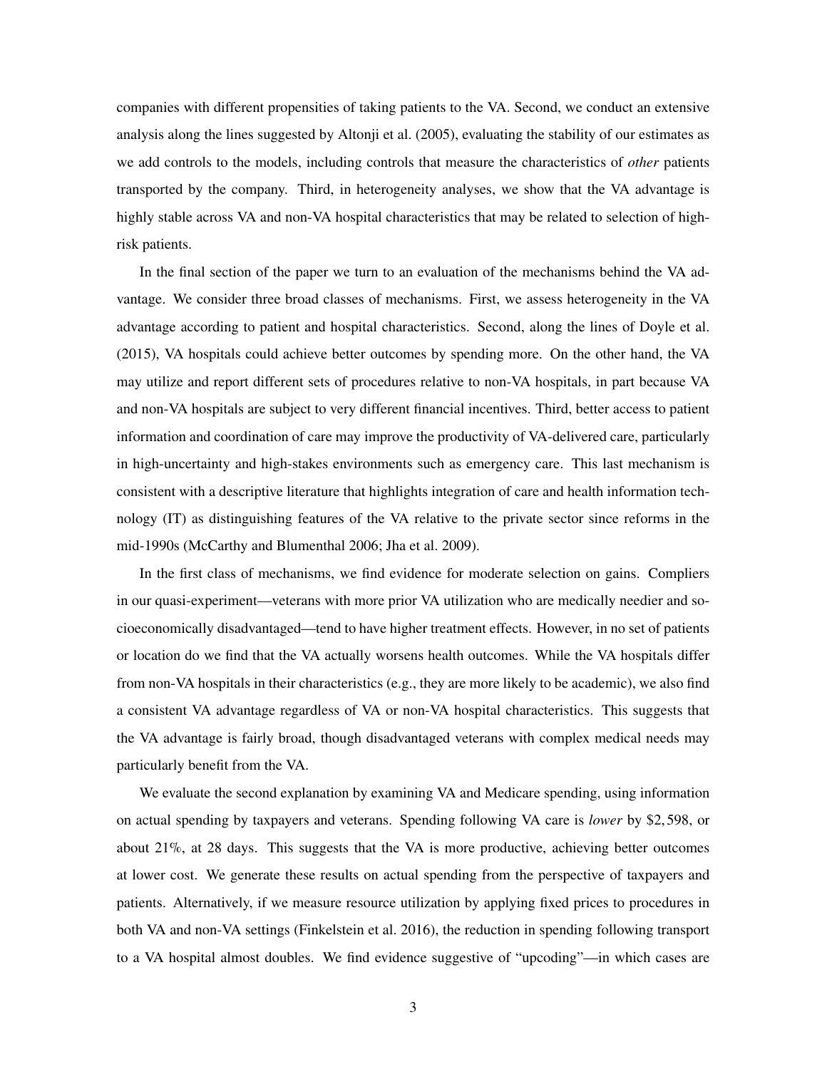companies with different propensities of taking patients to the VA. Second, we conduct an extensive analysis along the lines suggested by Altonji et al. (2005), evaluating the stability of our estimates as we add controls to the models, including controls that measure the characteristics of *other* patients transported by the company. Third, in heterogeneity analyses, we show that the VA advantage is highly stable across VA and non-VA hospital characteristics that may be related to selection of high-risk patients.

In the final section of the paper we turn to an evaluation of the mechanisms behind the VA advantage. We consider three broad classes of mechanisms. First, we assess heterogeneity in the VA advantage according to patient and hospital characteristics. Second, along the lines of Doyle et al. (2015), VA hospitals could achieve better outcomes by spending more. On the other hand, the VA may utilize and report different sets of procedures relative to non-VA hospitals, in part because VA and non-VA hospitals are subject to very different financial incentives. Third, better access to patient information and coordination of care may improve the productivity of VA-delivered care, particularly in high-uncertainty and high-stakes environments such as emergency care. This last mechanism is consistent with a descriptive literature that highlights integration of care and health information technology (IT) as distinguishing features of the VA relative to the private sector since reforms in the mid-1990s (McCarthy and Blumenthal 2006; Jha et al. 2009).

In the first class of mechanisms, we find evidence for moderate selection on gains. Compliers in our quasi-experiment—veterans with more prior VA utilization who are medically needier and socioeconomically disadvantaged—tend to have higher treatment effects. However, in no set of patients or location do we find that the VA actually worsens health outcomes. While the VA hospitals differ from non-VA hospitals in their characteristics (e.g., they are more likely to be academic), we also find a consistent VA advantage regardless of VA or non-VA hospital characteristics. This suggests that the VA advantage is fairly broad, though disadvantaged veterans with complex medical needs may particularly benefit from the VA.

We evaluate the second explanation by examining VA and Medicare spending, using information on actual spending by taxpayers and veterans. Spending following VA care is *lower* by \$2,598, or about 21%, at 28 days. This suggests that the VA is more productive, achieving better outcomes at lower cost. We generate these results on actual spending from the perspective of taxpayers and patients. Alternatively, if we measure resource utilization by applying fixed prices to procedures in both VA and non-VA settings (Finkelstein et al. 2016), the reduction in spending following transport to a VA hospital almost doubles. We find evidence suggestive of "upcoding"—in which cases are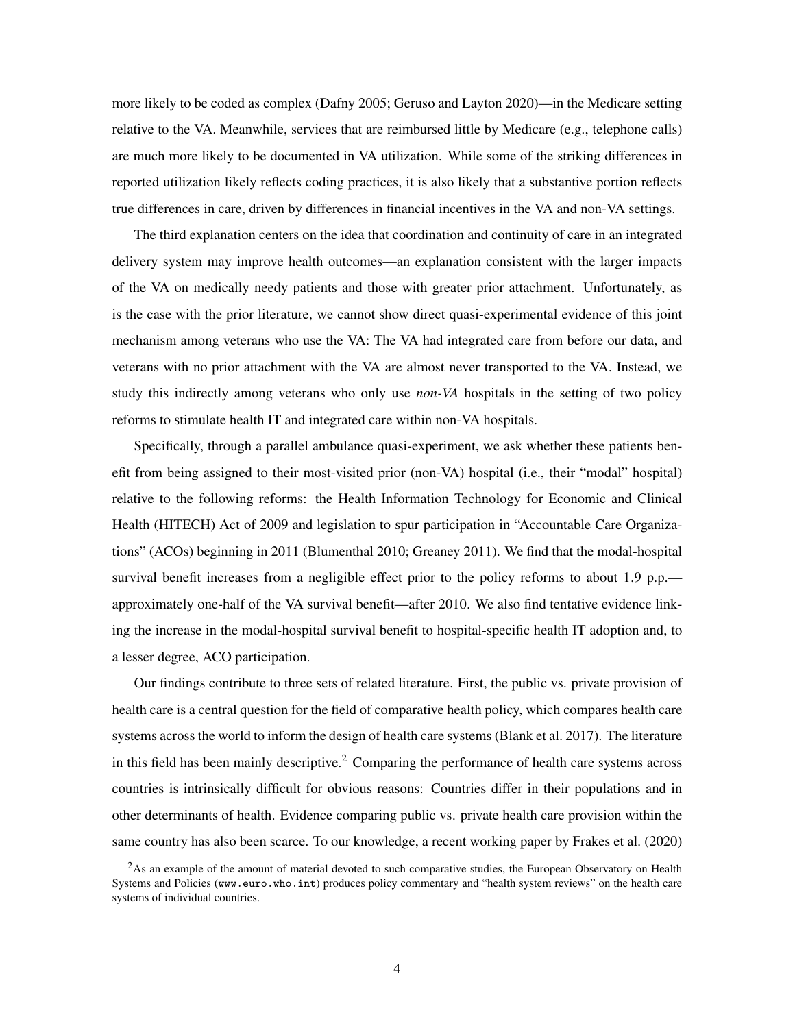more likely to be coded as complex (Dafny 2005; Geruso and Layton 2020)—in the Medicare setting relative to the VA. Meanwhile, services that are reimbursed little by Medicare (e.g., telephone calls) are much more likely to be documented in VA utilization. While some of the striking differences in reported utilization likely reflects coding practices, it is also likely that a substantive portion reflects true differences in care, driven by differences in financial incentives in the VA and non-VA settings.

The third explanation centers on the idea that coordination and continuity of care in an integrated delivery system may improve health outcomes—an explanation consistent with the larger impacts of the VA on medically needy patients and those with greater prior attachment. Unfortunately, as is the case with the prior literature, we cannot show direct quasi-experimental evidence of this joint mechanism among veterans who use the VA: The VA had integrated care from before our data, and veterans with no prior attachment with the VA are almost never transported to the VA. Instead, we study this indirectly among veterans who only use *non-VA* hospitals in the setting of two policy reforms to stimulate health IT and integrated care within non-VA hospitals.

Specifically, through a parallel ambulance quasi-experiment, we ask whether these patients benefit from being assigned to their most-visited prior (non-VA) hospital (i.e., their "modal" hospital) relative to the following reforms: the Health Information Technology for Economic and Clinical Health (HITECH) Act of 2009 and legislation to spur participation in "Accountable Care Organizations" (ACOs) beginning in 2011 (Blumenthal 2010; Greaney 2011). We find that the modal-hospital survival benefit increases from a negligible effect prior to the policy reforms to about 1.9 p.p.—approximately one-half of the VA survival benefit—after 2010. We also find tentative evidence linking the increase in the modal-hospital survival benefit to hospital-specific health IT adoption and, to a lesser degree, ACO participation.

Our findings contribute to three sets of related literature. First, the public vs. private provision of health care is a central question for the field of comparative health policy, which compares health care systems across the world to inform the design of health care systems (Blank et al. 2017). The literature in this field has been mainly descriptive.[2] Comparing the performance of health care systems across countries is intrinsically difficult for obvious reasons: Countries differ in their populations and in other determinants of health. Evidence comparing public vs. private health care provision within the same country has also been scarce. To our knowledge, a recent working paper by Frakes et al. (2020)

[2] As an example of the amount of material devoted to such comparative studies, the European Observatory on Health Systems and Policies (www.euro.who.int) produces policy commentary and "health system reviews" on the health care systems of individual countries.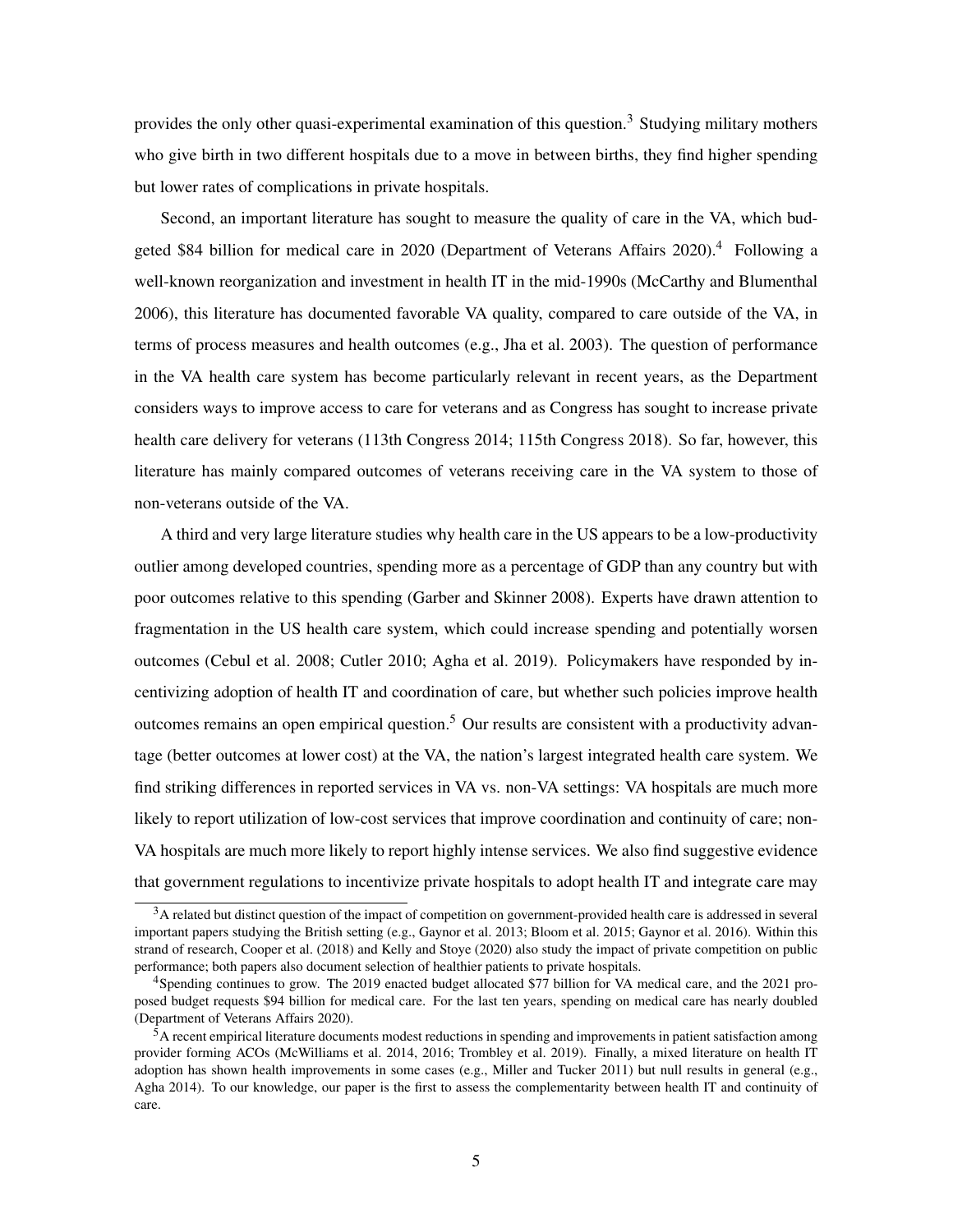provides the only other quasi-experimental examination of this question.[3] Studying military mothers who give birth in two different hospitals due to a move in between births, they find higher spending but lower rates of complications in private hospitals.

Second, an important literature has sought to measure the quality of care in the VA, which budgeted $84 billion for medical care in 2020 (Department of Veterans Affairs 2020).[4] Following a well-known reorganization and investment in health IT in the mid-1990s (McCarthy and Blumenthal 2006), this literature has documented favorable VA quality, compared to care outside of the VA, in terms of process measures and health outcomes (e.g., Jha et al. 2003). The question of performance in the VA health care system has become particularly relevant in recent years, as the Department considers ways to improve access to care for veterans and as Congress has sought to increase private health care delivery for veterans (113th Congress 2014; 115th Congress 2018). So far, however, this literature has mainly compared outcomes of veterans receiving care in the VA system to those of non-veterans outside of the VA.

A third and very large literature studies why health care in the US appears to be a low-productivity outlier among developed countries, spending more as a percentage of GDP than any country but with poor outcomes relative to this spending (Garber and Skinner 2008). Experts have drawn attention to fragmentation in the US health care system, which could increase spending and potentially worsen outcomes (Cebul et al. 2008; Cutler 2010; Agha et al. 2019). Policymakers have responded by incentivizing adoption of health IT and coordination of care, but whether such policies improve health outcomes remains an open empirical question.[5] Our results are consistent with a productivity advantage (better outcomes at lower cost) at the VA, the nation's largest integrated health care system. We find striking differences in reported services in VA vs. non-VA settings: VA hospitals are much more likely to report utilization of low-cost services that improve coordination and continuity of care; non-VA hospitals are much more likely to report highly intense services. We also find suggestive evidence that government regulations to incentivize private hospitals to adopt health IT and integrate care may

---

[3] A related but distinct question of the impact of competition on government-provided health care is addressed in several important papers studying the British setting (e.g., Gaynor et al. 2013; Bloom et al. 2015; Gaynor et al. 2016). Within this strand of research, Cooper et al. (2018) and Kelly and Stoye (2020) also study the impact of private competition on public performance; both papers also document selection of healthier patients to private hospitals.

[4] Spending continues to grow. The 2019 enacted budget allocated $77 billion for VA medical care, and the 2021 proposed budget requests $94 billion for medical care. For the last ten years, spending on medical care has nearly doubled (Department of Veterans Affairs 2020).

[5] A recent empirical literature documents modest reductions in spending and improvements in patient satisfaction among provider forming ACOs (McWilliams et al. 2014, 2016; Trombley et al. 2019). Finally, a mixed literature on health IT adoption has shown health improvements in some cases (e.g., Miller and Tucker 2011) but null results in general (e.g., Agha 2014). To our knowledge, our paper is the first to assess the complementarity between health IT and continuity of care.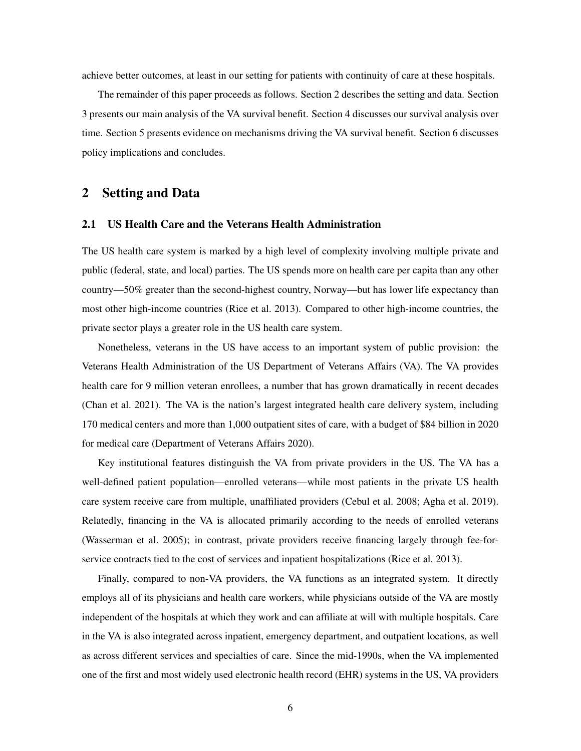achieve better outcomes, at least in our setting for patients with continuity of care at these hospitals.

The remainder of this paper proceeds as follows. Section 2 describes the setting and data. Section 3 presents our main analysis of the VA survival benefit. Section 4 discusses our survival analysis over time. Section 5 presents evidence on mechanisms driving the VA survival benefit. Section 6 discusses policy implications and concludes.

## 2 Setting and Data

### 2.1 US Health Care and the Veterans Health Administration

The US health care system is marked by a high level of complexity involving multiple private and public (federal, state, and local) parties. The US spends more on health care per capita than any other country—50% greater than the second-highest country, Norway—but has lower life expectancy than most other high-income countries (Rice et al. 2013). Compared to other high-income countries, the private sector plays a greater role in the US health care system.

Nonetheless, veterans in the US have access to an important system of public provision: the Veterans Health Administration of the US Department of Veterans Affairs (VA). The VA provides health care for 9 million veteran enrollees, a number that has grown dramatically in recent decades (Chan et al. 2021). The VA is the nation's largest integrated health care delivery system, including 170 medical centers and more than 1,000 outpatient sites of care, with a budget of $84 billion in 2020 for medical care (Department of Veterans Affairs 2020).

Key institutional features distinguish the VA from private providers in the US. The VA has a well-defined patient population—enrolled veterans—while most patients in the private US health care system receive care from multiple, unaffiliated providers (Cebul et al. 2008; Agha et al. 2019). Relatedly, financing in the VA is allocated primarily according to the needs of enrolled veterans (Wasserman et al. 2005); in contrast, private providers receive financing largely through fee-for-service contracts tied to the cost of services and inpatient hospitalizations (Rice et al. 2013).

Finally, compared to non-VA providers, the VA functions as an integrated system. It directly employs all of its physicians and health care workers, while physicians outside of the VA are mostly independent of the hospitals at which they work and can affiliate at will with multiple hospitals. Care in the VA is also integrated across inpatient, emergency department, and outpatient locations, as well as across different services and specialties of care. Since the mid-1990s, when the VA implemented one of the first and most widely used electronic health record (EHR) systems in the US, VA providers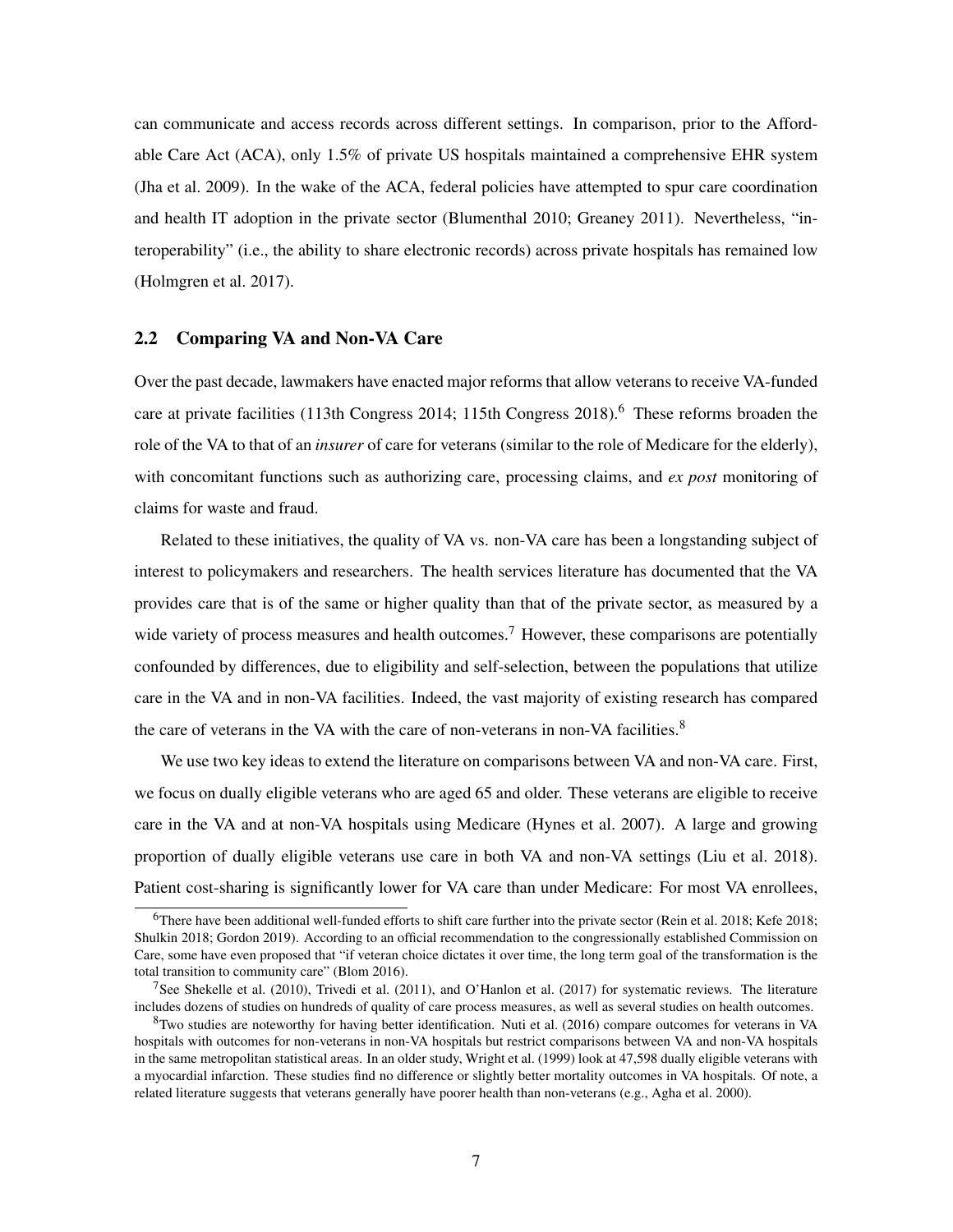can communicate and access records across different settings. In comparison, prior to the Affordable Care Act (ACA), only 1.5% of private US hospitals maintained a comprehensive EHR system (Jha et al. 2009). In the wake of the ACA, federal policies have attempted to spur care coordination and health IT adoption in the private sector (Blumenthal 2010; Greaney 2011). Nevertheless, "interoperability" (i.e., the ability to share electronic records) across private hospitals has remained low (Holmgren et al. 2017).

## 2.2 Comparing VA and Non-VA Care

Over the past decade, lawmakers have enacted major reforms that allow veterans to receive VA-funded care at private facilities (113th Congress 2014; 115th Congress 2018).[6] These reforms broaden the role of the VA to that of an *insurer* of care for veterans (similar to the role of Medicare for the elderly), with concomitant functions such as authorizing care, processing claims, and *ex post* monitoring of claims for waste and fraud.

Related to these initiatives, the quality of VA vs. non-VA care has been a longstanding subject of interest to policymakers and researchers. The health services literature has documented that the VA provides care that is of the same or higher quality than that of the private sector, as measured by a wide variety of process measures and health outcomes.[7] However, these comparisons are potentially confounded by differences, due to eligibility and self-selection, between the populations that utilize care in the VA and in non-VA facilities. Indeed, the vast majority of existing research has compared the care of veterans in the VA with the care of non-veterans in non-VA facilities.[8]

We use two key ideas to extend the literature on comparisons between VA and non-VA care. First, we focus on dually eligible veterans who are aged 65 and older. These veterans are eligible to receive care in the VA and at non-VA hospitals using Medicare (Hynes et al. 2007). A large and growing proportion of dually eligible veterans use care in both VA and non-VA settings (Liu et al. 2018). Patient cost-sharing is significantly lower for VA care than under Medicare: For most VA enrollees,

[6] There have been additional well-funded efforts to shift care further into the private sector (Rein et al. 2018; Kefe 2018; Shulkin 2018; Gordon 2019). According to an official recommendation to the congressionally established Commission on Care, some have even proposed that "if veteran choice dictates it over time, the long term goal of the transformation is the total transition to community care" (Blom 2016).

[7] See Shekelle et al. (2010), Trivedi et al. (2011), and O'Hanlon et al. (2017) for systematic reviews. The literature includes dozens of studies on hundreds of quality of care process measures, as well as several studies on health outcomes.

[8] Two studies are noteworthy for having better identification. Nuti et al. (2016) compare outcomes for veterans in VA hospitals with outcomes for non-veterans in non-VA hospitals but restrict comparisons between VA and non-VA hospitals in the same metropolitan statistical areas. In an older study, Wright et al. (1999) look at 47,598 dually eligible veterans with a myocardial infarction. These studies find no difference or slightly better mortality outcomes in VA hospitals. Of note, a related literature suggests that veterans generally have poorer health than non-veterans (e.g., Agha et al. 2000).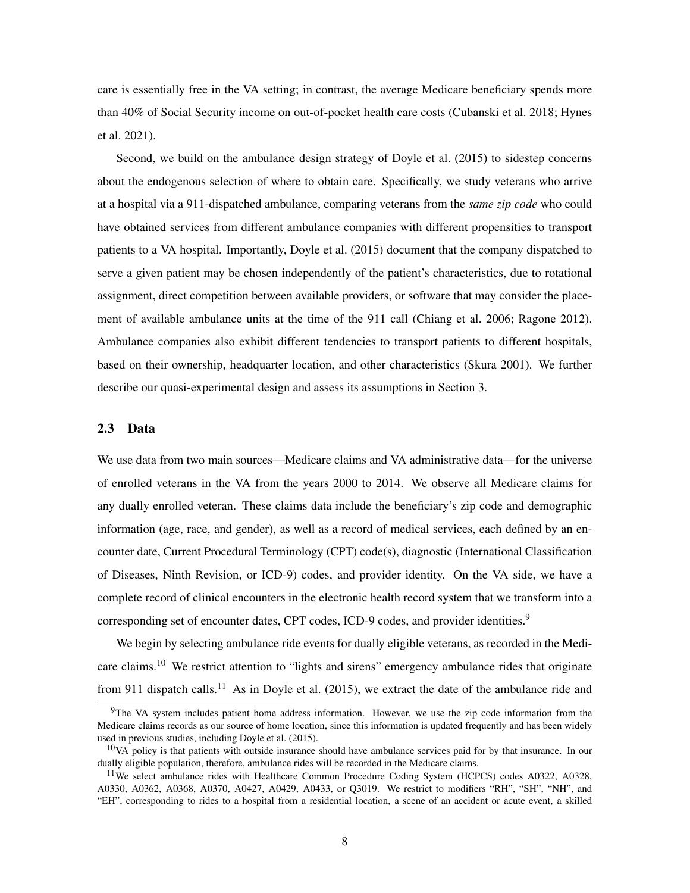care is essentially free in the VA setting; in contrast, the average Medicare beneficiary spends more than 40% of Social Security income on out-of-pocket health care costs (Cubanski et al. 2018; Hynes et al. 2021).

Second, we build on the ambulance design strategy of Doyle et al. (2015) to sidestep concerns about the endogenous selection of where to obtain care. Specifically, we study veterans who arrive at a hospital via a 911-dispatched ambulance, comparing veterans from the *same zip code* who could have obtained services from different ambulance companies with different propensities to transport patients to a VA hospital. Importantly, Doyle et al. (2015) document that the company dispatched to serve a given patient may be chosen independently of the patient's characteristics, due to rotational assignment, direct competition between available providers, or software that may consider the placement of available ambulance units at the time of the 911 call (Chiang et al. 2006; Ragone 2012). Ambulance companies also exhibit different tendencies to transport patients to different hospitals, based on their ownership, headquarter location, and other characteristics (Skura 2001). We further describe our quasi-experimental design and assess its assumptions in Section 3.

## 2.3 Data

We use data from two main sources—Medicare claims and VA administrative data—for the universe of enrolled veterans in the VA from the years 2000 to 2014. We observe all Medicare claims for any dually enrolled veteran. These claims data include the beneficiary's zip code and demographic information (age, race, and gender), as well as a record of medical services, each defined by an encounter date, Current Procedural Terminology (CPT) code(s), diagnostic (International Classification of Diseases, Ninth Revision, or ICD-9) codes, and provider identity. On the VA side, we have a complete record of clinical encounters in the electronic health record system that we transform into a corresponding set of encounter dates, CPT codes, ICD-9 codes, and provider identities.[9]

We begin by selecting ambulance ride events for dually eligible veterans, as recorded in the Medicare claims.[10] We restrict attention to "lights and sirens" emergency ambulance rides that originate from 911 dispatch calls.[11] As in Doyle et al. (2015), we extract the date of the ambulance ride and

[9]The VA system includes patient home address information. However, we use the zip code information from the Medicare claims records as our source of home location, since this information is updated frequently and has been widely used in previous studies, including Doyle et al. (2015).

[10]VA policy is that patients with outside insurance should have ambulance services paid for by that insurance. In our dually eligible population, therefore, ambulance rides will be recorded in the Medicare claims.

[11]We select ambulance rides with Healthcare Common Procedure Coding System (HCPCS) codes A0322, A0328, A0330, A0362, A0368, A0370, A0427, A0429, A0433, or Q3019. We restrict to modifiers "RH", "SH", "NH", and "EH", corresponding to rides to a hospital from a residential location, a scene of an accident or acute event, a skilled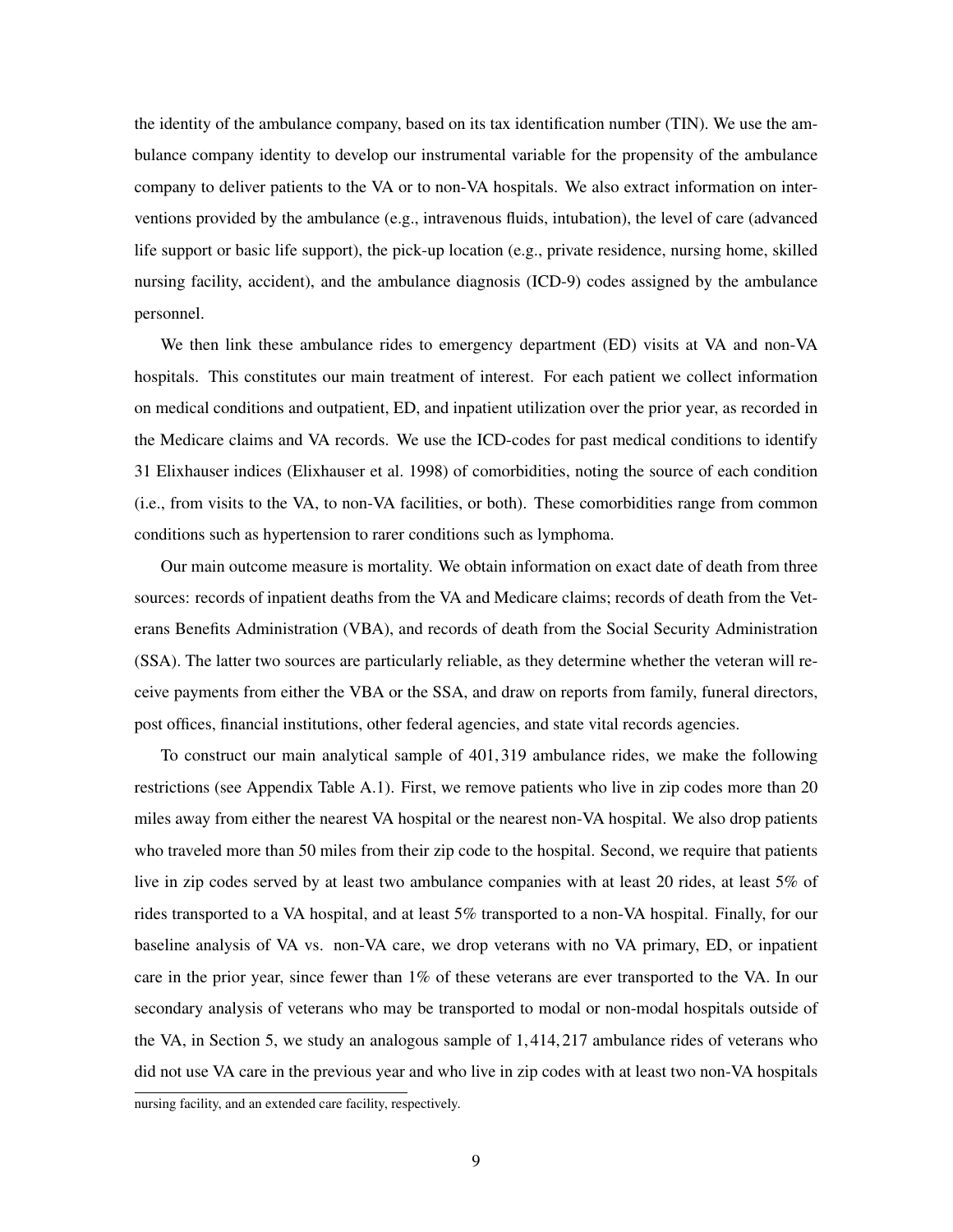the identity of the ambulance company, based on its tax identification number (TIN). We use the ambulance company identity to develop our instrumental variable for the propensity of the ambulance company to deliver patients to the VA or to non-VA hospitals. We also extract information on interventions provided by the ambulance (e.g., intravenous fluids, intubation), the level of care (advanced life support or basic life support), the pick-up location (e.g., private residence, nursing home, skilled nursing facility, accident), and the ambulance diagnosis (ICD-9) codes assigned by the ambulance personnel.

We then link these ambulance rides to emergency department (ED) visits at VA and non-VA hospitals. This constitutes our main treatment of interest. For each patient we collect information on medical conditions and outpatient, ED, and inpatient utilization over the prior year, as recorded in the Medicare claims and VA records. We use the ICD-codes for past medical conditions to identify 31 Elixhauser indices (Elixhauser et al. 1998) of comorbidities, noting the source of each condition (i.e., from visits to the VA, to non-VA facilities, or both). These comorbidities range from common conditions such as hypertension to rarer conditions such as lymphoma.

Our main outcome measure is mortality. We obtain information on exact date of death from three sources: records of inpatient deaths from the VA and Medicare claims; records of death from the Veterans Benefits Administration (VBA), and records of death from the Social Security Administration (SSA). The latter two sources are particularly reliable, as they determine whether the veteran will receive payments from either the VBA or the SSA, and draw on reports from family, funeral directors, post offices, financial institutions, other federal agencies, and state vital records agencies.

To construct our main analytical sample of 401,319 ambulance rides, we make the following restrictions (see Appendix Table A.1). First, we remove patients who live in zip codes more than 20 miles away from either the nearest VA hospital or the nearest non-VA hospital. We also drop patients who traveled more than 50 miles from their zip code to the hospital. Second, we require that patients live in zip codes served by at least two ambulance companies with at least 20 rides, at least 5% of rides transported to a VA hospital, and at least 5% transported to a non-VA hospital. Finally, for our baseline analysis of VA vs. non-VA care, we drop veterans with no VA primary, ED, or inpatient care in the prior year, since fewer than 1% of these veterans are ever transported to the VA. In our secondary analysis of veterans who may be transported to modal or non-modal hospitals outside of the VA, in Section 5, we study an analogous sample of 1,414,217 ambulance rides of veterans who did not use VA care in the previous year and who live in zip codes with at least two non-VA hospitals

nursing facility, and an extended care facility, respectively.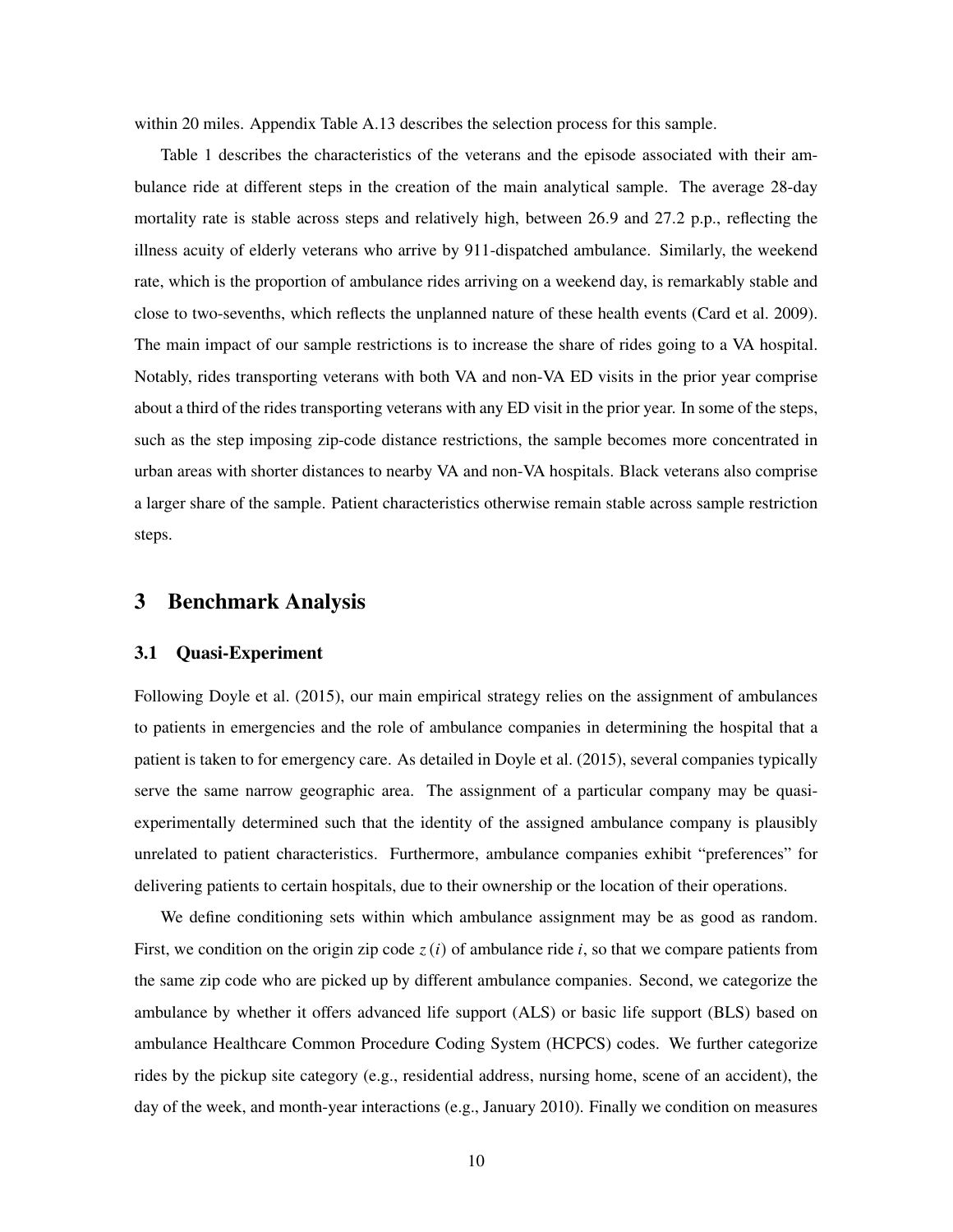within 20 miles. Appendix Table A.13 describes the selection process for this sample.

Table 1 describes the characteristics of the veterans and the episode associated with their ambulance ride at different steps in the creation of the main analytical sample. The average 28-day mortality rate is stable across steps and relatively high, between 26.9 and 27.2 p.p., reflecting the illness acuity of elderly veterans who arrive by 911-dispatched ambulance. Similarly, the weekend rate, which is the proportion of ambulance rides arriving on a weekend day, is remarkably stable and close to two-sevenths, which reflects the unplanned nature of these health events (Card et al. 2009). The main impact of our sample restrictions is to increase the share of rides going to a VA hospital. Notably, rides transporting veterans with both VA and non-VA ED visits in the prior year comprise about a third of the rides transporting veterans with any ED visit in the prior year. In some of the steps, such as the step imposing zip-code distance restrictions, the sample becomes more concentrated in urban areas with shorter distances to nearby VA and non-VA hospitals. Black veterans also comprise a larger share of the sample. Patient characteristics otherwise remain stable across sample restriction steps.

# 3 Benchmark Analysis

## 3.1 Quasi-Experiment

Following Doyle et al. (2015), our main empirical strategy relies on the assignment of ambulances to patients in emergencies and the role of ambulance companies in determining the hospital that a patient is taken to for emergency care. As detailed in Doyle et al. (2015), several companies typically serve the same narrow geographic area. The assignment of a particular company may be quasi-experimentally determined such that the identity of the assigned ambulance company is plausibly unrelated to patient characteristics. Furthermore, ambulance companies exhibit "preferences" for delivering patients to certain hospitals, due to their ownership or the location of their operations.

We define conditioning sets within which ambulance assignment may be as good as random. First, we condition on the origin zip code $z(i)$ of ambulance ride $i$, so that we compare patients from the same zip code who are picked up by different ambulance companies. Second, we categorize the ambulance by whether it offers advanced life support (ALS) or basic life support (BLS) based on ambulance Healthcare Common Procedure Coding System (HCPCS) codes. We further categorize rides by the pickup site category (e.g., residential address, nursing home, scene of an accident), the day of the week, and month-year interactions (e.g., January 2010). Finally we condition on measures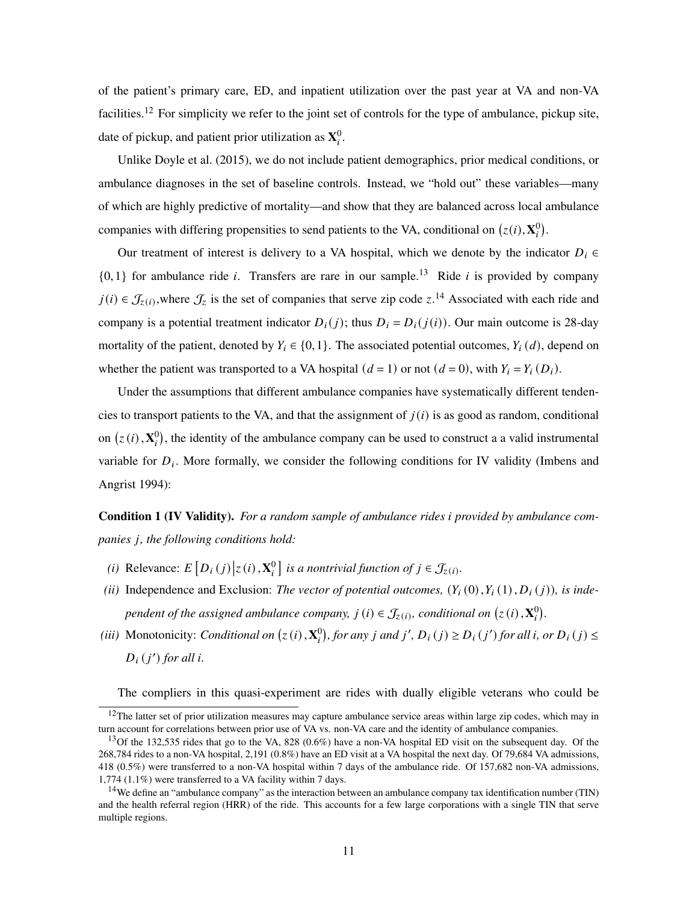of the patient's primary care, ED, and inpatient utilization over the past year at VA and non-VA facilities.[12] For simplicity we refer to the joint set of controls for the type of ambulance, pickup site, date of pickup, and patient prior utilization as $\mathbf{X}_i^0$.

Unlike Doyle et al. (2015), we do not include patient demographics, prior medical conditions, or ambulance diagnoses in the set of baseline controls. Instead, we "hold out" these variables—many of which are highly predictive of mortality—and show that they are balanced across local ambulance companies with differing propensities to send patients to the VA, conditional on $\left(z(i), \mathbf{X}_i^0\right)$.

Our treatment of interest is delivery to a VA hospital, which we denote by the indicator $D_i \in \{0,1\}$ for ambulance ride $i$. Transfers are rare in our sample.[13] Ride $i$ is provided by company $j(i) \in \mathcal{J}_{z(i)}$,where $\mathcal{J}_z$ is the set of companies that serve zip code $z$.[14] Associated with each ride and company is a potential treatment indicator $D_i(j)$; thus $D_i = D_i(j(i))$. Our main outcome is 28-day mortality of the patient, denoted by $Y_i \in \{0,1\}$. The associated potential outcomes, $Y_i(d)$, depend on whether the patient was transported to a VA hospital $(d = 1)$ or not $(d = 0)$, with $Y_i = Y_i(D_i)$.

Under the assumptions that different ambulance companies have systematically different tendencies to transport patients to the VA, and that the assignment of $j(i)$ is as good as random, conditional on $\left(z(i), \mathbf{X}_i^0\right)$, the identity of the ambulance company can be used to construct a a valid instrumental variable for $D_i$. More formally, we consider the following conditions for IV validity (Imbens and Angrist 1994):

**Condition 1 (IV Validity).** *For a random sample of ambulance rides i provided by ambulance companies j, the following conditions hold:*

*(i)* Relevance: $E\left[D_i(j) \middle| z(i), \mathbf{X}_i^0\right]$ *is a nontrivial function of* $j \in \mathcal{J}_{z(i)}$.

*(ii)* Independence and Exclusion: *The vector of potential outcomes,* $(Y_i(0), Y_i(1), D_i(j))$*, is independent of the assigned ambulance company,* $j(i) \in \mathcal{J}_{z(i)}$*, conditional on* $\left(z(i), \mathbf{X}_i^0\right)$.

*(iii)* Monotonicity: *Conditional on* $\left(z(i), \mathbf{X}_i^0\right)$*, for any j and* $j'$*,* $D_i(j) \geq D_i(j')$ *for all i, or* $D_i(j) \leq D_i(j')$ *for all i.*

The compliers in this quasi-experiment are rides with dually eligible veterans who could be

[12] The latter set of prior utilization measures may capture ambulance service areas within large zip codes, which may in turn account for correlations between prior use of VA vs. non-VA care and the identity of ambulance companies.

[13] Of the 132,535 rides that go to the VA, 828 (0.6%) have a non-VA hospital ED visit on the subsequent day. Of the 268,784 rides to a non-VA hospital, 2,191 (0.8%) have an ED visit at a VA hospital the next day. Of 79,684 VA admissions, 418 (0.5%) were transferred to a non-VA hospital within 7 days of the ambulance ride. Of 157,682 non-VA admissions, 1,774 (1.1%) were transferred to a VA facility within 7 days.

[14] We define an "ambulance company" as the interaction between an ambulance company tax identification number (TIN) and the health referral region (HRR) of the ride. This accounts for a few large corporations with a single TIN that serve multiple regions.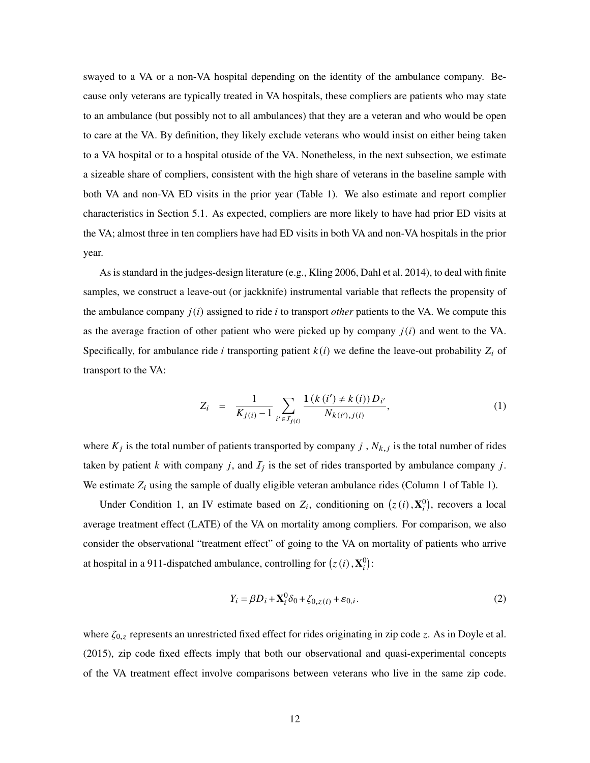swayed to a VA or a non-VA hospital depending on the identity of the ambulance company. Because only veterans are typically treated in VA hospitals, these compliers are patients who may state to an ambulance (but possibly not to all ambulances) that they are a veteran and who would be open to care at the VA. By definition, they likely exclude veterans who would insist on either being taken to a VA hospital or to a hospital otuside of the VA. Nonetheless, in the next subsection, we estimate a sizeable share of compliers, consistent with the high share of veterans in the baseline sample with both VA and non-VA ED visits in the prior year (Table 1). We also estimate and report complier characteristics in Section 5.1. As expected, compliers are more likely to have had prior ED visits at the VA; almost three in ten compliers have had ED visits in both VA and non-VA hospitals in the prior year.

As is standard in the judges-design literature (e.g., Kling 2006, Dahl et al. 2014), to deal with finite samples, we construct a leave-out (or jackknife) instrumental variable that reflects the propensity of the ambulance company $j(i)$ assigned to ride $i$ to transport *other* patients to the VA. We compute this as the average fraction of other patient who were picked up by company $j(i)$ and went to the VA. Specifically, for ambulance ride $i$ transporting patient $k(i)$ we define the leave-out probability $Z_i$ of transport to the VA:

$$Z_i \quad = \quad \frac{1}{K_{j(i)} - 1} \sum_{i' \in \mathcal{I}_{j(i)}} \frac{\mathbf{1}\left(k\left(i'\right) \neq k\left(i\right)\right) D_{i'}}{N_{k(i'),j(i)}}, \tag{1}$$

where $K_j$ is the total number of patients transported by company $j$ , $N_{k,j}$ is the total number of rides taken by patient $k$ with company $j$, and $\mathcal{I}_j$ is the set of rides transported by ambulance company $j$. We estimate $Z_i$ using the sample of dually eligible veteran ambulance rides (Column 1 of Table 1).

Under Condition 1, an IV estimate based on $Z_i$, conditioning on $\left(z\left(i\right), \mathbf{X}_i^0\right)$, recovers a local average treatment effect (LATE) of the VA on mortality among compliers. For comparison, we also consider the observational "treatment effect" of going to the VA on mortality of patients who arrive at hospital in a 911-dispatched ambulance, controlling for $\left(z\left(i\right), \mathbf{X}_i^0\right)$:

$$Y_i = \beta D_i + \mathbf{X}_i^0 \delta_0 + \zeta_{0,z(i)} + \varepsilon_{0,i}. \tag{2}$$

where $\zeta_{0,z}$ represents an unrestricted fixed effect for rides originating in zip code $z$. As in Doyle et al. (2015), zip code fixed effects imply that both our observational and quasi-experimental concepts of the VA treatment effect involve comparisons between veterans who live in the same zip code.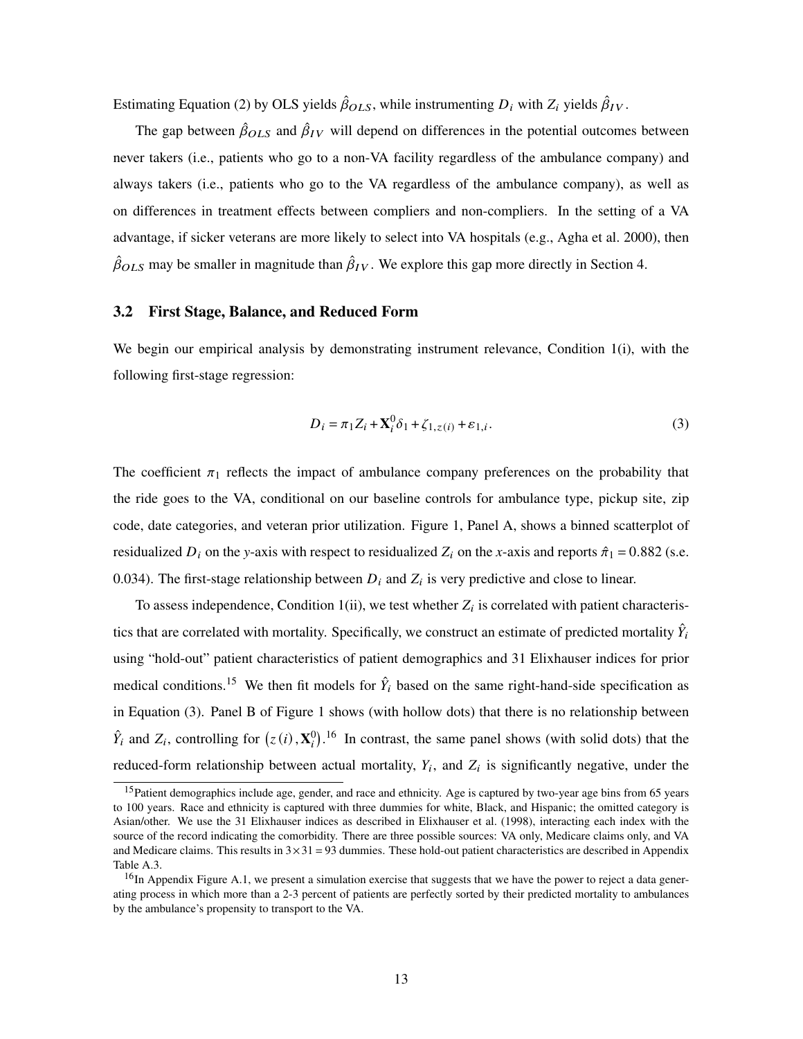Estimating Equation (2) by OLS yields $\hat{\beta}_{OLS}$, while instrumenting $D_i$ with $Z_i$ yields $\hat{\beta}_{IV}$.

The gap between $\hat{\beta}_{OLS}$ and $\hat{\beta}_{IV}$ will depend on differences in the potential outcomes between never takers (i.e., patients who go to a non-VA facility regardless of the ambulance company) and always takers (i.e., patients who go to the VA regardless of the ambulance company), as well as on differences in treatment effects between compliers and non-compliers. In the setting of a VA advantage, if sicker veterans are more likely to select into VA hospitals (e.g., Agha et al. 2000), then $\hat{\beta}_{OLS}$ may be smaller in magnitude than $\hat{\beta}_{IV}$. We explore this gap more directly in Section 4.

### 3.2 First Stage, Balance, and Reduced Form

We begin our empirical analysis by demonstrating instrument relevance, Condition 1(i), with the following first-stage regression:

$$D_i = \pi_1 Z_i + \mathbf{X}_i^0 \delta_1 + \zeta_{1,z(i)} + \varepsilon_{1,i}. \tag{3}$$

The coefficient $\pi_1$ reflects the impact of ambulance company preferences on the probability that the ride goes to the VA, conditional on our baseline controls for ambulance type, pickup site, zip code, date categories, and veteran prior utilization. Figure 1, Panel A, shows a binned scatterplot of residualized $D_i$ on the *y*-axis with respect to residualized $Z_i$ on the *x*-axis and reports $\hat{\pi}_1 = 0.882$ (s.e. 0.034). The first-stage relationship between $D_i$ and $Z_i$ is very predictive and close to linear.

To assess independence, Condition 1(ii), we test whether $Z_i$ is correlated with patient characteristics that are correlated with mortality. Specifically, we construct an estimate of predicted mortality $\hat{Y}_i$ using "hold-out" patient characteristics of patient demographics and 31 Elixhauser indices for prior medical conditions.[15] We then fit models for $\hat{Y}_i$ based on the same right-hand-side specification as in Equation (3). Panel B of Figure 1 shows (with hollow dots) that there is no relationship between $\hat{Y}_i$ and $Z_i$, controlling for $\left(z(i), \mathbf{X}_i^0\right)$.[16] In contrast, the same panel shows (with solid dots) that the reduced-form relationship between actual mortality, $Y_i$, and $Z_i$ is significantly negative, under the

[15] Patient demographics include age, gender, and race and ethnicity. Age is captured by two-year age bins from 65 years to 100 years. Race and ethnicity is captured with three dummies for white, Black, and Hispanic; the omitted category is Asian/other. We use the 31 Elixhauser indices as described in Elixhauser et al. (1998), interacting each index with the source of the record indicating the comorbidity. There are three possible sources: VA only, Medicare claims only, and VA and Medicare claims. This results in $3 \times 31 = 93$ dummies. These hold-out patient characteristics are described in Appendix Table A.3.

[16] In Appendix Figure A.1, we present a simulation exercise that suggests that we have the power to reject a data generating process in which more than a 2-3 percent of patients are perfectly sorted by their predicted mortality to ambulances by the ambulance's propensity to transport to the VA.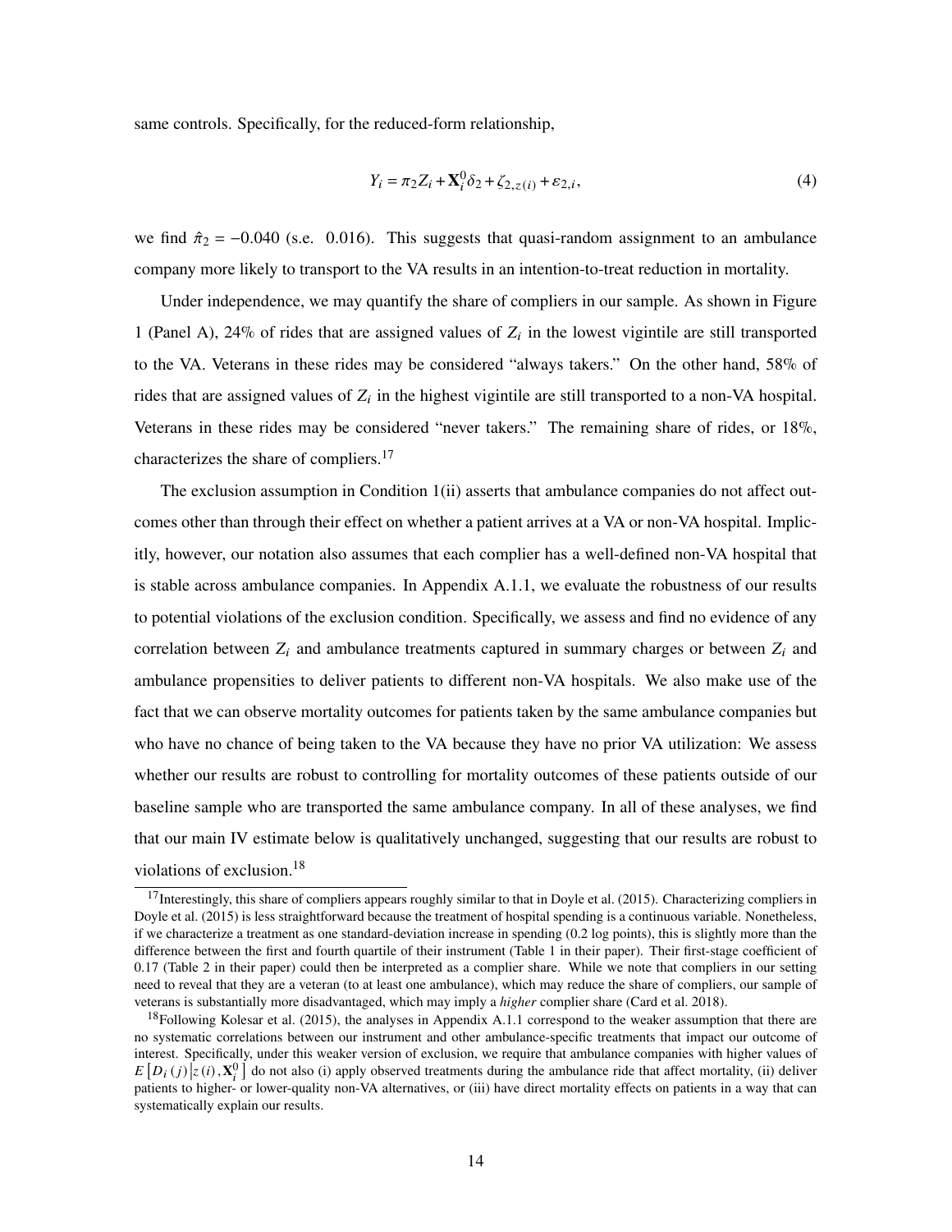same controls. Specifically, for the reduced-form relationship,

$$Y_i = \pi_2 Z_i + \mathbf{X}_i^0 \delta_2 + \zeta_{2,z(i)} + \varepsilon_{2,i}, \tag{4}$$

we find $\hat{\pi}_2 = -0.040$ (s.e. 0.016). This suggests that quasi-random assignment to an ambulance company more likely to transport to the VA results in an intention-to-treat reduction in mortality.

Under independence, we may quantify the share of compliers in our sample. As shown in Figure 1 (Panel A), 24% of rides that are assigned values of $Z_i$ in the lowest vigintile are still transported to the VA. Veterans in these rides may be considered "always takers." On the other hand, 58% of rides that are assigned values of $Z_i$ in the highest vigintile are still transported to a non-VA hospital. Veterans in these rides may be considered "never takers." The remaining share of rides, or 18%, characterizes the share of compliers.[17]

The exclusion assumption in Condition 1(ii) asserts that ambulance companies do not affect outcomes other than through their effect on whether a patient arrives at a VA or non-VA hospital. Implicitly, however, our notation also assumes that each complier has a well-defined non-VA hospital that is stable across ambulance companies. In Appendix A.1.1, we evaluate the robustness of our results to potential violations of the exclusion condition. Specifically, we assess and find no evidence of any correlation between $Z_i$ and ambulance treatments captured in summary charges or between $Z_i$ and ambulance propensities to deliver patients to different non-VA hospitals. We also make use of the fact that we can observe mortality outcomes for patients taken by the same ambulance companies but who have no chance of being taken to the VA because they have no prior VA utilization: We assess whether our results are robust to controlling for mortality outcomes of these patients outside of our baseline sample who are transported the same ambulance company. In all of these analyses, we find that our main IV estimate below is qualitatively unchanged, suggesting that our results are robust to violations of exclusion.[18]

---

[17] Interestingly, this share of compliers appears roughly similar to that in Doyle et al. (2015). Characterizing compliers in Doyle et al. (2015) is less straightforward because the treatment of hospital spending is a continuous variable. Nonetheless, if we characterize a treatment as one standard-deviation increase in spending (0.2 log points), this is slightly more than the difference between the first and fourth quartile of their instrument (Table 1 in their paper). Their first-stage coefficient of 0.17 (Table 2 in their paper) could then be interpreted as a complier share. While we note that compliers in our setting need to reveal that they are a veteran (to at least one ambulance), which may reduce the share of compliers, our sample of veterans is substantially more disadvantaged, which may imply a *higher* complier share (Card et al. 2018).

[18] Following Kolesar et al. (2015), the analyses in Appendix A.1.1 correspond to the weaker assumption that there are no systematic correlations between our instrument and other ambulance-specific treatments that impact our outcome of interest. Specifically, under this weaker version of exclusion, we require that ambulance companies with higher values of $E\left[D_i(j) \middle| z(i), \mathbf{X}_i^0\right]$ do not also (i) apply observed treatments during the ambulance ride that affect mortality, (ii) deliver patients to higher- or lower-quality non-VA alternatives, or (iii) have direct mortality effects on patients in a way that can systematically explain our results.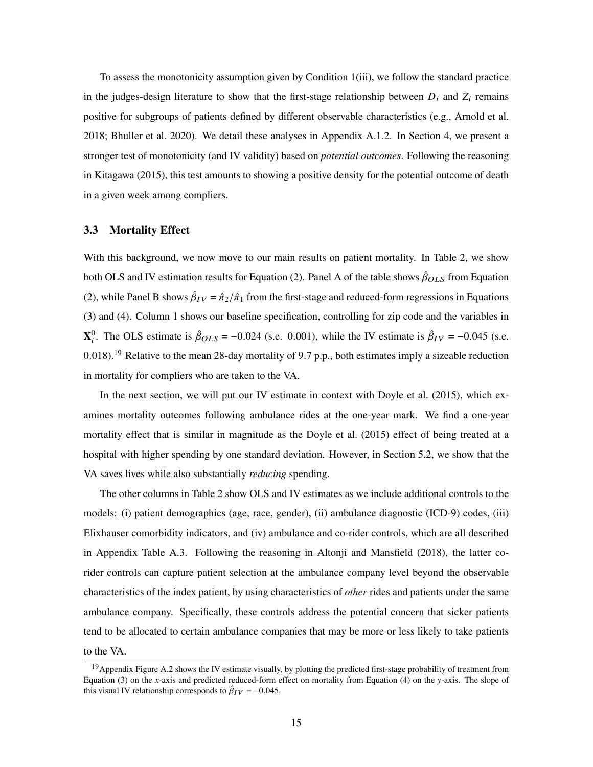To assess the monotonicity assumption given by Condition 1(iii), we follow the standard practice in the judges-design literature to show that the first-stage relationship between $D_i$ and $Z_i$ remains positive for subgroups of patients defined by different observable characteristics (e.g., Arnold et al. 2018; Bhuller et al. 2020). We detail these analyses in Appendix A.1.2. In Section 4, we present a stronger test of monotonicity (and IV validity) based on *potential outcomes*. Following the reasoning in Kitagawa (2015), this test amounts to showing a positive density for the potential outcome of death in a given week among compliers.

### 3.3 Mortality Effect

With this background, we now move to our main results on patient mortality. In Table 2, we show both OLS and IV estimation results for Equation (2). Panel A of the table shows $\hat{\beta}_{OLS}$ from Equation (2), while Panel B shows $\hat{\beta}_{IV} = \hat{\pi}_2/\hat{\pi}_1$ from the first-stage and reduced-form regressions in Equations (3) and (4). Column 1 shows our baseline specification, controlling for zip code and the variables in $\mathbf{X}_i^0$. The OLS estimate is $\hat{\beta}_{OLS} = -0.024$ (s.e. 0.001), while the IV estimate is $\hat{\beta}_{IV} = -0.045$ (s.e. 0.018).[19] Relative to the mean 28-day mortality of 9.7 p.p., both estimates imply a sizeable reduction in mortality for compliers who are taken to the VA.

In the next section, we will put our IV estimate in context with Doyle et al. (2015), which examines mortality outcomes following ambulance rides at the one-year mark. We find a one-year mortality effect that is similar in magnitude as the Doyle et al. (2015) effect of being treated at a hospital with higher spending by one standard deviation. However, in Section 5.2, we show that the VA saves lives while also substantially *reducing* spending.

The other columns in Table 2 show OLS and IV estimates as we include additional controls to the models: (i) patient demographics (age, race, gender), (ii) ambulance diagnostic (ICD-9) codes, (iii) Elixhauser comorbidity indicators, and (iv) ambulance and co-rider controls, which are all described in Appendix Table A.3. Following the reasoning in Altonji and Mansfield (2018), the latter co-rider controls can capture patient selection at the ambulance company level beyond the observable characteristics of the index patient, by using characteristics of *other* rides and patients under the same ambulance company. Specifically, these controls address the potential concern that sicker patients tend to be allocated to certain ambulance companies that may be more or less likely to take patients to the VA.

[19] Appendix Figure A.2 shows the IV estimate visually, by plotting the predicted first-stage probability of treatment from Equation (3) on the *x*-axis and predicted reduced-form effect on mortality from Equation (4) on the *y*-axis. The slope of this visual IV relationship corresponds to $\hat{\beta}_{IV} = -0.045$.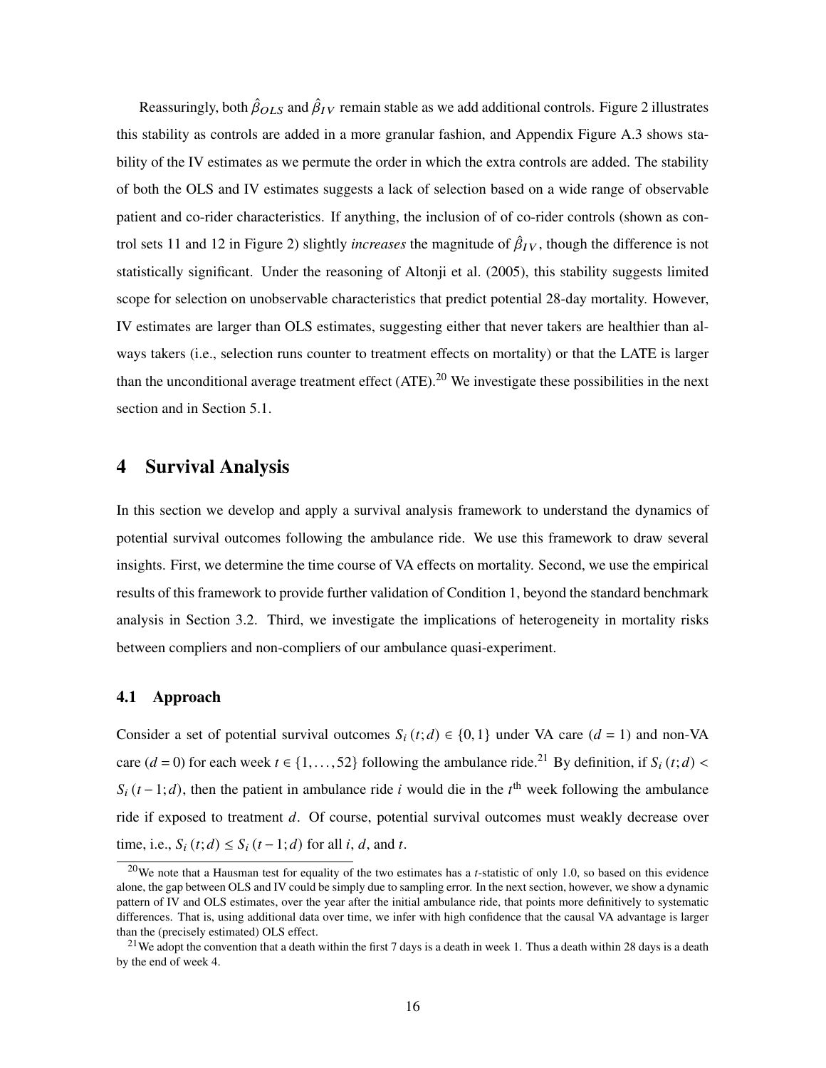Reassuringly, both $\hat{\beta}_{OLS}$ and $\hat{\beta}_{IV}$ remain stable as we add additional controls. Figure 2 illustrates this stability as controls are added in a more granular fashion, and Appendix Figure A.3 shows stability of the IV estimates as we permute the order in which the extra controls are added. The stability of both the OLS and IV estimates suggests a lack of selection based on a wide range of observable patient and co-rider characteristics. If anything, the inclusion of of co-rider controls (shown as control sets 11 and 12 in Figure 2) slightly *increases* the magnitude of $\hat{\beta}_{IV}$, though the difference is not statistically significant. Under the reasoning of Altonji et al. (2005), this stability suggests limited scope for selection on unobservable characteristics that predict potential 28-day mortality. However, IV estimates are larger than OLS estimates, suggesting either that never takers are healthier than always takers (i.e., selection runs counter to treatment effects on mortality) or that the LATE is larger than the unconditional average treatment effect (ATE).[20] We investigate these possibilities in the next section and in Section 5.1.

# 4 Survival Analysis

In this section we develop and apply a survival analysis framework to understand the dynamics of potential survival outcomes following the ambulance ride. We use this framework to draw several insights. First, we determine the time course of VA effects on mortality. Second, we use the empirical results of this framework to provide further validation of Condition 1, beyond the standard benchmark analysis in Section 3.2. Third, we investigate the implications of heterogeneity in mortality risks between compliers and non-compliers of our ambulance quasi-experiment.

## 4.1 Approach

Consider a set of potential survival outcomes $S_i(t;d) \in \{0,1\}$ under VA care ($d = 1$) and non-VA care ($d = 0$) for each week $t \in \{1,\ldots,52\}$ following the ambulance ride.[21] By definition, if $S_i(t;d) < S_i(t-1;d)$, then the patient in ambulance ride $i$ would die in the $t^{\text{th}}$ week following the ambulance ride if exposed to treatment $d$. Of course, potential survival outcomes must weakly decrease over time, i.e., $S_i(t;d) \leq S_i(t-1;d)$ for all $i$, $d$, and $t$.

[20] We note that a Hausman test for equality of the two estimates has a $t$-statistic of only 1.0, so based on this evidence alone, the gap between OLS and IV could be simply due to sampling error. In the next section, however, we show a dynamic pattern of IV and OLS estimates, over the year after the initial ambulance ride, that points more definitively to systematic differences. That is, using additional data over time, we infer with high confidence that the causal VA advantage is larger than the (precisely estimated) OLS effect.

[21] We adopt the convention that a death within the first 7 days is a death in week 1. Thus a death within 28 days is a death by the end of week 4.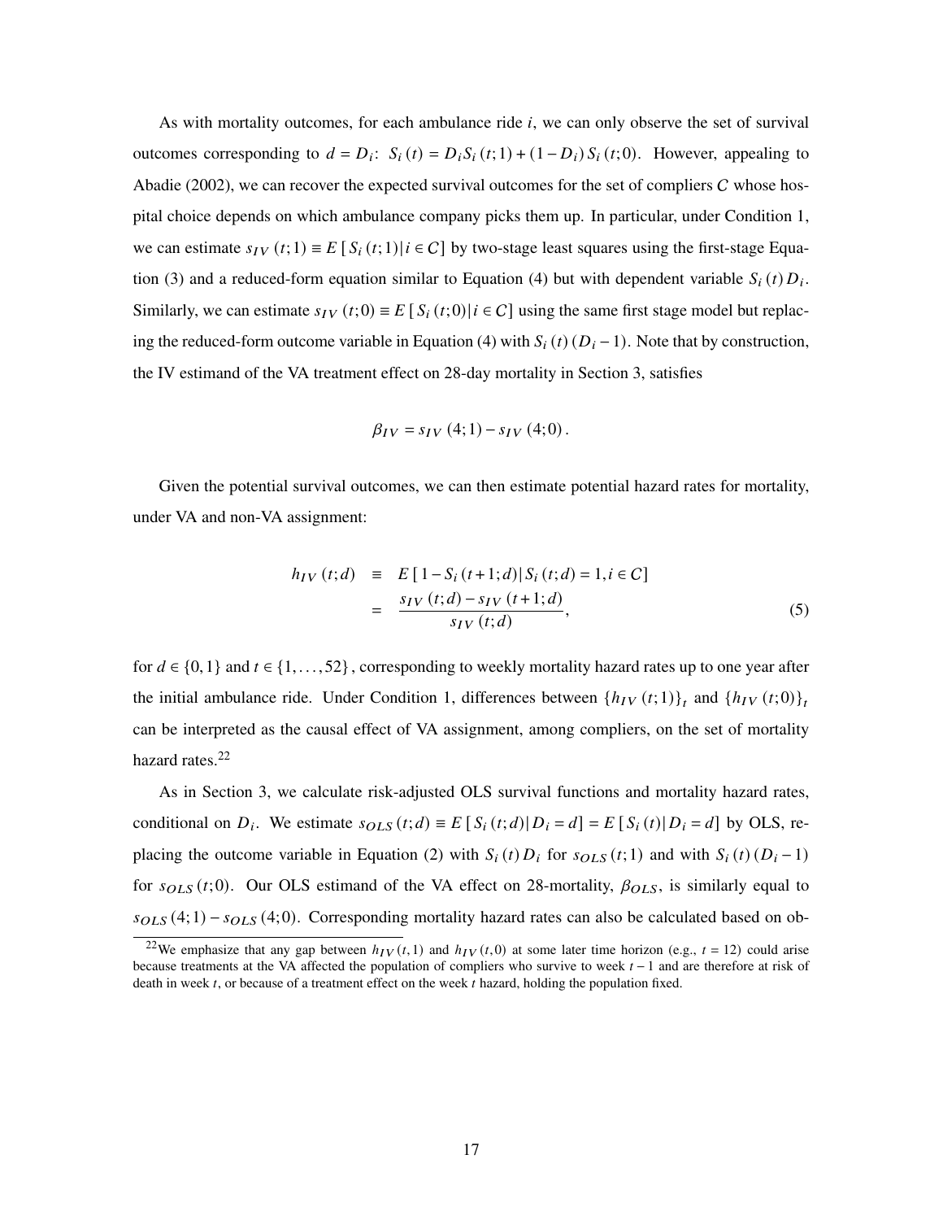As with mortality outcomes, for each ambulance ride $i$, we can only observe the set of survival outcomes corresponding to $d = D_i$: $S_i(t) = D_i S_i(t;1) + (1 - D_i) S_i(t;0)$. However, appealing to Abadie (2002), we can recover the expected survival outcomes for the set of compliers $C$ whose hospital choice depends on which ambulance company picks them up. In particular, under Condition 1, we can estimate $s_{IV}(t;1) \equiv E[S_i(t;1) | i \in C]$ by two-stage least squares using the first-stage Equation (3) and a reduced-form equation similar to Equation (4) but with dependent variable $S_i(t) D_i$. Similarly, we can estimate $s_{IV}(t;0) \equiv E[S_i(t;0) | i \in C]$ using the same first stage model but replacing the reduced-form outcome variable in Equation (4) with $S_i(t)(D_i - 1)$. Note that by construction, the IV estimand of the VA treatment effect on 28-day mortality in Section 3, satisfies

$$\beta_{IV} = s_{IV}(4;1) - s_{IV}(4;0).$$

Given the potential survival outcomes, we can then estimate potential hazard rates for mortality, under VA and non-VA assignment:

$$\begin{aligned} h_{IV}(t;d) &\equiv E[1 - S_i(t+1;d) | S_i(t;d) = 1, i \in C] \\ &= \frac{s_{IV}(t;d) - s_{IV}(t+1;d)}{s_{IV}(t;d)}, \end{aligned} \tag{5}$$

for $d \in \{0, 1\}$ and $t \in \{1, \ldots, 52\}$, corresponding to weekly mortality hazard rates up to one year after the initial ambulance ride. Under Condition 1, differences between $\{h_{IV}(t;1)\}_t$ and $\{h_{IV}(t;0)\}_t$ can be interpreted as the causal effect of VA assignment, among compliers, on the set of mortality hazard rates.[22]

As in Section 3, we calculate risk-adjusted OLS survival functions and mortality hazard rates, conditional on $D_i$. We estimate $s_{OLS}(t;d) \equiv E[S_i(t;d) | D_i = d] = E[S_i(t) | D_i = d]$ by OLS, replacing the outcome variable in Equation (2) with $S_i(t) D_i$ for $s_{OLS}(t;1)$ and with $S_i(t)(D_i - 1)$ for $s_{OLS}(t;0)$. Our OLS estimand of the VA effect on 28-mortality, $\beta_{OLS}$, is similarly equal to $s_{OLS}(4;1) - s_{OLS}(4;0)$. Corresponding mortality hazard rates can also be calculated based on ob-

[22] We emphasize that any gap between $h_{IV}(t,1)$ and $h_{IV}(t,0)$ at some later time horizon (e.g., $t = 12$) could arise because treatments at the VA affected the population of compliers who survive to week $t - 1$ and are therefore at risk of death in week $t$, or because of a treatment effect on the week $t$ hazard, holding the population fixed.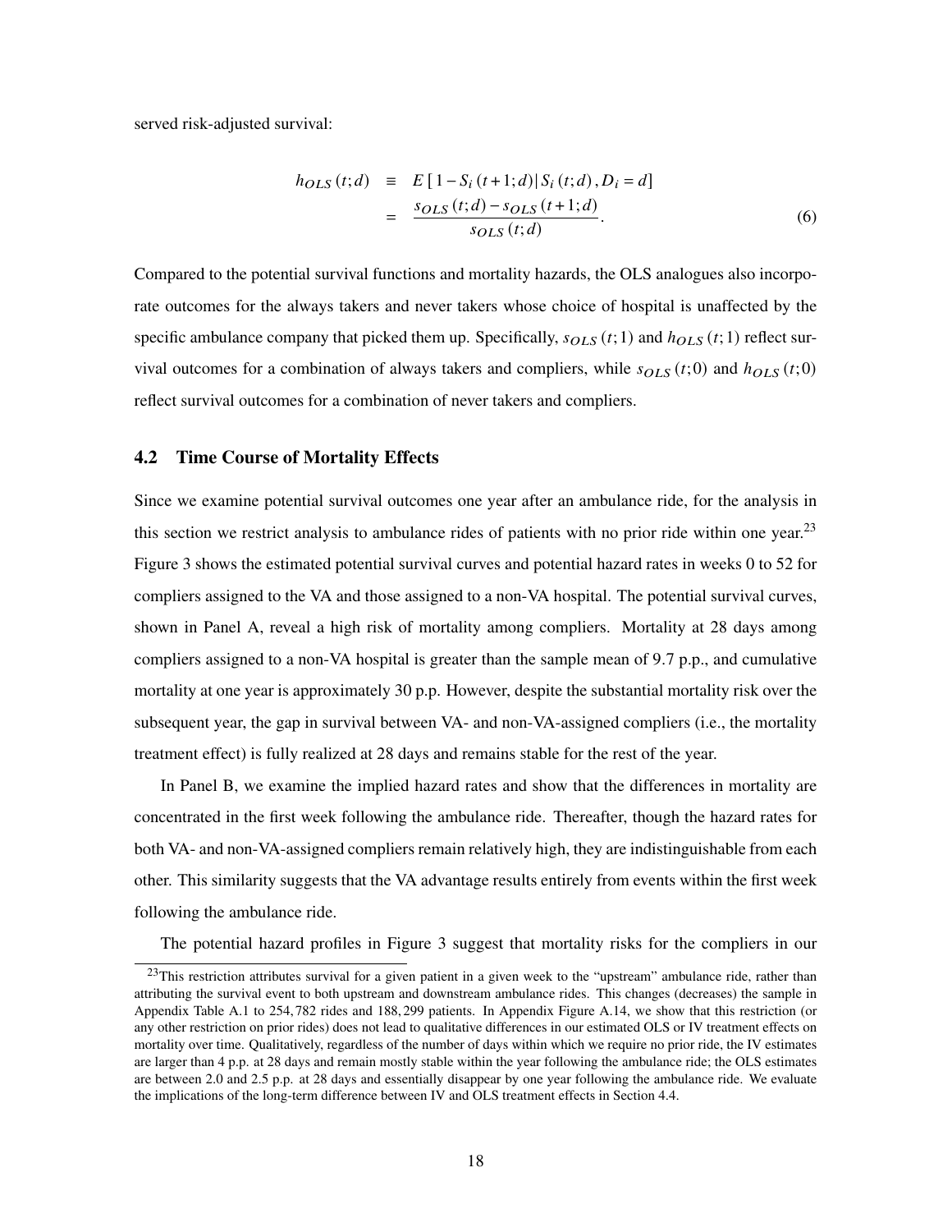served risk-adjusted survival:

$$
\begin{aligned}
h_{OLS}(t;d) &\equiv E\left[1 - S_i(t+1;d) \mid S_i(t;d), D_i = d\right] \\
&= \frac{s_{OLS}(t;d) - s_{OLS}(t+1;d)}{s_{OLS}(t;d)}.
\end{aligned}
\tag{6}
$$

Compared to the potential survival functions and mortality hazards, the OLS analogues also incorporate outcomes for the always takers and never takers whose choice of hospital is unaffected by the specific ambulance company that picked them up. Specifically, $s_{OLS}(t;1)$ and $h_{OLS}(t;1)$ reflect survival outcomes for a combination of always takers and compliers, while $s_{OLS}(t;0)$ and $h_{OLS}(t;0)$ reflect survival outcomes for a combination of never takers and compliers.

### 4.2 Time Course of Mortality Effects

Since we examine potential survival outcomes one year after an ambulance ride, for the analysis in this section we restrict analysis to ambulance rides of patients with no prior ride within one year.[23] Figure 3 shows the estimated potential survival curves and potential hazard rates in weeks 0 to 52 for compliers assigned to the VA and those assigned to a non-VA hospital. The potential survival curves, shown in Panel A, reveal a high risk of mortality among compliers. Mortality at 28 days among compliers assigned to a non-VA hospital is greater than the sample mean of 9.7 p.p., and cumulative mortality at one year is approximately 30 p.p. However, despite the substantial mortality risk over the subsequent year, the gap in survival between VA- and non-VA-assigned compliers (i.e., the mortality treatment effect) is fully realized at 28 days and remains stable for the rest of the year.

In Panel B, we examine the implied hazard rates and show that the differences in mortality are concentrated in the first week following the ambulance ride. Thereafter, though the hazard rates for both VA- and non-VA-assigned compliers remain relatively high, they are indistinguishable from each other. This similarity suggests that the VA advantage results entirely from events within the first week following the ambulance ride.

The potential hazard profiles in Figure 3 suggest that mortality risks for the compliers in our

[23] This restriction attributes survival for a given patient in a given week to the "upstream" ambulance ride, rather than attributing the survival event to both upstream and downstream ambulance rides. This changes (decreases) the sample in Appendix Table A.1 to 254,782 rides and 188,299 patients. In Appendix Figure A.14, we show that this restriction (or any other restriction on prior rides) does not lead to qualitative differences in our estimated OLS or IV treatment effects on mortality over time. Qualitatively, regardless of the number of days within which we require no prior ride, the IV estimates are larger than 4 p.p. at 28 days and remain mostly stable within the year following the ambulance ride; the OLS estimates are between 2.0 and 2.5 p.p. at 28 days and essentially disappear by one year following the ambulance ride. We evaluate the implications of the long-term difference between IV and OLS treatment effects in Section 4.4.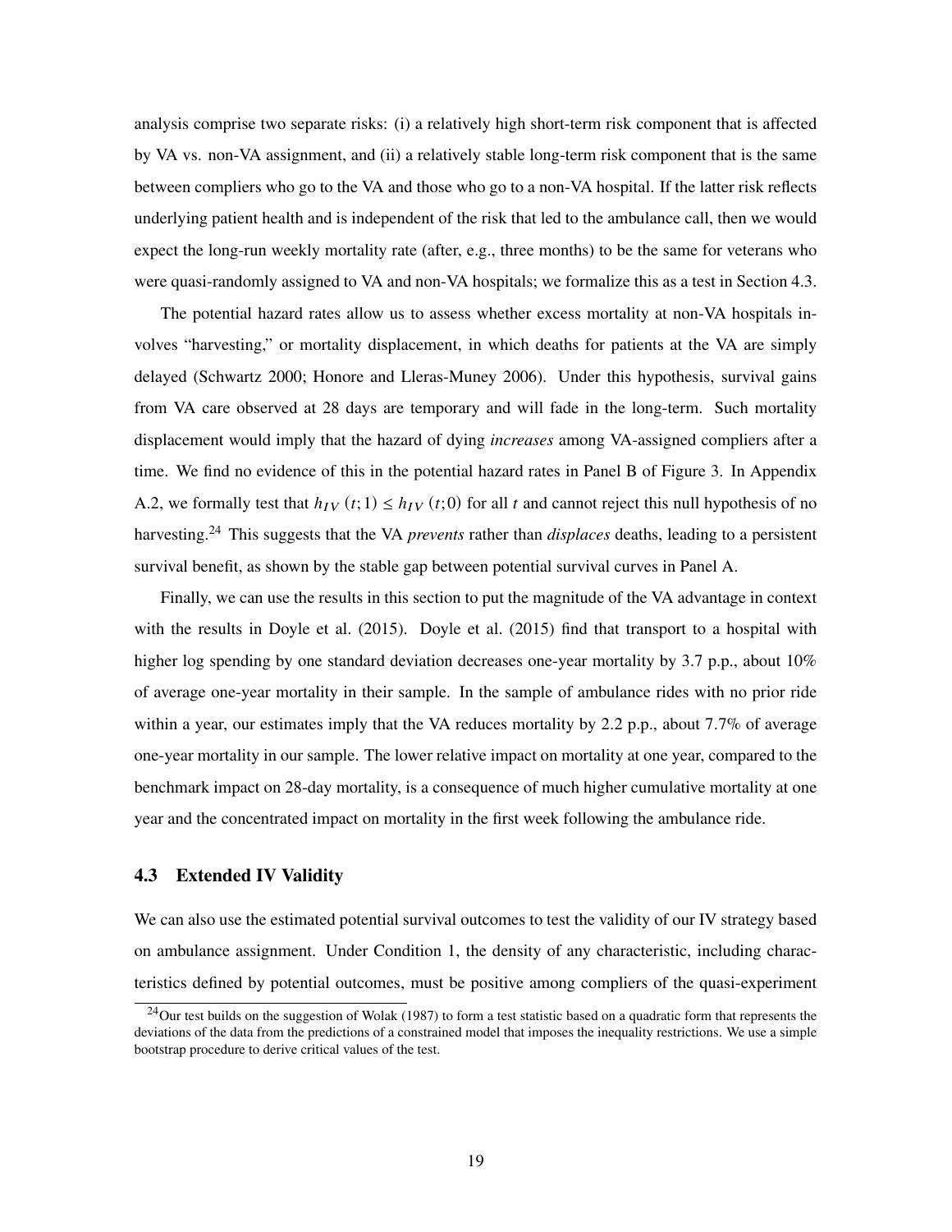analysis comprise two separate risks: (i) a relatively high short-term risk component that is affected by VA vs. non-VA assignment, and (ii) a relatively stable long-term risk component that is the same between compliers who go to the VA and those who go to a non-VA hospital. If the latter risk reflects underlying patient health and is independent of the risk that led to the ambulance call, then we would expect the long-run weekly mortality rate (after, e.g., three months) to be the same for veterans who were quasi-randomly assigned to VA and non-VA hospitals; we formalize this as a test in Section 4.3.

The potential hazard rates allow us to assess whether excess mortality at non-VA hospitals involves "harvesting," or mortality displacement, in which deaths for patients at the VA are simply delayed (Schwartz 2000; Honore and Lleras-Muney 2006). Under this hypothesis, survival gains from VA care observed at 28 days are temporary and will fade in the long-term. Such mortality displacement would imply that the hazard of dying *increases* among VA-assigned compliers after a time. We find no evidence of this in the potential hazard rates in Panel B of Figure 3. In Appendix A.2, we formally test that $h_{IV}(t;1) \leq h_{IV}(t;0)$ for all $t$ and cannot reject this null hypothesis of no harvesting.[24] This suggests that the VA *prevents* rather than *displaces* deaths, leading to a persistent survival benefit, as shown by the stable gap between potential survival curves in Panel A.

Finally, we can use the results in this section to put the magnitude of the VA advantage in context with the results in Doyle et al. (2015). Doyle et al. (2015) find that transport to a hospital with higher log spending by one standard deviation decreases one-year mortality by 3.7 p.p., about 10% of average one-year mortality in their sample. In the sample of ambulance rides with no prior ride within a year, our estimates imply that the VA reduces mortality by 2.2 p.p., about 7.7% of average one-year mortality in our sample. The lower relative impact on mortality at one year, compared to the benchmark impact on 28-day mortality, is a consequence of much higher cumulative mortality at one year and the concentrated impact on mortality in the first week following the ambulance ride.

### 4.3 Extended IV Validity

We can also use the estimated potential survival outcomes to test the validity of our IV strategy based on ambulance assignment. Under Condition 1, the density of any characteristic, including characteristics defined by potential outcomes, must be positive among compliers of the quasi-experiment

[24] Our test builds on the suggestion of Wolak (1987) to form a test statistic based on a quadratic form that represents the deviations of the data from the predictions of a constrained model that imposes the inequality restrictions. We use a simple bootstrap procedure to derive critical values of the test.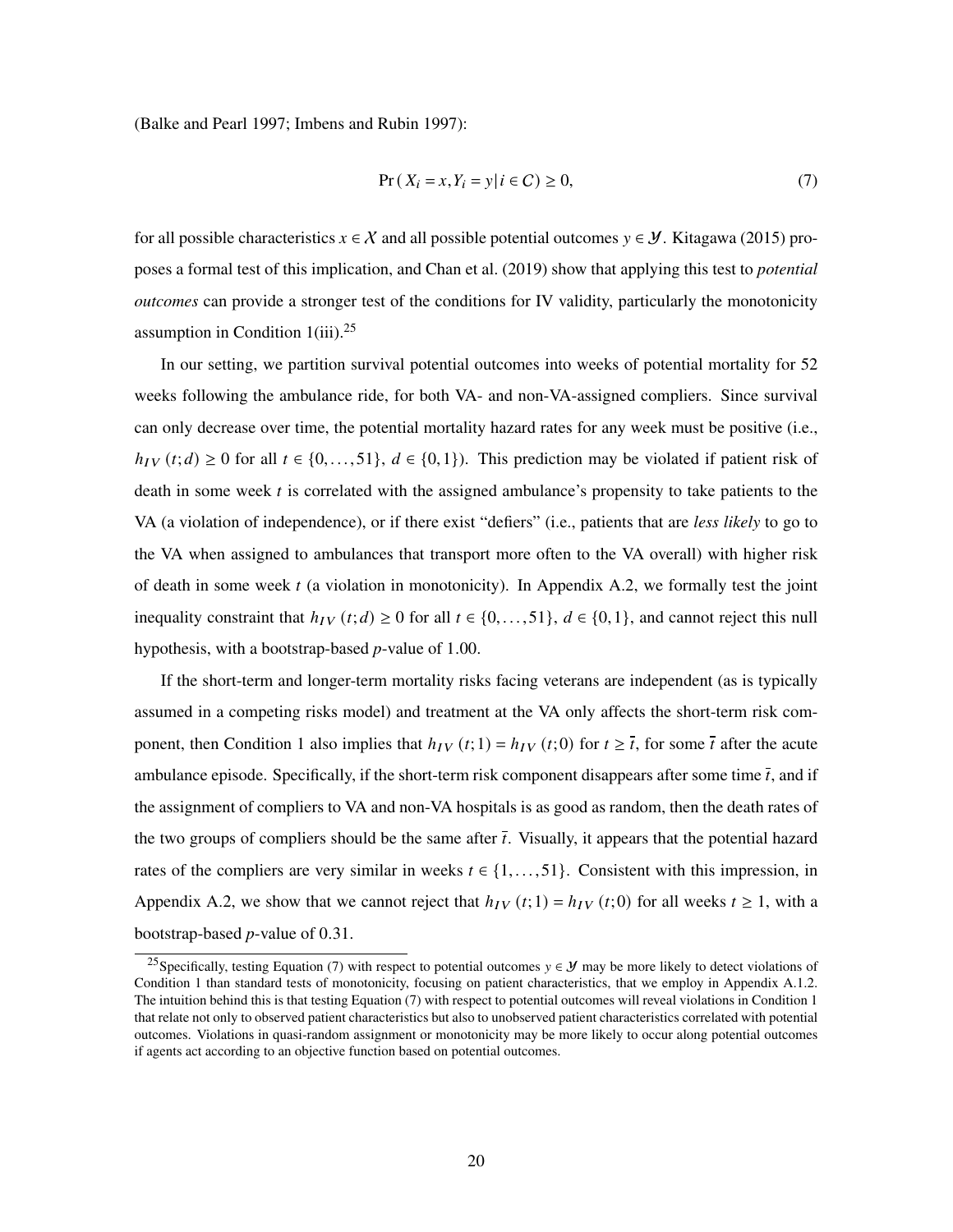(Balke and Pearl 1997; Imbens and Rubin 1997):

$$\Pr\left(X_i = x, Y_i = y \middle| i \in \mathcal{C}\right) \geq 0, \tag{7}$$

for all possible characteristics $x \in \mathcal{X}$ and all possible potential outcomes $y \in \mathcal{Y}$. Kitagawa (2015) proposes a formal test of this implication, and Chan et al. (2019) show that applying this test to *potential outcomes* can provide a stronger test of the conditions for IV validity, particularly the monotonicity assumption in Condition 1(iii).[25]

In our setting, we partition survival potential outcomes into weeks of potential mortality for 52 weeks following the ambulance ride, for both VA- and non-VA-assigned compliers. Since survival can only decrease over time, the potential mortality hazard rates for any week must be positive (i.e., $h_{IV}(t;d) \geq 0$ for all $t \in \{0, \ldots, 51\}$, $d \in \{0,1\}$). This prediction may be violated if patient risk of death in some week $t$ is correlated with the assigned ambulance's propensity to take patients to the VA (a violation of independence), or if there exist "defiers" (i.e., patients that are *less likely* to go to the VA when assigned to ambulances that transport more often to the VA overall) with higher risk of death in some week $t$ (a violation in monotonicity). In Appendix A.2, we formally test the joint inequality constraint that $h_{IV}(t;d) \geq 0$ for all $t \in \{0, \ldots, 51\}$, $d \in \{0,1\}$, and cannot reject this null hypothesis, with a bootstrap-based $p$-value of 1.00.

If the short-term and longer-term mortality risks facing veterans are independent (as is typically assumed in a competing risks model) and treatment at the VA only affects the short-term risk component, then Condition 1 also implies that $h_{IV}(t;1) = h_{IV}(t;0)$ for $t \geq \bar{t}$, for some $\bar{t}$ after the acute ambulance episode. Specifically, if the short-term risk component disappears after some time $\bar{t}$, and if the assignment of compliers to VA and non-VA hospitals is as good as random, then the death rates of the two groups of compliers should be the same after $\bar{t}$. Visually, it appears that the potential hazard rates of the compliers are very similar in weeks $t \in \{1, \ldots, 51\}$. Consistent with this impression, in Appendix A.2, we show that we cannot reject that $h_{IV}(t;1) = h_{IV}(t;0)$ for all weeks $t \geq 1$, with a bootstrap-based $p$-value of 0.31.

[25] Specifically, testing Equation (7) with respect to potential outcomes $y \in \mathcal{Y}$ may be more likely to detect violations of Condition 1 than standard tests of monotonicity, focusing on patient characteristics, that we employ in Appendix A.1.2. The intuition behind this is that testing Equation (7) with respect to potential outcomes will reveal violations in Condition 1 that relate not only to observed patient characteristics but also to unobserved patient characteristics correlated with potential outcomes. Violations in quasi-random assignment or monotonicity may be more likely to occur along potential outcomes if agents act according to an objective function based on potential outcomes.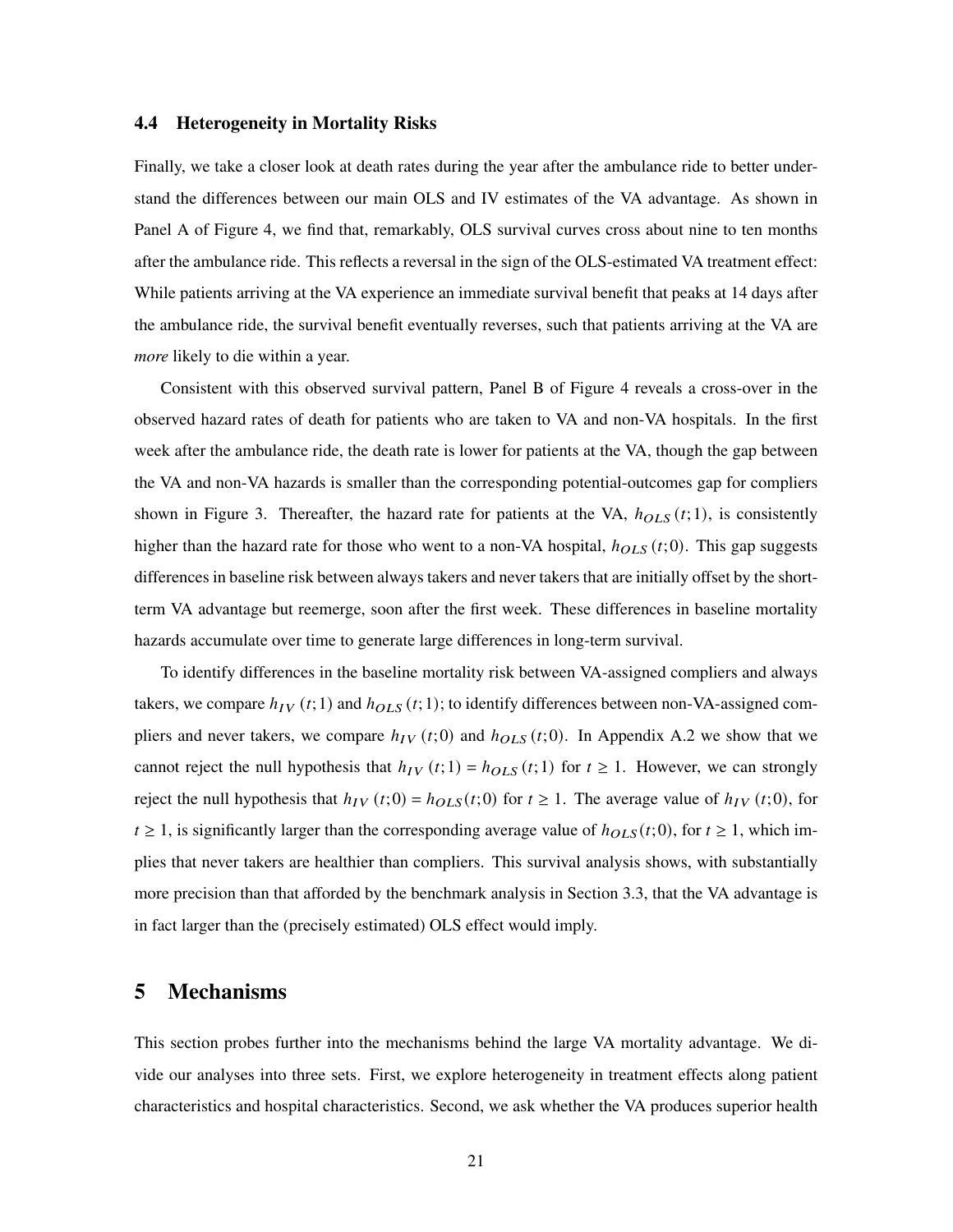### 4.4 Heterogeneity in Mortality Risks

Finally, we take a closer look at death rates during the year after the ambulance ride to better understand the differences between our main OLS and IV estimates of the VA advantage. As shown in Panel A of Figure 4, we find that, remarkably, OLS survival curves cross about nine to ten months after the ambulance ride. This reflects a reversal in the sign of the OLS-estimated VA treatment effect: While patients arriving at the VA experience an immediate survival benefit that peaks at 14 days after the ambulance ride, the survival benefit eventually reverses, such that patients arriving at the VA are *more* likely to die within a year.

Consistent with this observed survival pattern, Panel B of Figure 4 reveals a cross-over in the observed hazard rates of death for patients who are taken to VA and non-VA hospitals. In the first week after the ambulance ride, the death rate is lower for patients at the VA, though the gap between the VA and non-VA hazards is smaller than the corresponding potential-outcomes gap for compliers shown in Figure 3. Thereafter, the hazard rate for patients at the VA, $h_{OLS}(t;1)$, is consistently higher than the hazard rate for those who went to a non-VA hospital, $h_{OLS}(t;0)$. This gap suggests differences in baseline risk between always takers and never takers that are initially offset by the short-term VA advantage but reemerge, soon after the first week. These differences in baseline mortality hazards accumulate over time to generate large differences in long-term survival.

To identify differences in the baseline mortality risk between VA-assigned compliers and always takers, we compare $h_{IV}(t;1)$ and $h_{OLS}(t;1)$; to identify differences between non-VA-assigned compliers and never takers, we compare $h_{IV}(t;0)$ and $h_{OLS}(t;0)$. In Appendix A.2 we show that we cannot reject the null hypothesis that $h_{IV}(t;1) = h_{OLS}(t;1)$ for $t \geq 1$. However, we can strongly reject the null hypothesis that $h_{IV}(t;0) = h_{OLS}(t;0)$ for $t \geq 1$. The average value of $h_{IV}(t;0)$, for $t \geq 1$, is significantly larger than the corresponding average value of $h_{OLS}(t;0)$, for $t \geq 1$, which implies that never takers are healthier than compliers. This survival analysis shows, with substantially more precision than that afforded by the benchmark analysis in Section 3.3, that the VA advantage is in fact larger than the (precisely estimated) OLS effect would imply.

## 5 Mechanisms

This section probes further into the mechanisms behind the large VA mortality advantage. We divide our analyses into three sets. First, we explore heterogeneity in treatment effects along patient characteristics and hospital characteristics. Second, we ask whether the VA produces superior health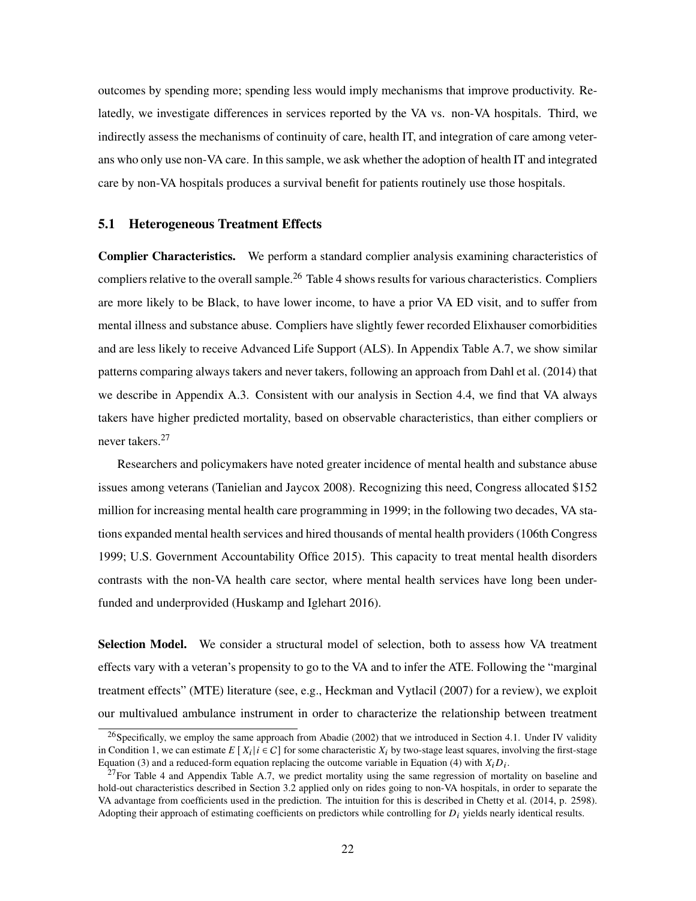outcomes by spending more; spending less would imply mechanisms that improve productivity. Relatedly, we investigate differences in services reported by the VA vs. non-VA hospitals. Third, we indirectly assess the mechanisms of continuity of care, health IT, and integration of care among veterans who only use non-VA care. In this sample, we ask whether the adoption of health IT and integrated care by non-VA hospitals produces a survival benefit for patients routinely use those hospitals.

## 5.1 Heterogeneous Treatment Effects

**Complier Characteristics.** We perform a standard complier analysis examining characteristics of compliers relative to the overall sample.[26] Table 4 shows results for various characteristics. Compliers are more likely to be Black, to have lower income, to have a prior VA ED visit, and to suffer from mental illness and substance abuse. Compliers have slightly fewer recorded Elixhauser comorbidities and are less likely to receive Advanced Life Support (ALS). In Appendix Table A.7, we show similar patterns comparing always takers and never takers, following an approach from Dahl et al. (2014) that we describe in Appendix A.3. Consistent with our analysis in Section 4.4, we find that VA always takers have higher predicted mortality, based on observable characteristics, than either compliers or never takers.[27]

Researchers and policymakers have noted greater incidence of mental health and substance abuse issues among veterans (Tanielian and Jaycox 2008). Recognizing this need, Congress allocated $152 million for increasing mental health care programming in 1999; in the following two decades, VA stations expanded mental health services and hired thousands of mental health providers (106th Congress 1999; U.S. Government Accountability Office 2015). This capacity to treat mental health disorders contrasts with the non-VA health care sector, where mental health services have long been underfunded and underprovided (Huskamp and Iglehart 2016).

**Selection Model.** We consider a structural model of selection, both to assess how VA treatment effects vary with a veteran's propensity to go to the VA and to infer the ATE. Following the "marginal treatment effects" (MTE) literature (see, e.g., Heckman and Vytlacil (2007) for a review), we exploit our multivalued ambulance instrument in order to characterize the relationship between treatment

---

[26] Specifically, we employ the same approach from Abadie (2002) that we introduced in Section 4.1. Under IV validity in Condition 1, we can estimate $E[X_i | i \in C]$ for some characteristic $X_i$ by two-stage least squares, involving the first-stage Equation (3) and a reduced-form equation replacing the outcome variable in Equation (4) with $X_i D_i$.

[27] For Table 4 and Appendix Table A.7, we predict mortality using the same regression of mortality on baseline and hold-out characteristics described in Section 3.2 applied only on rides going to non-VA hospitals, in order to separate the VA advantage from coefficients used in the prediction. The intuition for this is described in Chetty et al. (2014, p. 2598). Adopting their approach of estimating coefficients on predictors while controlling for $D_i$ yields nearly identical results.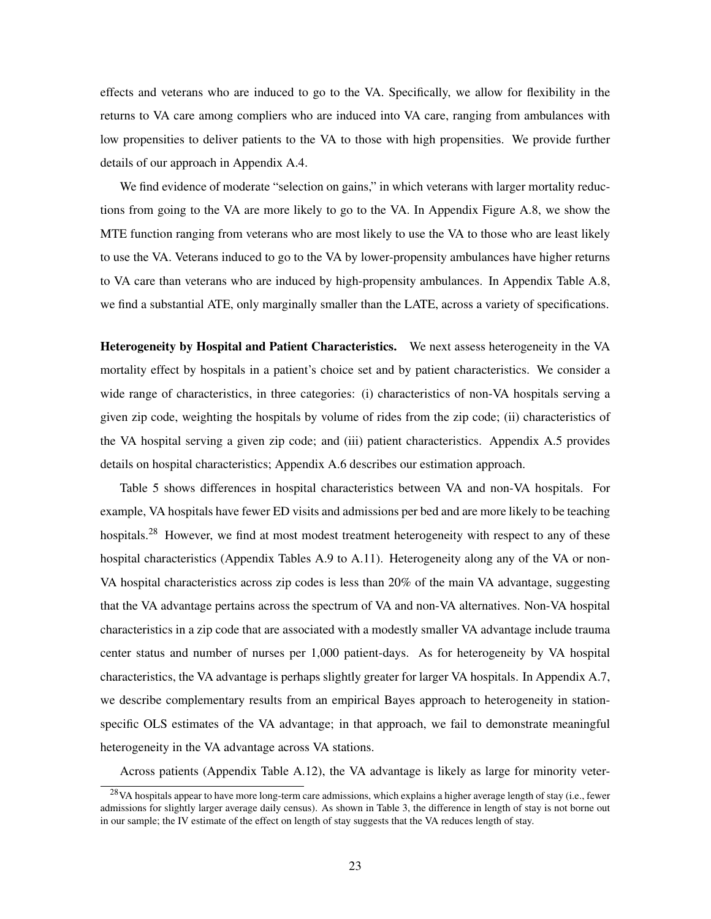effects and veterans who are induced to go to the VA. Specifically, we allow for flexibility in the returns to VA care among compliers who are induced into VA care, ranging from ambulances with low propensities to deliver patients to the VA to those with high propensities. We provide further details of our approach in Appendix A.4.

We find evidence of moderate "selection on gains," in which veterans with larger mortality reductions from going to the VA are more likely to go to the VA. In Appendix Figure A.8, we show the MTE function ranging from veterans who are most likely to use the VA to those who are least likely to use the VA. Veterans induced to go to the VA by lower-propensity ambulances have higher returns to VA care than veterans who are induced by high-propensity ambulances. In Appendix Table A.8, we find a substantial ATE, only marginally smaller than the LATE, across a variety of specifications.

**Heterogeneity by Hospital and Patient Characteristics.** We next assess heterogeneity in the VA mortality effect by hospitals in a patient's choice set and by patient characteristics. We consider a wide range of characteristics, in three categories: (i) characteristics of non-VA hospitals serving a given zip code, weighting the hospitals by volume of rides from the zip code; (ii) characteristics of the VA hospital serving a given zip code; and (iii) patient characteristics. Appendix A.5 provides details on hospital characteristics; Appendix A.6 describes our estimation approach.

Table 5 shows differences in hospital characteristics between VA and non-VA hospitals. For example, VA hospitals have fewer ED visits and admissions per bed and are more likely to be teaching hospitals.[28] However, we find at most modest treatment heterogeneity with respect to any of these hospital characteristics (Appendix Tables A.9 to A.11). Heterogeneity along any of the VA or non-VA hospital characteristics across zip codes is less than 20% of the main VA advantage, suggesting that the VA advantage pertains across the spectrum of VA and non-VA alternatives. Non-VA hospital characteristics in a zip code that are associated with a modestly smaller VA advantage include trauma center status and number of nurses per 1,000 patient-days. As for heterogeneity by VA hospital characteristics, the VA advantage is perhaps slightly greater for larger VA hospitals. In Appendix A.7, we describe complementary results from an empirical Bayes approach to heterogeneity in station-specific OLS estimates of the VA advantage; in that approach, we fail to demonstrate meaningful heterogeneity in the VA advantage across VA stations.

Across patients (Appendix Table A.12), the VA advantage is likely as large for minority veter-

[28] VA hospitals appear to have more long-term care admissions, which explains a higher average length of stay (i.e., fewer admissions for slightly larger average daily census). As shown in Table 3, the difference in length of stay is not borne out in our sample; the IV estimate of the effect on length of stay suggests that the VA reduces length of stay.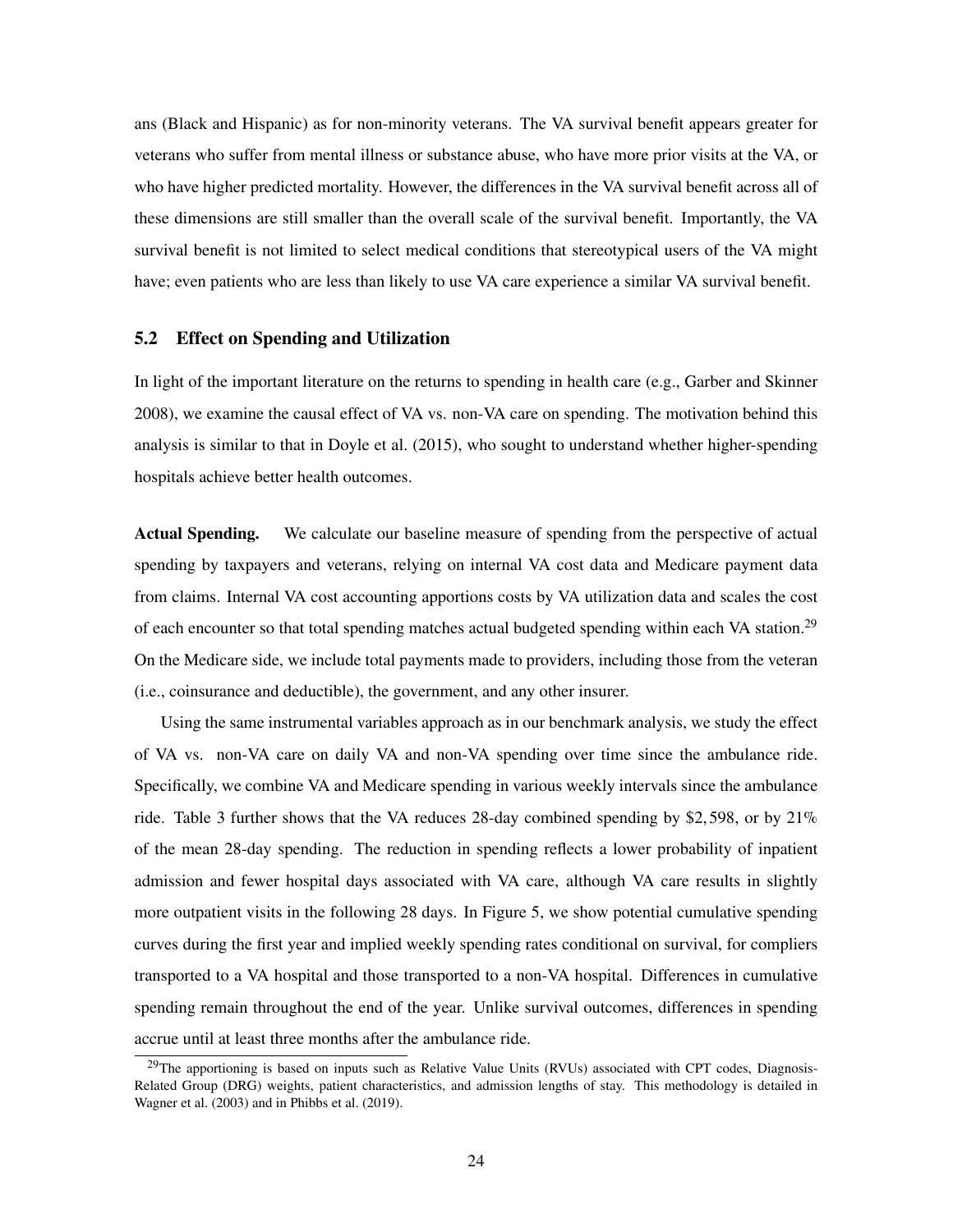ans (Black and Hispanic) as for non-minority veterans. The VA survival benefit appears greater for veterans who suffer from mental illness or substance abuse, who have more prior visits at the VA, or who have higher predicted mortality. However, the differences in the VA survival benefit across all of these dimensions are still smaller than the overall scale of the survival benefit. Importantly, the VA survival benefit is not limited to select medical conditions that stereotypical users of the VA might have; even patients who are less than likely to use VA care experience a similar VA survival benefit.

### 5.2 Effect on Spending and Utilization

In light of the important literature on the returns to spending in health care (e.g., Garber and Skinner 2008), we examine the causal effect of VA vs. non-VA care on spending. The motivation behind this analysis is similar to that in Doyle et al. (2015), who sought to understand whether higher-spending hospitals achieve better health outcomes.

**Actual Spending.** We calculate our baseline measure of spending from the perspective of actual spending by taxpayers and veterans, relying on internal VA cost data and Medicare payment data from claims. Internal VA cost accounting apportions costs by VA utilization data and scales the cost of each encounter so that total spending matches actual budgeted spending within each VA station.[29] On the Medicare side, we include total payments made to providers, including those from the veteran (i.e., coinsurance and deductible), the government, and any other insurer.

Using the same instrumental variables approach as in our benchmark analysis, we study the effect of VA vs. non-VA care on daily VA and non-VA spending over time since the ambulance ride. Specifically, we combine VA and Medicare spending in various weekly intervals since the ambulance ride. Table 3 further shows that the VA reduces 28-day combined spending by $2,598, or by 21% of the mean 28-day spending. The reduction in spending reflects a lower probability of inpatient admission and fewer hospital days associated with VA care, although VA care results in slightly more outpatient visits in the following 28 days. In Figure 5, we show potential cumulative spending curves during the first year and implied weekly spending rates conditional on survival, for compliers transported to a VA hospital and those transported to a non-VA hospital. Differences in cumulative spending remain throughout the end of the year. Unlike survival outcomes, differences in spending accrue until at least three months after the ambulance ride.

[29] The apportioning is based on inputs such as Relative Value Units (RVUs) associated with CPT codes, Diagnosis-Related Group (DRG) weights, patient characteristics, and admission lengths of stay. This methodology is detailed in Wagner et al. (2003) and in Phibbs et al. (2019).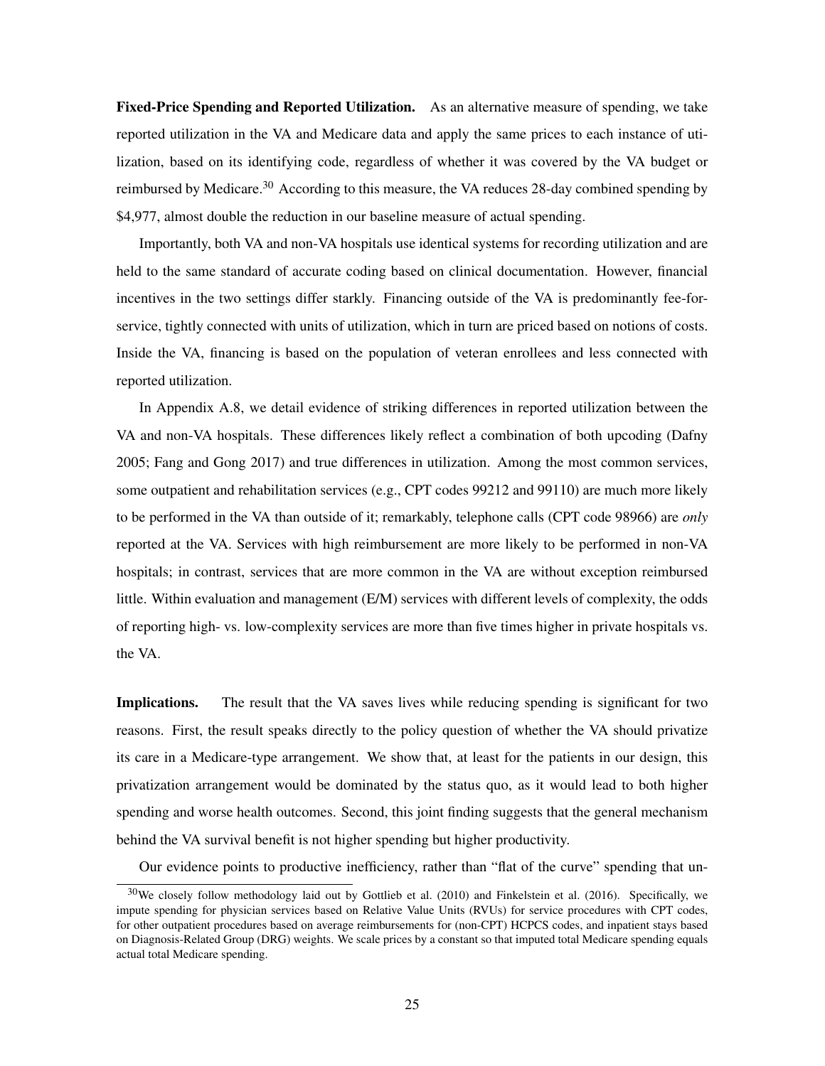**Fixed-Price Spending and Reported Utilization.** As an alternative measure of spending, we take reported utilization in the VA and Medicare data and apply the same prices to each instance of utilization, based on its identifying code, regardless of whether it was covered by the VA budget or reimbursed by Medicare.[30] According to this measure, the VA reduces 28-day combined spending by $4,977, almost double the reduction in our baseline measure of actual spending.

Importantly, both VA and non-VA hospitals use identical systems for recording utilization and are held to the same standard of accurate coding based on clinical documentation. However, financial incentives in the two settings differ starkly. Financing outside of the VA is predominantly fee-for-service, tightly connected with units of utilization, which in turn are priced based on notions of costs. Inside the VA, financing is based on the population of veteran enrollees and less connected with reported utilization.

In Appendix A.8, we detail evidence of striking differences in reported utilization between the VA and non-VA hospitals. These differences likely reflect a combination of both upcoding (Dafny 2005; Fang and Gong 2017) and true differences in utilization. Among the most common services, some outpatient and rehabilitation services (e.g., CPT codes 99212 and 99110) are much more likely to be performed in the VA than outside of it; remarkably, telephone calls (CPT code 98966) are *only* reported at the VA. Services with high reimbursement are more likely to be performed in non-VA hospitals; in contrast, services that are more common in the VA are without exception reimbursed little. Within evaluation and management (E/M) services with different levels of complexity, the odds of reporting high- vs. low-complexity services are more than five times higher in private hospitals vs. the VA.

**Implications.** The result that the VA saves lives while reducing spending is significant for two reasons. First, the result speaks directly to the policy question of whether the VA should privatize its care in a Medicare-type arrangement. We show that, at least for the patients in our design, this privatization arrangement would be dominated by the status quo, as it would lead to both higher spending and worse health outcomes. Second, this joint finding suggests that the general mechanism behind the VA survival benefit is not higher spending but higher productivity.

Our evidence points to productive inefficiency, rather than "flat of the curve" spending that un-

[30] We closely follow methodology laid out by Gottlieb et al. (2010) and Finkelstein et al. (2016). Specifically, we impute spending for physician services based on Relative Value Units (RVUs) for service procedures with CPT codes, for other outpatient procedures based on average reimbursements for (non-CPT) HCPCS codes, and inpatient stays based on Diagnosis-Related Group (DRG) weights. We scale prices by a constant so that imputed total Medicare spending equals actual total Medicare spending.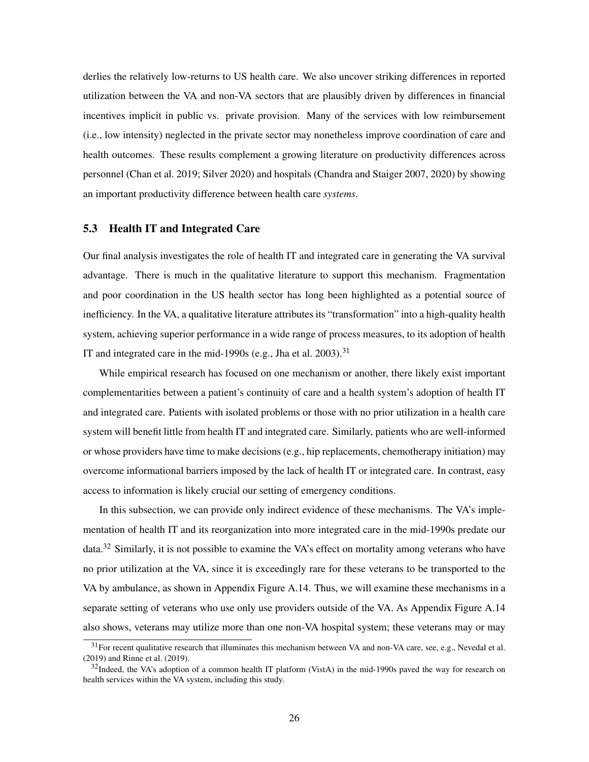derlies the relatively low-returns to US health care. We also uncover striking differences in reported utilization between the VA and non-VA sectors that are plausibly driven by differences in financial incentives implicit in public vs. private provision. Many of the services with low reimbursement (i.e., low intensity) neglected in the private sector may nonetheless improve coordination of care and health outcomes. These results complement a growing literature on productivity differences across personnel (Chan et al. 2019; Silver 2020) and hospitals (Chandra and Staiger 2007, 2020) by showing an important productivity difference between health care *systems*.

### 5.3 Health IT and Integrated Care

Our final analysis investigates the role of health IT and integrated care in generating the VA survival advantage. There is much in the qualitative literature to support this mechanism. Fragmentation and poor coordination in the US health sector has long been highlighted as a potential source of inefficiency. In the VA, a qualitative literature attributes its "transformation" into a high-quality health system, achieving superior performance in a wide range of process measures, to its adoption of health IT and integrated care in the mid-1990s (e.g., Jha et al. 2003).[31]

While empirical research has focused on one mechanism or another, there likely exist important complementarities between a patient's continuity of care and a health system's adoption of health IT and integrated care. Patients with isolated problems or those with no prior utilization in a health care system will benefit little from health IT and integrated care. Similarly, patients who are well-informed or whose providers have time to make decisions (e.g., hip replacements, chemotherapy initiation) may overcome informational barriers imposed by the lack of health IT or integrated care. In contrast, easy access to information is likely crucial our setting of emergency conditions.

In this subsection, we can provide only indirect evidence of these mechanisms. The VA's implementation of health IT and its reorganization into more integrated care in the mid-1990s predate our data.[32] Similarly, it is not possible to examine the VA's effect on mortality among veterans who have no prior utilization at the VA, since it is exceedingly rare for these veterans to be transported to the VA by ambulance, as shown in Appendix Figure A.14. Thus, we will examine these mechanisms in a separate setting of veterans who use only use providers outside of the VA. As Appendix Figure A.14 also shows, veterans may utilize more than one non-VA hospital system; these veterans may or may

[31] For recent qualitative research that illuminates this mechanism between VA and non-VA care, see, e.g., Nevedal et al. (2019) and Rinne et al. (2019).

[32] Indeed, the VA's adoption of a common health IT platform (VistA) in the mid-1990s paved the way for research on health services within the VA system, including this study.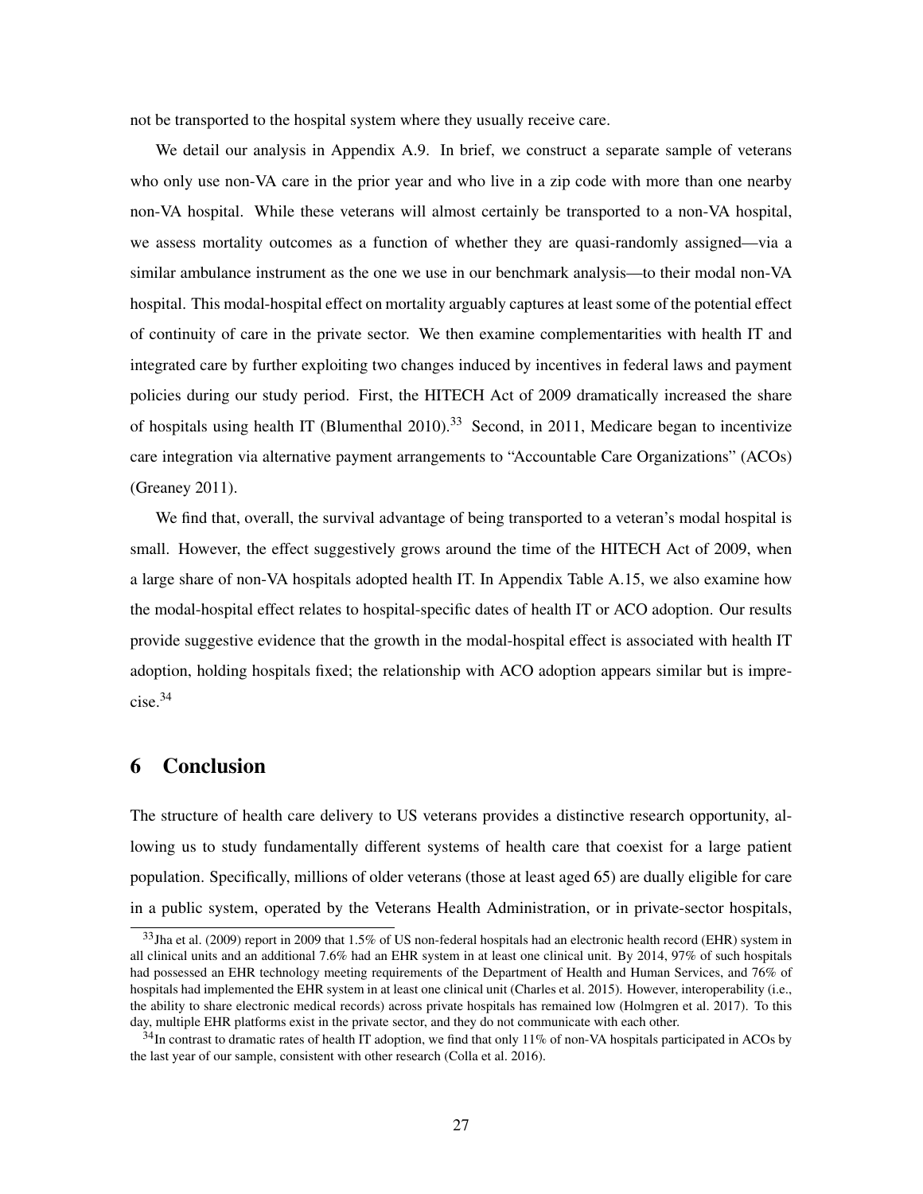not be transported to the hospital system where they usually receive care.

We detail our analysis in Appendix A.9. In brief, we construct a separate sample of veterans who only use non-VA care in the prior year and who live in a zip code with more than one nearby non-VA hospital. While these veterans will almost certainly be transported to a non-VA hospital, we assess mortality outcomes as a function of whether they are quasi-randomly assigned—via a similar ambulance instrument as the one we use in our benchmark analysis—to their modal non-VA hospital. This modal-hospital effect on mortality arguably captures at least some of the potential effect of continuity of care in the private sector. We then examine complementarities with health IT and integrated care by further exploiting two changes induced by incentives in federal laws and payment policies during our study period. First, the HITECH Act of 2009 dramatically increased the share of hospitals using health IT (Blumenthal 2010).[33] Second, in 2011, Medicare began to incentivize care integration via alternative payment arrangements to "Accountable Care Organizations" (ACOs) (Greaney 2011).

We find that, overall, the survival advantage of being transported to a veteran's modal hospital is small. However, the effect suggestively grows around the time of the HITECH Act of 2009, when a large share of non-VA hospitals adopted health IT. In Appendix Table A.15, we also examine how the modal-hospital effect relates to hospital-specific dates of health IT or ACO adoption. Our results provide suggestive evidence that the growth in the modal-hospital effect is associated with health IT adoption, holding hospitals fixed; the relationship with ACO adoption appears similar but is imprecise.[34]

# 6 Conclusion

The structure of health care delivery to US veterans provides a distinctive research opportunity, allowing us to study fundamentally different systems of health care that coexist for a large patient population. Specifically, millions of older veterans (those at least aged 65) are dually eligible for care in a public system, operated by the Veterans Health Administration, or in private-sector hospitals,

[33] Jha et al. (2009) report in 2009 that 1.5% of US non-federal hospitals had an electronic health record (EHR) system in all clinical units and an additional 7.6% had an EHR system in at least one clinical unit. By 2014, 97% of such hospitals had possessed an EHR technology meeting requirements of the Department of Health and Human Services, and 76% of hospitals had implemented the EHR system in at least one clinical unit (Charles et al. 2015). However, interoperability (i.e., the ability to share electronic medical records) across private hospitals has remained low (Holmgren et al. 2017). To this day, multiple EHR platforms exist in the private sector, and they do not communicate with each other.

[34] In contrast to dramatic rates of health IT adoption, we find that only 11% of non-VA hospitals participated in ACOs by the last year of our sample, consistent with other research (Colla et al. 2016).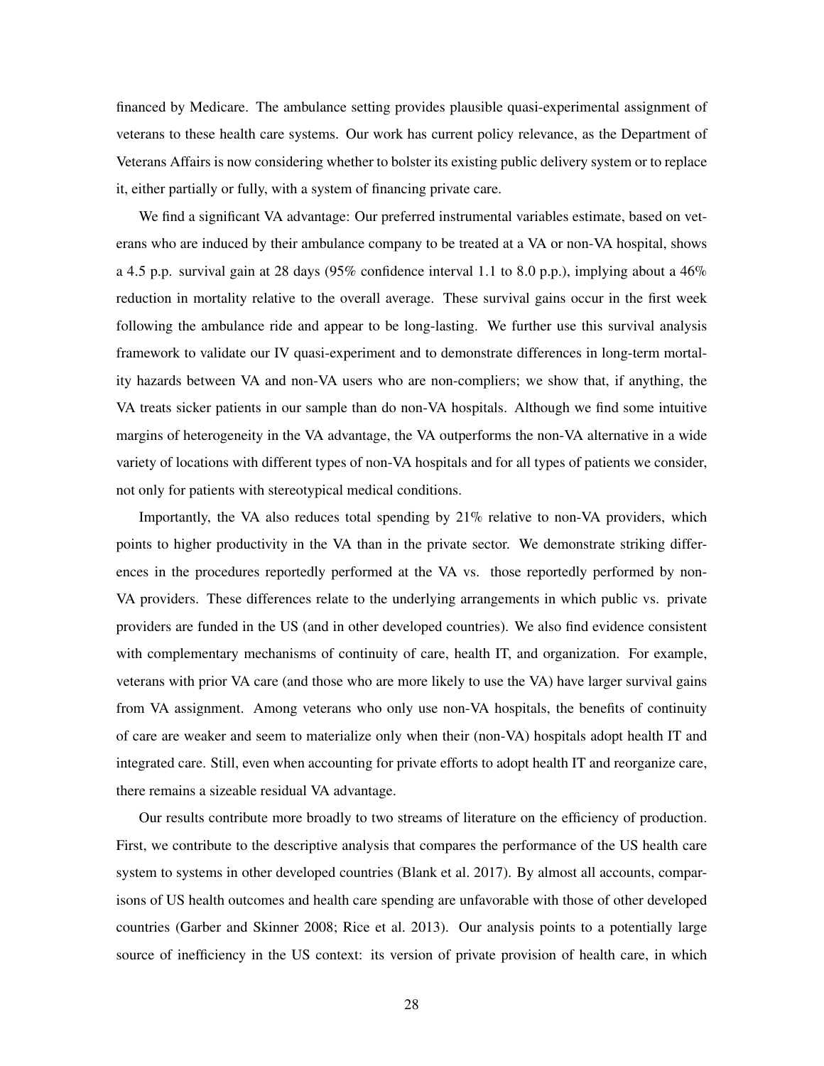financed by Medicare. The ambulance setting provides plausible quasi-experimental assignment of veterans to these health care systems. Our work has current policy relevance, as the Department of Veterans Affairs is now considering whether to bolster its existing public delivery system or to replace it, either partially or fully, with a system of financing private care.

We find a significant VA advantage: Our preferred instrumental variables estimate, based on veterans who are induced by their ambulance company to be treated at a VA or non-VA hospital, shows a 4.5 p.p. survival gain at 28 days (95% confidence interval 1.1 to 8.0 p.p.), implying about a 46% reduction in mortality relative to the overall average. These survival gains occur in the first week following the ambulance ride and appear to be long-lasting. We further use this survival analysis framework to validate our IV quasi-experiment and to demonstrate differences in long-term mortality hazards between VA and non-VA users who are non-compliers; we show that, if anything, the VA treats sicker patients in our sample than do non-VA hospitals. Although we find some intuitive margins of heterogeneity in the VA advantage, the VA outperforms the non-VA alternative in a wide variety of locations with different types of non-VA hospitals and for all types of patients we consider, not only for patients with stereotypical medical conditions.

Importantly, the VA also reduces total spending by 21% relative to non-VA providers, which points to higher productivity in the VA than in the private sector. We demonstrate striking differences in the procedures reportedly performed at the VA vs. those reportedly performed by non-VA providers. These differences relate to the underlying arrangements in which public vs. private providers are funded in the US (and in other developed countries). We also find evidence consistent with complementary mechanisms of continuity of care, health IT, and organization. For example, veterans with prior VA care (and those who are more likely to use the VA) have larger survival gains from VA assignment. Among veterans who only use non-VA hospitals, the benefits of continuity of care are weaker and seem to materialize only when their (non-VA) hospitals adopt health IT and integrated care. Still, even when accounting for private efforts to adopt health IT and reorganize care, there remains a sizeable residual VA advantage.

Our results contribute more broadly to two streams of literature on the efficiency of production. First, we contribute to the descriptive analysis that compares the performance of the US health care system to systems in other developed countries (Blank et al. 2017). By almost all accounts, comparisons of US health outcomes and health care spending are unfavorable with those of other developed countries (Garber and Skinner 2008; Rice et al. 2013). Our analysis points to a potentially large source of inefficiency in the US context: its version of private provision of health care, in which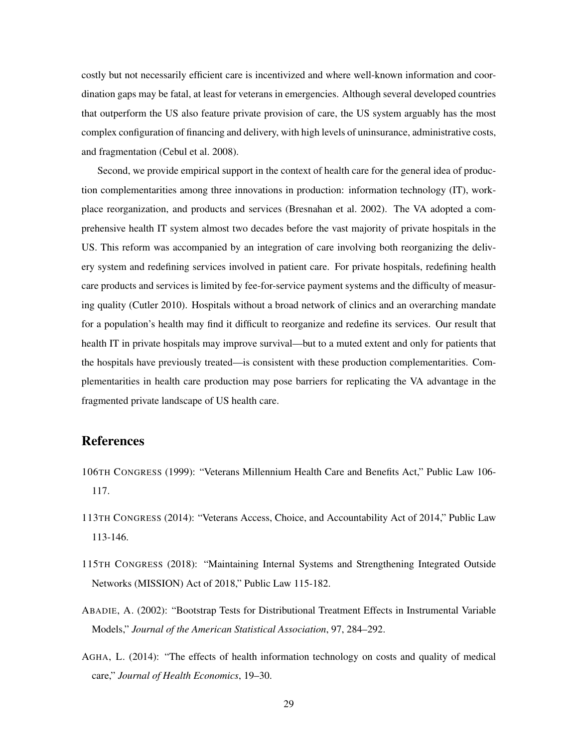costly but not necessarily efficient care is incentivized and where well-known information and coordination gaps may be fatal, at least for veterans in emergencies. Although several developed countries that outperform the US also feature private provision of care, the US system arguably has the most complex configuration of financing and delivery, with high levels of uninsurance, administrative costs, and fragmentation (Cebul et al. 2008).

Second, we provide empirical support in the context of health care for the general idea of production complementarities among three innovations in production: information technology (IT), workplace reorganization, and products and services (Bresnahan et al. 2002). The VA adopted a comprehensive health IT system almost two decades before the vast majority of private hospitals in the US. This reform was accompanied by an integration of care involving both reorganizing the delivery system and redefining services involved in patient care. For private hospitals, redefining health care products and services is limited by fee-for-service payment systems and the difficulty of measuring quality (Cutler 2010). Hospitals without a broad network of clinics and an overarching mandate for a population's health may find it difficult to reorganize and redefine its services. Our result that health IT in private hospitals may improve survival—but to a muted extent and only for patients that the hospitals have previously treated—is consistent with these production complementarities. Complementarities in health care production may pose barriers for replicating the VA advantage in the fragmented private landscape of US health care.

## References

106TH CONGRESS (1999): "Veterans Millennium Health Care and Benefits Act," Public Law 106-117.

113TH CONGRESS (2014): "Veterans Access, Choice, and Accountability Act of 2014," Public Law 113-146.

115TH CONGRESS (2018): "Maintaining Internal Systems and Strengthening Integrated Outside Networks (MISSION) Act of 2018," Public Law 115-182.

ABADIE, A. (2002): "Bootstrap Tests for Distributional Treatment Effects in Instrumental Variable Models," *Journal of the American Statistical Association*, 97, 284–292.

AGHA, L. (2014): "The effects of health information technology on costs and quality of medical care," *Journal of Health Economics*, 19–30.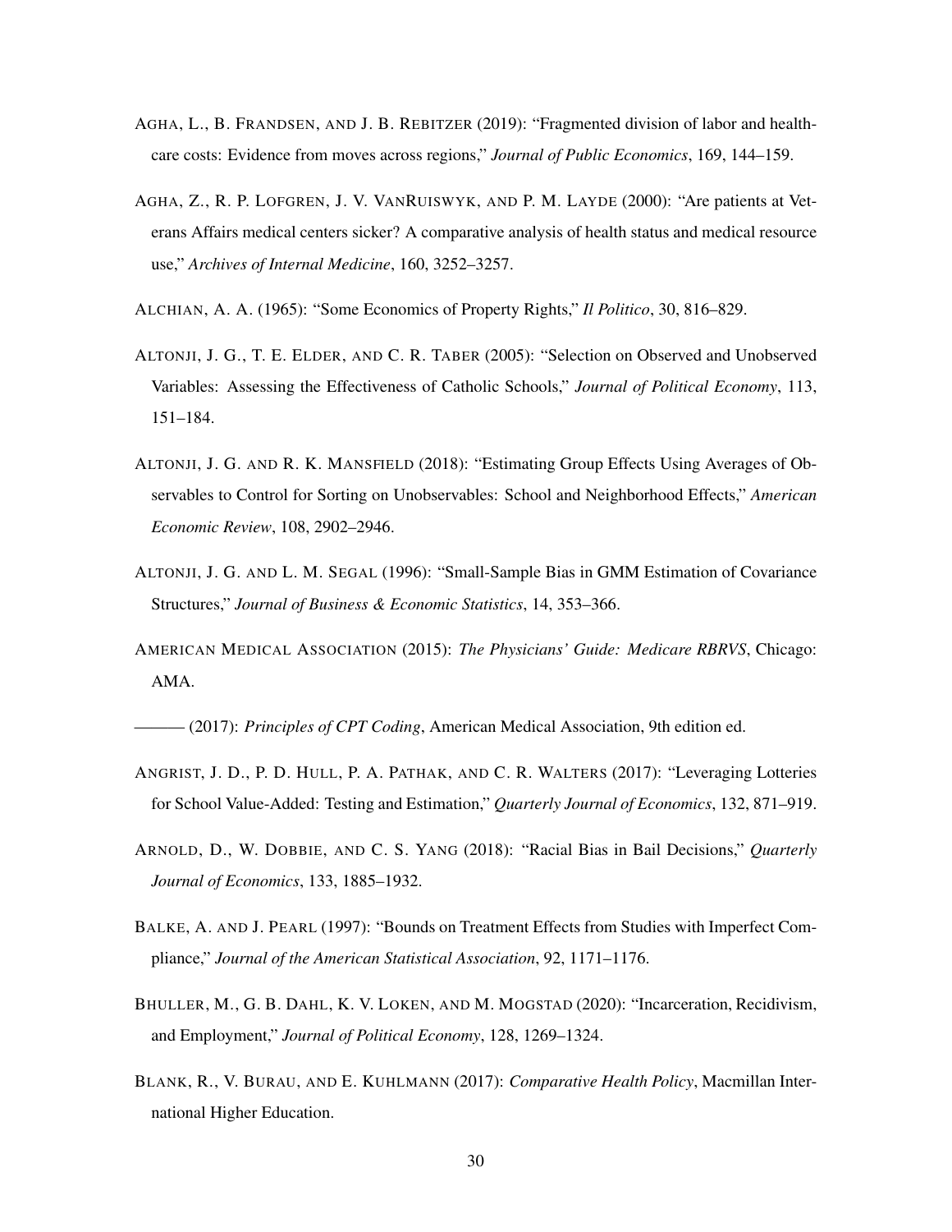AGHA, L., B. FRANDSEN, AND J. B. REBITZER (2019): "Fragmented division of labor and healthcare costs: Evidence from moves across regions," *Journal of Public Economics*, 169, 144–159.

AGHA, Z., R. P. LOFGREN, J. V. VANRUISWYK, AND P. M. LAYDE (2000): "Are patients at Veterans Affairs medical centers sicker? A comparative analysis of health status and medical resource use," *Archives of Internal Medicine*, 160, 3252–3257.

ALCHIAN, A. A. (1965): "Some Economics of Property Rights," *Il Politico*, 30, 816–829.

ALTONJI, J. G., T. E. ELDER, AND C. R. TABER (2005): "Selection on Observed and Unobserved Variables: Assessing the Effectiveness of Catholic Schools," *Journal of Political Economy*, 113, 151–184.

ALTONJI, J. G. AND R. K. MANSFIELD (2018): "Estimating Group Effects Using Averages of Observables to Control for Sorting on Unobservables: School and Neighborhood Effects," *American Economic Review*, 108, 2902–2946.

ALTONJI, J. G. AND L. M. SEGAL (1996): "Small-Sample Bias in GMM Estimation of Covariance Structures," *Journal of Business & Economic Statistics*, 14, 353–366.

AMERICAN MEDICAL ASSOCIATION (2015): *The Physicians' Guide: Medicare RBRVS*, Chicago: AMA.

——— (2017): *Principles of CPT Coding*, American Medical Association, 9th edition ed.

ANGRIST, J. D., P. D. HULL, P. A. PATHAK, AND C. R. WALTERS (2017): "Leveraging Lotteries for School Value-Added: Testing and Estimation," *Quarterly Journal of Economics*, 132, 871–919.

ARNOLD, D., W. DOBBIE, AND C. S. YANG (2018): "Racial Bias in Bail Decisions," *Quarterly Journal of Economics*, 133, 1885–1932.

BALKE, A. AND J. PEARL (1997): "Bounds on Treatment Effects from Studies with Imperfect Compliance," *Journal of the American Statistical Association*, 92, 1171–1176.

BHULLER, M., G. B. DAHL, K. V. LOKEN, AND M. MOGSTAD (2020): "Incarceration, Recidivism, and Employment," *Journal of Political Economy*, 128, 1269–1324.

BLANK, R., V. BURAU, AND E. KUHLMANN (2017): *Comparative Health Policy*, Macmillan International Higher Education.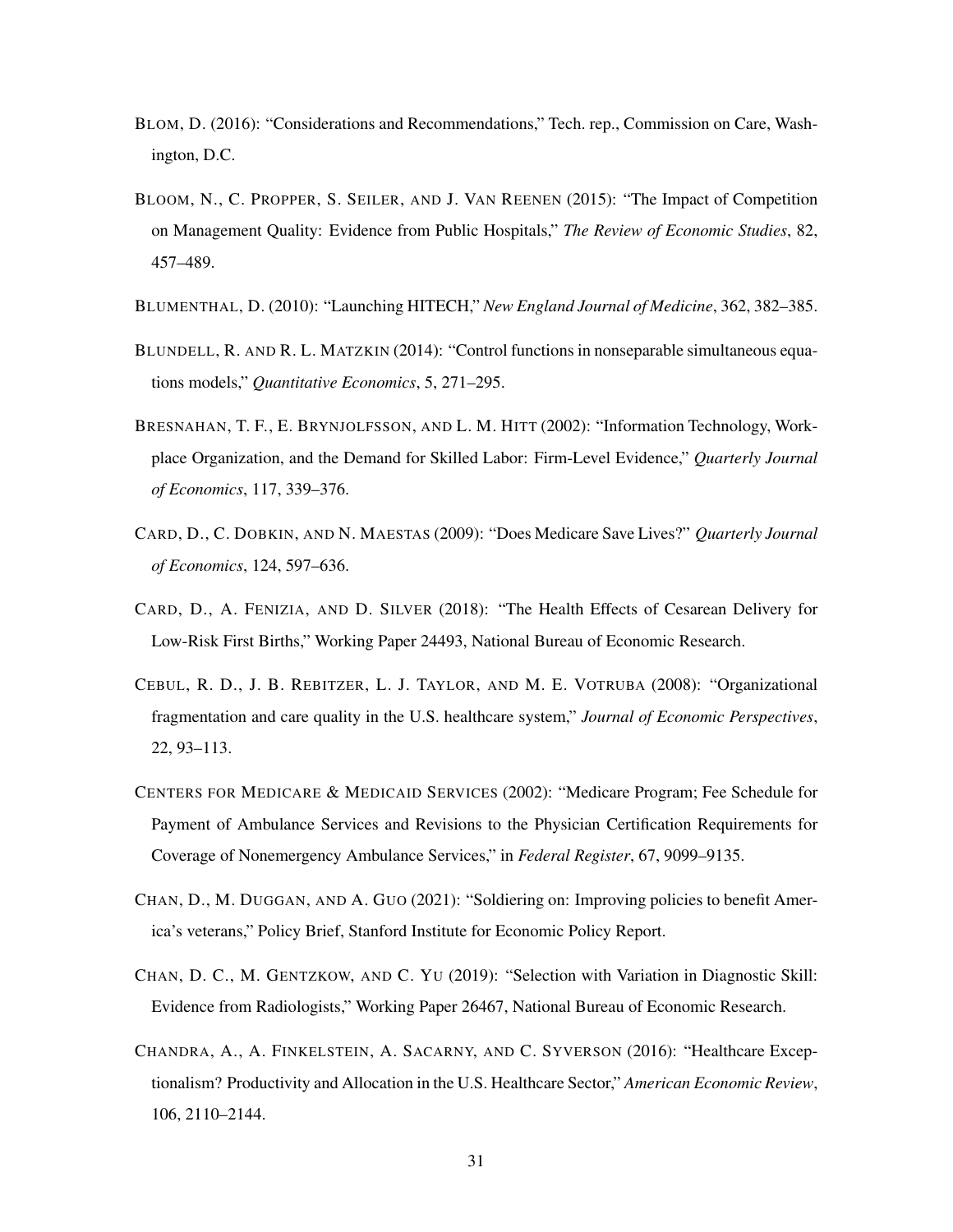BLOM, D. (2016): "Considerations and Recommendations," Tech. rep., Commission on Care, Washington, D.C.

BLOOM, N., C. PROPPER, S. SEILER, AND J. VAN REENEN (2015): "The Impact of Competition on Management Quality: Evidence from Public Hospitals," *The Review of Economic Studies*, 82, 457–489.

BLUMENTHAL, D. (2010): "Launching HITECH," *New England Journal of Medicine*, 362, 382–385.

BLUNDELL, R. AND R. L. MATZKIN (2014): "Control functions in nonseparable simultaneous equations models," *Quantitative Economics*, 5, 271–295.

BRESNAHAN, T. F., E. BRYNJOLFSSON, AND L. M. HITT (2002): "Information Technology, Workplace Organization, and the Demand for Skilled Labor: Firm-Level Evidence," *Quarterly Journal of Economics*, 117, 339–376.

CARD, D., C. DOBKIN, AND N. MAESTAS (2009): "Does Medicare Save Lives?" *Quarterly Journal of Economics*, 124, 597–636.

CARD, D., A. FENIZIA, AND D. SILVER (2018): "The Health Effects of Cesarean Delivery for Low-Risk First Births," Working Paper 24493, National Bureau of Economic Research.

CEBUL, R. D., J. B. REBITZER, L. J. TAYLOR, AND M. E. VOTRUBA (2008): "Organizational fragmentation and care quality in the U.S. healthcare system," *Journal of Economic Perspectives*, 22, 93–113.

CENTERS FOR MEDICARE & MEDICAID SERVICES (2002): "Medicare Program; Fee Schedule for Payment of Ambulance Services and Revisions to the Physician Certification Requirements for Coverage of Nonemergency Ambulance Services," in *Federal Register*, 67, 9099–9135.

CHAN, D., M. DUGGAN, AND A. GUO (2021): "Soldiering on: Improving policies to benefit America's veterans," Policy Brief, Stanford Institute for Economic Policy Report.

CHAN, D. C., M. GENTZKOW, AND C. YU (2019): "Selection with Variation in Diagnostic Skill: Evidence from Radiologists," Working Paper 26467, National Bureau of Economic Research.

CHANDRA, A., A. FINKELSTEIN, A. SACARNY, AND C. SYVERSON (2016): "Healthcare Exceptionalism? Productivity and Allocation in the U.S. Healthcare Sector," *American Economic Review*, 106, 2110–2144.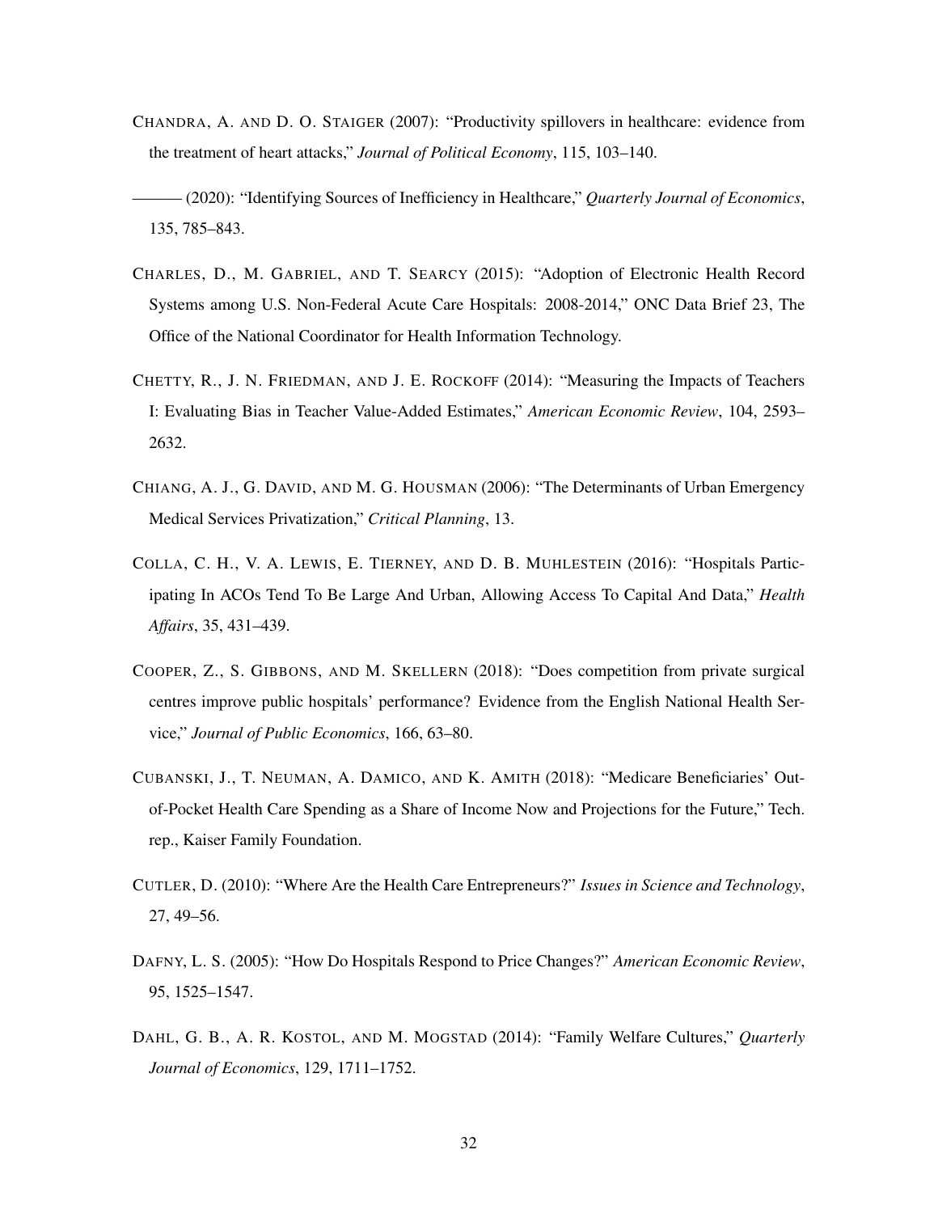CHANDRA, A. AND D. O. STAIGER (2007): "Productivity spillovers in healthcare: evidence from the treatment of heart attacks," *Journal of Political Economy*, 115, 103–140.

——— (2020): "Identifying Sources of Inefficiency in Healthcare," *Quarterly Journal of Economics*, 135, 785–843.

CHARLES, D., M. GABRIEL, AND T. SEARCY (2015): "Adoption of Electronic Health Record Systems among U.S. Non-Federal Acute Care Hospitals: 2008-2014," ONC Data Brief 23, The Office of the National Coordinator for Health Information Technology.

CHETTY, R., J. N. FRIEDMAN, AND J. E. ROCKOFF (2014): "Measuring the Impacts of Teachers I: Evaluating Bias in Teacher Value-Added Estimates," *American Economic Review*, 104, 2593–2632.

CHIANG, A. J., G. DAVID, AND M. G. HOUSMAN (2006): "The Determinants of Urban Emergency Medical Services Privatization," *Critical Planning*, 13.

COLLA, C. H., V. A. LEWIS, E. TIERNEY, AND D. B. MUHLESTEIN (2016): "Hospitals Participating In ACOs Tend To Be Large And Urban, Allowing Access To Capital And Data," *Health Affairs*, 35, 431–439.

COOPER, Z., S. GIBBONS, AND M. SKELLERN (2018): "Does competition from private surgical centres improve public hospitals' performance? Evidence from the English National Health Service," *Journal of Public Economics*, 166, 63–80.

CUBANSKI, J., T. NEUMAN, A. DAMICO, AND K. AMITH (2018): "Medicare Beneficiaries' Out-of-Pocket Health Care Spending as a Share of Income Now and Projections for the Future," Tech. rep., Kaiser Family Foundation.

CUTLER, D. (2010): "Where Are the Health Care Entrepreneurs?" *Issues in Science and Technology*, 27, 49–56.

DAFNY, L. S. (2005): "How Do Hospitals Respond to Price Changes?" *American Economic Review*, 95, 1525–1547.

DAHL, G. B., A. R. KOSTOL, AND M. MOGSTAD (2014): "Family Welfare Cultures," *Quarterly Journal of Economics*, 129, 1711–1752.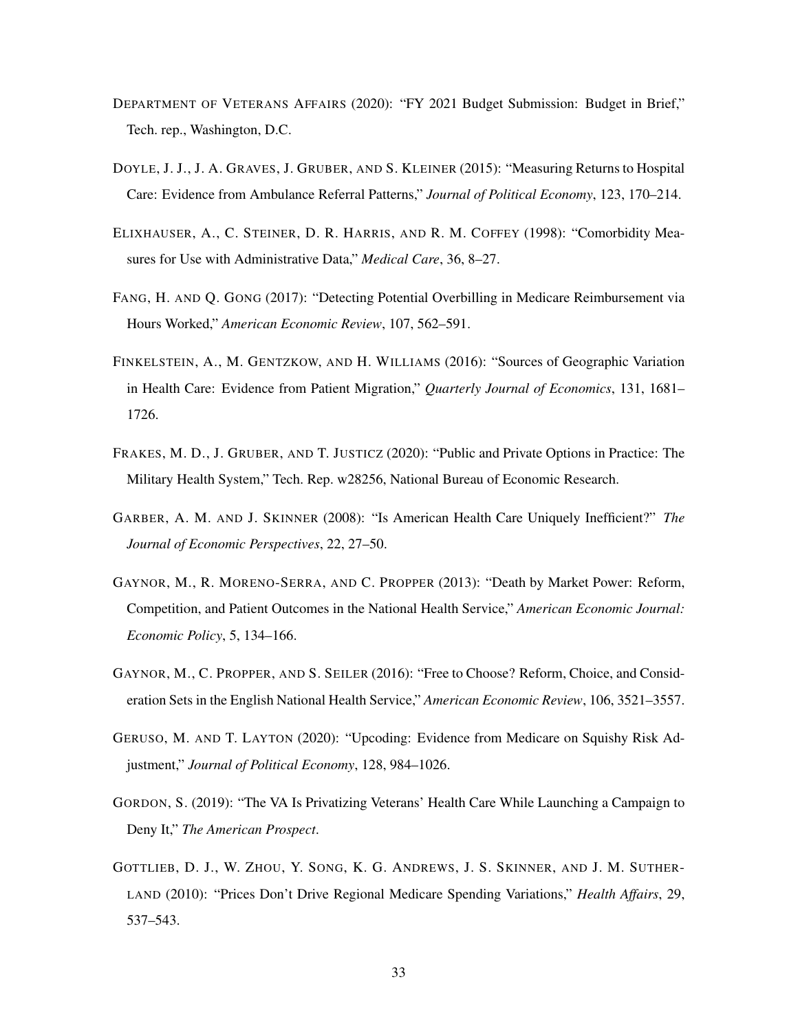DEPARTMENT OF VETERANS AFFAIRS (2020): "FY 2021 Budget Submission: Budget in Brief," Tech. rep., Washington, D.C.

DOYLE, J. J., J. A. GRAVES, J. GRUBER, AND S. KLEINER (2015): "Measuring Returns to Hospital Care: Evidence from Ambulance Referral Patterns," *Journal of Political Economy*, 123, 170–214.

ELIXHAUSER, A., C. STEINER, D. R. HARRIS, AND R. M. COFFEY (1998): "Comorbidity Measures for Use with Administrative Data," *Medical Care*, 36, 8–27.

FANG, H. AND Q. GONG (2017): "Detecting Potential Overbilling in Medicare Reimbursement via Hours Worked," *American Economic Review*, 107, 562–591.

FINKELSTEIN, A., M. GENTZKOW, AND H. WILLIAMS (2016): "Sources of Geographic Variation in Health Care: Evidence from Patient Migration," *Quarterly Journal of Economics*, 131, 1681–1726.

FRAKES, M. D., J. GRUBER, AND T. JUSTICZ (2020): "Public and Private Options in Practice: The Military Health System," Tech. Rep. w28256, National Bureau of Economic Research.

GARBER, A. M. AND J. SKINNER (2008): "Is American Health Care Uniquely Inefficient?" *The Journal of Economic Perspectives*, 22, 27–50.

GAYNOR, M., R. MORENO-SERRA, AND C. PROPPER (2013): "Death by Market Power: Reform, Competition, and Patient Outcomes in the National Health Service," *American Economic Journal: Economic Policy*, 5, 134–166.

GAYNOR, M., C. PROPPER, AND S. SEILER (2016): "Free to Choose? Reform, Choice, and Consideration Sets in the English National Health Service," *American Economic Review*, 106, 3521–3557.

GERUSO, M. AND T. LAYTON (2020): "Upcoding: Evidence from Medicare on Squishy Risk Adjustment," *Journal of Political Economy*, 128, 984–1026.

GORDON, S. (2019): "The VA Is Privatizing Veterans' Health Care While Launching a Campaign to Deny It," *The American Prospect*.

GOTTLIEB, D. J., W. ZHOU, Y. SONG, K. G. ANDREWS, J. S. SKINNER, AND J. M. SUTHERLAND (2010): "Prices Don't Drive Regional Medicare Spending Variations," *Health Affairs*, 29, 537–543.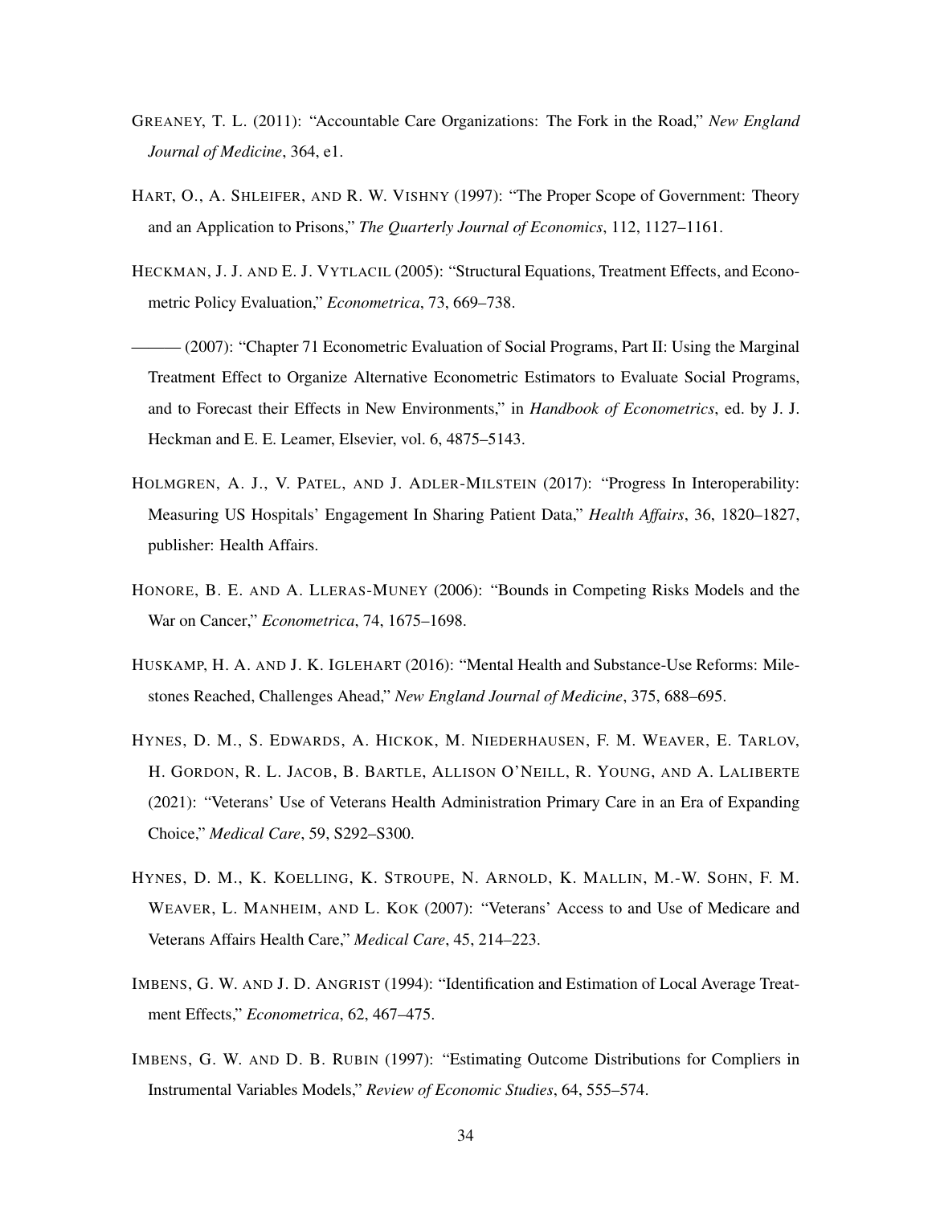GREANEY, T. L. (2011): "Accountable Care Organizations: The Fork in the Road," *New England Journal of Medicine*, 364, e1.

HART, O., A. SHLEIFER, AND R. W. VISHNY (1997): "The Proper Scope of Government: Theory and an Application to Prisons," *The Quarterly Journal of Economics*, 112, 1127–1161.

HECKMAN, J. J. AND E. J. VYTLACIL (2005): "Structural Equations, Treatment Effects, and Econometric Policy Evaluation," *Econometrica*, 73, 669–738.

——— (2007): "Chapter 71 Econometric Evaluation of Social Programs, Part II: Using the Marginal Treatment Effect to Organize Alternative Econometric Estimators to Evaluate Social Programs, and to Forecast their Effects in New Environments," in *Handbook of Econometrics*, ed. by J. J. Heckman and E. E. Leamer, Elsevier, vol. 6, 4875–5143.

HOLMGREN, A. J., V. PATEL, AND J. ADLER-MILSTEIN (2017): "Progress In Interoperability: Measuring US Hospitals' Engagement In Sharing Patient Data," *Health Affairs*, 36, 1820–1827, publisher: Health Affairs.

HONORE, B. E. AND A. LLERAS-MUNEY (2006): "Bounds in Competing Risks Models and the War on Cancer," *Econometrica*, 74, 1675–1698.

HUSKAMP, H. A. AND J. K. IGLEHART (2016): "Mental Health and Substance-Use Reforms: Milestones Reached, Challenges Ahead," *New England Journal of Medicine*, 375, 688–695.

HYNES, D. M., S. EDWARDS, A. HICKOK, M. NIEDERHAUSEN, F. M. WEAVER, E. TARLOV, H. GORDON, R. L. JACOB, B. BARTLE, ALLISON O'NEILL, R. YOUNG, AND A. LALIBERTE (2021): "Veterans' Use of Veterans Health Administration Primary Care in an Era of Expanding Choice," *Medical Care*, 59, S292–S300.

HYNES, D. M., K. KOELLING, K. STROUPE, N. ARNOLD, K. MALLIN, M.-W. SOHN, F. M. WEAVER, L. MANHEIM, AND L. KOK (2007): "Veterans' Access to and Use of Medicare and Veterans Affairs Health Care," *Medical Care*, 45, 214–223.

IMBENS, G. W. AND J. D. ANGRIST (1994): "Identification and Estimation of Local Average Treatment Effects," *Econometrica*, 62, 467–475.

IMBENS, G. W. AND D. B. RUBIN (1997): "Estimating Outcome Distributions for Compliers in Instrumental Variables Models," *Review of Economic Studies*, 64, 555–574.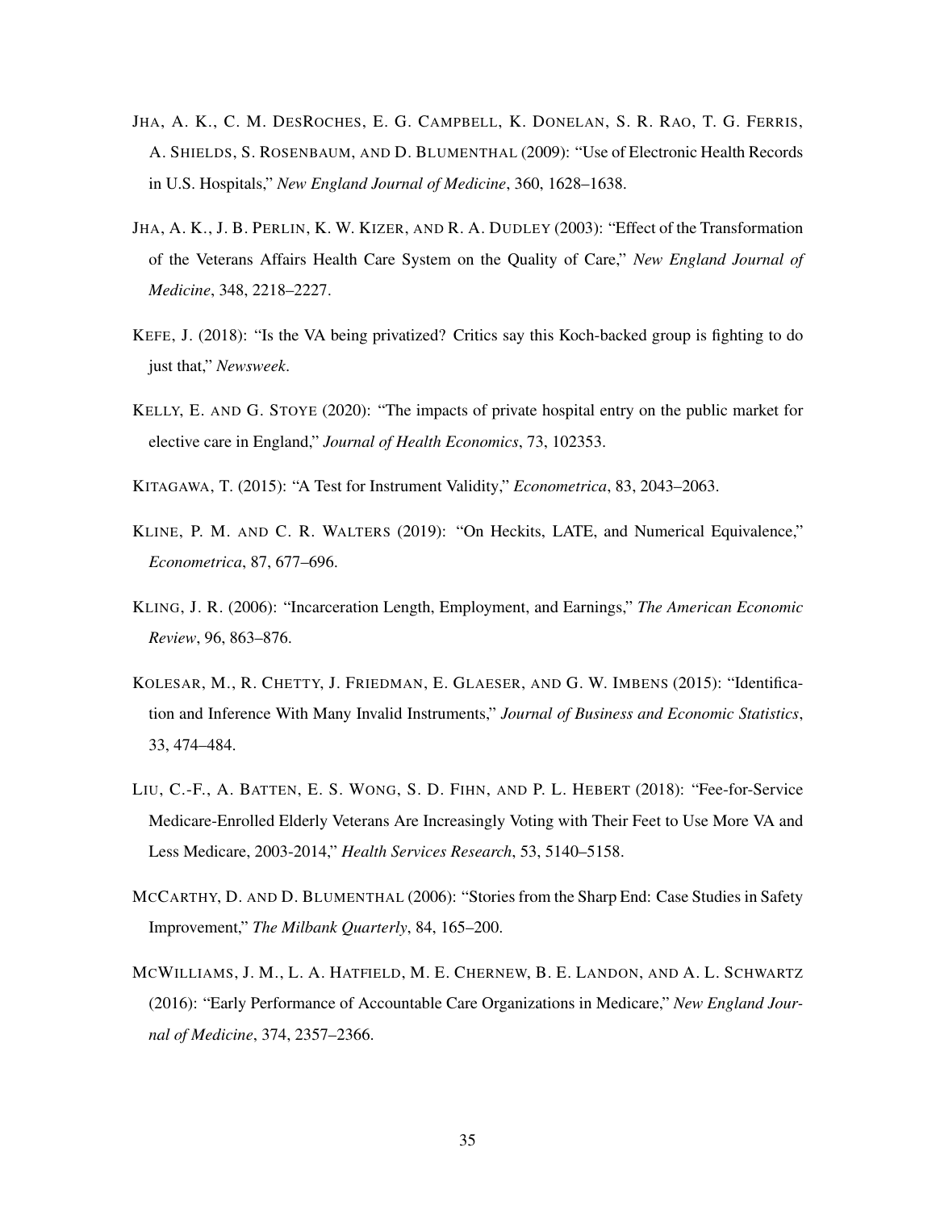JHA, A. K., C. M. DESROCHES, E. G. CAMPBELL, K. DONELAN, S. R. RAO, T. G. FERRIS, A. SHIELDS, S. ROSENBAUM, AND D. BLUMENTHAL (2009): "Use of Electronic Health Records in U.S. Hospitals," *New England Journal of Medicine*, 360, 1628–1638.

JHA, A. K., J. B. PERLIN, K. W. KIZER, AND R. A. DUDLEY (2003): "Effect of the Transformation of the Veterans Affairs Health Care System on the Quality of Care," *New England Journal of Medicine*, 348, 2218–2227.

KEFE, J. (2018): "Is the VA being privatized? Critics say this Koch-backed group is fighting to do just that," *Newsweek*.

KELLY, E. AND G. STOYE (2020): "The impacts of private hospital entry on the public market for elective care in England," *Journal of Health Economics*, 73, 102353.

KITAGAWA, T. (2015): "A Test for Instrument Validity," *Econometrica*, 83, 2043–2063.

KLINE, P. M. AND C. R. WALTERS (2019): "On Heckits, LATE, and Numerical Equivalence," *Econometrica*, 87, 677–696.

KLING, J. R. (2006): "Incarceration Length, Employment, and Earnings," *The American Economic Review*, 96, 863–876.

KOLESAR, M., R. CHETTY, J. FRIEDMAN, E. GLAESER, AND G. W. IMBENS (2015): "Identification and Inference With Many Invalid Instruments," *Journal of Business and Economic Statistics*, 33, 474–484.

LIU, C.-F., A. BATTEN, E. S. WONG, S. D. FIHN, AND P. L. HEBERT (2018): "Fee-for-Service Medicare-Enrolled Elderly Veterans Are Increasingly Voting with Their Feet to Use More VA and Less Medicare, 2003-2014," *Health Services Research*, 53, 5140–5158.

MCCARTHY, D. AND D. BLUMENTHAL (2006): "Stories from the Sharp End: Case Studies in Safety Improvement," *The Milbank Quarterly*, 84, 165–200.

MCWILLIAMS, J. M., L. A. HATFIELD, M. E. CHERNEW, B. E. LANDON, AND A. L. SCHWARTZ (2016): "Early Performance of Accountable Care Organizations in Medicare," *New England Journal of Medicine*, 374, 2357–2366.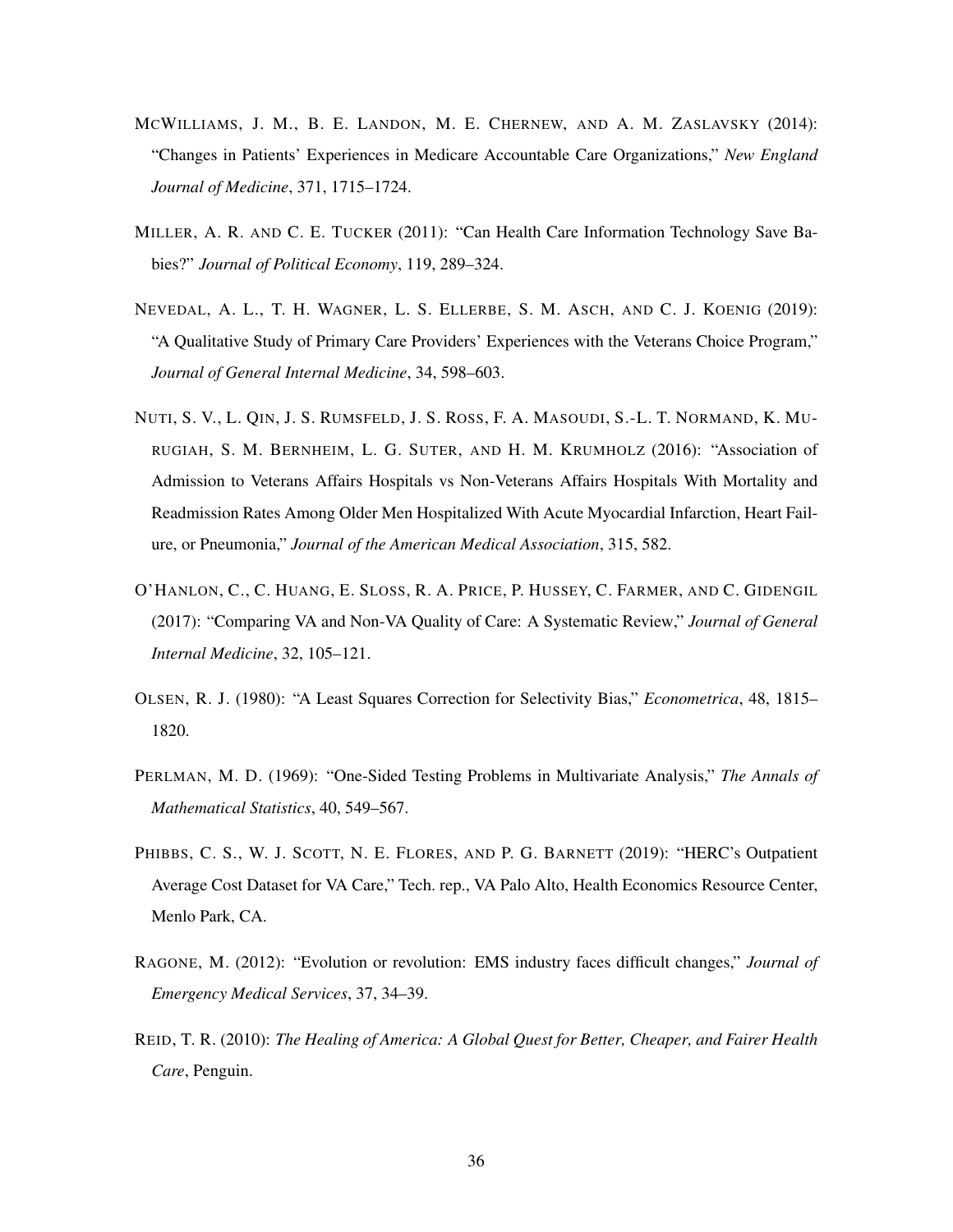MCWILLIAMS, J. M., B. E. LANDON, M. E. CHERNEW, AND A. M. ZASLAVSKY (2014): "Changes in Patients' Experiences in Medicare Accountable Care Organizations," *New England Journal of Medicine*, 371, 1715–1724.

MILLER, A. R. AND C. E. TUCKER (2011): "Can Health Care Information Technology Save Babies?" *Journal of Political Economy*, 119, 289–324.

NEVEDAL, A. L., T. H. WAGNER, L. S. ELLERBE, S. M. ASCH, AND C. J. KOENIG (2019): "A Qualitative Study of Primary Care Providers' Experiences with the Veterans Choice Program," *Journal of General Internal Medicine*, 34, 598–603.

NUTI, S. V., L. QIN, J. S. RUMSFELD, J. S. ROSS, F. A. MASOUDI, S.-L. T. NORMAND, K. MURUGIAH, S. M. BERNHEIM, L. G. SUTER, AND H. M. KRUMHOLZ (2016): "Association of Admission to Veterans Affairs Hospitals vs Non-Veterans Affairs Hospitals With Mortality and Readmission Rates Among Older Men Hospitalized With Acute Myocardial Infarction, Heart Failure, or Pneumonia," *Journal of the American Medical Association*, 315, 582.

O'HANLON, C., C. HUANG, E. SLOSS, R. A. PRICE, P. HUSSEY, C. FARMER, AND C. GIDENGIL (2017): "Comparing VA and Non-VA Quality of Care: A Systematic Review," *Journal of General Internal Medicine*, 32, 105–121.

OLSEN, R. J. (1980): "A Least Squares Correction for Selectivity Bias," *Econometrica*, 48, 1815–1820.

PERLMAN, M. D. (1969): "One-Sided Testing Problems in Multivariate Analysis," *The Annals of Mathematical Statistics*, 40, 549–567.

PHIBBS, C. S., W. J. SCOTT, N. E. FLORES, AND P. G. BARNETT (2019): "HERC's Outpatient Average Cost Dataset for VA Care," Tech. rep., VA Palo Alto, Health Economics Resource Center, Menlo Park, CA.

RAGONE, M. (2012): "Evolution or revolution: EMS industry faces difficult changes," *Journal of Emergency Medical Services*, 37, 34–39.

REID, T. R. (2010): *The Healing of America: A Global Quest for Better, Cheaper, and Fairer Health Care*, Penguin.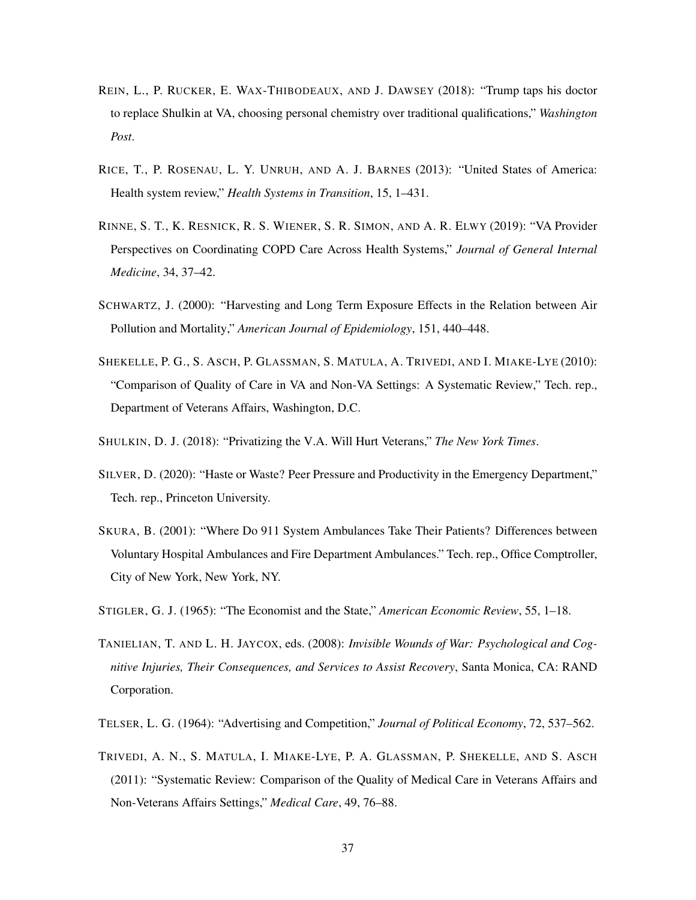REIN, L., P. RUCKER, E. WAX-THIBODEAUX, AND J. DAWSEY (2018): "Trump taps his doctor to replace Shulkin at VA, choosing personal chemistry over traditional qualifications," *Washington Post*.

RICE, T., P. ROSENAU, L. Y. UNRUH, AND A. J. BARNES (2013): "United States of America: Health system review," *Health Systems in Transition*, 15, 1–431.

RINNE, S. T., K. RESNICK, R. S. WIENER, S. R. SIMON, AND A. R. ELWY (2019): "VA Provider Perspectives on Coordinating COPD Care Across Health Systems," *Journal of General Internal Medicine*, 34, 37–42.

SCHWARTZ, J. (2000): "Harvesting and Long Term Exposure Effects in the Relation between Air Pollution and Mortality," *American Journal of Epidemiology*, 151, 440–448.

SHEKELLE, P. G., S. ASCH, P. GLASSMAN, S. MATULA, A. TRIVEDI, AND I. MIAKE-LYE (2010): "Comparison of Quality of Care in VA and Non-VA Settings: A Systematic Review," Tech. rep., Department of Veterans Affairs, Washington, D.C.

SHULKIN, D. J. (2018): "Privatizing the V.A. Will Hurt Veterans," *The New York Times*.

SILVER, D. (2020): "Haste or Waste? Peer Pressure and Productivity in the Emergency Department," Tech. rep., Princeton University.

SKURA, B. (2001): "Where Do 911 System Ambulances Take Their Patients? Differences between Voluntary Hospital Ambulances and Fire Department Ambulances." Tech. rep., Office Comptroller, City of New York, New York, NY.

STIGLER, G. J. (1965): "The Economist and the State," *American Economic Review*, 55, 1–18.

TANIELIAN, T. AND L. H. JAYCOX, eds. (2008): *Invisible Wounds of War: Psychological and Cognitive Injuries, Their Consequences, and Services to Assist Recovery*, Santa Monica, CA: RAND Corporation.

TELSER, L. G. (1964): "Advertising and Competition," *Journal of Political Economy*, 72, 537–562.

TRIVEDI, A. N., S. MATULA, I. MIAKE-LYE, P. A. GLASSMAN, P. SHEKELLE, AND S. ASCH (2011): "Systematic Review: Comparison of the Quality of Medical Care in Veterans Affairs and Non-Veterans Affairs Settings," *Medical Care*, 49, 76–88.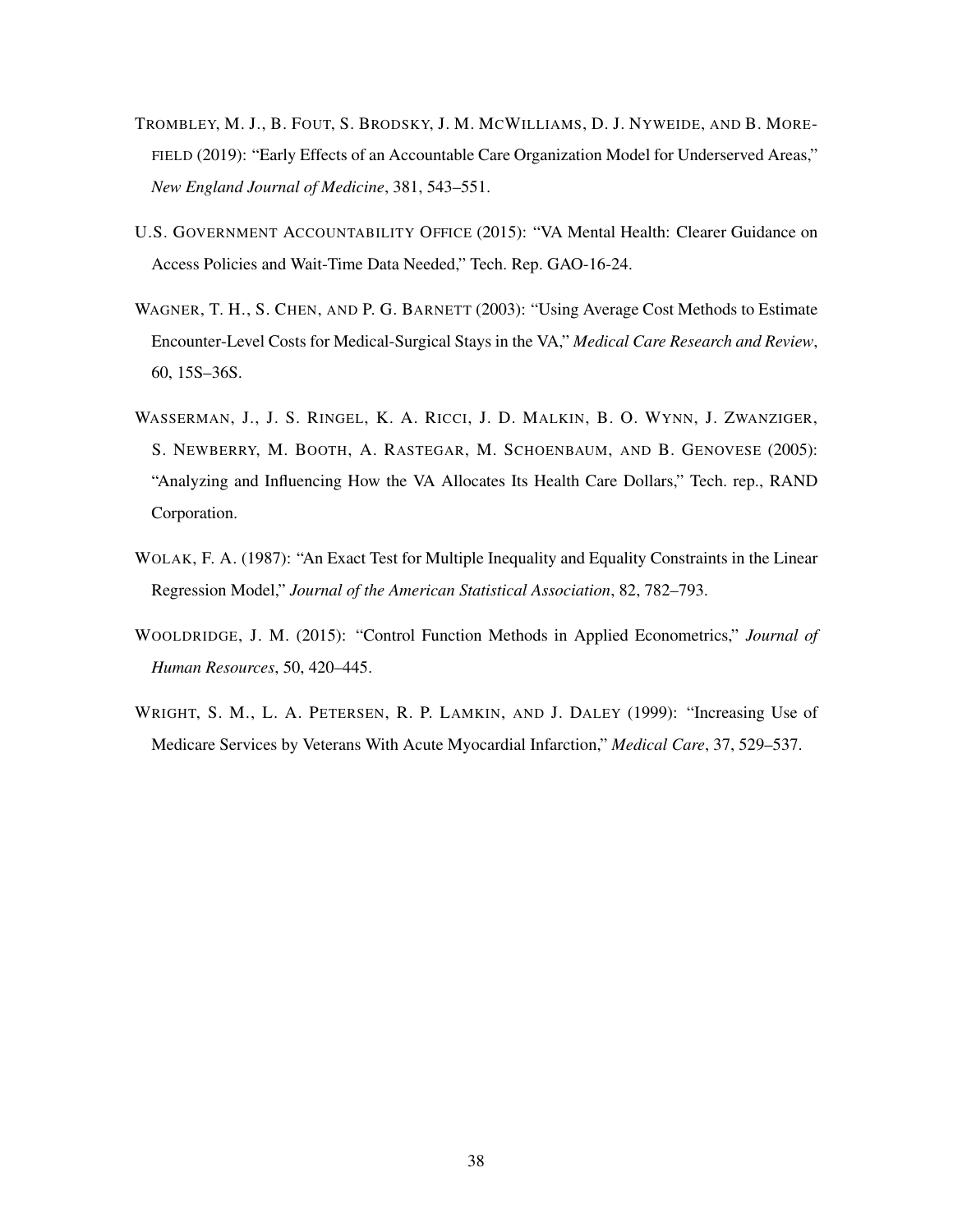TROMBLEY, M. J., B. FOUT, S. BRODSKY, J. M. MCWILLIAMS, D. J. NYWEIDE, AND B. MOREFIELD (2019): "Early Effects of an Accountable Care Organization Model for Underserved Areas," *New England Journal of Medicine*, 381, 543–551.

U.S. GOVERNMENT ACCOUNTABILITY OFFICE (2015): "VA Mental Health: Clearer Guidance on Access Policies and Wait-Time Data Needed," Tech. Rep. GAO-16-24.

WAGNER, T. H., S. CHEN, AND P. G. BARNETT (2003): "Using Average Cost Methods to Estimate Encounter-Level Costs for Medical-Surgical Stays in the VA," *Medical Care Research and Review*, 60, 15S–36S.

WASSERMAN, J., J. S. RINGEL, K. A. RICCI, J. D. MALKIN, B. O. WYNN, J. ZWANZIGER, S. NEWBERRY, M. BOOTH, A. RASTEGAR, M. SCHOENBAUM, AND B. GENOVESE (2005): "Analyzing and Influencing How the VA Allocates Its Health Care Dollars," Tech. rep., RAND Corporation.

WOLAK, F. A. (1987): "An Exact Test for Multiple Inequality and Equality Constraints in the Linear Regression Model," *Journal of the American Statistical Association*, 82, 782–793.

WOOLDRIDGE, J. M. (2015): "Control Function Methods in Applied Econometrics," *Journal of Human Resources*, 50, 420–445.

WRIGHT, S. M., L. A. PETERSEN, R. P. LAMKIN, AND J. DALEY (1999): "Increasing Use of Medicare Services by Veterans With Acute Myocardial Infarction," *Medical Care*, 37, 529–537.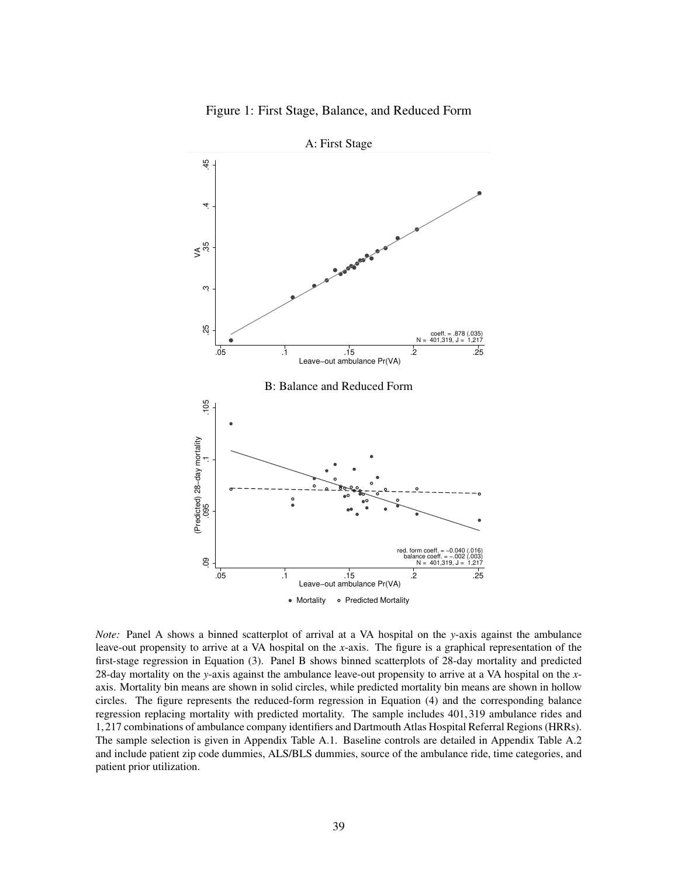Figure 1: First Stage, Balance, and Reduced Form

A: First Stage

B: Balance and Reduced Form

*Note:* Panel A shows a binned scatterplot of arrival at a VA hospital on the *y*-axis against the ambulance leave-out propensity to arrive at a VA hospital on the *x*-axis. The figure is a graphical representation of the first-stage regression in Equation (3). Panel B shows binned scatterplots of 28-day mortality and predicted 28-day mortality on the *y*-axis against the ambulance leave-out propensity to arrive at a VA hospital on the *x*-axis. Mortality bin means are shown in solid circles, while predicted mortality bin means are shown in hollow circles. The figure represents the reduced-form regression in Equation (4) and the corresponding balance regression replacing mortality with predicted mortality. The sample includes 401,319 ambulance rides and 1,217 combinations of ambulance company identifiers and Dartmouth Atlas Hospital Referral Regions (HRRs). The sample selection is given in Appendix Table A.1. Baseline controls are detailed in Appendix Table A.2 and include patient zip code dummies, ALS/BLS dummies, source of the ambulance ride, time categories, and patient prior utilization.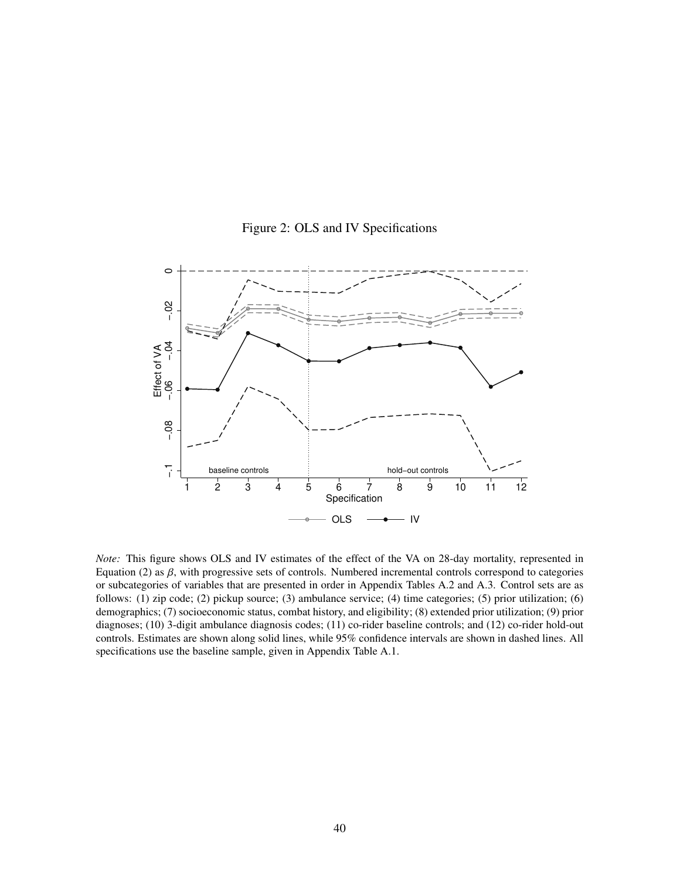Figure 2: OLS and IV Specifications

*Note:* This figure shows OLS and IV estimates of the effect of the VA on 28-day mortality, represented in Equation (2) as $\beta$, with progressive sets of controls. Numbered incremental controls correspond to categories or subcategories of variables that are presented in order in Appendix Tables A.2 and A.3. Control sets are as follows: (1) zip code; (2) pickup source; (3) ambulance service; (4) time categories; (5) prior utilization; (6) demographics; (7) socioeconomic status, combat history, and eligibility; (8) extended prior utilization; (9) prior diagnoses; (10) 3-digit ambulance diagnosis codes; (11) co-rider baseline controls; and (12) co-rider hold-out controls. Estimates are shown along solid lines, while 95% confidence intervals are shown in dashed lines. All specifications use the baseline sample, given in Appendix Table A.1.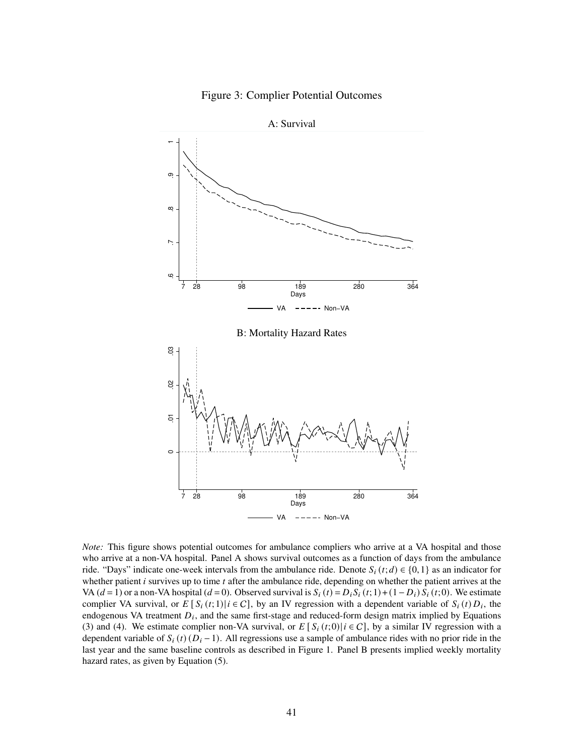# Figure 3: Complier Potential Outcomes

A: Survival

B: Mortality Hazard Rates

*Note:* This figure shows potential outcomes for ambulance compliers who arrive at a VA hospital and those who arrive at a non-VA hospital. Panel A shows survival outcomes as a function of days from the ambulance ride. "Days" indicate one-week intervals from the ambulance ride. Denote $S_i(t;d) \in \{0,1\}$ as an indicator for whether patient $i$ survives up to time $t$ after the ambulance ride, depending on whether the patient arrives at the VA ($d = 1$) or a non-VA hospital ($d = 0$). Observed survival is $S_i(t) = D_i S_i(t;1) + (1 - D_i) S_i(t;0)$. We estimate complier VA survival, or $E[S_i(t;1) | i \in \mathcal{C}]$, by an IV regression with a dependent variable of $S_i(t) D_i$, the endogenous VA treatment $D_i$, and the same first-stage and reduced-form design matrix implied by Equations (3) and (4). We estimate complier non-VA survival, or $E[S_i(t;0) | i \in \mathcal{C}]$, by a similar IV regression with a dependent variable of $S_i(t)(D_i - 1)$. All regressions use a sample of ambulance rides with no prior ride in the last year and the same baseline controls as described in Figure 1. Panel B presents implied weekly mortality hazard rates, as given by Equation (5).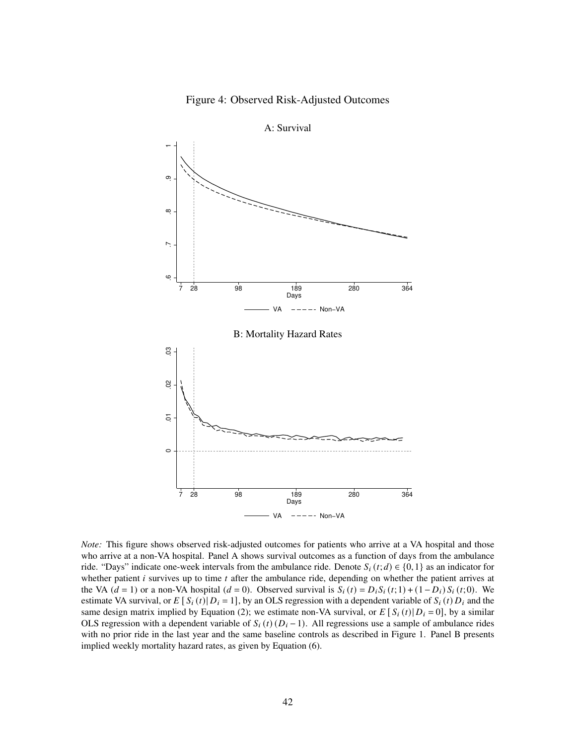Figure 4: Observed Risk-Adjusted Outcomes

A: Survival

B: Mortality Hazard Rates

*Note:* This figure shows observed risk-adjusted outcomes for patients who arrive at a VA hospital and those who arrive at a non-VA hospital. Panel A shows survival outcomes as a function of days from the ambulance ride. "Days" indicate one-week intervals from the ambulance ride. Denote $S_i(t;d) \in \{0,1\}$ as an indicator for whether patient $i$ survives up to time $t$ after the ambulance ride, depending on whether the patient arrives at the VA ($d = 1$) or a non-VA hospital ($d = 0$). Observed survival is $S_i(t) = D_i S_i(t;1) + (1 - D_i) S_i(t;0)$. We estimate VA survival, or $E[S_i(t)|D_i = 1]$, by an OLS regression with a dependent variable of $S_i(t) D_i$ and the same design matrix implied by Equation (2); we estimate non-VA survival, or $E[S_i(t)|D_i = 0]$, by a similar OLS regression with a dependent variable of $S_i(t)(D_i - 1)$. All regressions use a sample of ambulance rides with no prior ride in the last year and the same baseline controls as described in Figure 1. Panel B presents implied weekly mortality hazard rates, as given by Equation (6).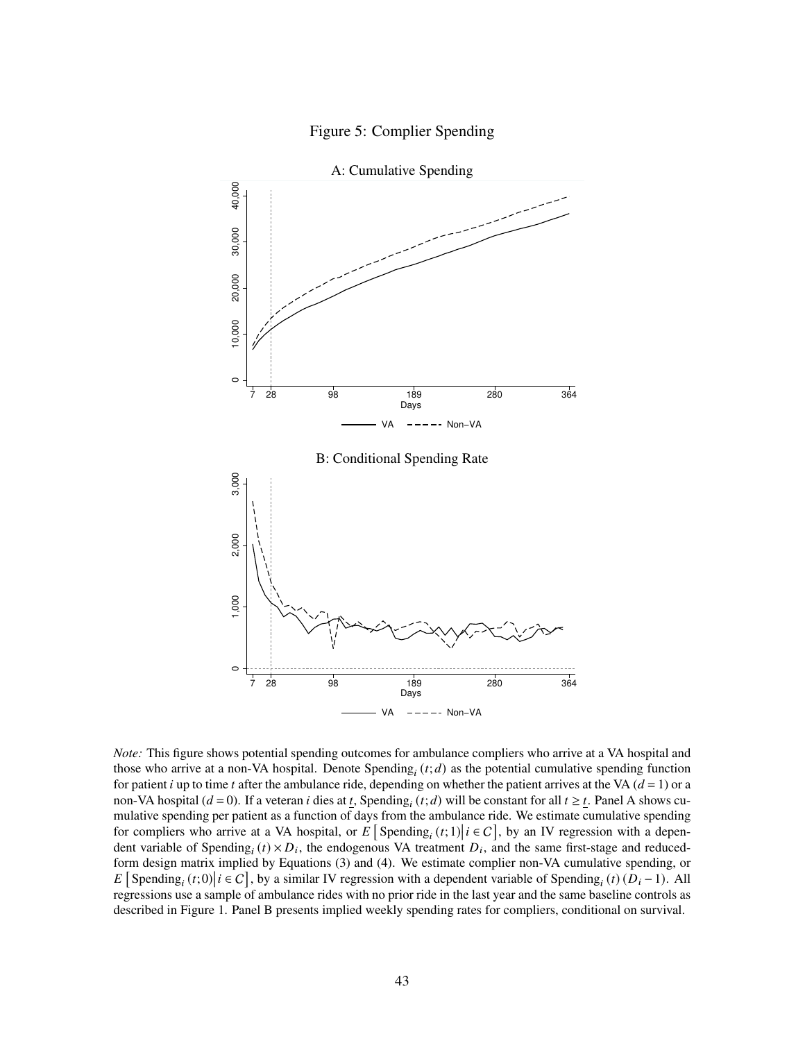Figure 5: Complier Spending

A: Cumulative Spending

B: Conditional Spending Rate

*Note:* This figure shows potential spending outcomes for ambulance compliers who arrive at a VA hospital and those who arrive at a non-VA hospital. Denote $\text{Spending}_i(t;d)$ as the potential cumulative spending function for patient $i$ up to time $t$ after the ambulance ride, depending on whether the patient arrives at the VA ($d=1$) or a non-VA hospital ($d=0$). If a veteran $i$ dies at $\underline{t}$, $\text{Spending}_i(t;d)$ will be constant for all $t \geq \underline{t}$. Panel A shows cumulative spending per patient as a function of days from the ambulance ride. We estimate cumulative spending for compliers who arrive at a VA hospital, or $E\left[\text{Spending}_i(t;1) \middle| i \in \mathcal{C}\right]$, by an IV regression with a dependent variable of $\text{Spending}_i(t) \times D_i$, the endogenous VA treatment $D_i$, and the same first-stage and reduced-form design matrix implied by Equations (3) and (4). We estimate complier non-VA cumulative spending, or $E\left[\text{Spending}_i(t;0) \middle| i \in \mathcal{C}\right]$, by a similar IV regression with a dependent variable of $\text{Spending}_i(t)(D_i - 1)$. All regressions use a sample of ambulance rides with no prior ride in the last year and the same baseline controls as described in Figure 1. Panel B presents implied weekly spending rates for compliers, conditional on survival.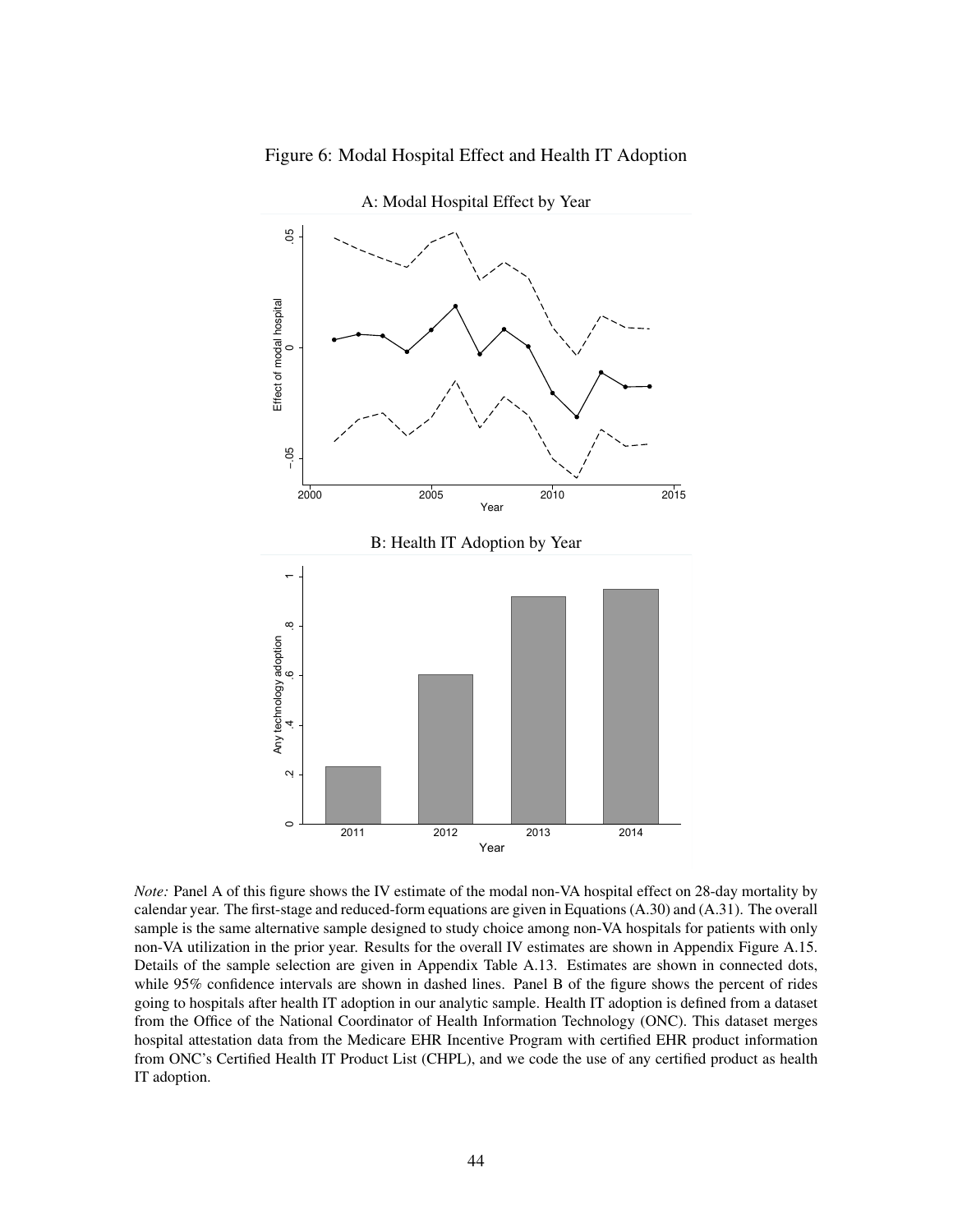Figure 6: Modal Hospital Effect and Health IT Adoption

A: Modal Hospital Effect by Year

B: Health IT Adoption by Year

*Note:* Panel A of this figure shows the IV estimate of the modal non-VA hospital effect on 28-day mortality by calendar year. The first-stage and reduced-form equations are given in Equations (A.30) and (A.31). The overall sample is the same alternative sample designed to study choice among non-VA hospitals for patients with only non-VA utilization in the prior year. Results for the overall IV estimates are shown in Appendix Figure A.15. Details of the sample selection are given in Appendix Table A.13. Estimates are shown in connected dots, while 95% confidence intervals are shown in dashed lines. Panel B of the figure shows the percent of rides going to hospitals after health IT adoption in our analytic sample. Health IT adoption is defined from a dataset from the Office of the National Coordinator of Health Information Technology (ONC). This dataset merges hospital attestation data from the Medicare EHR Incentive Program with certified EHR product information from ONC's Certified Health IT Product List (CHPL), and we code the use of any certified product as health IT adoption.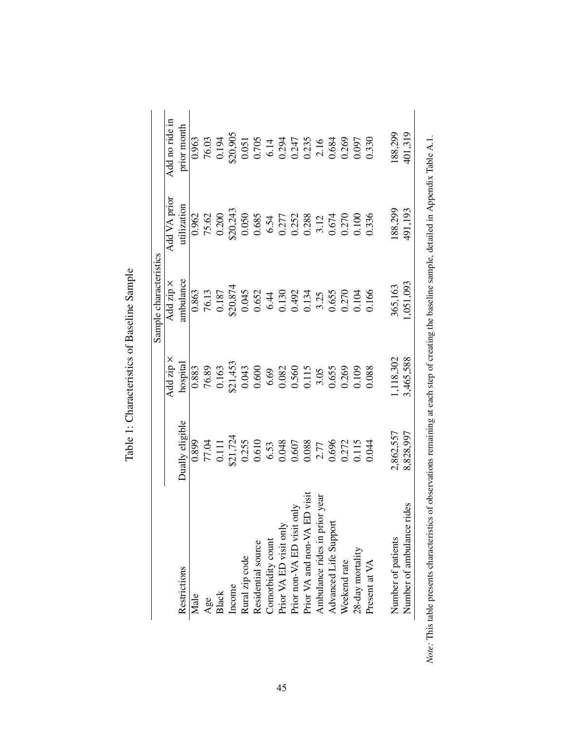# Table 1: Characteristics of Baseline Sample

| Restrictions | Dually eligible | Add zip × hospital | Add zip × ambulance | Add VA prior utilization | Add no ride in prior month |
|---|---|---|---|---|---|
| | | Sample characteristics | | | |
| Male | 0.899 | 0.883 | 0.863 | 0.962 | 0.963 |
| Age | 77.04 | 76.89 | 76.13 | 75.62 | 76.03 |
| Black | 0.111 | 0.163 | 0.187 | 0.200 | 0.194 |
| Income | $21,724 | $21,453 | $20,874 | $20,243 | $20,905 |
| Rural zip code | 0.255 | 0.043 | 0.045 | 0.050 | 0.051 |
| Residential source | 0.610 | 0.600 | 0.652 | 0.685 | 0.705 |
| Comorbidity count | 6.53 | 6.69 | 6.44 | 6.54 | 6.14 |
| Prior VA ED visit only | 0.048 | 0.082 | 0.130 | 0.277 | 0.294 |
| Prior non-VA ED visit only | 0.607 | 0.560 | 0.492 | 0.252 | 0.247 |
| Prior VA and non-VA ED visit | 0.088 | 0.115 | 0.134 | 0.288 | 0.235 |
| Ambulance rides in prior year | 2.77 | 3.05 | 3.25 | 3.12 | 2.16 |
| Advanced Life Support | 0.696 | 0.655 | 0.655 | 0.674 | 0.684 |
| Weekend rate | 0.272 | 0.269 | 0.270 | 0.270 | 0.269 |
| 28-day mortality | 0.115 | 0.109 | 0.104 | 0.100 | 0.097 |
| Present at VA | 0.044 | 0.088 | 0.166 | 0.336 | 0.330 |
| | | | | | |
| Number of patients | 2,862,557 | 1,118,302 | 365,163 | 188,299 | 188,299 |
| Number of ambulance rides | 8,828,997 | 3,465,588 | 1,051,093 | 491,193 | 401,319 |

*Note:* This table presents characteristics of observations remaining at each step of creating the baseline sample, detailed in Appendix Table A.1.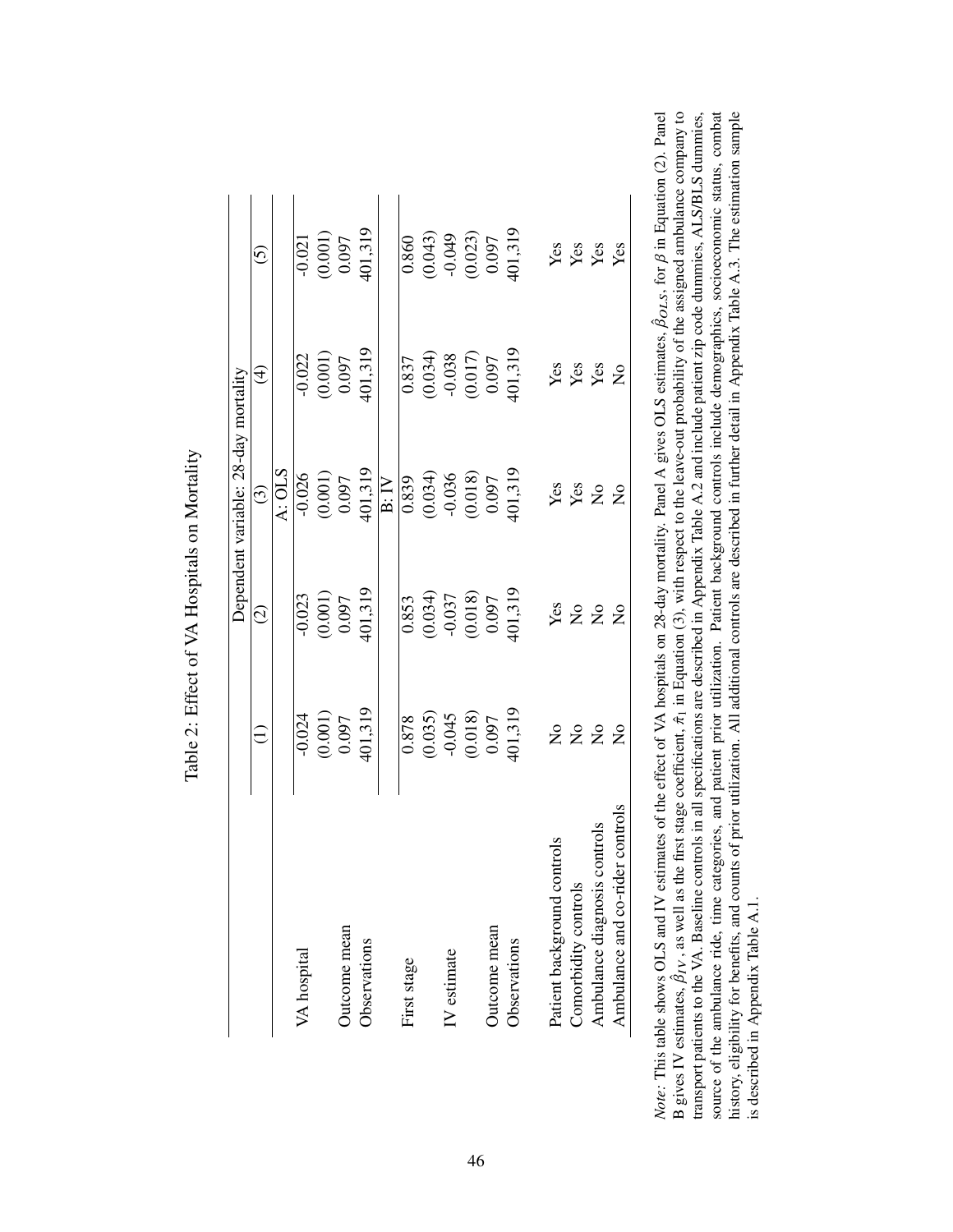Table 2: Effect of VA Hospitals on Mortality

| | Dependent variable: 28-day mortality | | | | |
|---|---|---|---|---|---|
| | (1) | (2) | (3) | (4) | (5) |
| | | | A: OLS | | |
| VA hospital | -0.024 | -0.023 | -0.026 | -0.022 | -0.021 |
| | (0.001) | (0.001) | (0.001) | (0.001) | (0.001) |
| Outcome mean | 0.097 | 0.097 | 0.097 | 0.097 | 0.097 |
| Observations | 401,319 | 401,319 | 401,319 | 401,319 | 401,319 |
| | | | B: IV | | |
| First stage | 0.878 | 0.853 | 0.839 | 0.837 | 0.860 |
| | (0.035) | (0.034) | (0.034) | (0.034) | (0.043) |
| IV estimate | -0.045 | -0.037 | -0.036 | -0.038 | -0.049 |
| | (0.018) | (0.018) | (0.018) | (0.017) | (0.023) |
| Outcome mean | 0.097 | 0.097 | 0.097 | 0.097 | 0.097 |
| Observations | 401,319 | 401,319 | 401,319 | 401,319 | 401,319 |
| | | | | | |
| Patient background controls | No | Yes | Yes | Yes | Yes |
| Comorbidity controls | No | No | Yes | Yes | Yes |
| Ambulance diagnosis controls | No | No | No | Yes | Yes |
| Ambulance and co-rider controls | No | No | No | No | Yes |

*Note:* This table shows OLS and IV estimates of the effect of VA hospitals on 28-day mortality. Panel A gives OLS estimates, $\hat{\beta}_{OLS}$, for $\beta$ in Equation (2). Panel B gives IV estimates, $\hat{\beta}_{IV}$, as well as the first stage coefficient, $\hat{\pi}_1$ in Equation (3), with respect to the leave-out probability of the assigned ambulance company to transport patients to the VA. Baseline controls in all specifications are described in Appendix Table A.2 and include patient zip code dummies, ALS/BLS dummies, source of the ambulance ride, time categories, and patient prior utilization. Patient background controls include demographics, socioeconomic status, combat history, eligibility for benefits, and counts of prior utilization. All additional controls are described in further detail in Appendix Table A.3. The estimation sample is described in Appendix Table A.1.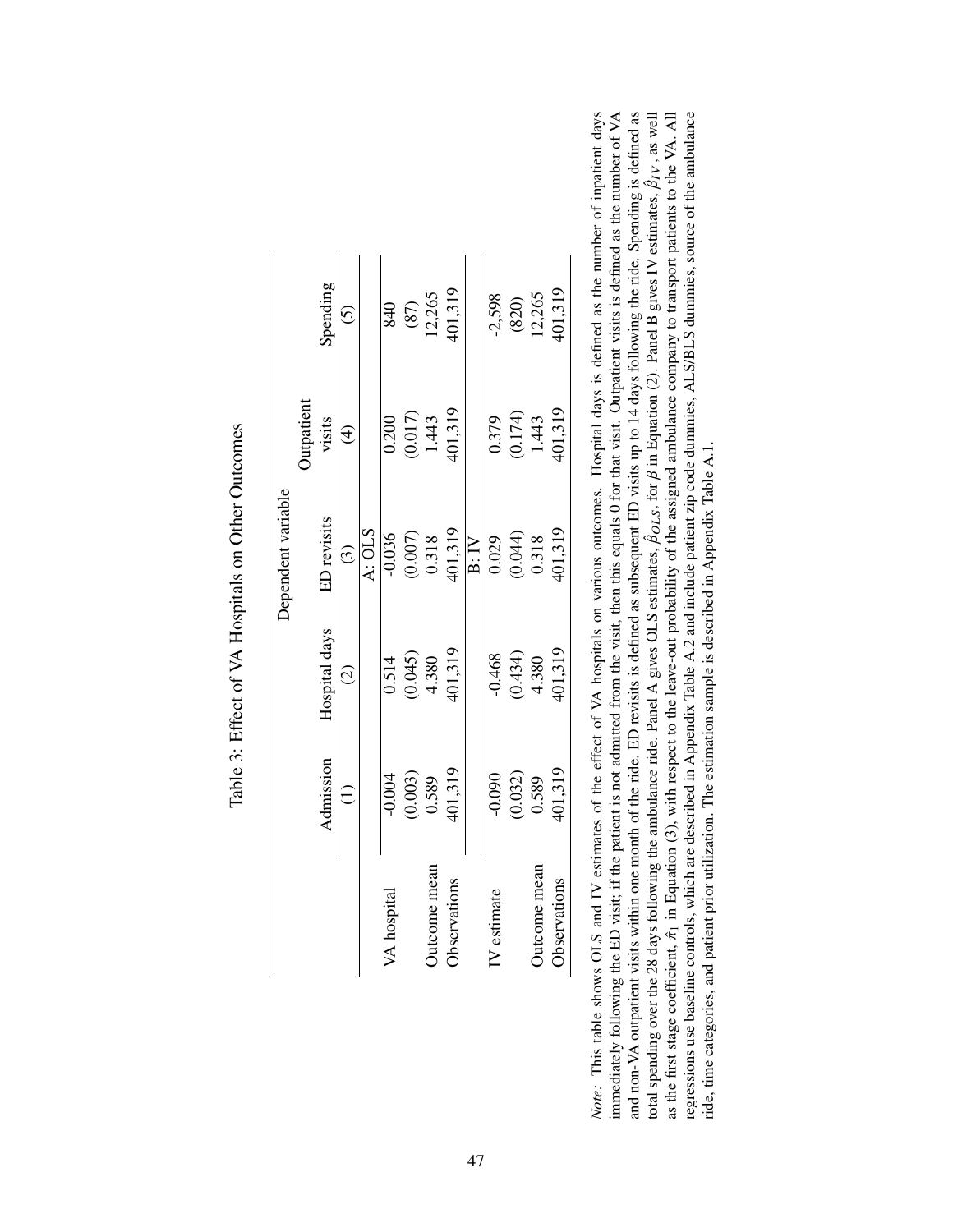Table 3: Effect of VA Hospitals on Other Outcomes

| | Dependent variable | | | | |
|---|---|---|---|---|---|
| | Admission | Hospital days | ED revisits | Outpatient visits | Spending |
| | (1) | (2) | (3) | (4) | (5) |
| | A: OLS | | | | |
| VA hospital | -0.004 | 0.514 | -0.036 | 0.200 | 840 |
| | (0.003) | (0.045) | (0.007) | (0.017) | (87) |
| Outcome mean | 0.589 | 4.380 | 0.318 | 1.443 | 12,265 |
| Observations | 401,319 | 401,319 | 401,319 | 401,319 | 401,319 |
| | B: IV | | | | |
| IV estimate | -0.090 | -0.468 | 0.029 | 0.379 | -2,598 |
| | (0.032) | (0.434) | (0.044) | (0.174) | (820) |
| Outcome mean | 0.589 | 4.380 | 0.318 | 1.443 | 12,265 |
| Observations | 401,319 | 401,319 | 401,319 | 401,319 | 401,319 |

*Note:* This table shows OLS and IV estimates of the effect of VA hospitals on various outcomes. Hospital days is defined as the number of inpatient days immediately following the ED visit; if the patient is not admitted from the visit, then this equals 0 for that visit. Outpatient visits is defined as the number of VA and non-VA outpatient visits within one month of the ride. ED revisits is defined as subsequent ED visits up to 14 days following the ride. Spending is defined as total spending over the 28 days following the ambulance ride. Panel A gives OLS estimates, $\hat{\beta}_{OLS}$, for $\beta$ in Equation (2). Panel B gives IV estimates, $\hat{\beta}_{IV}$, as well as the first stage coefficient, $\hat{\pi}_1$ in Equation (3), with respect to the leave-out probability of the assigned ambulance company to transport patients to the VA. All regressions use baseline controls, which are described in Appendix Table A.2 and include patient zip code dummies, ALS/BLS dummies, source of the ambulance ride, time categories, and patient prior utilization. The estimation sample is described in Appendix Table A.1.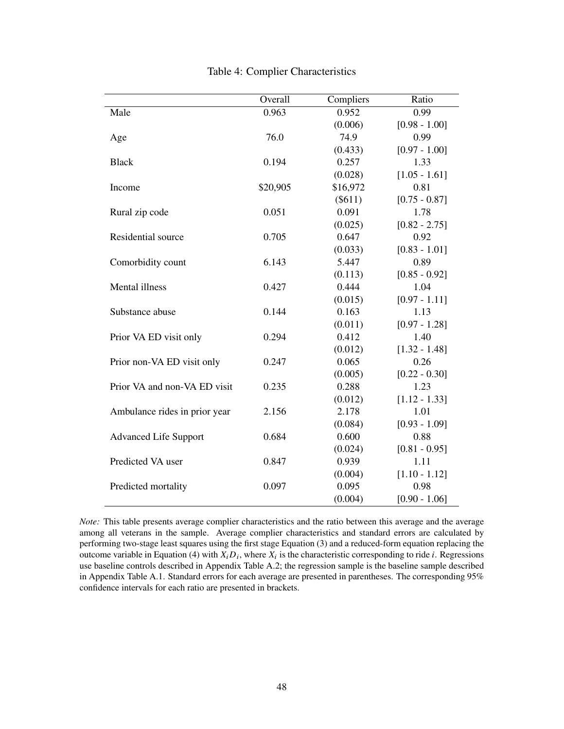# Table 4: Complier Characteristics

| | Overall | Compliers | Ratio |
|---|---|---|---|
| Male | 0.963 | 0.952 | 0.99 |
| | | (0.006) | [0.98 - 1.00] |
| Age | 76.0 | 74.9 | 0.99 |
| | | (0.433) | [0.97 - 1.00] |
| Black | 0.194 | 0.257 | 1.33 |
| | | (0.028) | [1.05 - 1.61] |
| Income | $20,905 | $16,972 | 0.81 |
| | | ($611) | [0.75 - 0.87] |
| Rural zip code | 0.051 | 0.091 | 1.78 |
| | | (0.025) | [0.82 - 2.75] |
| Residential source | 0.705 | 0.647 | 0.92 |
| | | (0.033) | [0.83 - 1.01] |
| Comorbidity count | 6.143 | 5.447 | 0.89 |
| | | (0.113) | [0.85 - 0.92] |
| Mental illness | 0.427 | 0.444 | 1.04 |
| | | (0.015) | [0.97 - 1.11] |
| Substance abuse | 0.144 | 0.163 | 1.13 |
| | | (0.011) | [0.97 - 1.28] |
| Prior VA ED visit only | 0.294 | 0.412 | 1.40 |
| | | (0.012) | [1.32 - 1.48] |
| Prior non-VA ED visit only | 0.247 | 0.065 | 0.26 |
| | | (0.005) | [0.22 - 0.30] |
| Prior VA and non-VA ED visit | 0.235 | 0.288 | 1.23 |
| | | (0.012) | [1.12 - 1.33] |
| Ambulance rides in prior year | 2.156 | 2.178 | 1.01 |
| | | (0.084) | [0.93 - 1.09] |
| Advanced Life Support | 0.684 | 0.600 | 0.88 |
| | | (0.024) | [0.81 - 0.95] |
| Predicted VA user | 0.847 | 0.939 | 1.11 |
| | | (0.004) | [1.10 - 1.12] |
| Predicted mortality | 0.097 | 0.095 | 0.98 |
| | | (0.004) | [0.90 - 1.06] |

*Note:* This table presents average complier characteristics and the ratio between this average and the average among all veterans in the sample. Average complier characteristics and standard errors are calculated by performing two-stage least squares using the first stage Equation (3) and a reduced-form equation replacing the outcome variable in Equation (4) with $X_i D_i$, where $X_i$ is the characteristic corresponding to ride $i$. Regressions use baseline controls described in Appendix Table A.2; the regression sample is the baseline sample described in Appendix Table A.1. Standard errors for each average are presented in parentheses. The corresponding 95% confidence intervals for each ratio are presented in brackets.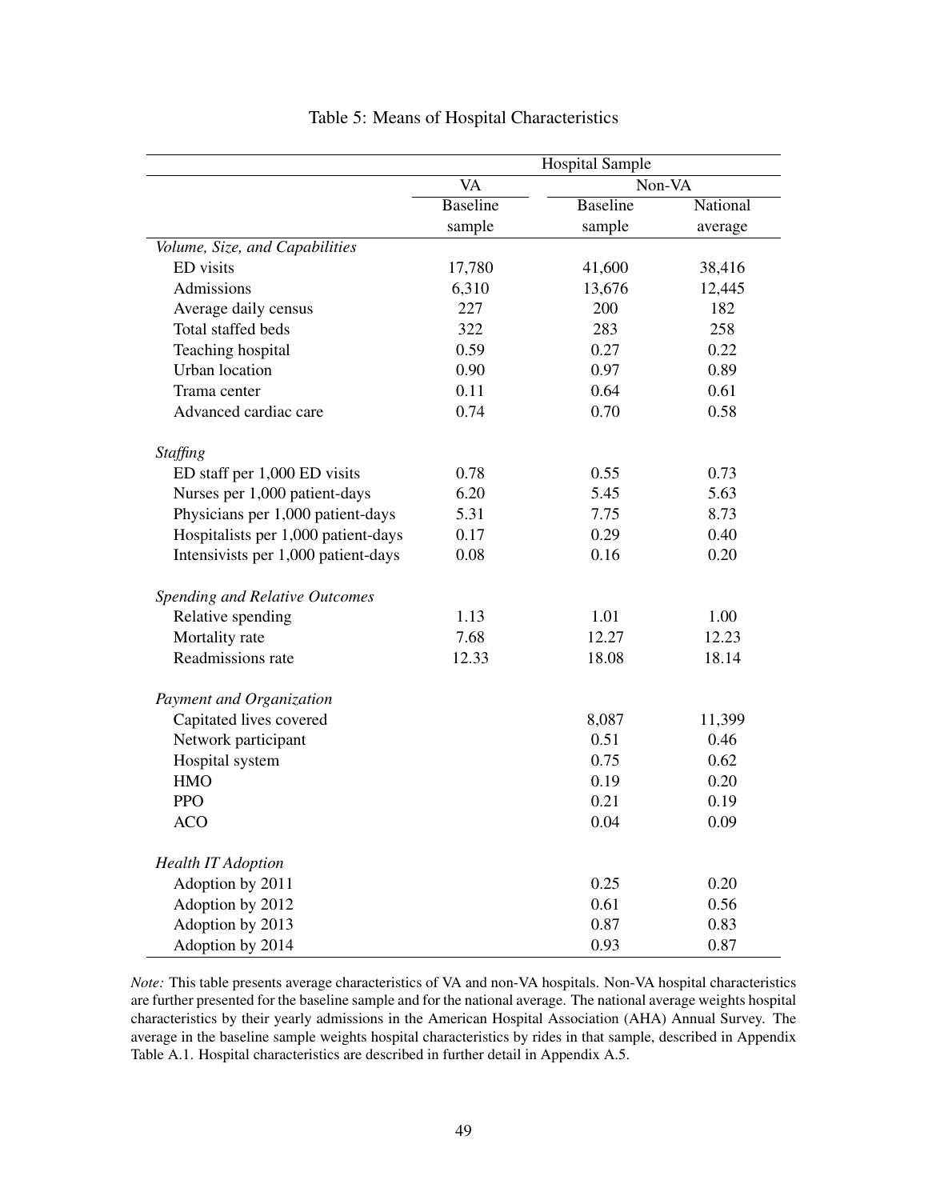Table 5: Means of Hospital Characteristics

| | Hospital Sample | | |
|---|---|---|---|
| | VA | Non-VA | |
| | Baseline sample | Baseline sample | National average |
| *Volume, Size, and Capabilities* | | | |
| ED visits | 17,780 | 41,600 | 38,416 |
| Admissions | 6,310 | 13,676 | 12,445 |
| Average daily census | 227 | 200 | 182 |
| Total staffed beds | 322 | 283 | 258 |
| Teaching hospital | 0.59 | 0.27 | 0.22 |
| Urban location | 0.90 | 0.97 | 0.89 |
| Trama center | 0.11 | 0.64 | 0.61 |
| Advanced cardiac care | 0.74 | 0.70 | 0.58 |
| *Staffing* | | | |
| ED staff per 1,000 ED visits | 0.78 | 0.55 | 0.73 |
| Nurses per 1,000 patient-days | 6.20 | 5.45 | 5.63 |
| Physicians per 1,000 patient-days | 5.31 | 7.75 | 8.73 |
| Hospitalists per 1,000 patient-days | 0.17 | 0.29 | 0.40 |
| Intensivists per 1,000 patient-days | 0.08 | 0.16 | 0.20 |
| *Spending and Relative Outcomes* | | | |
| Relative spending | 1.13 | 1.01 | 1.00 |
| Mortality rate | 7.68 | 12.27 | 12.23 |
| Readmissions rate | 12.33 | 18.08 | 18.14 |
| *Payment and Organization* | | | |
| Capitated lives covered | | 8,087 | 11,399 |
| Network participant | | 0.51 | 0.46 |
| Hospital system | | 0.75 | 0.62 |
| HMO | | 0.19 | 0.20 |
| PPO | | 0.21 | 0.19 |
| ACO | | 0.04 | 0.09 |
| *Health IT Adoption* | | | |
| Adoption by 2011 | | 0.25 | 0.20 |
| Adoption by 2012 | | 0.61 | 0.56 |
| Adoption by 2013 | | 0.87 | 0.83 |
| Adoption by 2014 | | 0.93 | 0.87 |

*Note:* This table presents average characteristics of VA and non-VA hospitals. Non-VA hospital characteristics are further presented for the baseline sample and for the national average. The national average weights hospital characteristics by their yearly admissions in the American Hospital Association (AHA) Annual Survey. The average in the baseline sample weights hospital characteristics by rides in that sample, described in Appendix Table A.1. Hospital characteristics are described in further detail in Appendix A.5.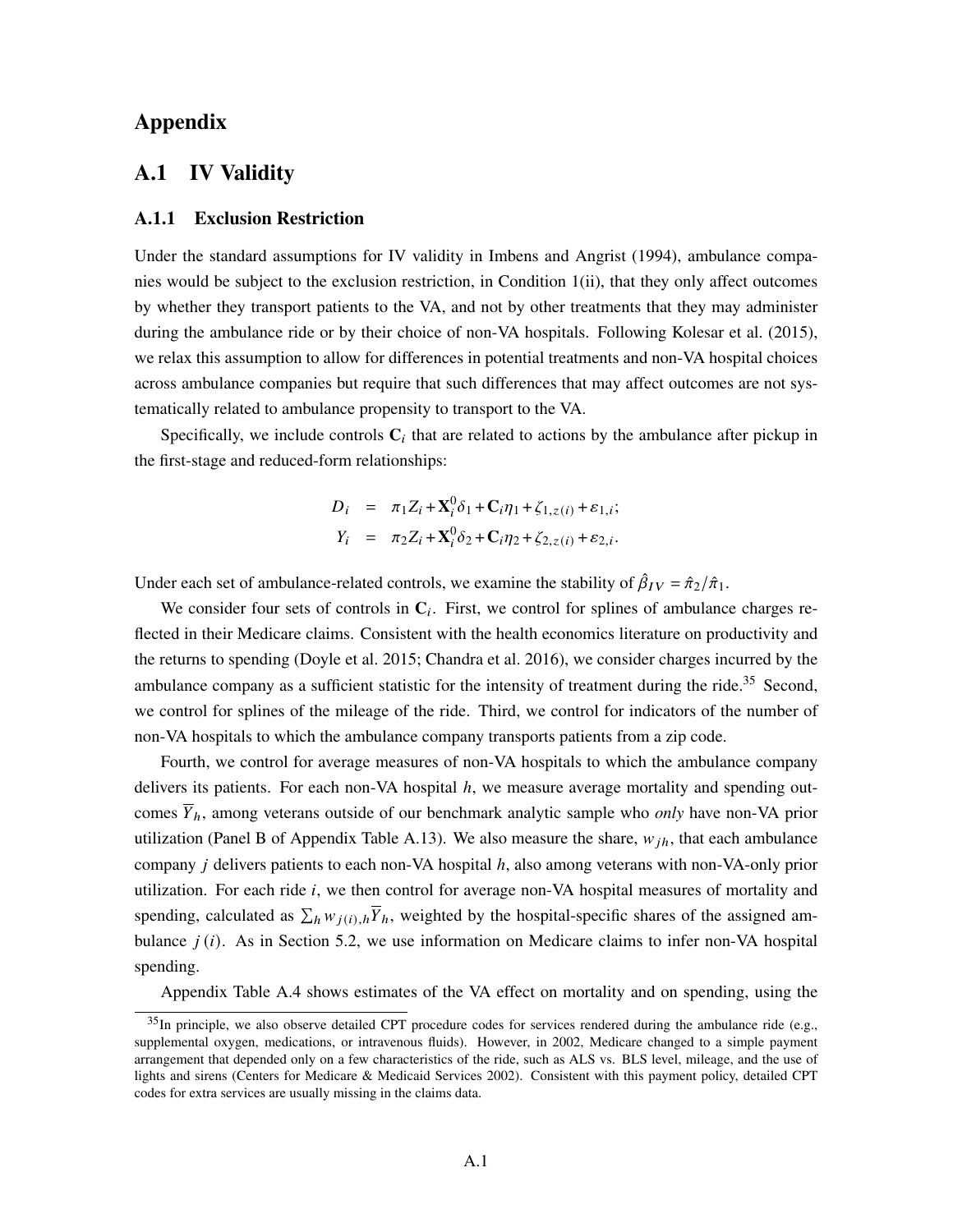# Appendix

## A.1 IV Validity

### A.1.1 Exclusion Restriction

Under the standard assumptions for IV validity in Imbens and Angrist (1994), ambulance companies would be subject to the exclusion restriction, in Condition 1(ii), that they only affect outcomes by whether they transport patients to the VA, and not by other treatments that they may administer during the ambulance ride or by their choice of non-VA hospitals. Following Kolesar et al. (2015), we relax this assumption to allow for differences in potential treatments and non-VA hospital choices across ambulance companies but require that such differences that may affect outcomes are not systematically related to ambulance propensity to transport to the VA.

Specifically, we include controls $\mathbf{C}_i$ that are related to actions by the ambulance after pickup in the first-stage and reduced-form relationships:

$$
\begin{aligned}
D_i &= \pi_1 Z_i + \mathbf{X}_i^0 \delta_1 + \mathbf{C}_i \eta_1 + \zeta_{1,z(i)} + \varepsilon_{1,i}; \\
Y_i &= \pi_2 Z_i + \mathbf{X}_i^0 \delta_2 + \mathbf{C}_i \eta_2 + \zeta_{2,z(i)} + \varepsilon_{2,i}.
\end{aligned}
$$

Under each set of ambulance-related controls, we examine the stability of $\hat{\beta}_{IV} = \hat{\pi}_2 / \hat{\pi}_1$.

We consider four sets of controls in $\mathbf{C}_i$. First, we control for splines of ambulance charges reflected in their Medicare claims. Consistent with the health economics literature on productivity and the returns to spending (Doyle et al. 2015; Chandra et al. 2016), we consider charges incurred by the ambulance company as a sufficient statistic for the intensity of treatment during the ride.[35] Second, we control for splines of the mileage of the ride. Third, we control for indicators of the number of non-VA hospitals to which the ambulance company transports patients from a zip code.

Fourth, we control for average measures of non-VA hospitals to which the ambulance company delivers its patients. For each non-VA hospital $h$, we measure average mortality and spending outcomes $\overline{Y}_h$, among veterans outside of our benchmark analytic sample who *only* have non-VA prior utilization (Panel B of Appendix Table A.13). We also measure the share, $w_{jh}$, that each ambulance company $j$ delivers patients to each non-VA hospital $h$, also among veterans with non-VA-only prior utilization. For each ride $i$, we then control for average non-VA hospital measures of mortality and spending, calculated as $\sum_h w_{j(i),h} \overline{Y}_h$, weighted by the hospital-specific shares of the assigned ambulance $j(i)$. As in Section 5.2, we use information on Medicare claims to infer non-VA hospital spending.

Appendix Table A.4 shows estimates of the VA effect on mortality and on spending, using the

[35] In principle, we also observe detailed CPT procedure codes for services rendered during the ambulance ride (e.g., supplemental oxygen, medications, or intravenous fluids). However, in 2002, Medicare changed to a simple payment arrangement that depended only on a few characteristics of the ride, such as ALS vs. BLS level, mileage, and the use of lights and sirens (Centers for Medicare & Medicaid Services 2002). Consistent with this payment policy, detailed CPT codes for extra services are usually missing in the claims data.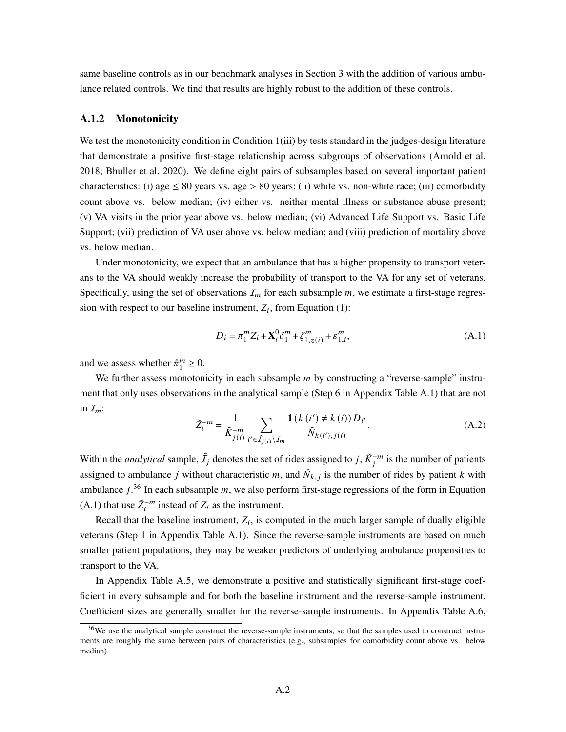same baseline controls as in our benchmark analyses in Section 3 with the addition of various ambulance related controls. We find that results are highly robust to the addition of these controls.

### A.1.2 Monotonicity

We test the monotonicity condition in Condition 1(iii) by tests standard in the judges-design literature that demonstrate a positive first-stage relationship across subgroups of observations (Arnold et al. 2018; Bhuller et al. 2020). We define eight pairs of subsamples based on several important patient characteristics: (i) age $\leq$ 80 years vs. age $>$ 80 years; (ii) white vs. non-white race; (iii) comorbidity count above vs. below median; (iv) either vs. neither mental illness or substance abuse present; (v) VA visits in the prior year above vs. below median; (vi) Advanced Life Support vs. Basic Life Support; (vii) prediction of VA user above vs. below median; and (viii) prediction of mortality above vs. below median.

Under monotonicity, we expect that an ambulance that has a higher propensity to transport veterans to the VA should weakly increase the probability of transport to the VA for any set of veterans. Specifically, using the set of observations $\mathcal{I}_m$ for each subsample $m$, we estimate a first-stage regression with respect to our baseline instrument, $Z_i$, from Equation (1):

$$D_i = \pi_1^m Z_i + \mathbf{X}_i^0 \delta_1^m + \zeta_{1,z(i)}^m + \varepsilon_{1,i}^m, \tag{A.1}$$

and we assess whether $\hat{\pi}_1^m \geq 0$.

We further assess monotonicity in each subsample $m$ by constructing a "reverse-sample" instrument that only uses observations in the analytical sample (Step 6 in Appendix Table A.1) that are not in $\mathcal{I}_m$:

$$\tilde{Z}_i^{-m} = \frac{1}{\tilde{K}_{j(i)}^{-m}} \sum_{i' \in \tilde{\mathcal{I}}_{j(i)} \setminus \mathcal{I}_m} \frac{\mathbf{1}\left(k\left(i'\right) \neq k\left(i\right)\right) D_{i'}}{\tilde{N}_{k(i'),j(i)}}. \tag{A.2}$$

Within the *analytical* sample, $\tilde{\mathcal{I}}_j$ denotes the set of rides assigned to $j$, $\tilde{K}_j^{-m}$ is the number of patients assigned to ambulance $j$ without characteristic $m$, and $\tilde{N}_{k,j}$ is the number of rides by patient $k$ with ambulance $j$.[36] In each subsample $m$, we also perform first-stage regressions of the form in Equation (A.1) that use $\tilde{Z}_i^{-m}$ instead of $Z_i$ as the instrument.

Recall that the baseline instrument, $Z_i$, is computed in the much larger sample of dually eligible veterans (Step 1 in Appendix Table A.1). Since the reverse-sample instruments are based on much smaller patient populations, they may be weaker predictors of underlying ambulance propensities to transport to the VA.

In Appendix Table A.5, we demonstrate a positive and statistically significant first-stage coefficient in every subsample and for both the baseline instrument and the reverse-sample instrument. Coefficient sizes are generally smaller for the reverse-sample instruments. In Appendix Table A.6,

[36] We use the analytical sample construct the reverse-sample instruments, so that the samples used to construct instruments are roughly the same between pairs of characteristics (e.g., subsamples for comorbidity count above vs. below median).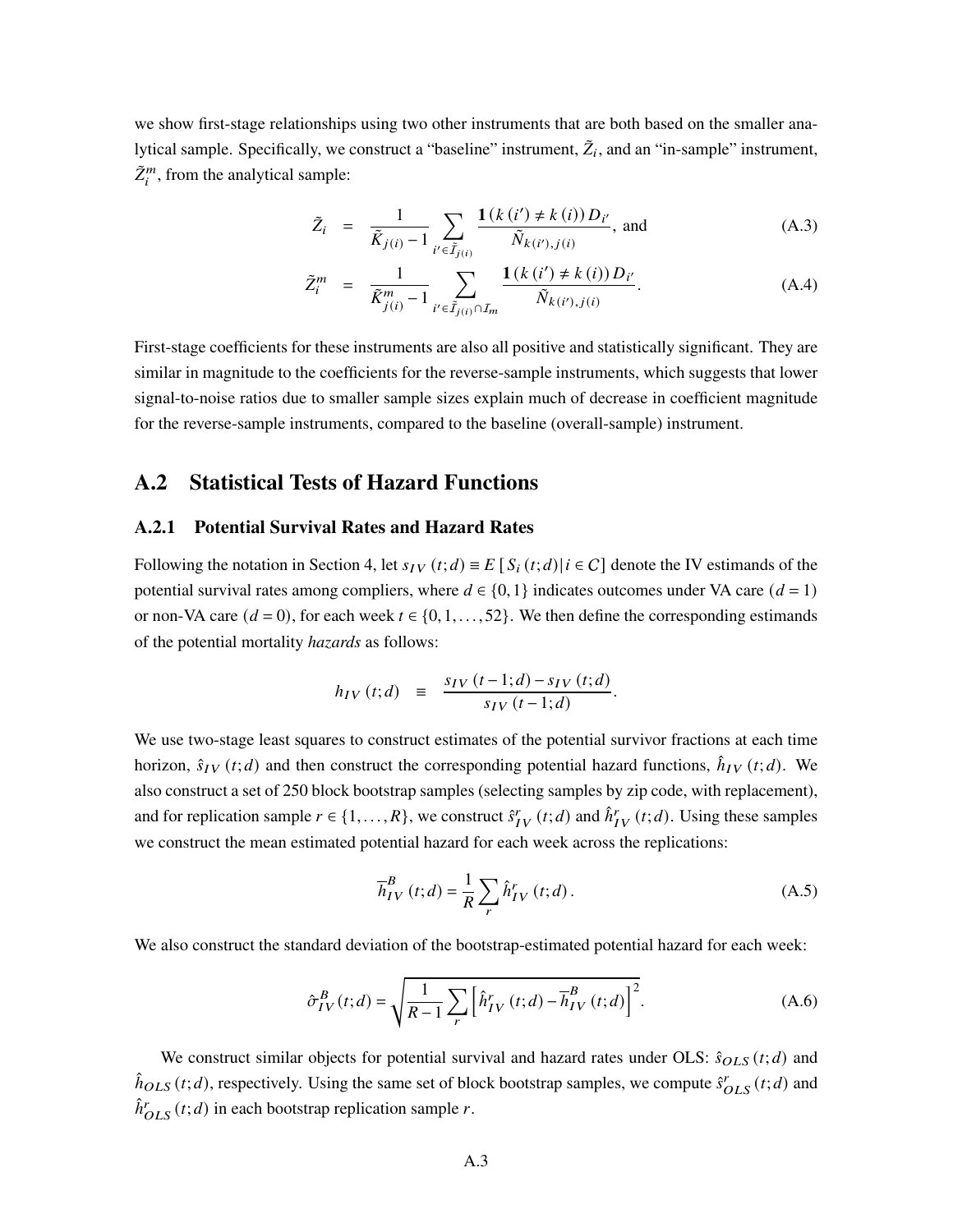we show first-stage relationships using two other instruments that are both based on the smaller analytical sample. Specifically, we construct a "baseline" instrument, $\tilde{Z}_i$, and an "in-sample" instrument, $\tilde{Z}_i^m$, from the analytical sample:

$$\tilde{Z}_i = \frac{1}{\tilde{K}_{j(i)} - 1} \sum_{i' \in \tilde{\mathcal{I}}_{j(i)}} \frac{\mathbf{1}\left(k\left(i'\right) \neq k\left(i\right)\right) D_{i'}}{\tilde{N}_{k(i'),j(i)}}, \text{ and} \tag{A.3}$$

$$\tilde{Z}_i^m = \frac{1}{\tilde{K}_{j(i)}^m - 1} \sum_{i' \in \tilde{\mathcal{I}}_{j(i)} \cap \mathcal{I}_m} \frac{\mathbf{1}\left(k\left(i'\right) \neq k\left(i\right)\right) D_{i'}}{\tilde{N}_{k(i'),j(i)}}. \tag{A.4}$$

First-stage coefficients for these instruments are also all positive and statistically significant. They are similar in magnitude to the coefficients for the reverse-sample instruments, which suggests that lower signal-to-noise ratios due to smaller sample sizes explain much of decrease in coefficient magnitude for the reverse-sample instruments, compared to the baseline (overall-sample) instrument.

## A.2 Statistical Tests of Hazard Functions

### A.2.1 Potential Survival Rates and Hazard Rates

Following the notation in Section 4, let $s_{IV}(t;d) \equiv E\left[S_i(t;d) | i \in C\right]$ denote the IV estimands of the potential survival rates among compliers, where $d \in \{0, 1\}$ indicates outcomes under VA care ($d = 1$) or non-VA care ($d = 0$), for each week $t \in \{0, 1, \ldots, 52\}$. We then define the corresponding estimands of the potential mortality *hazards* as follows:

$$h_{IV}(t;d) \equiv \frac{s_{IV}(t-1;d) - s_{IV}(t;d)}{s_{IV}(t-1;d)}.$$

We use two-stage least squares to construct estimates of the potential survivor fractions at each time horizon, $\hat{s}_{IV}(t;d)$ and then construct the corresponding potential hazard functions, $\hat{h}_{IV}(t;d)$. We also construct a set of 250 block bootstrap samples (selecting samples by zip code, with replacement), and for replication sample $r \in \{1, \ldots, R\}$, we construct $\hat{s}_{IV}^r(t;d)$ and $\hat{h}_{IV}^r(t;d)$. Using these samples we construct the mean estimated potential hazard for each week across the replications:

$$\overline{h}_{IV}^B(t;d) = \frac{1}{R} \sum_r \hat{h}_{IV}^r(t;d). \tag{A.5}$$

We also construct the standard deviation of the bootstrap-estimated potential hazard for each week:

$$\hat{\sigma}_{IV}^B(t;d) = \sqrt{\frac{1}{R-1} \sum_r \left[\hat{h}_{IV}^r(t;d) - \overline{h}_{IV}^B(t;d)\right]^2}. \tag{A.6}$$

We construct similar objects for potential survival and hazard rates under OLS: $\hat{s}_{OLS}(t;d)$ and $\hat{h}_{OLS}(t;d)$, respectively. Using the same set of block bootstrap samples, we compute $\hat{s}_{OLS}^r(t;d)$ and $\hat{h}_{OLS}^r(t;d)$ in each bootstrap replication sample $r$.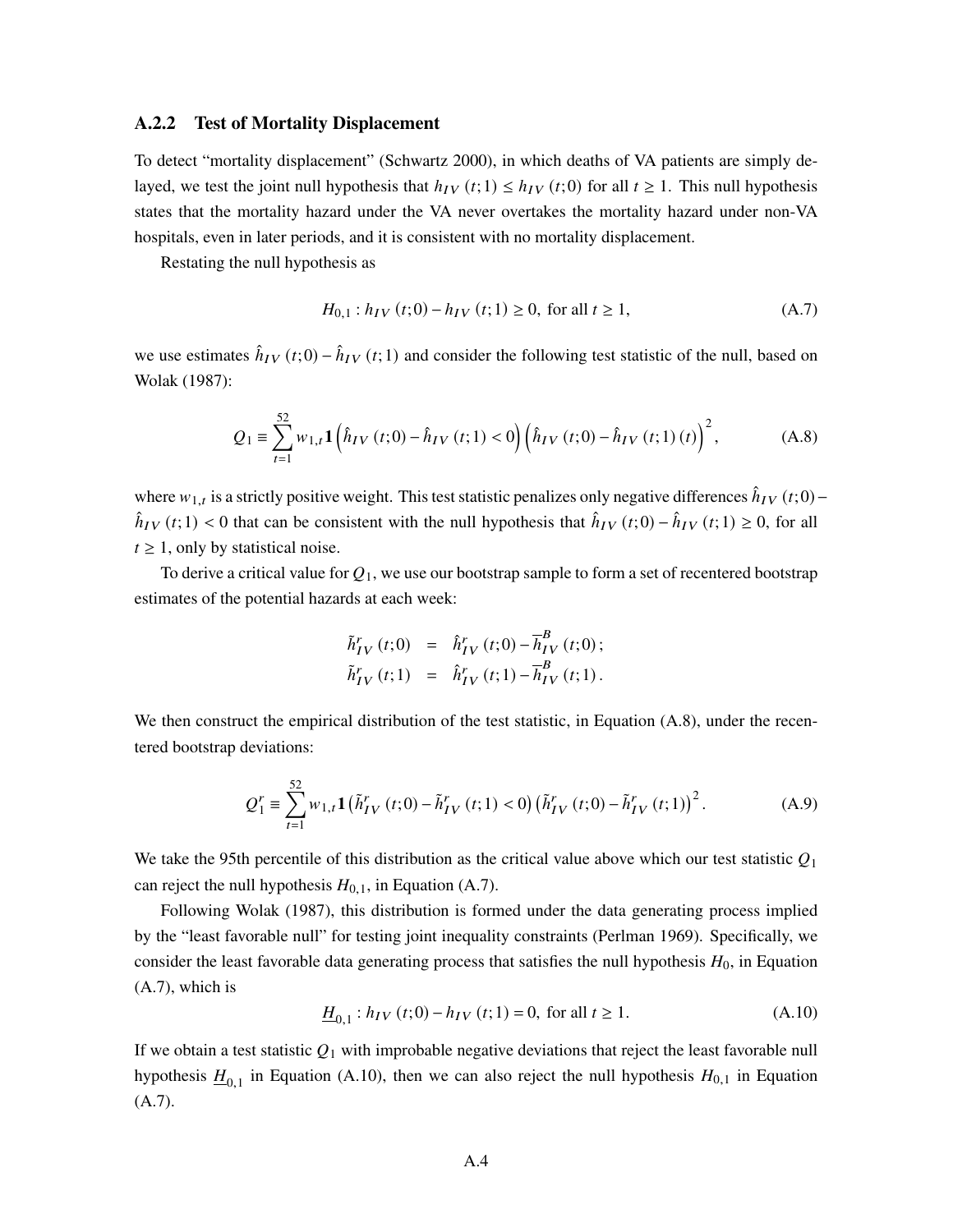### A.2.2 Test of Mortality Displacement

To detect "mortality displacement" (Schwartz 2000), in which deaths of VA patients are simply delayed, we test the joint null hypothesis that $h_{IV}(t;1) \leq h_{IV}(t;0)$ for all $t \geq 1$. This null hypothesis states that the mortality hazard under the VA never overtakes the mortality hazard under non-VA hospitals, even in later periods, and it is consistent with no mortality displacement.

Restating the null hypothesis as

$$H_{0,1} : h_{IV}(t;0) - h_{IV}(t;1) \geq 0, \text{ for all } t \geq 1, \tag{A.7}$$

we use estimates $\hat{h}_{IV}(t;0) - \hat{h}_{IV}(t;1)$ and consider the following test statistic of the null, based on Wolak (1987):

$$Q_1 \equiv \sum_{t=1}^{52} w_{1,t} \mathbf{1}\left(\hat{h}_{IV}(t;0) - \hat{h}_{IV}(t;1) < 0\right)\left(\hat{h}_{IV}(t;0) - \hat{h}_{IV}(t;1)(t)\right)^2, \tag{A.8}$$

where $w_{1,t}$ is a strictly positive weight. This test statistic penalizes only negative differences $\hat{h}_{IV}(t;0) - \hat{h}_{IV}(t;1) < 0$ that can be consistent with the null hypothesis that $\hat{h}_{IV}(t;0) - \hat{h}_{IV}(t;1) \geq 0$, for all $t \geq 1$, only by statistical noise.

To derive a critical value for $Q_1$, we use our bootstrap sample to form a set of recentered bootstrap estimates of the potential hazards at each week:

$$\begin{aligned}
\tilde{h}^r_{IV}(t;0) &= \hat{h}^r_{IV}(t;0) - \overline{h}^B_{IV}(t;0); \\
\tilde{h}^r_{IV}(t;1) &= \hat{h}^r_{IV}(t;1) - \overline{h}^B_{IV}(t;1).
\end{aligned}$$

We then construct the empirical distribution of the test statistic, in Equation (A.8), under the recentered bootstrap deviations:

$$Q^r_1 \equiv \sum_{t=1}^{52} w_{1,t} \mathbf{1}\left(\tilde{h}^r_{IV}(t;0) - \tilde{h}^r_{IV}(t;1) < 0\right)\left(\tilde{h}^r_{IV}(t;0) - \tilde{h}^r_{IV}(t;1)\right)^2. \tag{A.9}$$

We take the 95th percentile of this distribution as the critical value above which our test statistic $Q_1$ can reject the null hypothesis $H_{0,1}$, in Equation (A.7).

Following Wolak (1987), this distribution is formed under the data generating process implied by the "least favorable null" for testing joint inequality constraints (Perlman 1969). Specifically, we consider the least favorable data generating process that satisfies the null hypothesis $H_0$, in Equation (A.7), which is

$$\underline{H}_{0,1} : h_{IV}(t;0) - h_{IV}(t;1) = 0, \text{ for all } t \geq 1. \tag{A.10}$$

If we obtain a test statistic $Q_1$ with improbable negative deviations that reject the least favorable null hypothesis $\underline{H}_{0,1}$ in Equation (A.10), then we can also reject the null hypothesis $H_{0,1}$ in Equation (A.7).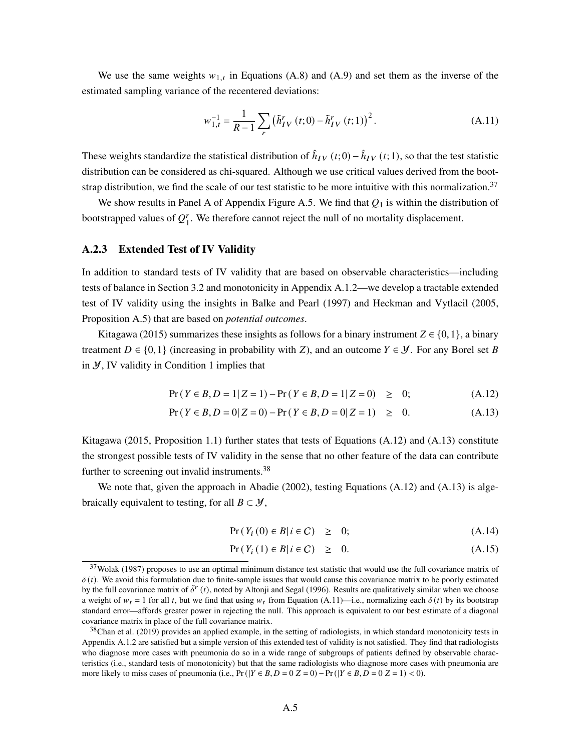We use the same weights $w_{1,t}$ in Equations (A.8) and (A.9) and set them as the inverse of the estimated sampling variance of the recentered deviations:

$$w_{1,t}^{-1} = \frac{1}{R-1} \sum_{r} \left( \tilde{h}_{IV}^{r}(t;0) - \tilde{h}_{IV}^{r}(t;1) \right)^2. \tag{A.11}$$

These weights standardize the statistical distribution of $\hat{h}_{IV}(t;0) - \hat{h}_{IV}(t;1)$, so that the test statistic distribution can be considered as chi-squared. Although we use critical values derived from the bootstrap distribution, we find the scale of our test statistic to be more intuitive with this normalization.[37]

We show results in Panel A of Appendix Figure A.5. We find that $Q_1$ is within the distribution of bootstrapped values of $Q_1^r$. We therefore cannot reject the null of no mortality displacement.

### A.2.3 Extended Test of IV Validity

In addition to standard tests of IV validity that are based on observable characteristics—including tests of balance in Section 3.2 and monotonicity in Appendix A.1.2—we develop a tractable extended test of IV validity using the insights in Balke and Pearl (1997) and Heckman and Vytlacil (2005, Proposition A.5) that are based on *potential outcomes*.

Kitagawa (2015) summarizes these insights as follows for a binary instrument $Z \in \{0, 1\}$, a binary treatment $D \in \{0, 1\}$ (increasing in probability with $Z$), and an outcome $Y \in \mathcal{Y}$. For any Borel set $B$ in $\mathcal{Y}$, IV validity in Condition 1 implies that

$$\Pr(Y \in B, D = 1 | Z = 1) - \Pr(Y \in B, D = 1 | Z = 0) \geq 0; \tag{A.12}$$

$$\Pr(Y \in B, D = 0 | Z = 0) - \Pr(Y \in B, D = 0 | Z = 1) \geq 0. \tag{A.13}$$

Kitagawa (2015, Proposition 1.1) further states that tests of Equations (A.12) and (A.13) constitute the strongest possible tests of IV validity in the sense that no other feature of the data can contribute further to screening out invalid instruments.[38]

We note that, given the approach in Abadie (2002), testing Equations (A.12) and (A.13) is algebraically equivalent to testing, for all $B \subset \mathcal{Y}$,

$$\Pr(Y_i(0) \in B | i \in \mathcal{C}) \geq 0; \tag{A.14}$$

$$\Pr(Y_i(1) \in B | i \in \mathcal{C}) \geq 0. \tag{A.15}$$

[37] Wolak (1987) proposes to use an optimal minimum distance test statistic that would use the full covariance matrix of $\delta(t)$. We avoid this formulation due to finite-sample issues that would cause this covariance matrix to be poorly estimated by the full covariance matrix of $\tilde{\delta}^r(t)$, noted by Altonji and Segal (1996). Results are qualitatively similar when we choose a weight of $w_t = 1$ for all $t$, but we find that using $w_t$ from Equation (A.11)—i.e., normalizing each $\delta(t)$ by its bootstrap standard error—affords greater power in rejecting the null. This approach is equivalent to our best estimate of a diagonal covariance matrix in place of the full covariance matrix.

[38] Chan et al. (2019) provides an applied example, in the setting of radiologists, in which standard monotonicity tests in Appendix A.1.2 are satisfied but a simple version of this extended test of validity is not satisfied. They find that radiologists who diagnose more cases with pneumonia do so in a wide range of subgroups of patients defined by observable characteristics (i.e., standard tests of monotonicity) but that the same radiologists who diagnose more cases with pneumonia are more likely to miss cases of pneumonia (i.e., $\Pr(|Y \in B, D = 0 Z = 0) - \Pr(|Y \in B, D = 0 Z = 1) < 0$).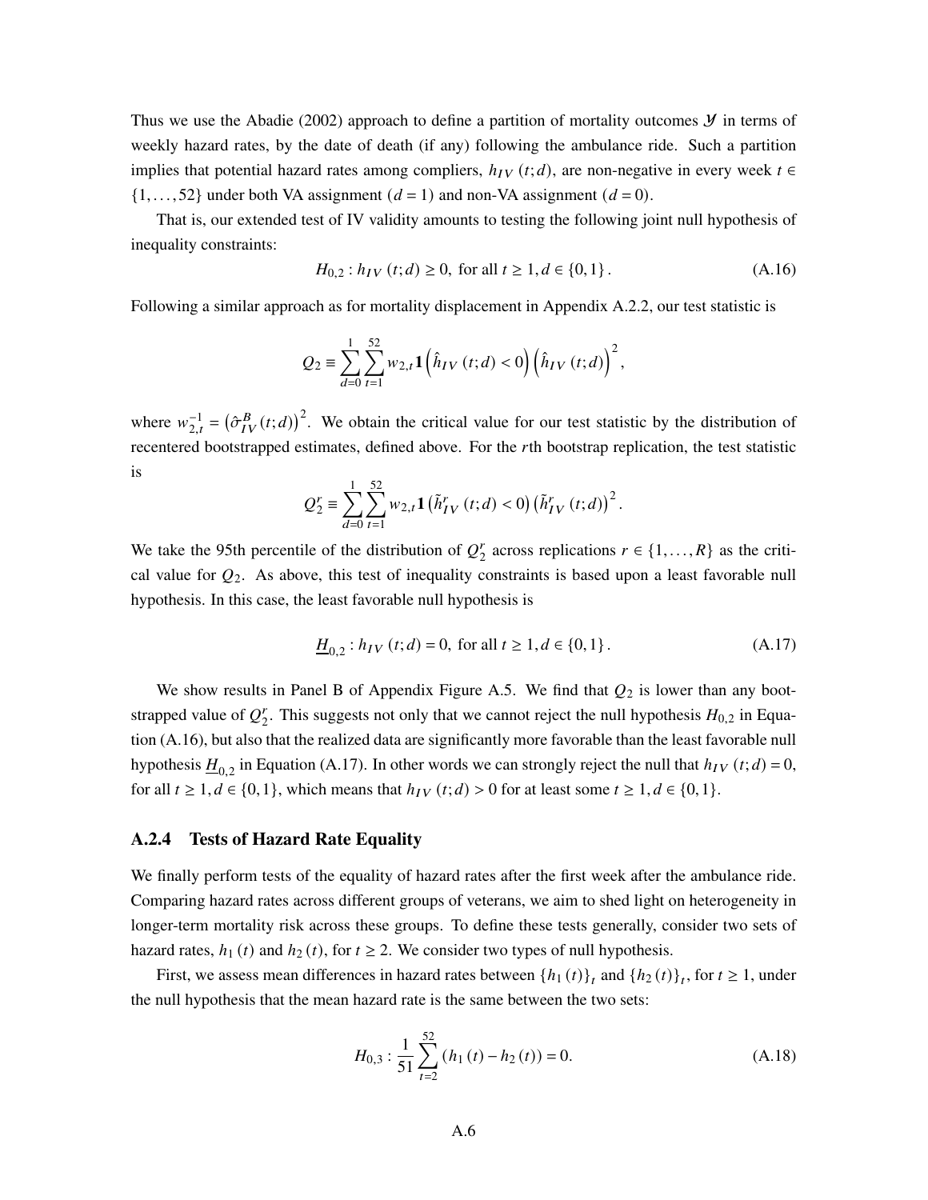Thus we use the Abadie (2002) approach to define a partition of mortality outcomes $\mathcal{Y}$ in terms of weekly hazard rates, by the date of death (if any) following the ambulance ride. Such a partition implies that potential hazard rates among compliers, $h_{IV}(t;d)$, are non-negative in every week $t \in \{1,\ldots,52\}$ under both VA assignment ($d=1$) and non-VA assignment ($d=0$).

That is, our extended test of IV validity amounts to testing the following joint null hypothesis of inequality constraints:

$$H_{0,2} : h_{IV}(t;d) \geq 0, \text{ for all } t \geq 1, d \in \{0,1\}. \tag{A.16}$$

Following a similar approach as for mortality displacement in Appendix A.2.2, our test statistic is

$$Q_2 \equiv \sum_{d=0}^{1} \sum_{t=1}^{52} w_{2,t} \mathbf{1}\left(\hat{h}_{IV}(t;d) < 0\right)\left(\hat{h}_{IV}(t;d)\right)^2,$$

where $w_{2,t}^{-1} = \left(\hat{\sigma}_{IV}^{B}(t;d)\right)^2$. We obtain the critical value for our test statistic by the distribution of recentered bootstrapped estimates, defined above. For the $r$th bootstrap replication, the test statistic is

$$Q_2^r \equiv \sum_{d=0}^{1} \sum_{t=1}^{52} w_{2,t} \mathbf{1}\left(\tilde{h}_{IV}^r(t;d) < 0\right)\left(\tilde{h}_{IV}^r(t;d)\right)^2.$$

We take the 95th percentile of the distribution of $Q_2^r$ across replications $r \in \{1,\ldots,R\}$ as the critical value for $Q_2$. As above, this test of inequality constraints is based upon a least favorable null hypothesis. In this case, the least favorable null hypothesis is

$$\underline{H}_{0,2} : h_{IV}(t;d) = 0, \text{ for all } t \geq 1, d \in \{0,1\}. \tag{A.17}$$

We show results in Panel B of Appendix Figure A.5. We find that $Q_2$ is lower than any bootstrapped value of $Q_2^r$. This suggests not only that we cannot reject the null hypothesis $H_{0,2}$ in Equation (A.16), but also that the realized data are significantly more favorable than the least favorable null hypothesis $\underline{H}_{0,2}$ in Equation (A.17). In other words we can strongly reject the null that $h_{IV}(t;d) = 0$, for all $t \geq 1, d \in \{0,1\}$, which means that $h_{IV}(t;d) > 0$ for at least some $t \geq 1, d \in \{0,1\}$.

### A.2.4 Tests of Hazard Rate Equality

We finally perform tests of the equality of hazard rates after the first week after the ambulance ride. Comparing hazard rates across different groups of veterans, we aim to shed light on heterogeneity in longer-term mortality risk across these groups. To define these tests generally, consider two sets of hazard rates, $h_1(t)$ and $h_2(t)$, for $t \geq 2$. We consider two types of null hypothesis.

First, we assess mean differences in hazard rates between $\{h_1(t)\}_t$ and $\{h_2(t)\}_t$, for $t \geq 1$, under the null hypothesis that the mean hazard rate is the same between the two sets:

$$H_{0,3} : \frac{1}{51}\sum_{t=2}^{52}\left(h_1(t) - h_2(t)\right) = 0. \tag{A.18}$$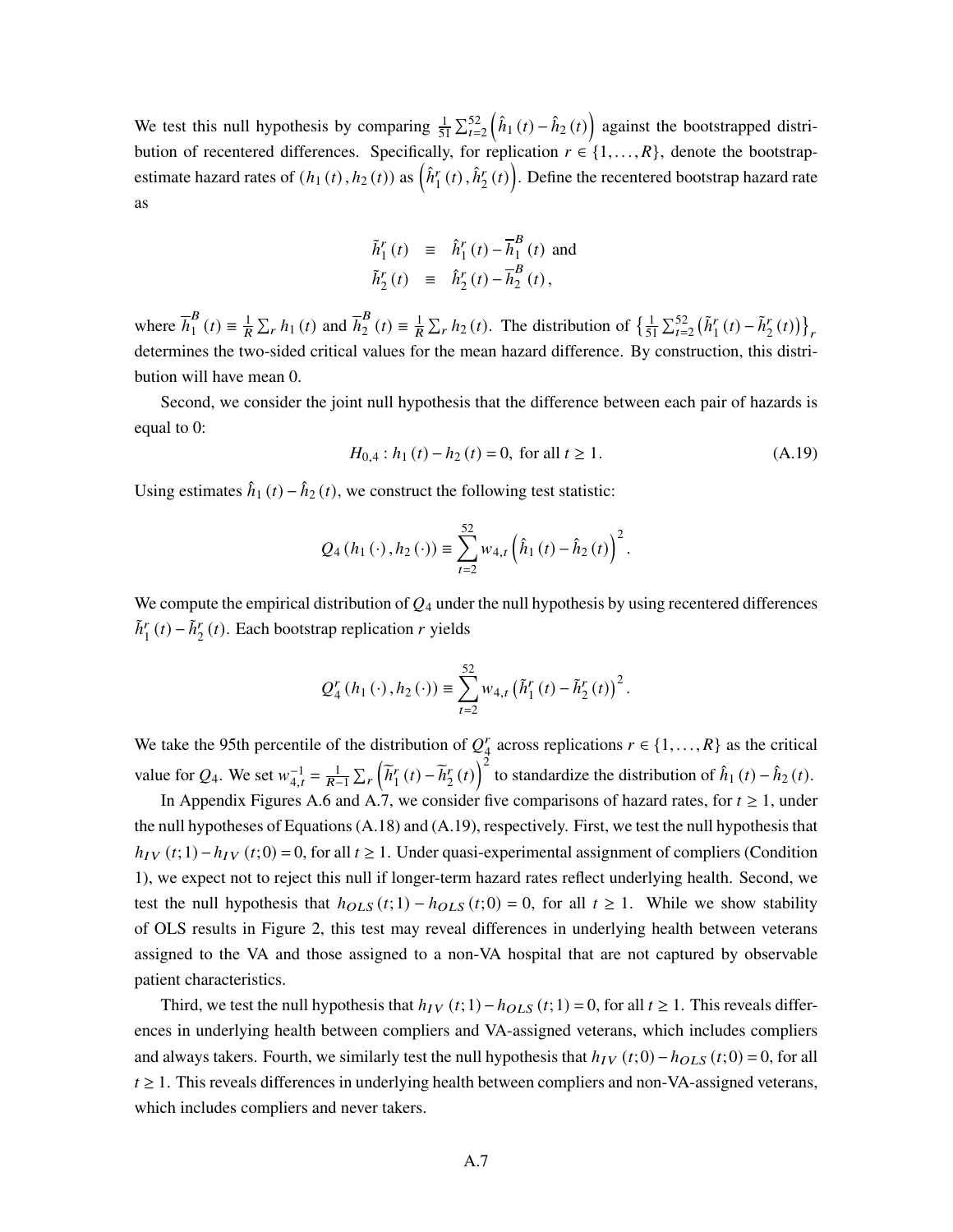We test this null hypothesis by comparing $\frac{1}{51}\sum_{t=2}^{52}\left(\hat{h}_1(t)-\hat{h}_2(t)\right)$ against the bootstrapped distribution of recentered differences. Specifically, for replication $r \in \{1,\ldots,R\}$, denote the bootstrap-estimate hazard rates of $(h_1(t), h_2(t))$ as $\left(\hat{h}_1^r(t), \hat{h}_2^r(t)\right)$. Define the recentered bootstrap hazard rate as

$$
\begin{aligned}
\tilde{h}_1^r(t) &\equiv \hat{h}_1^r(t) - \overline{h}_1^B(t) \text{ and} \\
\tilde{h}_2^r(t) &\equiv \hat{h}_2^r(t) - \overline{h}_2^B(t),
\end{aligned}
$$

where $\overline{h}_1^B(t) \equiv \frac{1}{R}\sum_r h_1(t)$ and $\overline{h}_2^B(t) \equiv \frac{1}{R}\sum_r h_2(t)$. The distribution of $\left\{\frac{1}{51}\sum_{t=2}^{52}\left(\tilde{h}_1^r(t)-\tilde{h}_2^r(t)\right)\right\}_r$ determines the two-sided critical values for the mean hazard difference. By construction, this distribution will have mean 0.

Second, we consider the joint null hypothesis that the difference between each pair of hazards is equal to 0:

$$
H_{0,4}: h_1(t) - h_2(t) = 0, \text{ for all } t \geq 1. \tag{A.19}
$$

Using estimates $\hat{h}_1(t) - \hat{h}_2(t)$, we construct the following test statistic:

$$
Q_4(h_1(\cdot), h_2(\cdot)) \equiv \sum_{t=2}^{52} w_{4,t}\left(\hat{h}_1(t)-\hat{h}_2(t)\right)^2.
$$

We compute the empirical distribution of $Q_4$ under the null hypothesis by using recentered differences $\tilde{h}_1^r(t) - \tilde{h}_2^r(t)$. Each bootstrap replication $r$ yields

$$
Q_4^r(h_1(\cdot), h_2(\cdot)) \equiv \sum_{t=2}^{52} w_{4,t}\left(\tilde{h}_1^r(t)-\tilde{h}_2^r(t)\right)^2.
$$

We take the 95th percentile of the distribution of $Q_4^r$ across replications $r \in \{1,\ldots,R\}$ as the critical value for $Q_4$. We set $w_{4,t}^{-1} = \frac{1}{R-1}\sum_r\left(\widetilde{h}_1^r(t)-\widetilde{h}_2^r(t)\right)^2$ to standardize the distribution of $\hat{h}_1(t) - \hat{h}_2(t)$.

In Appendix Figures A.6 and A.7, we consider five comparisons of hazard rates, for $t \geq 1$, under the null hypotheses of Equations (A.18) and (A.19), respectively. First, we test the null hypothesis that $h_{IV}(t;1) - h_{IV}(t;0) = 0$, for all $t \geq 1$. Under quasi-experimental assignment of compliers (Condition 1), we expect not to reject this null if longer-term hazard rates reflect underlying health. Second, we test the null hypothesis that $h_{OLS}(t;1) - h_{OLS}(t;0) = 0$, for all $t \geq 1$. While we show stability of OLS results in Figure 2, this test may reveal differences in underlying health between veterans assigned to the VA and those assigned to a non-VA hospital that are not captured by observable patient characteristics.

Third, we test the null hypothesis that $h_{IV}(t;1) - h_{OLS}(t;1) = 0$, for all $t \geq 1$. This reveals differences in underlying health between compliers and VA-assigned veterans, which includes compliers and always takers. Fourth, we similarly test the null hypothesis that $h_{IV}(t;0) - h_{OLS}(t;0) = 0$, for all $t \geq 1$. This reveals differences in underlying health between compliers and non-VA-assigned veterans, which includes compliers and never takers.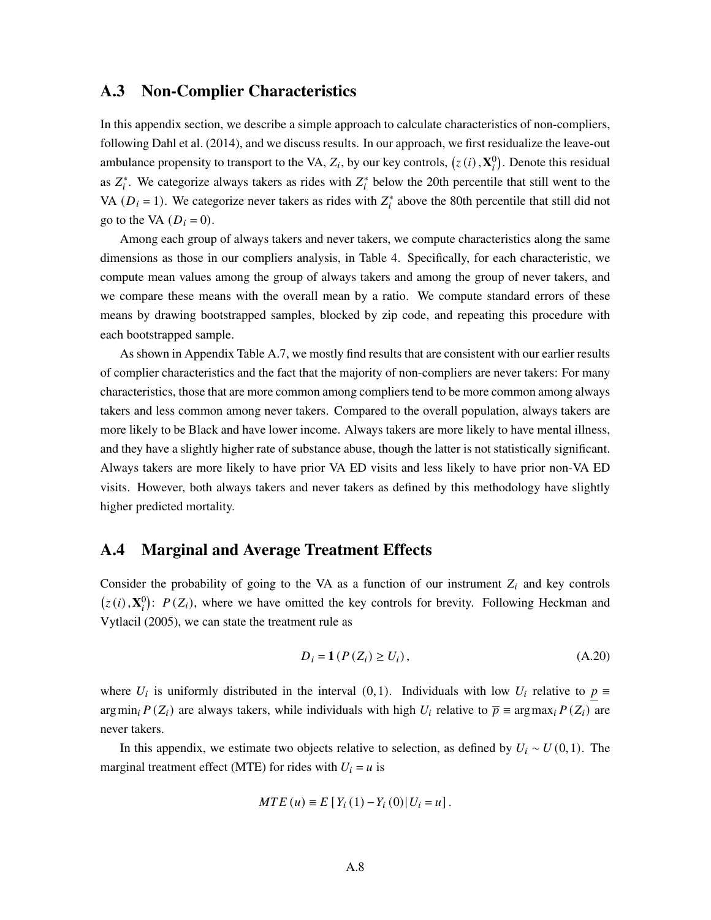## A.3 Non-Complier Characteristics

In this appendix section, we describe a simple approach to calculate characteristics of non-compliers, following Dahl et al. (2014), and we discuss results. In our approach, we first residualize the leave-out ambulance propensity to transport to the VA, $Z_i$, by our key controls, $\left(z(i), \mathbf{X}_i^0\right)$. Denote this residual as $Z_i^*$. We categorize always takers as rides with $Z_i^*$ below the 20th percentile that still went to the VA ($D_i = 1$). We categorize never takers as rides with $Z_i^*$ above the 80th percentile that still did not go to the VA ($D_i = 0$).

Among each group of always takers and never takers, we compute characteristics along the same dimensions as those in our compliers analysis, in Table 4. Specifically, for each characteristic, we compute mean values among the group of always takers and among the group of never takers, and we compare these means with the overall mean by a ratio. We compute standard errors of these means by drawing bootstrapped samples, blocked by zip code, and repeating this procedure with each bootstrapped sample.

As shown in Appendix Table A.7, we mostly find results that are consistent with our earlier results of complier characteristics and the fact that the majority of non-compliers are never takers: For many characteristics, those that are more common among compliers tend to be more common among always takers and less common among never takers. Compared to the overall population, always takers are more likely to be Black and have lower income. Always takers are more likely to have mental illness, and they have a slightly higher rate of substance abuse, though the latter is not statistically significant. Always takers are more likely to have prior VA ED visits and less likely to have prior non-VA ED visits. However, both always takers and never takers as defined by this methodology have slightly higher predicted mortality.

## A.4 Marginal and Average Treatment Effects

Consider the probability of going to the VA as a function of our instrument $Z_i$ and key controls $\left(z(i), \mathbf{X}_i^0\right)$: $P(Z_i)$, where we have omitted the key controls for brevity. Following Heckman and Vytlacil (2005), we can state the treatment rule as

$$D_i = \mathbf{1}\left(P(Z_i) \geq U_i\right), \tag{A.20}$$

where $U_i$ is uniformly distributed in the interval $(0, 1)$. Individuals with low $U_i$ relative to $\underline{p} \equiv \arg\min_i P(Z_i)$ are always takers, while individuals with high $U_i$ relative to $\overline{p} \equiv \arg\max_i P(Z_i)$ are never takers.

In this appendix, we estimate two objects relative to selection, as defined by $U_i \sim U(0, 1)$. The marginal treatment effect (MTE) for rides with $U_i = u$ is

$$MTE(u) \equiv E\left[Y_i(1) - Y_i(0) \middle| U_i = u\right].$$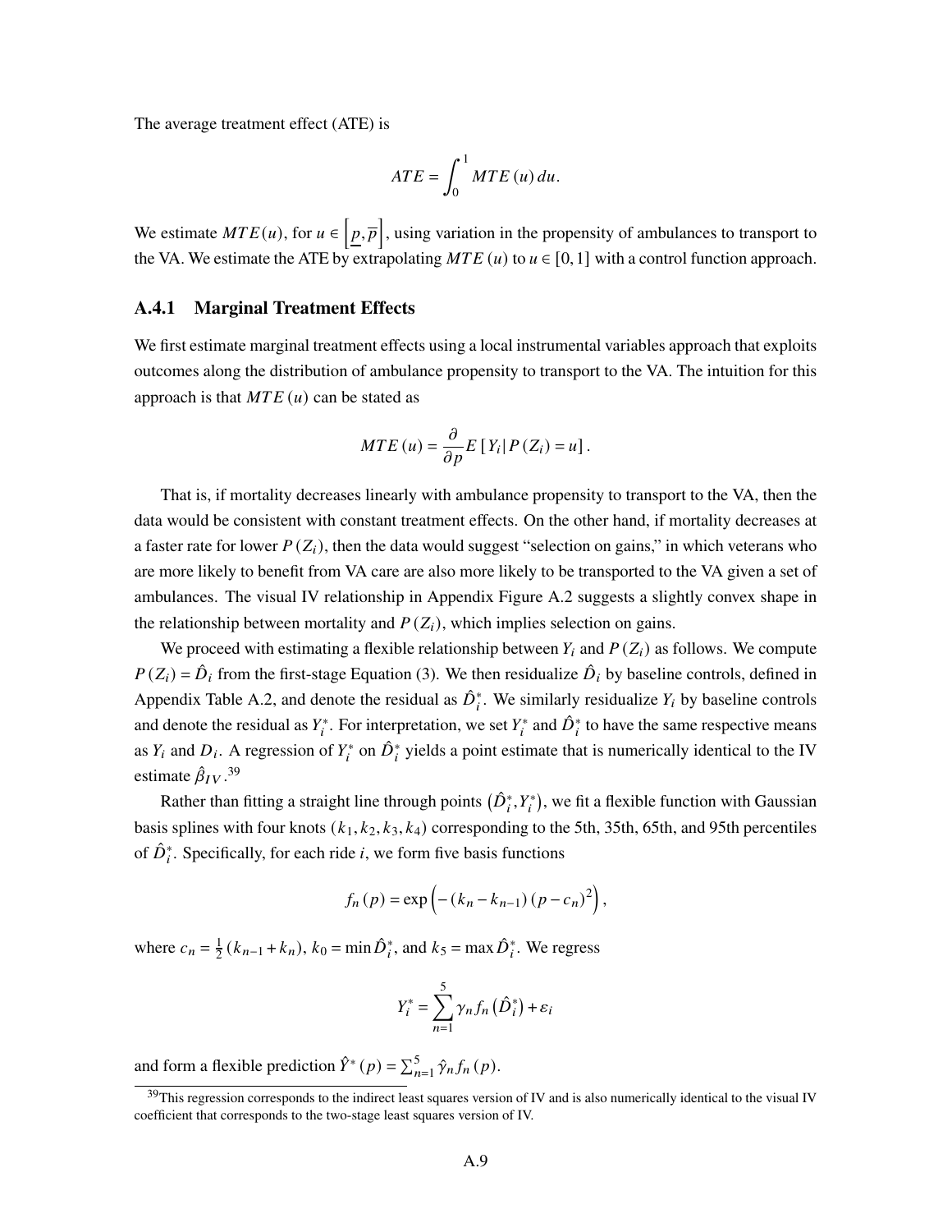The average treatment effect (ATE) is

$$ATE = \int_0^1 MTE(u)\,du.$$

We estimate $MTE(u)$, for $u \in \left[\underline{p}, \overline{p}\right]$, using variation in the propensity of ambulances to transport to the VA. We estimate the ATE by extrapolating $MTE(u)$ to $u \in [0,1]$ with a control function approach.

### A.4.1 Marginal Treatment Effects

We first estimate marginal treatment effects using a local instrumental variables approach that exploits outcomes along the distribution of ambulance propensity to transport to the VA. The intuition for this approach is that $MTE(u)$ can be stated as

$$MTE(u) = \frac{\partial}{\partial p} E\left[Y_i \mid P(Z_i) = u\right].$$

That is, if mortality decreases linearly with ambulance propensity to transport to the VA, then the data would be consistent with constant treatment effects. On the other hand, if mortality decreases at a faster rate for lower $P(Z_i)$, then the data would suggest "selection on gains," in which veterans who are more likely to benefit from VA care are also more likely to be transported to the VA given a set of ambulances. The visual IV relationship in Appendix Figure A.2 suggests a slightly convex shape in the relationship between mortality and $P(Z_i)$, which implies selection on gains.

We proceed with estimating a flexible relationship between $Y_i$ and $P(Z_i)$ as follows. We compute $P(Z_i) = \hat{D}_i$ from the first-stage Equation (3). We then residualize $\hat{D}_i$ by baseline controls, defined in Appendix Table A.2, and denote the residual as $\hat{D}_i^*$. We similarly residualize $Y_i$ by baseline controls and denote the residual as $Y_i^*$. For interpretation, we set $Y_i^*$ and $\hat{D}_i^*$ to have the same respective means as $Y_i$ and $D_i$. A regression of $Y_i^*$ on $\hat{D}_i^*$ yields a point estimate that is numerically identical to the IV estimate $\hat{\beta}_{IV}$.[39]

Rather than fitting a straight line through points $\left(\hat{D}_i^*, Y_i^*\right)$, we fit a flexible function with Gaussian basis splines with four knots $(k_1, k_2, k_3, k_4)$ corresponding to the 5th, 35th, 65th, and 95th percentiles of $\hat{D}_i^*$. Specifically, for each ride $i$, we form five basis functions

$$f_n(p) = \exp\left(-\left(k_n - k_{n-1}\right)\left(p - c_n\right)^2\right),$$

where $c_n = \frac{1}{2}\left(k_{n-1} + k_n\right)$, $k_0 = \min \hat{D}_i^*$, and $k_5 = \max \hat{D}_i^*$. We regress

$$Y_i^* = \sum_{n=1}^{5} \gamma_n f_n\left(\hat{D}_i^*\right) + \varepsilon_i$$

and form a flexible prediction $\hat{Y}^*(p) = \sum_{n=1}^{5} \hat{\gamma}_n f_n(p)$.

[39] This regression corresponds to the indirect least squares version of IV and is also numerically identical to the visual IV coefficient that corresponds to the two-stage least squares version of IV.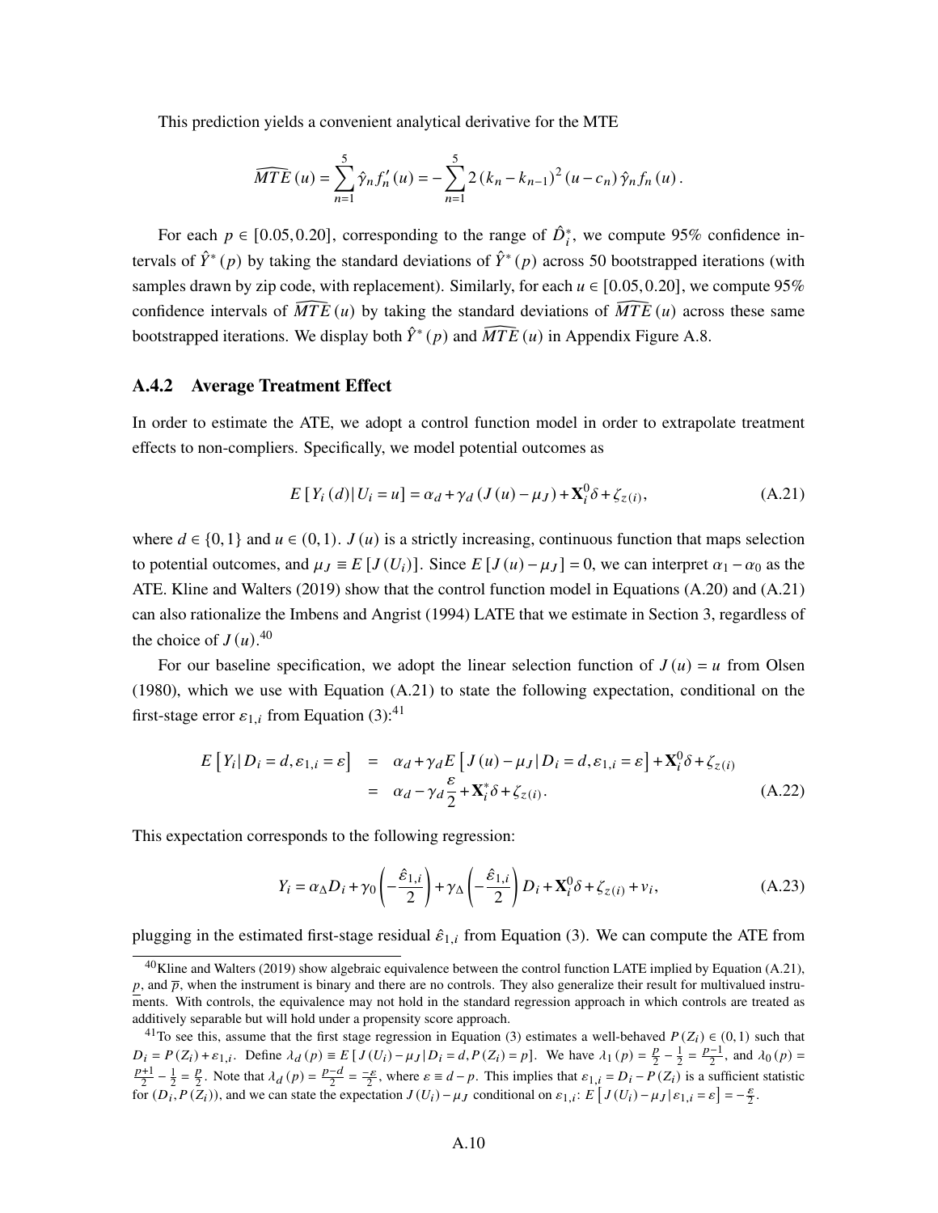This prediction yields a convenient analytical derivative for the MTE

$$\widehat{MTE}(u) = \sum_{n=1}^{5} \hat{\gamma}_n f_n'(u) = -\sum_{n=1}^{5} 2(k_n - k_{n-1})^2 (u - c_n) \hat{\gamma}_n f_n(u).$$

For each $p \in [0.05, 0.20]$, corresponding to the range of $\hat{D}_i^*$, we compute 95% confidence intervals of $\hat{Y}^*(p)$ by taking the standard deviations of $\hat{Y}^*(p)$ across 50 bootstrapped iterations (with samples drawn by zip code, with replacement). Similarly, for each $u \in [0.05, 0.20]$, we compute 95% confidence intervals of $\widehat{MTE}(u)$ by taking the standard deviations of $\widehat{MTE}(u)$ across these same bootstrapped iterations. We display both $\hat{Y}^*(p)$ and $\widehat{MTE}(u)$ in Appendix Figure A.8.

### A.4.2 Average Treatment Effect

In order to estimate the ATE, we adopt a control function model in order to extrapolate treatment effects to non-compliers. Specifically, we model potential outcomes as

$$E[Y_i(d) | U_i = u] = \alpha_d + \gamma_d (J(u) - \mu_J) + \mathbf{X}_i^0 \delta + \zeta_{z(i)}, \tag{A.21}$$

where $d \in \{0, 1\}$ and $u \in (0, 1)$. $J(u)$ is a strictly increasing, continuous function that maps selection to potential outcomes, and $\mu_J \equiv E[J(U_i)]$. Since $E[J(u) - \mu_J] = 0$, we can interpret $\alpha_1 - \alpha_0$ as the ATE. Kline and Walters (2019) show that the control function model in Equations (A.20) and (A.21) can also rationalize the Imbens and Angrist (1994) LATE that we estimate in Section 3, regardless of the choice of $J(u)$.[40]

For our baseline specification, we adopt the linear selection function of $J(u) = u$ from Olsen (1980), which we use with Equation (A.21) to state the following expectation, conditional on the first-stage error $\varepsilon_{1,i}$ from Equation (3):[41]

$$\begin{aligned} E\left[Y_i | D_i = d, \varepsilon_{1,i} = \varepsilon\right] &= \alpha_d + \gamma_d E\left[J(u) - \mu_J | D_i = d, \varepsilon_{1,i} = \varepsilon\right] + \mathbf{X}_i^0 \delta + \zeta_{z(i)} \\ &= \alpha_d - \gamma_d \frac{\varepsilon}{2} + \mathbf{X}_i^* \delta + \zeta_{z(i)}. \end{aligned} \tag{A.22}$$

This expectation corresponds to the following regression:

$$Y_i = \alpha_\Delta D_i + \gamma_0 \left(-\frac{\hat{\varepsilon}_{1,i}}{2}\right) + \gamma_\Delta \left(-\frac{\hat{\varepsilon}_{1,i}}{2}\right) D_i + \mathbf{X}_i^0 \delta + \zeta_{z(i)} + v_i, \tag{A.23}$$

plugging in the estimated first-stage residual $\hat{\varepsilon}_{1,i}$ from Equation (3). We can compute the ATE from

[40] Kline and Walters (2019) show algebraic equivalence between the control function LATE implied by Equation (A.21), $\underline{p}$, and $\overline{p}$, when the instrument is binary and there are no controls. They also generalize their result for multivalued instruments. With controls, the equivalence may not hold in the standard regression approach in which controls are treated as additively separable but will hold under a propensity score approach.

[41] To see this, assume that the first stage regression in Equation (3) estimates a well-behaved $P(Z_i) \in (0, 1)$ such that $D_i = P(Z_i) + \varepsilon_{1,i}$. Define $\lambda_d(p) \equiv E[J(U_i) - \mu_J | D_i = d, P(Z_i) = p]$. We have $\lambda_1(p) = \frac{p}{2} - \frac{1}{2} = \frac{p-1}{2}$, and $\lambda_0(p) = \frac{p+1}{2} - \frac{1}{2} = \frac{p}{2}$. Note that $\lambda_d(p) = \frac{p-d}{2} = \frac{-\varepsilon}{2}$, where $\varepsilon \equiv d - p$. This implies that $\varepsilon_{1,i} = D_i - P(Z_i)$ is a sufficient statistic for $(D_i, P(Z_i))$, and we can state the expectation $J(U_i) - \mu_J$ conditional on $\varepsilon_{1,i}$: $E\left[J(U_i) - \mu_J | \varepsilon_{1,i} = \varepsilon\right] = -\frac{\varepsilon}{2}$.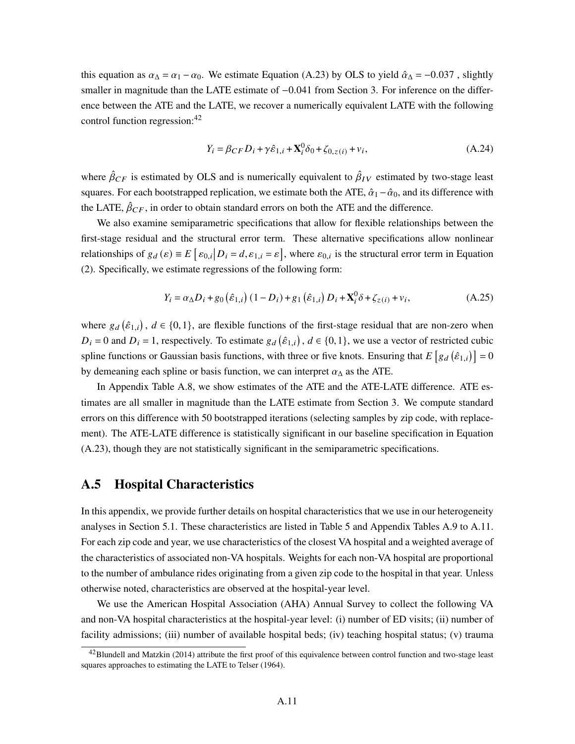this equation as $\alpha_\Delta = \alpha_1 - \alpha_0$. We estimate Equation (A.23) by OLS to yield $\hat{\alpha}_\Delta = -0.037$ , slightly smaller in magnitude than the LATE estimate of $-0.041$ from Section 3. For inference on the difference between the ATE and the LATE, we recover a numerically equivalent LATE with the following control function regression:[42]

$$Y_i = \beta_{CF} D_i + \gamma \hat{\varepsilon}_{1,i} + \mathbf{X}_i^0 \delta_0 + \zeta_{0,z(i)} + v_i, \tag{A.24}$$

where $\hat{\beta}_{CF}$ is estimated by OLS and is numerically equivalent to $\hat{\beta}_{IV}$ estimated by two-stage least squares. For each bootstrapped replication, we estimate both the ATE, $\hat{\alpha}_1 - \hat{\alpha}_0$, and its difference with the LATE, $\hat{\beta}_{CF}$, in order to obtain standard errors on both the ATE and the difference.

We also examine semiparametric specifications that allow for flexible relationships between the first-stage residual and the structural error term. These alternative specifications allow nonlinear relationships of $g_d(\varepsilon) \equiv E\left[\varepsilon_{0,i} \middle| D_i = d, \varepsilon_{1,i} = \varepsilon\right]$, where $\varepsilon_{0,i}$ is the structural error term in Equation (2). Specifically, we estimate regressions of the following form:

$$Y_i = \alpha_\Delta D_i + g_0\left(\hat{\varepsilon}_{1,i}\right)(1 - D_i) + g_1\left(\hat{\varepsilon}_{1,i}\right) D_i + \mathbf{X}_i^0 \delta + \zeta_{z(i)} + v_i, \tag{A.25}$$

where $g_d\left(\hat{\varepsilon}_{1,i}\right)$, $d \in \{0,1\}$, are flexible functions of the first-stage residual that are non-zero when $D_i = 0$ and $D_i = 1$, respectively. To estimate $g_d\left(\hat{\varepsilon}_{1,i}\right)$, $d \in \{0,1\}$, we use a vector of restricted cubic spline functions or Gaussian basis functions, with three or five knots. Ensuring that $E\left[g_d\left(\hat{\varepsilon}_{1,i}\right)\right] = 0$ by demeaning each spline or basis function, we can interpret $\alpha_\Delta$ as the ATE.

In Appendix Table A.8, we show estimates of the ATE and the ATE-LATE difference. ATE estimates are all smaller in magnitude than the LATE estimate from Section 3. We compute standard errors on this difference with 50 bootstrapped iterations (selecting samples by zip code, with replacement). The ATE-LATE difference is statistically significant in our baseline specification in Equation (A.23), though they are not statistically significant in the semiparametric specifications.

## A.5 Hospital Characteristics

In this appendix, we provide further details on hospital characteristics that we use in our heterogeneity analyses in Section 5.1. These characteristics are listed in Table 5 and Appendix Tables A.9 to A.11. For each zip code and year, we use characteristics of the closest VA hospital and a weighted average of the characteristics of associated non-VA hospitals. Weights for each non-VA hospital are proportional to the number of ambulance rides originating from a given zip code to the hospital in that year. Unless otherwise noted, characteristics are observed at the hospital-year level.

We use the American Hospital Association (AHA) Annual Survey to collect the following VA and non-VA hospital characteristics at the hospital-year level: (i) number of ED visits; (ii) number of facility admissions; (iii) number of available hospital beds; (iv) teaching hospital status; (v) trauma

[42] Blundell and Matzkin (2014) attribute the first proof of this equivalence between control function and two-stage least squares approaches to estimating the LATE to Telser (1964).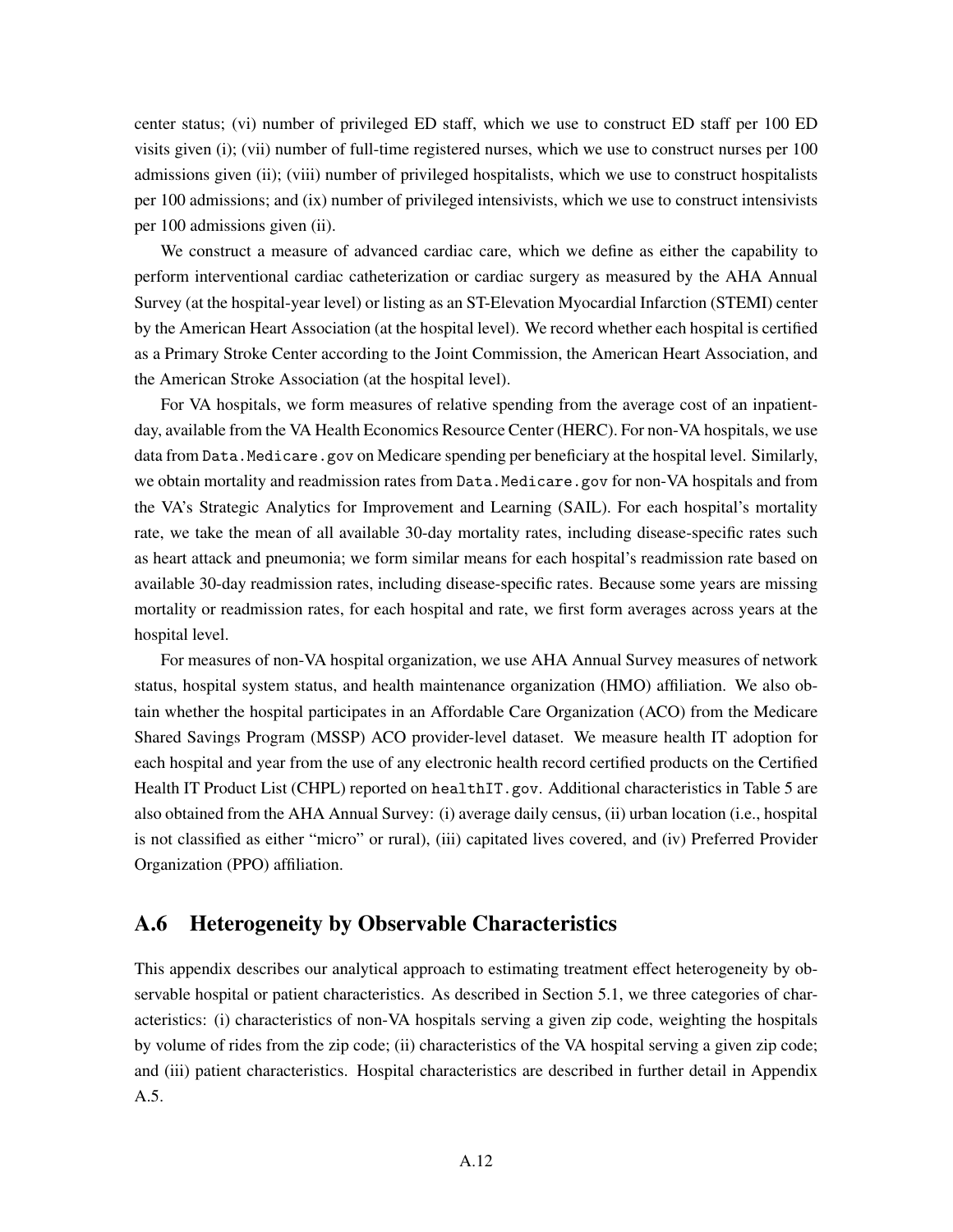center status; (vi) number of privileged ED staff, which we use to construct ED staff per 100 ED visits given (i); (vii) number of full-time registered nurses, which we use to construct nurses per 100 admissions given (ii); (viii) number of privileged hospitalists, which we use to construct hospitalists per 100 admissions; and (ix) number of privileged intensivists, which we use to construct intensivists per 100 admissions given (ii).

We construct a measure of advanced cardiac care, which we define as either the capability to perform interventional cardiac catheterization or cardiac surgery as measured by the AHA Annual Survey (at the hospital-year level) or listing as an ST-Elevation Myocardial Infarction (STEMI) center by the American Heart Association (at the hospital level). We record whether each hospital is certified as a Primary Stroke Center according to the Joint Commission, the American Heart Association, and the American Stroke Association (at the hospital level).

For VA hospitals, we form measures of relative spending from the average cost of an inpatient-day, available from the VA Health Economics Resource Center (HERC). For non-VA hospitals, we use data from `Data.Medicare.gov` on Medicare spending per beneficiary at the hospital level. Similarly, we obtain mortality and readmission rates from `Data.Medicare.gov` for non-VA hospitals and from the VA's Strategic Analytics for Improvement and Learning (SAIL). For each hospital's mortality rate, we take the mean of all available 30-day mortality rates, including disease-specific rates such as heart attack and pneumonia; we form similar means for each hospital's readmission rate based on available 30-day readmission rates, including disease-specific rates. Because some years are missing mortality or readmission rates, for each hospital and rate, we first form averages across years at the hospital level.

For measures of non-VA hospital organization, we use AHA Annual Survey measures of network status, hospital system status, and health maintenance organization (HMO) affiliation. We also obtain whether the hospital participates in an Affordable Care Organization (ACO) from the Medicare Shared Savings Program (MSSP) ACO provider-level dataset. We measure health IT adoption for each hospital and year from the use of any electronic health record certified products on the Certified Health IT Product List (CHPL) reported on `healthIT.gov`. Additional characteristics in Table 5 are also obtained from the AHA Annual Survey: (i) average daily census, (ii) urban location (i.e., hospital is not classified as either "micro" or rural), (iii) capitated lives covered, and (iv) Preferred Provider Organization (PPO) affiliation.

## A.6 Heterogeneity by Observable Characteristics

This appendix describes our analytical approach to estimating treatment effect heterogeneity by observable hospital or patient characteristics. As described in Section 5.1, we three categories of characteristics: (i) characteristics of non-VA hospitals serving a given zip code, weighting the hospitals by volume of rides from the zip code; (ii) characteristics of the VA hospital serving a given zip code; and (iii) patient characteristics. Hospital characteristics are described in further detail in Appendix A.5.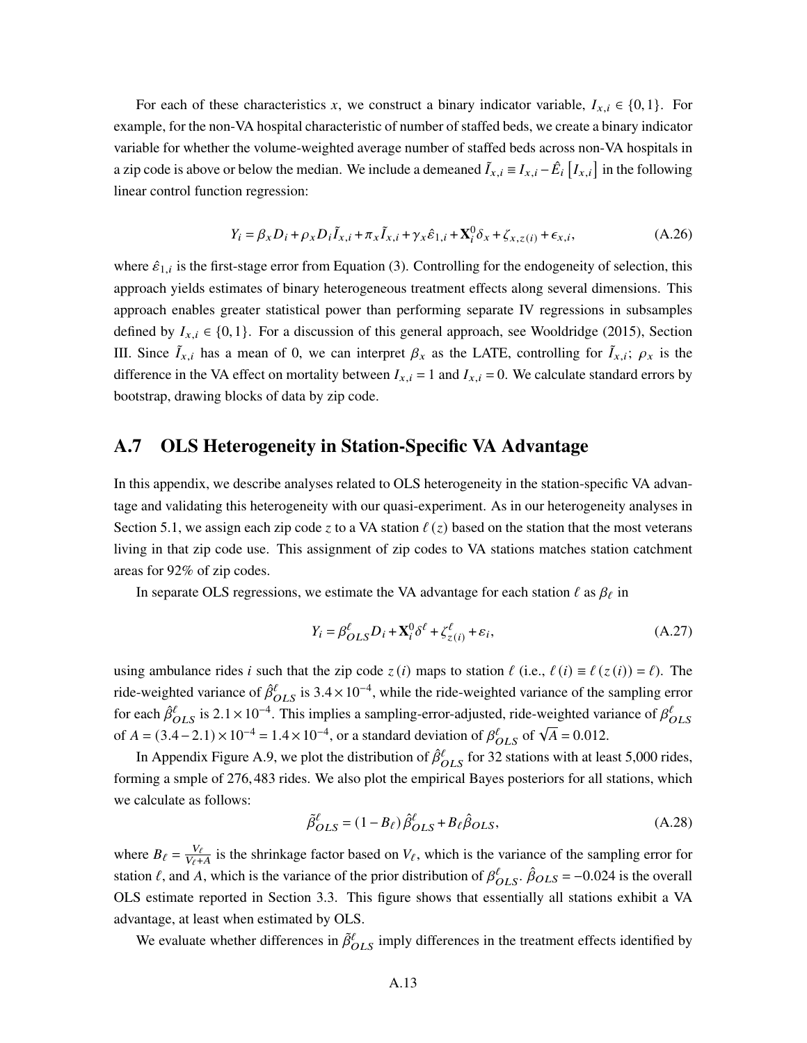For each of these characteristics $x$, we construct a binary indicator variable, $I_{x,i} \in \{0,1\}$. For example, for the non-VA hospital characteristic of number of staffed beds, we create a binary indicator variable for whether the volume-weighted average number of staffed beds across non-VA hospitals in a zip code is above or below the median. We include a demeaned $\tilde{I}_{x,i} \equiv I_{x,i} - \hat{E}_i \left[ I_{x,i} \right]$ in the following linear control function regression:

$$Y_i = \beta_x D_i + \rho_x D_i \tilde{I}_{x,i} + \pi_x \tilde{I}_{x,i} + \gamma_x \hat{\varepsilon}_{1,i} + \mathbf{X}_i^0 \delta_x + \zeta_{x,z(i)} + \epsilon_{x,i}, \tag{A.26}$$

where $\hat{\varepsilon}_{1,i}$ is the first-stage error from Equation (3). Controlling for the endogeneity of selection, this approach yields estimates of binary heterogeneous treatment effects along several dimensions. This approach enables greater statistical power than performing separate IV regressions in subsamples defined by $I_{x,i} \in \{0,1\}$. For a discussion of this general approach, see Wooldridge (2015), Section III. Since $\tilde{I}_{x,i}$ has a mean of 0, we can interpret $\beta_x$ as the LATE, controlling for $\tilde{I}_{x,i}$; $\rho_x$ is the difference in the VA effect on mortality between $I_{x,i} = 1$ and $I_{x,i} = 0$. We calculate standard errors by bootstrap, drawing blocks of data by zip code.

## A.7 OLS Heterogeneity in Station-Specific VA Advantage

In this appendix, we describe analyses related to OLS heterogeneity in the station-specific VA advantage and validating this heterogeneity with our quasi-experiment. As in our heterogeneity analyses in Section 5.1, we assign each zip code $z$ to a VA station $\ell(z)$ based on the station that the most veterans living in that zip code use. This assignment of zip codes to VA stations matches station catchment areas for 92% of zip codes.

In separate OLS regressions, we estimate the VA advantage for each station $\ell$ as $\beta_\ell$ in

$$Y_i = \beta_{OLS}^{\ell} D_i + \mathbf{X}_i^0 \delta^{\ell} + \zeta_{z(i)}^{\ell} + \varepsilon_i, \tag{A.27}$$

using ambulance rides $i$ such that the zip code $z(i)$ maps to station $\ell$ (i.e., $\ell(i) \equiv \ell(z(i)) = \ell$). The ride-weighted variance of $\hat{\beta}_{OLS}^{\ell}$ is $3.4 \times 10^{-4}$, while the ride-weighted variance of the sampling error for each $\hat{\beta}_{OLS}^{\ell}$ is $2.1 \times 10^{-4}$. This implies a sampling-error-adjusted, ride-weighted variance of $\beta_{OLS}^{\ell}$ of $A = (3.4 - 2.1) \times 10^{-4} = 1.4 \times 10^{-4}$, or a standard deviation of $\beta_{OLS}^{\ell}$ of $\sqrt{A} = 0.012$.

In Appendix Figure A.9, we plot the distribution of $\hat{\beta}_{OLS}^{\ell}$ for 32 stations with at least 5,000 rides, forming a smple of 276,483 rides. We also plot the empirical Bayes posteriors for all stations, which we calculate as follows:

$$\tilde{\beta}_{OLS}^{\ell} = (1 - B_\ell) \hat{\beta}_{OLS}^{\ell} + B_\ell \hat{\beta}_{OLS}, \tag{A.28}$$

where $B_\ell = \frac{V_\ell}{V_\ell + A}$ is the shrinkage factor based on $V_\ell$, which is the variance of the sampling error for station $\ell$, and $A$, which is the variance of the prior distribution of $\beta_{OLS}^{\ell}$. $\hat{\beta}_{OLS} = -0.024$ is the overall OLS estimate reported in Section 3.3. This figure shows that essentially all stations exhibit a VA advantage, at least when estimated by OLS.

We evaluate whether differences in $\tilde{\beta}_{OLS}^{\ell}$ imply differences in the treatment effects identified by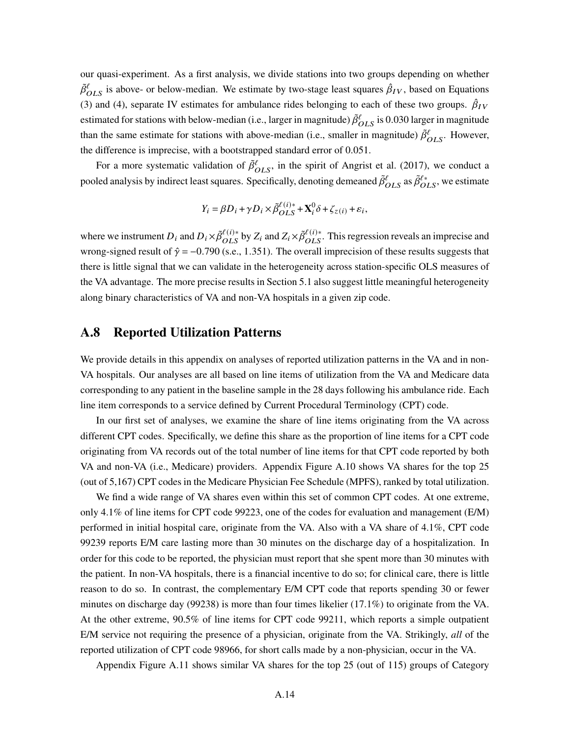our quasi-experiment. As a first analysis, we divide stations into two groups depending on whether $\tilde{\beta}^{\ell}_{OLS}$ is above- or below-median. We estimate by two-stage least squares $\hat{\beta}_{IV}$, based on Equations (3) and (4), separate IV estimates for ambulance rides belonging to each of these two groups. $\hat{\beta}_{IV}$ estimated for stations with below-median (i.e., larger in magnitude) $\tilde{\beta}^{\ell}_{OLS}$ is 0.030 larger in magnitude than the same estimate for stations with above-median (i.e., smaller in magnitude) $\tilde{\beta}^{\ell}_{OLS}$. However, the difference is imprecise, with a bootstrapped standard error of 0.051.

For a more systematic validation of $\tilde{\beta}^{\ell}_{OLS}$, in the spirit of Angrist et al. (2017), we conduct a pooled analysis by indirect least squares. Specifically, denoting demeaned $\tilde{\beta}^{\ell}_{OLS}$ as $\tilde{\beta}^{\ell*}_{OLS}$, we estimate

$$Y_i = \beta D_i + \gamma D_i \times \tilde{\beta}^{\ell(i)*}_{OLS} + \mathbf{X}^0_i \delta + \zeta_{z(i)} + \varepsilon_i,$$

where we instrument $D_i$ and $D_i \times \tilde{\beta}^{\ell(i)*}_{OLS}$ by $Z_i$ and $Z_i \times \tilde{\beta}^{\ell(i)*}_{OLS}$. This regression reveals an imprecise and wrong-signed result of $\hat{\gamma} = -0.790$ (s.e., 1.351). The overall imprecision of these results suggests that there is little signal that we can validate in the heterogeneity across station-specific OLS measures of the VA advantage. The more precise results in Section 5.1 also suggest little meaningful heterogeneity along binary characteristics of VA and non-VA hospitals in a given zip code.

## A.8 Reported Utilization Patterns

We provide details in this appendix on analyses of reported utilization patterns in the VA and in non-VA hospitals. Our analyses are all based on line items of utilization from the VA and Medicare data corresponding to any patient in the baseline sample in the 28 days following his ambulance ride. Each line item corresponds to a service defined by Current Procedural Terminology (CPT) code.

In our first set of analyses, we examine the share of line items originating from the VA across different CPT codes. Specifically, we define this share as the proportion of line items for a CPT code originating from VA records out of the total number of line items for that CPT code reported by both VA and non-VA (i.e., Medicare) providers. Appendix Figure A.10 shows VA shares for the top 25 (out of 5,167) CPT codes in the Medicare Physician Fee Schedule (MPFS), ranked by total utilization.

We find a wide range of VA shares even within this set of common CPT codes. At one extreme, only 4.1% of line items for CPT code 99223, one of the codes for evaluation and management (E/M) performed in initial hospital care, originate from the VA. Also with a VA share of 4.1%, CPT code 99239 reports E/M care lasting more than 30 minutes on the discharge day of a hospitalization. In order for this code to be reported, the physician must report that she spent more than 30 minutes with the patient. In non-VA hospitals, there is a financial incentive to do so; for clinical care, there is little reason to do so. In contrast, the complementary E/M CPT code that reports spending 30 or fewer minutes on discharge day (99238) is more than four times likelier (17.1%) to originate from the VA. At the other extreme, 90.5% of line items for CPT code 99211, which reports a simple outpatient E/M service not requiring the presence of a physician, originate from the VA. Strikingly, *all* of the reported utilization of CPT code 98966, for short calls made by a non-physician, occur in the VA.

Appendix Figure A.11 shows similar VA shares for the top 25 (out of 115) groups of Category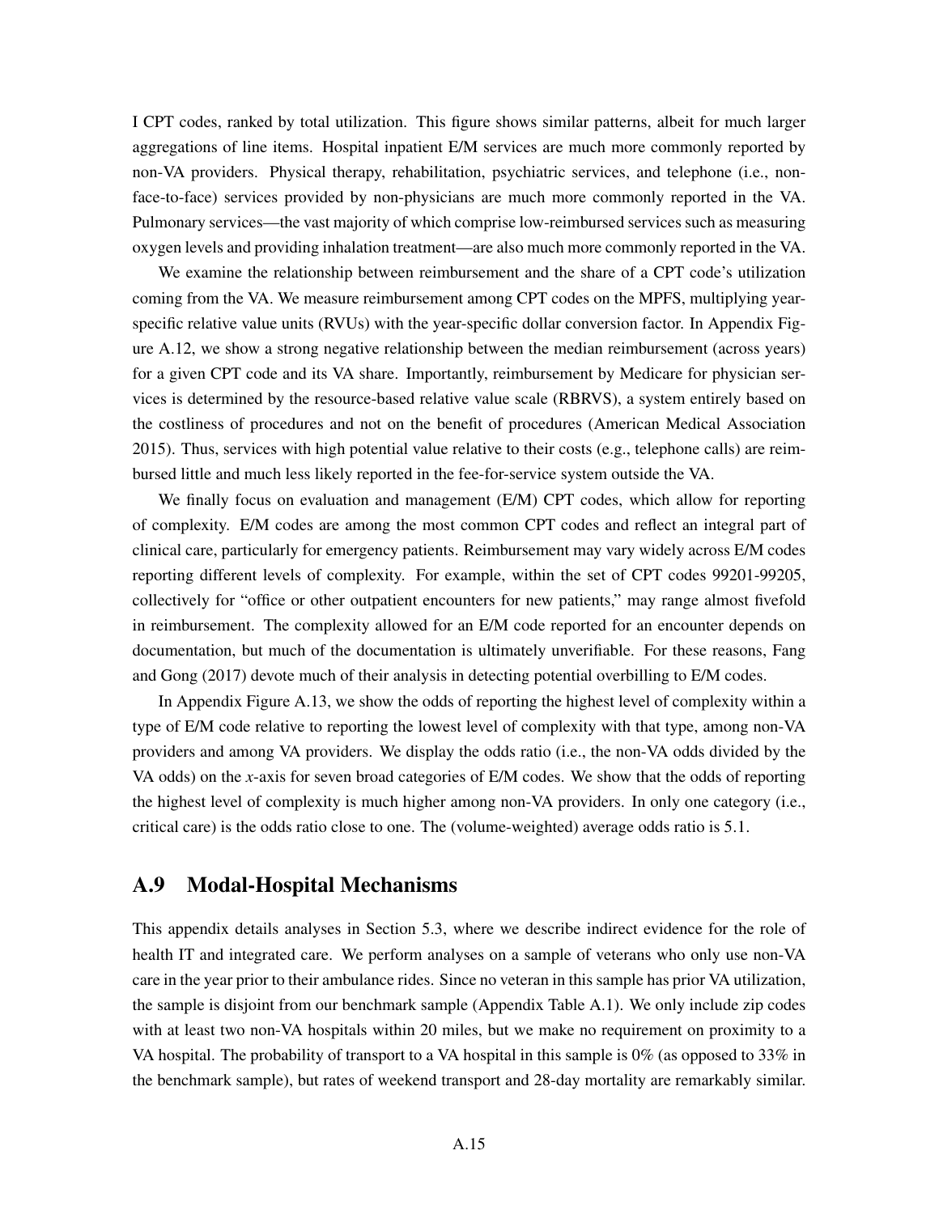I CPT codes, ranked by total utilization. This figure shows similar patterns, albeit for much larger aggregations of line items. Hospital inpatient E/M services are much more commonly reported by non-VA providers. Physical therapy, rehabilitation, psychiatric services, and telephone (i.e., non-face-to-face) services provided by non-physicians are much more commonly reported in the VA. Pulmonary services—the vast majority of which comprise low-reimbursed services such as measuring oxygen levels and providing inhalation treatment—are also much more commonly reported in the VA.

We examine the relationship between reimbursement and the share of a CPT code's utilization coming from the VA. We measure reimbursement among CPT codes on the MPFS, multiplying year-specific relative value units (RVUs) with the year-specific dollar conversion factor. In Appendix Figure A.12, we show a strong negative relationship between the median reimbursement (across years) for a given CPT code and its VA share. Importantly, reimbursement by Medicare for physician services is determined by the resource-based relative value scale (RBRVS), a system entirely based on the costliness of procedures and not on the benefit of procedures (American Medical Association 2015). Thus, services with high potential value relative to their costs (e.g., telephone calls) are reimbursed little and much less likely reported in the fee-for-service system outside the VA.

We finally focus on evaluation and management (E/M) CPT codes, which allow for reporting of complexity. E/M codes are among the most common CPT codes and reflect an integral part of clinical care, particularly for emergency patients. Reimbursement may vary widely across E/M codes reporting different levels of complexity. For example, within the set of CPT codes 99201-99205, collectively for "office or other outpatient encounters for new patients," may range almost fivefold in reimbursement. The complexity allowed for an E/M code reported for an encounter depends on documentation, but much of the documentation is ultimately unverifiable. For these reasons, Fang and Gong (2017) devote much of their analysis in detecting potential overbilling to E/M codes.

In Appendix Figure A.13, we show the odds of reporting the highest level of complexity within a type of E/M code relative to reporting the lowest level of complexity with that type, among non-VA providers and among VA providers. We display the odds ratio (i.e., the non-VA odds divided by the VA odds) on the *x*-axis for seven broad categories of E/M codes. We show that the odds of reporting the highest level of complexity is much higher among non-VA providers. In only one category (i.e., critical care) is the odds ratio close to one. The (volume-weighted) average odds ratio is 5.1.

## A.9 Modal-Hospital Mechanisms

This appendix details analyses in Section 5.3, where we describe indirect evidence for the role of health IT and integrated care. We perform analyses on a sample of veterans who only use non-VA care in the year prior to their ambulance rides. Since no veteran in this sample has prior VA utilization, the sample is disjoint from our benchmark sample (Appendix Table A.1). We only include zip codes with at least two non-VA hospitals within 20 miles, but we make no requirement on proximity to a VA hospital. The probability of transport to a VA hospital in this sample is 0% (as opposed to 33% in the benchmark sample), but rates of weekend transport and 28-day mortality are remarkably similar.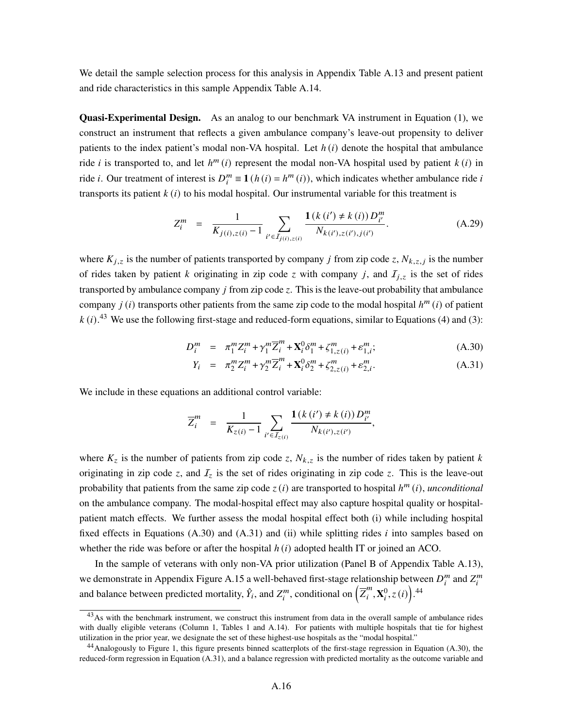We detail the sample selection process for this analysis in Appendix Table A.13 and present patient and ride characteristics in this sample Appendix Table A.14.

**Quasi-Experimental Design.** As an analog to our benchmark VA instrument in Equation (1), we construct an instrument that reflects a given ambulance company's leave-out propensity to deliver patients to the index patient's modal non-VA hospital. Let $h(i)$ denote the hospital that ambulance ride $i$ is transported to, and let $h^m(i)$ represent the modal non-VA hospital used by patient $k(i)$ in ride $i$. Our treatment of interest is $D_i^m \equiv \mathbf{1}(h(i) = h^m(i))$, which indicates whether ambulance ride $i$ transports its patient $k(i)$ to his modal hospital. Our instrumental variable for this treatment is

$$Z_i^m \quad = \quad \frac{1}{K_{j(i),z(i)} - 1} \sum_{i' \in \mathcal{I}_{j(i),z(i)}} \frac{\mathbf{1}(k(i') \neq k(i)) D_{i'}^m}{N_{k(i'),z(i'),j(i')}}. \tag{A.29}$$

where $K_{j,z}$ is the number of patients transported by company $j$ from zip code $z$, $N_{k,z,j}$ is the number of rides taken by patient $k$ originating in zip code $z$ with company $j$, and $\mathcal{I}_{j,z}$ is the set of rides transported by ambulance company $j$ from zip code $z$. This is the leave-out probability that ambulance company $j(i)$ transports other patients from the same zip code to the modal hospital $h^m(i)$ of patient $k(i)$.[43] We use the following first-stage and reduced-form equations, similar to Equations (4) and (3):

$$D_i^m \quad = \quad \pi_1^m Z_i^m + \gamma_1^m \overline{Z}_i^m + \mathbf{X}_i^0 \delta_1^m + \zeta_{1,z(i)}^m + \varepsilon_{1,i}^m; \tag{A.30}$$

$$Y_i \quad = \quad \pi_2^m Z_i^m + \gamma_2^m \overline{Z}_i^m + \mathbf{X}_i^0 \delta_2^m + \zeta_{2,z(i)}^m + \varepsilon_{2,i}^m. \tag{A.31}$$

We include in these equations an additional control variable:

$$\overline{Z}_i^m \quad = \quad \frac{1}{K_{z(i)} - 1} \sum_{i' \in \mathcal{I}_{z(i)}} \frac{\mathbf{1}(k(i') \neq k(i)) D_{i'}^m}{N_{k(i'),z(i')}},$$

where $K_z$ is the number of patients from zip code $z$, $N_{k,z}$ is the number of rides taken by patient $k$ originating in zip code $z$, and $\mathcal{I}_z$ is the set of rides originating in zip code $z$. This is the leave-out probability that patients from the same zip code $z(i)$ are transported to hospital $h^m(i)$, *unconditional* on the ambulance company. The modal-hospital effect may also capture hospital quality or hospital-patient match effects. We further assess the modal hospital effect both (i) while including hospital fixed effects in Equations (A.30) and (A.31) and (ii) while splitting rides $i$ into samples based on whether the ride was before or after the hospital $h(i)$ adopted health IT or joined an ACO.

In the sample of veterans with only non-VA prior utilization (Panel B of Appendix Table A.13), we demonstrate in Appendix Figure A.15 a well-behaved first-stage relationship between $D_i^m$ and $Z_i^m$ and balance between predicted mortality, $\hat{Y}_i$, and $Z_i^m$, conditional on $\left(\overline{Z}_i^m, \mathbf{X}_i^0, z(i)\right)$.[44]

[43] As with the benchmark instrument, we construct this instrument from data in the overall sample of ambulance rides with dually eligible veterans (Column 1, Tables 1 and A.14). For patients with multiple hospitals that tie for highest utilization in the prior year, we designate the set of these highest-use hospitals as the "modal hospital."

[44] Analogously to Figure 1, this figure presents binned scatterplots of the first-stage regression in Equation (A.30), the reduced-form regression in Equation (A.31), and a balance regression with predicted mortality as the outcome variable and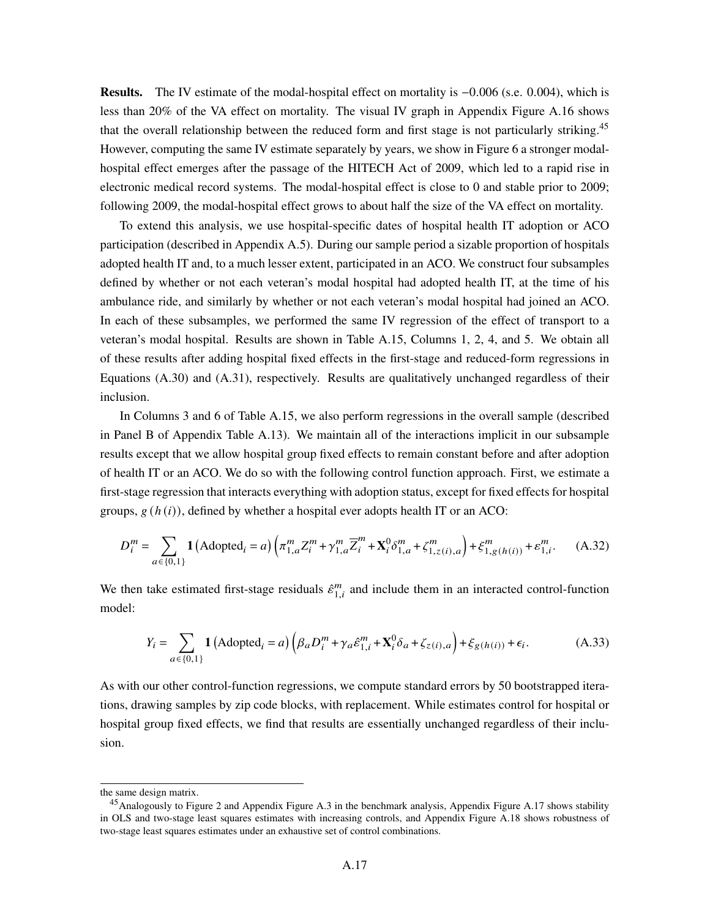**Results.** The IV estimate of the modal-hospital effect on mortality is −0.006 (s.e. 0.004), which is less than 20% of the VA effect on mortality. The visual IV graph in Appendix Figure A.16 shows that the overall relationship between the reduced form and first stage is not particularly striking.[45] However, computing the same IV estimate separately by years, we show in Figure 6 a stronger modal-hospital effect emerges after the passage of the HITECH Act of 2009, which led to a rapid rise in electronic medical record systems. The modal-hospital effect is close to 0 and stable prior to 2009; following 2009, the modal-hospital effect grows to about half the size of the VA effect on mortality.

To extend this analysis, we use hospital-specific dates of hospital health IT adoption or ACO participation (described in Appendix A.5). During our sample period a sizable proportion of hospitals adopted health IT and, to a much lesser extent, participated in an ACO. We construct four subsamples defined by whether or not each veteran's modal hospital had adopted health IT, at the time of his ambulance ride, and similarly by whether or not each veteran's modal hospital had joined an ACO. In each of these subsamples, we performed the same IV regression of the effect of transport to a veteran's modal hospital. Results are shown in Table A.15, Columns 1, 2, 4, and 5. We obtain all of these results after adding hospital fixed effects in the first-stage and reduced-form regressions in Equations (A.30) and (A.31), respectively. Results are qualitatively unchanged regardless of their inclusion.

In Columns 3 and 6 of Table A.15, we also perform regressions in the overall sample (described in Panel B of Appendix Table A.13). We maintain all of the interactions implicit in our subsample results except that we allow hospital group fixed effects to remain constant before and after adoption of health IT or an ACO. We do so with the following control function approach. First, we estimate a first-stage regression that interacts everything with adoption status, except for fixed effects for hospital groups, $g(h(i))$, defined by whether a hospital ever adopts health IT or an ACO:

$$D_i^m = \sum_{a \in \{0,1\}} \mathbf{1}\left(\text{Adopted}_i = a\right)\left(\pi_{1,a}^m Z_i^m + \gamma_{1,a}^m \overline{Z}_i^m + \mathbf{X}_i^0 \delta_{1,a}^m + \zeta_{1,z(i),a}^m\right) + \xi_{1,g(h(i))}^m + \varepsilon_{1,i}^m. \quad \text{(A.32)}$$

We then take estimated first-stage residuals $\hat{\varepsilon}_{1,i}^m$ and include them in an interacted control-function model:

$$Y_i = \sum_{a \in \{0,1\}} \mathbf{1}\left(\text{Adopted}_i = a\right)\left(\beta_a D_i^m + \gamma_a \hat{\varepsilon}_{1,i}^m + \mathbf{X}_i^0 \delta_a + \zeta_{z(i),a}\right) + \xi_{g(h(i))} + \epsilon_i. \quad \text{(A.33)}$$

As with our other control-function regressions, we compute standard errors by 50 bootstrapped iterations, drawing samples by zip code blocks, with replacement. While estimates control for hospital or hospital group fixed effects, we find that results are essentially unchanged regardless of their inclusion.

---

the same design matrix.

[45] Analogously to Figure 2 and Appendix Figure A.3 in the benchmark analysis, Appendix Figure A.17 shows stability in OLS and two-stage least squares estimates with increasing controls, and Appendix Figure A.18 shows robustness of two-stage least squares estimates under an exhaustive set of control combinations.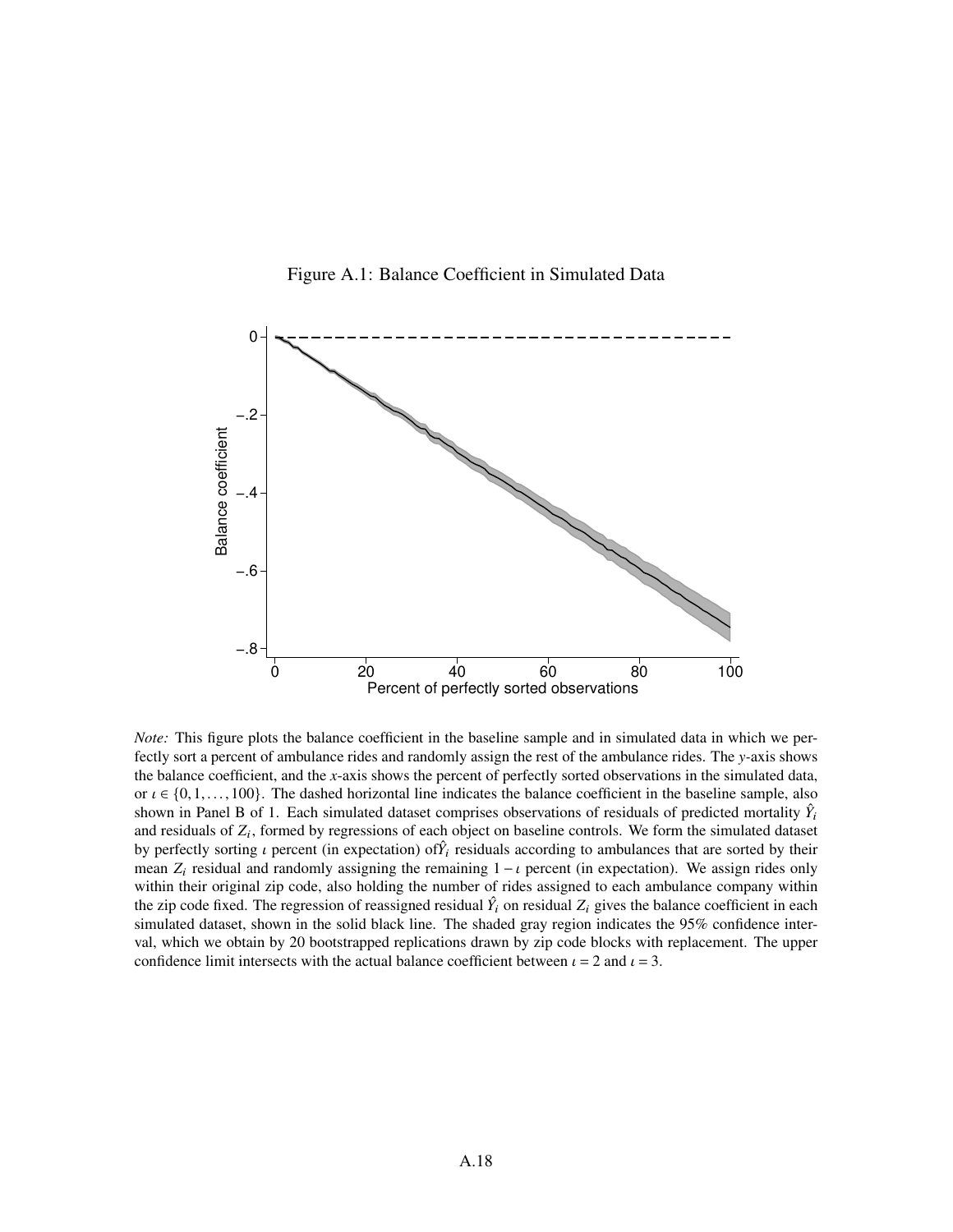Figure A.1: Balance Coefficient in Simulated Data

*Note:* This figure plots the balance coefficient in the baseline sample and in simulated data in which we perfectly sort a percent of ambulance rides and randomly assign the rest of the ambulance rides. The *y*-axis shows the balance coefficient, and the *x*-axis shows the percent of perfectly sorted observations in the simulated data, or $\iota \in \{0, 1, \ldots, 100\}$. The dashed horizontal line indicates the balance coefficient in the baseline sample, also shown in Panel B of 1. Each simulated dataset comprises observations of residuals of predicted mortality $\hat{Y}_i$ and residuals of $Z_i$, formed by regressions of each object on baseline controls. We form the simulated dataset by perfectly sorting $\iota$ percent (in expectation) of$\hat{Y}_i$ residuals according to ambulances that are sorted by their mean $Z_i$ residual and randomly assigning the remaining $1 - \iota$ percent (in expectation). We assign rides only within their original zip code, also holding the number of rides assigned to each ambulance company within the zip code fixed. The regression of reassigned residual $\hat{Y}_i$ on residual $Z_i$ gives the balance coefficient in each simulated dataset, shown in the solid black line. The shaded gray region indicates the 95% confidence interval, which we obtain by 20 bootstrapped replications drawn by zip code blocks with replacement. The upper confidence limit intersects with the actual balance coefficient between $\iota = 2$ and $\iota = 3$.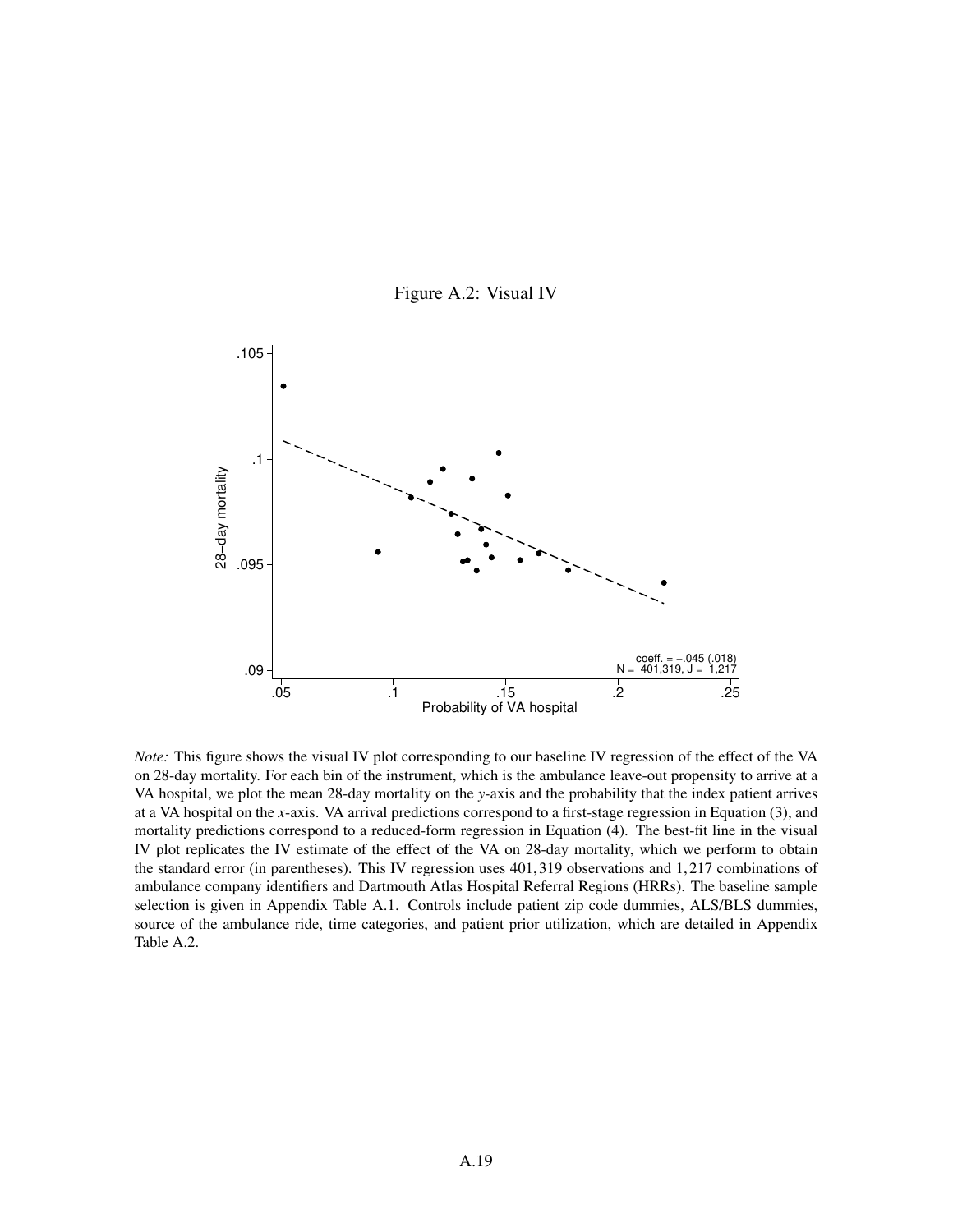Figure A.2: Visual IV

*Note:* This figure shows the visual IV plot corresponding to our baseline IV regression of the effect of the VA on 28-day mortality. For each bin of the instrument, which is the ambulance leave-out propensity to arrive at a VA hospital, we plot the mean 28-day mortality on the *y*-axis and the probability that the index patient arrives at a VA hospital on the *x*-axis. VA arrival predictions correspond to a first-stage regression in Equation (3), and mortality predictions correspond to a reduced-form regression in Equation (4). The best-fit line in the visual IV plot replicates the IV estimate of the effect of the VA on 28-day mortality, which we perform to obtain the standard error (in parentheses). This IV regression uses 401,319 observations and 1,217 combinations of ambulance company identifiers and Dartmouth Atlas Hospital Referral Regions (HRRs). The baseline sample selection is given in Appendix Table A.1. Controls include patient zip code dummies, ALS/BLS dummies, source of the ambulance ride, time categories, and patient prior utilization, which are detailed in Appendix Table A.2.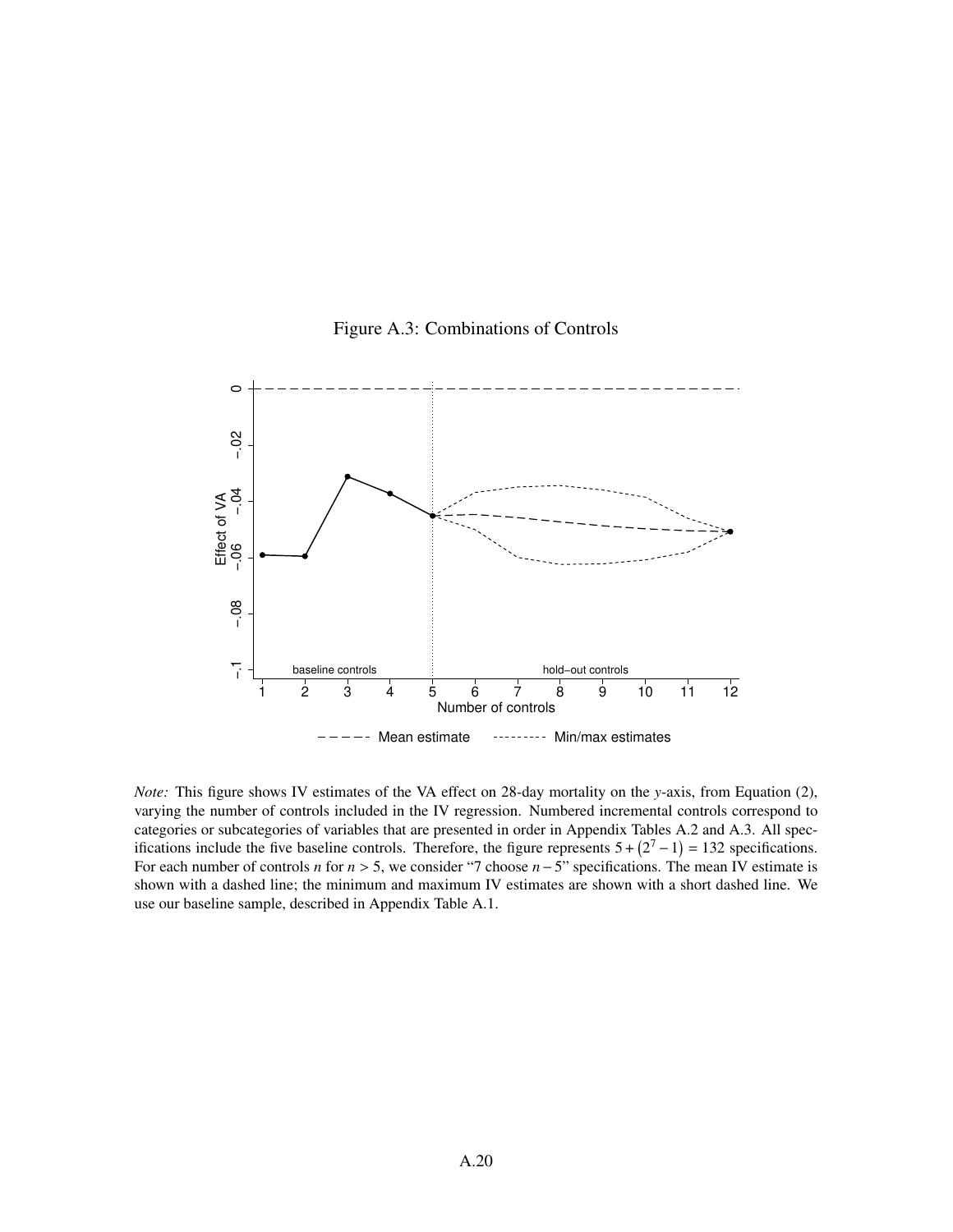Figure A.3: Combinations of Controls

*Note:* This figure shows IV estimates of the VA effect on 28-day mortality on the *y*-axis, from Equation (2), varying the number of controls included in the IV regression. Numbered incremental controls correspond to categories or subcategories of variables that are presented in order in Appendix Tables A.2 and A.3. All specifications include the five baseline controls. Therefore, the figure represents $5 + (2^7 - 1) = 132$ specifications. For each number of controls $n$ for $n > 5$, we consider "7 choose $n - 5$" specifications. The mean IV estimate is shown with a dashed line; the minimum and maximum IV estimates are shown with a short dashed line. We use our baseline sample, described in Appendix Table A.1.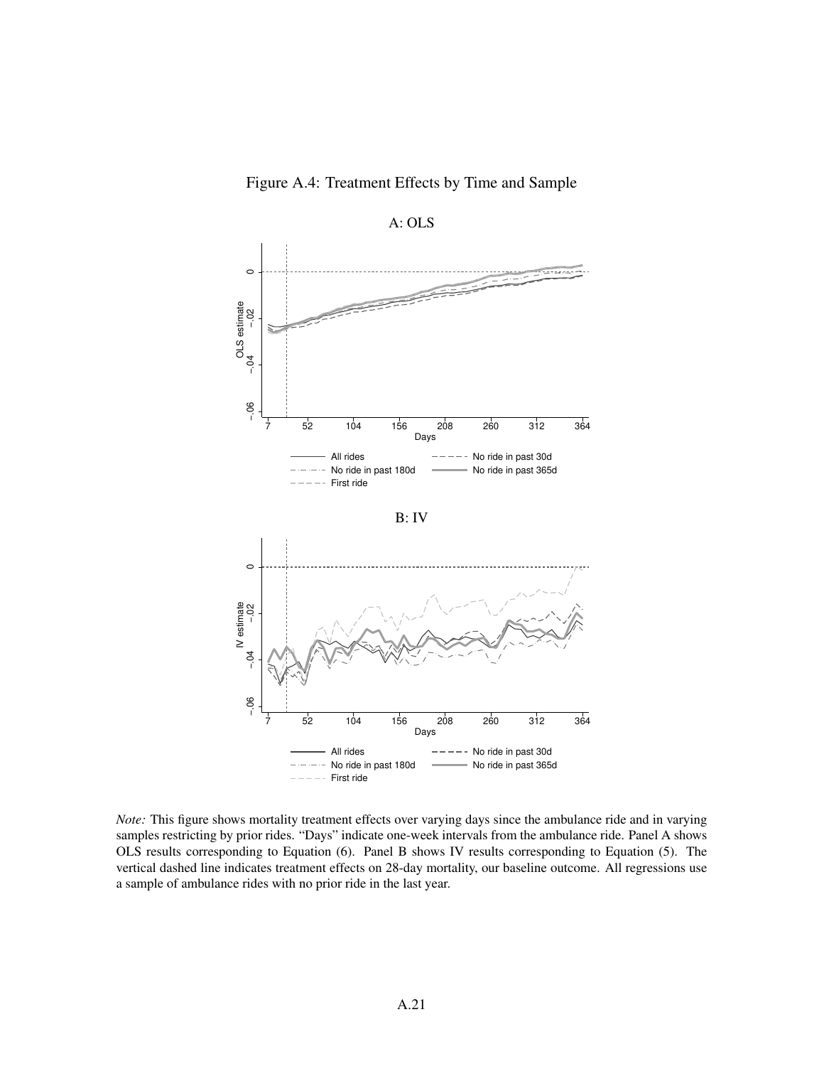Figure A.4: Treatment Effects by Time and Sample

A: OLS

B: IV

*Note:* This figure shows mortality treatment effects over varying days since the ambulance ride and in varying samples restricting by prior rides. "Days" indicate one-week intervals from the ambulance ride. Panel A shows OLS results corresponding to Equation (6). Panel B shows IV results corresponding to Equation (5). The vertical dashed line indicates treatment effects on 28-day mortality, our baseline outcome. All regressions use a sample of ambulance rides with no prior ride in the last year.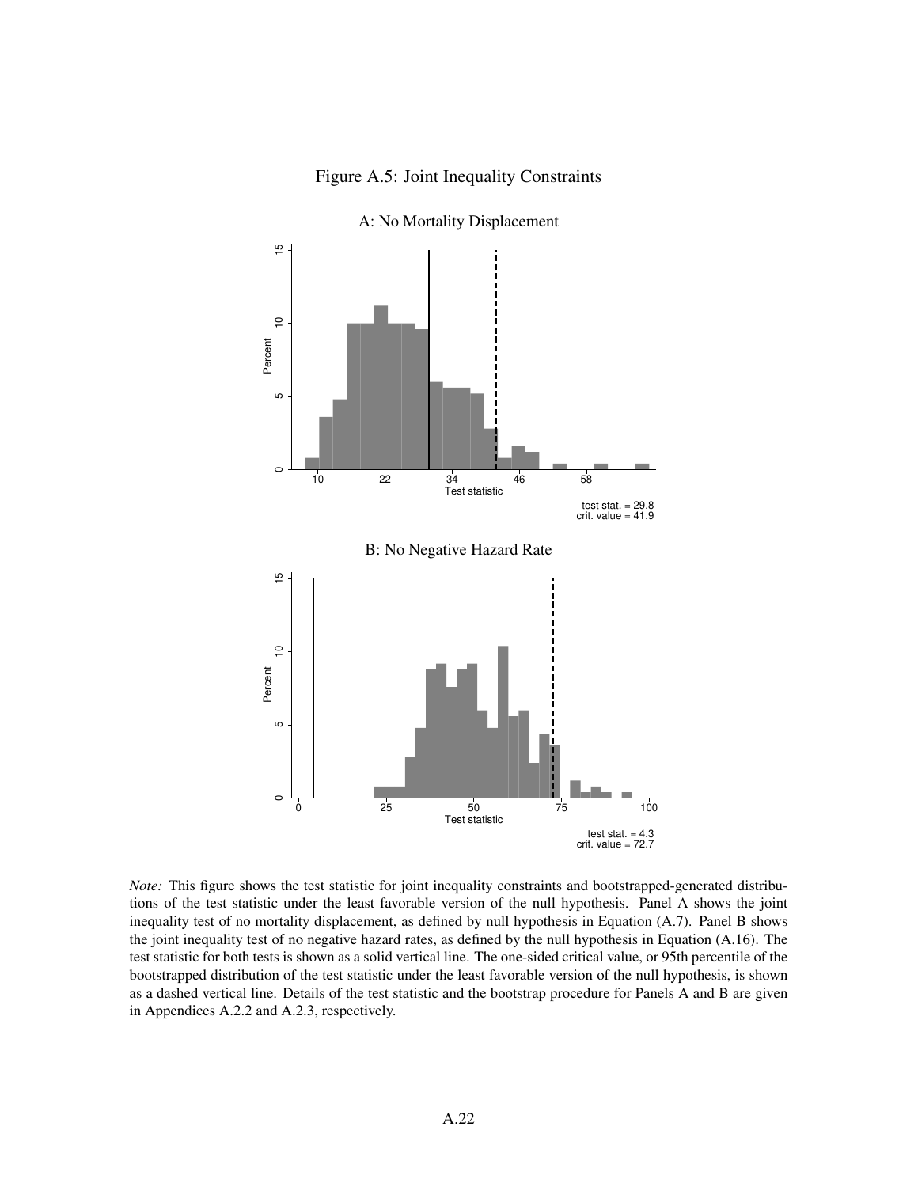Figure A.5: Joint Inequality Constraints

A: No Mortality Displacement

test stat. = 29.8
crit. value = 41.9

B: No Negative Hazard Rate

test stat. = 4.3
crit. value = 72.7

*Note:* This figure shows the test statistic for joint inequality constraints and bootstrapped-generated distributions of the test statistic under the least favorable version of the null hypothesis. Panel A shows the joint inequality test of no mortality displacement, as defined by null hypothesis in Equation (A.7). Panel B shows the joint inequality test of no negative hazard rates, as defined by the null hypothesis in Equation (A.16). The test statistic for both tests is shown as a solid vertical line. The one-sided critical value, or 95th percentile of the bootstrapped distribution of the test statistic under the least favorable version of the null hypothesis, is shown as a dashed vertical line. Details of the test statistic and the bootstrap procedure for Panels A and B are given in Appendices A.2.2 and A.2.3, respectively.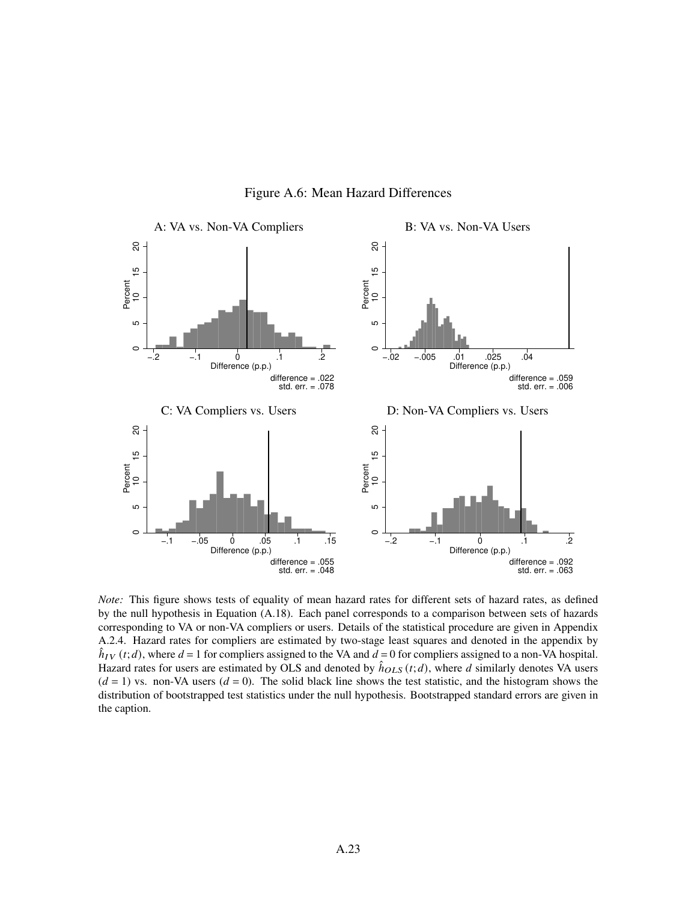Figure A.6: Mean Hazard Differences

A: VA vs. Non-VA Compliers

difference = .022
std. err. = .078

B: VA vs. Non-VA Users

difference = .059
std. err. = .006

C: VA Compliers vs. Users

difference = .055
std. err. = .048

D: Non-VA Compliers vs. Users

difference = .092
std. err. = .063

*Note:* This figure shows tests of equality of mean hazard rates for different sets of hazard rates, as defined by the null hypothesis in Equation (A.18). Each panel corresponds to a comparison between sets of hazards corresponding to VA or non-VA compliers or users. Details of the statistical procedure are given in Appendix A.2.4. Hazard rates for compliers are estimated by two-stage least squares and denoted in the appendix by $\hat{h}_{IV}(t;d)$, where $d = 1$ for compliers assigned to the VA and $d = 0$ for compliers assigned to a non-VA hospital. Hazard rates for users are estimated by OLS and denoted by $\hat{h}_{OLS}(t;d)$, where $d$ similarly denotes VA users ($d = 1$) vs. non-VA users ($d = 0$). The solid black line shows the test statistic, and the histogram shows the distribution of bootstrapped test statistics under the null hypothesis. Bootstrapped standard errors are given in the caption.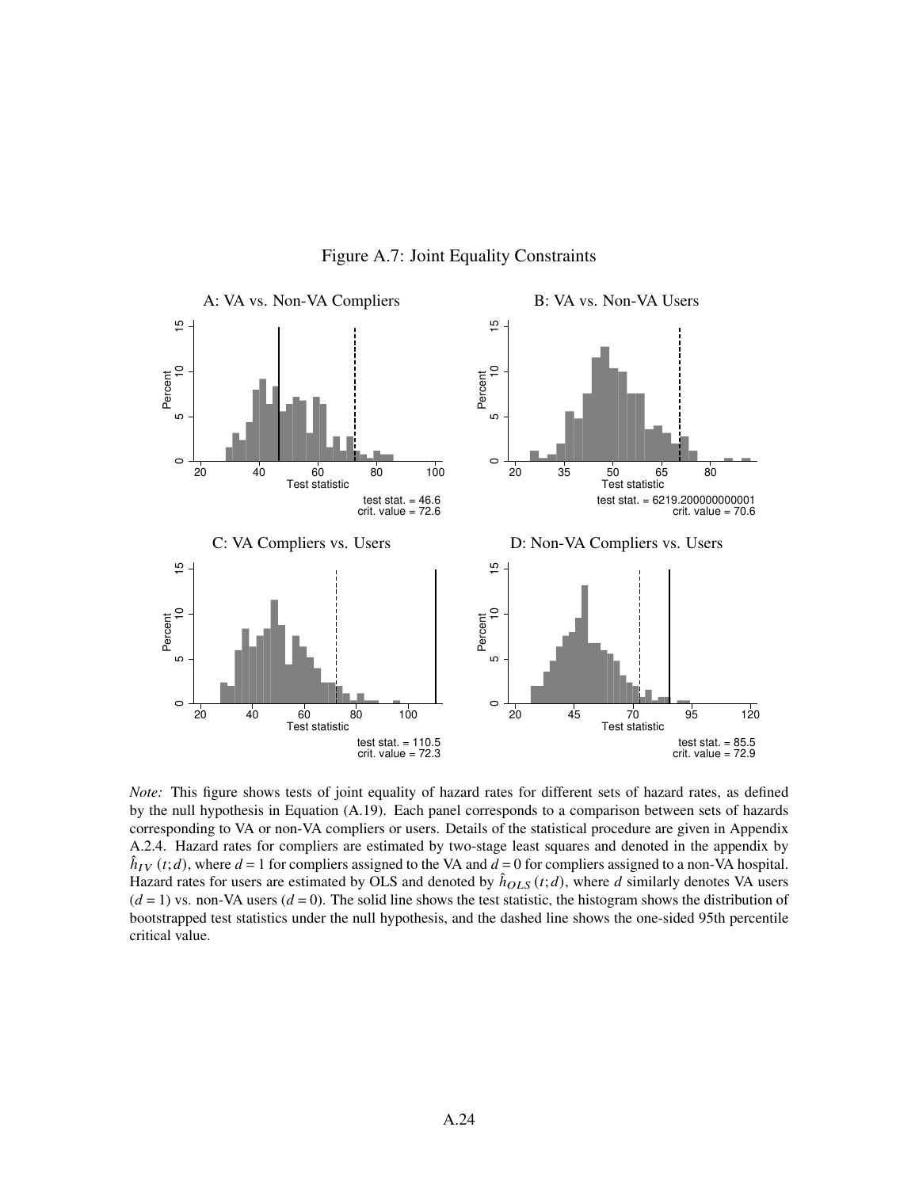Figure A.7: Joint Equality Constraints

A: VA vs. Non-VA Compliers

test stat. = 46.6
crit. value = 72.6

B: VA vs. Non-VA Users

test stat. = 6219.200000000001
crit. value = 70.6

C: VA Compliers vs. Users

test stat. = 110.5
crit. value = 72.3

D: Non-VA Compliers vs. Users

test stat. = 85.5
crit. value = 72.9

*Note:* This figure shows tests of joint equality of hazard rates for different sets of hazard rates, as defined by the null hypothesis in Equation (A.19). Each panel corresponds to a comparison between sets of hazards corresponding to VA or non-VA compliers or users. Details of the statistical procedure are given in Appendix A.2.4. Hazard rates for compliers are estimated by two-stage least squares and denoted in the appendix by $\hat{h}_{IV}(t;d)$, where $d = 1$ for compliers assigned to the VA and $d = 0$ for compliers assigned to a non-VA hospital. Hazard rates for users are estimated by OLS and denoted by $\hat{h}_{OLS}(t;d)$, where $d$ similarly denotes VA users ($d = 1$) vs. non-VA users ($d = 0$). The solid line shows the test statistic, the histogram shows the distribution of bootstrapped test statistics under the null hypothesis, and the dashed line shows the one-sided 95th percentile critical value.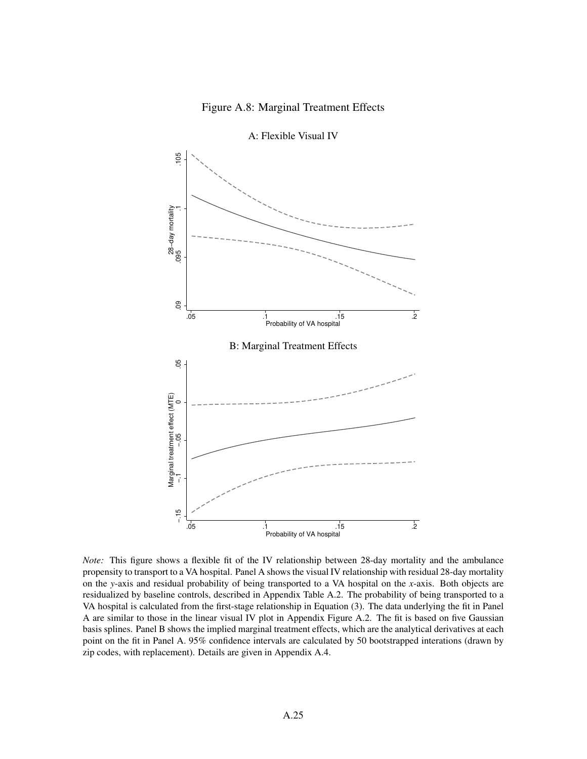Figure A.8: Marginal Treatment Effects

A: Flexible Visual IV

B: Marginal Treatment Effects

*Note:* This figure shows a flexible fit of the IV relationship between 28-day mortality and the ambulance propensity to transport to a VA hospital. Panel A shows the visual IV relationship with residual 28-day mortality on the *y*-axis and residual probability of being transported to a VA hospital on the *x*-axis. Both objects are residualized by baseline controls, described in Appendix Table A.2. The probability of being transported to a VA hospital is calculated from the first-stage relationship in Equation (3). The data underlying the fit in Panel A are similar to those in the linear visual IV plot in Appendix Figure A.2. The fit is based on five Gaussian basis splines. Panel B shows the implied marginal treatment effects, which are the analytical derivatives at each point on the fit in Panel A. 95% confidence intervals are calculated by 50 bootstrapped interations (drawn by zip codes, with replacement). Details are given in Appendix A.4.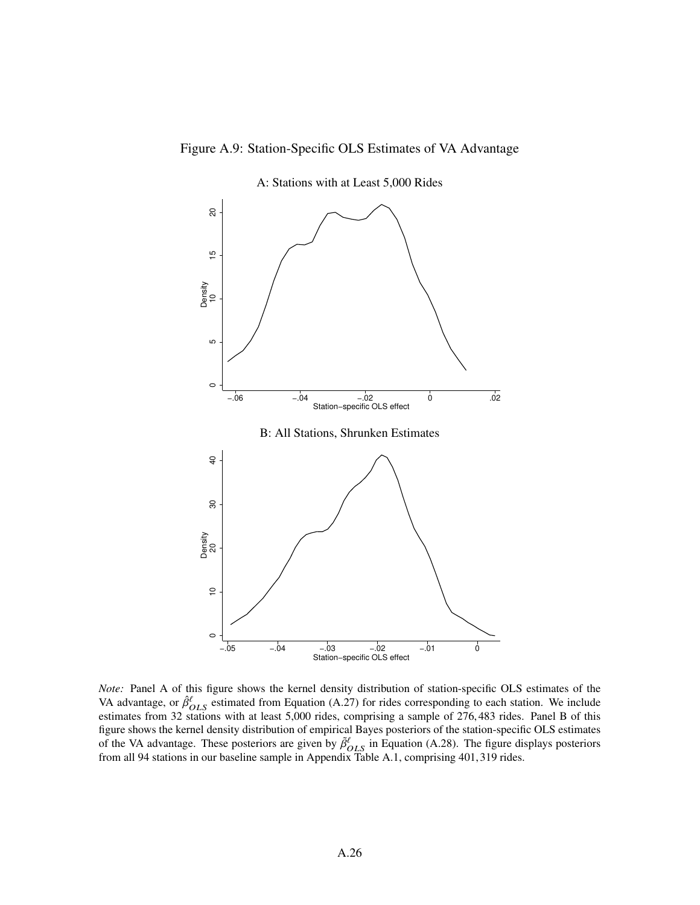Figure A.9: Station-Specific OLS Estimates of VA Advantage

A: Stations with at Least 5,000 Rides

B: All Stations, Shrunken Estimates

*Note:* Panel A of this figure shows the kernel density distribution of station-specific OLS estimates of the VA advantage, or $\hat{\beta}^{\ell}_{OLS}$ estimated from Equation (A.27) for rides corresponding to each station. We include estimates from 32 stations with at least 5,000 rides, comprising a sample of 276,483 rides. Panel B of this figure shows the kernel density distribution of empirical Bayes posteriors of the station-specific OLS estimates of the VA advantage. These posteriors are given by $\tilde{\beta}^{\ell}_{OLS}$ in Equation (A.28). The figure displays posteriors from all 94 stations in our baseline sample in Appendix Table A.1, comprising 401,319 rides.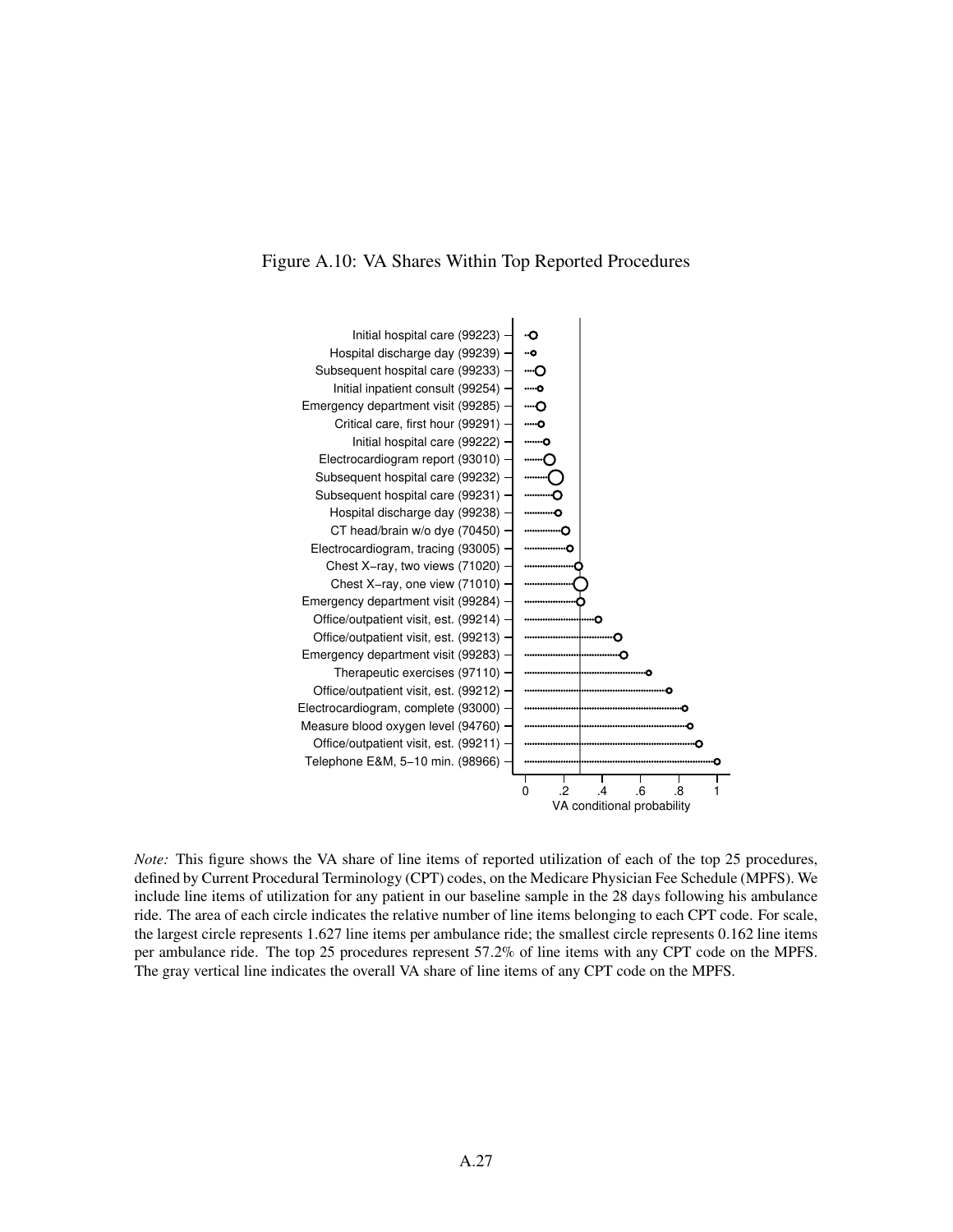Figure A.10: VA Shares Within Top Reported Procedures

Initial hospital care (99223)
Hospital discharge day (99239)
Subsequent hospital care (99233)
Initial inpatient consult (99254)
Emergency department visit (99285)
Critical care, first hour (99291)
Initial hospital care (99222)
Electrocardiogram report (93010)
Subsequent hospital care (99232)
Subsequent hospital care (99231)
Hospital discharge day (99238)
CT head/brain w/o dye (70450)
Electrocardiogram, tracing (93005)
Chest X−ray, two views (71020)
Chest X−ray, one view (71010)
Emergency department visit (99284)
Office/outpatient visit, est. (99214)
Office/outpatient visit, est. (99213)
Emergency department visit (99283)
Therapeutic exercises (97110)
Office/outpatient visit, est. (99212)
Electrocardiogram, complete (93000)
Measure blood oxygen level (94760)
Office/outpatient visit, est. (99211)
Telephone E&M, 5−10 min. (98966)

0 .2 .4 .6 .8 1

VA conditional probability

*Note:* This figure shows the VA share of line items of reported utilization of each of the top 25 procedures, defined by Current Procedural Terminology (CPT) codes, on the Medicare Physician Fee Schedule (MPFS). We include line items of utilization for any patient in our baseline sample in the 28 days following his ambulance ride. The area of each circle indicates the relative number of line items belonging to each CPT code. For scale, the largest circle represents 1.627 line items per ambulance ride; the smallest circle represents 0.162 line items per ambulance ride. The top 25 procedures represent 57.2% of line items with any CPT code on the MPFS. The gray vertical line indicates the overall VA share of line items of any CPT code on the MPFS.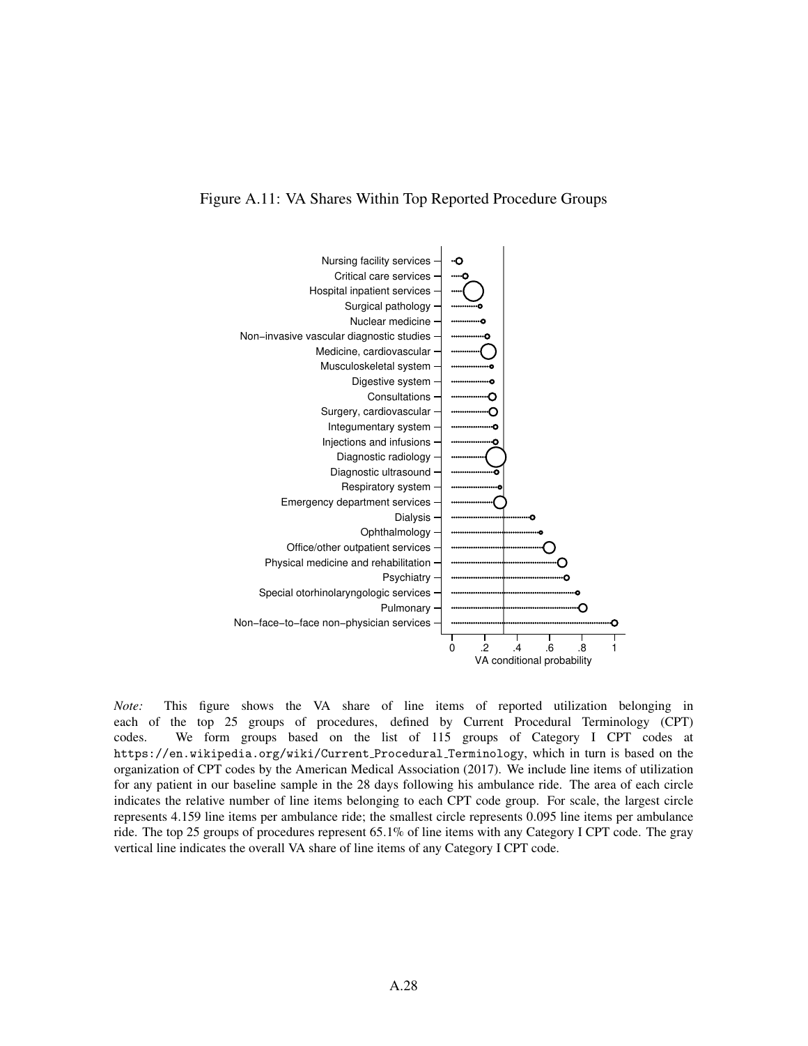Figure A.11: VA Shares Within Top Reported Procedure Groups

*Note:* This figure shows the VA share of line items of reported utilization belonging in each of the top 25 groups of procedures, defined by Current Procedural Terminology (CPT) codes. We form groups based on the list of 115 groups of Category I CPT codes at `https://en.wikipedia.org/wiki/Current_Procedural_Terminology`, which in turn is based on the organization of CPT codes by the American Medical Association (2017). We include line items of utilization for any patient in our baseline sample in the 28 days following his ambulance ride. The area of each circle indicates the relative number of line items belonging to each CPT code group. For scale, the largest circle represents 4.159 line items per ambulance ride; the smallest circle represents 0.095 line items per ambulance ride. The top 25 groups of procedures represent 65.1% of line items with any Category I CPT code. The gray vertical line indicates the overall VA share of line items of any Category I CPT code.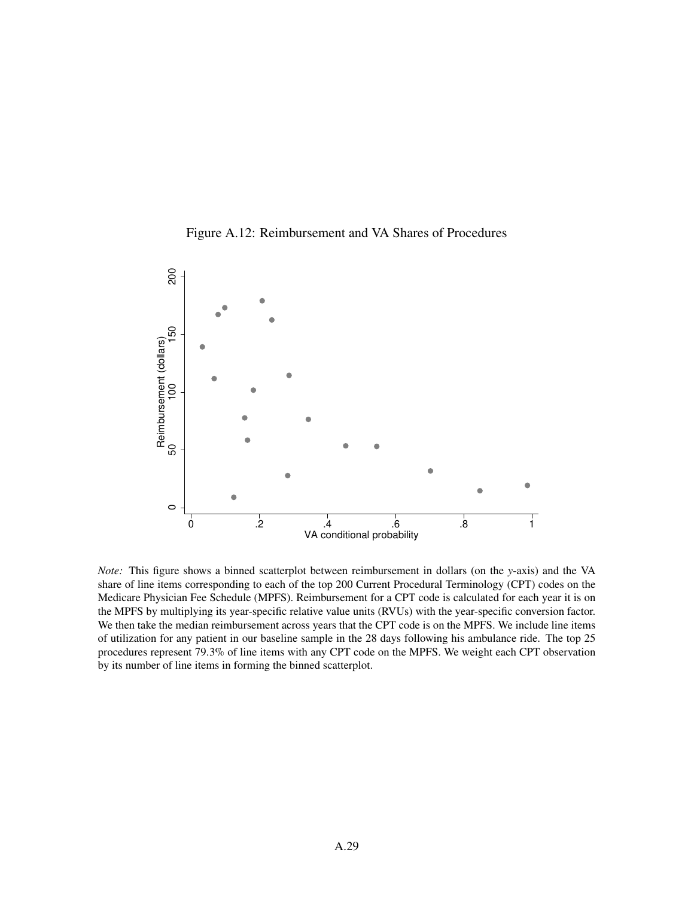Figure A.12: Reimbursement and VA Shares of Procedures

*Note:* This figure shows a binned scatterplot between reimbursement in dollars (on the *y*-axis) and the VA share of line items corresponding to each of the top 200 Current Procedural Terminology (CPT) codes on the Medicare Physician Fee Schedule (MPFS). Reimbursement for a CPT code is calculated for each year it is on the MPFS by multiplying its year-specific relative value units (RVUs) with the year-specific conversion factor. We then take the median reimbursement across years that the CPT code is on the MPFS. We include line items of utilization for any patient in our baseline sample in the 28 days following his ambulance ride. The top 25 procedures represent 79.3% of line items with any CPT code on the MPFS. We weight each CPT observation by its number of line items in forming the binned scatterplot.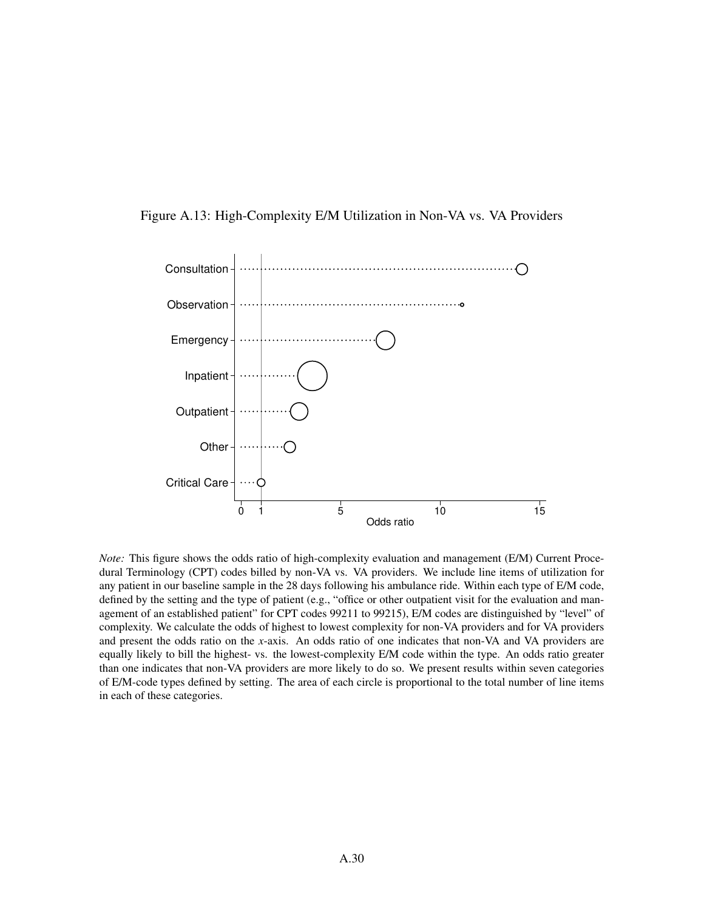Figure A.13: High-Complexity E/M Utilization in Non-VA vs. VA Providers

*Note:* This figure shows the odds ratio of high-complexity evaluation and management (E/M) Current Procedural Terminology (CPT) codes billed by non-VA vs. VA providers. We include line items of utilization for any patient in our baseline sample in the 28 days following his ambulance ride. Within each type of E/M code, defined by the setting and the type of patient (e.g., "office or other outpatient visit for the evaluation and management of an established patient" for CPT codes 99211 to 99215), E/M codes are distinguished by "level" of complexity. We calculate the odds of highest to lowest complexity for non-VA providers and for VA providers and present the odds ratio on the *x*-axis. An odds ratio of one indicates that non-VA and VA providers are equally likely to bill the highest- vs. the lowest-complexity E/M code within the type. An odds ratio greater than one indicates that non-VA providers are more likely to do so. We present results within seven categories of E/M-code types defined by setting. The area of each circle is proportional to the total number of line items in each of these categories.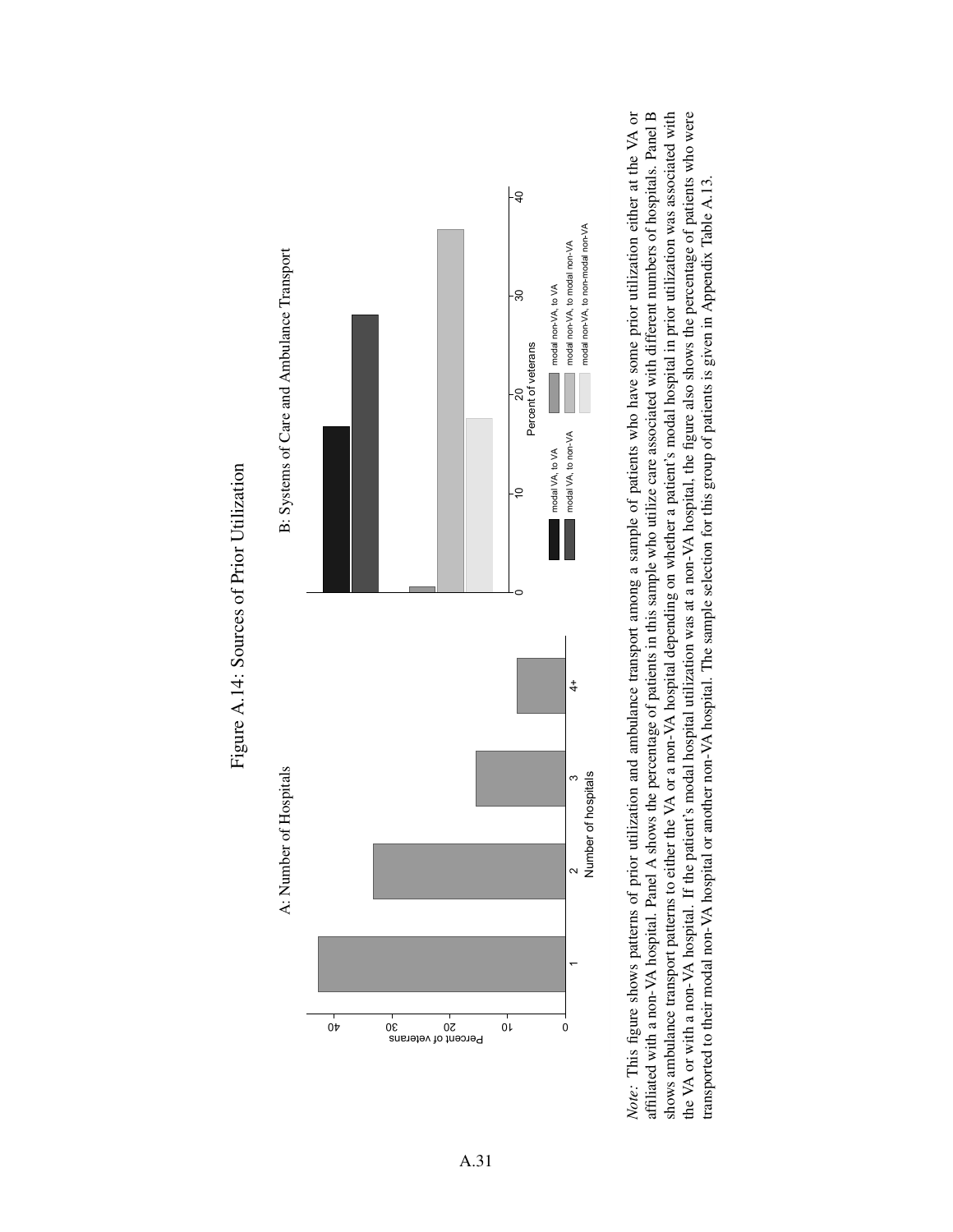# Figure A.14: Sources of Prior Utilization

A: Number of Hospitals

B: Systems of Care and Ambulance Transport

*Note:* This figure shows patterns of prior utilization and ambulance transport among a sample of patients who have some prior utilization either at the VA or affiliated with a non-VA hospital. Panel A shows the percentage of patients in this sample who utilize care associated with different numbers of hospitals. Panel B shows ambulance transport patterns to either the VA or a non-VA hospital depending on whether a patient's modal hospital in prior utilization was associated with the VA or with a non-VA hospital. If the patient's modal hospital utilization was at a non-VA hospital, the figure also shows the percentage of patients who were transported to their modal non-VA hospital or another non-VA hospital. The sample selection for this group of patients is given in Appendix Table A.13.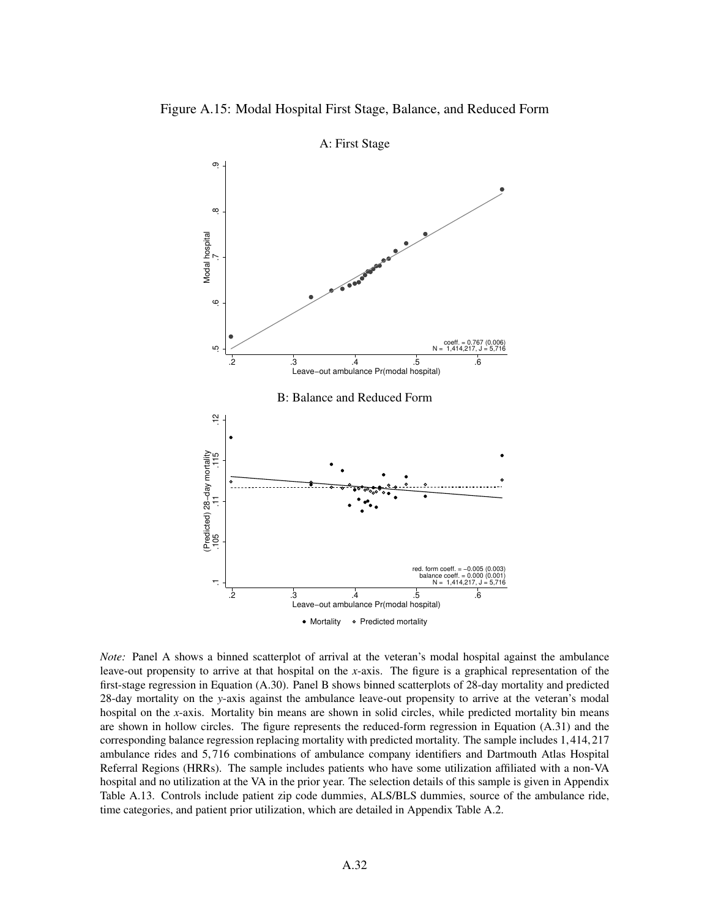Figure A.15: Modal Hospital First Stage, Balance, and Reduced Form

A: First Stage

coeff. = 0.767 (0.006)
N = 1,414,217, J = 5,716

B: Balance and Reduced Form

red. form coeff. = −0.005 (0.003)
balance coeff. = 0.000 (0.001)
N = 1,414,217, J = 5,716

*Note:* Panel A shows a binned scatterplot of arrival at the veteran's modal hospital against the ambulance leave-out propensity to arrive at that hospital on the *x*-axis. The figure is a graphical representation of the first-stage regression in Equation (A.30). Panel B shows binned scatterplots of 28-day mortality and predicted 28-day mortality on the *y*-axis against the ambulance leave-out propensity to arrive at the veteran's modal hospital on the *x*-axis. Mortality bin means are shown in solid circles, while predicted mortality bin means are shown in hollow circles. The figure represents the reduced-form regression in Equation (A.31) and the corresponding balance regression replacing mortality with predicted mortality. The sample includes 1,414,217 ambulance rides and 5,716 combinations of ambulance company identifiers and Dartmouth Atlas Hospital Referral Regions (HRRs). The sample includes patients who have some utilization affiliated with a non-VA hospital and no utilization at the VA in the prior year. The selection details of this sample is given in Appendix Table A.13. Controls include patient zip code dummies, ALS/BLS dummies, source of the ambulance ride, time categories, and patient prior utilization, which are detailed in Appendix Table A.2.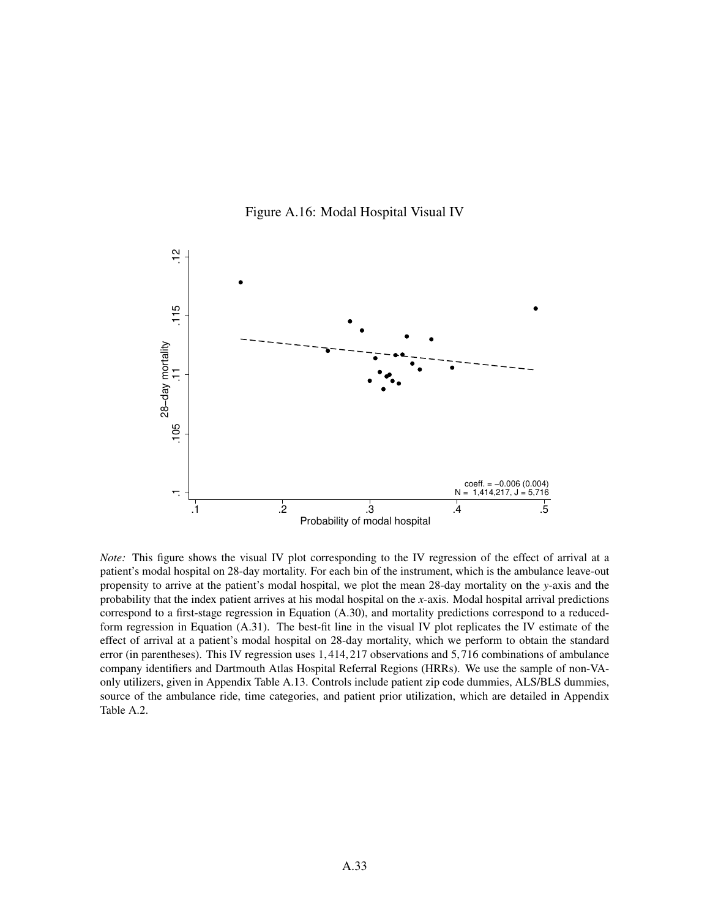Figure A.16: Modal Hospital Visual IV

*Note:* This figure shows the visual IV plot corresponding to the IV regression of the effect of arrival at a patient's modal hospital on 28-day mortality. For each bin of the instrument, which is the ambulance leave-out propensity to arrive at the patient's modal hospital, we plot the mean 28-day mortality on the *y*-axis and the probability that the index patient arrives at his modal hospital on the *x*-axis. Modal hospital arrival predictions correspond to a first-stage regression in Equation (A.30), and mortality predictions correspond to a reduced-form regression in Equation (A.31). The best-fit line in the visual IV plot replicates the IV estimate of the effect of arrival at a patient's modal hospital on 28-day mortality, which we perform to obtain the standard error (in parentheses). This IV regression uses 1,414,217 observations and 5,716 combinations of ambulance company identifiers and Dartmouth Atlas Hospital Referral Regions (HRRs). We use the sample of non-VA-only utilizers, given in Appendix Table A.13. Controls include patient zip code dummies, ALS/BLS dummies, source of the ambulance ride, time categories, and patient prior utilization, which are detailed in Appendix Table A.2.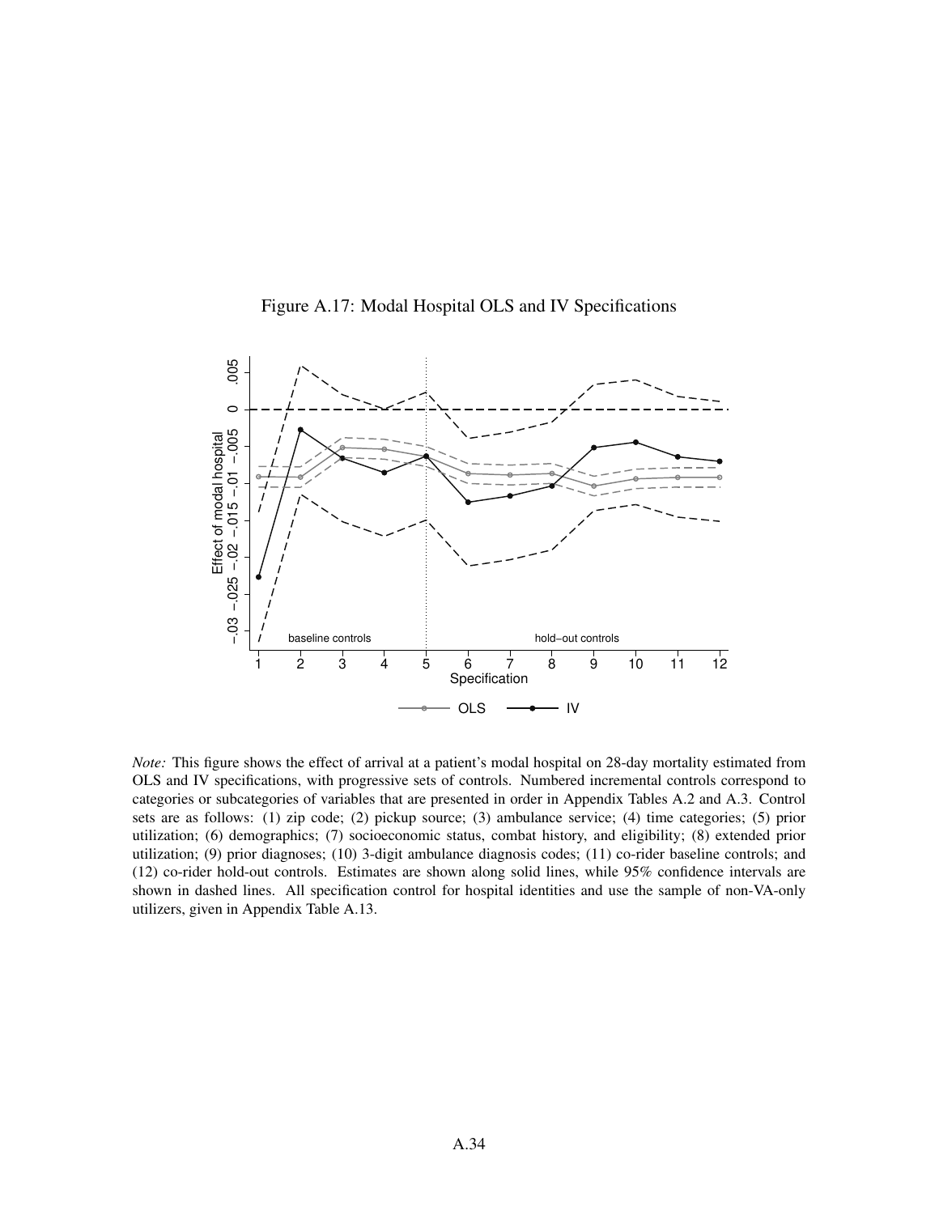Figure A.17: Modal Hospital OLS and IV Specifications

*Note:* This figure shows the effect of arrival at a patient's modal hospital on 28-day mortality estimated from OLS and IV specifications, with progressive sets of controls. Numbered incremental controls correspond to categories or subcategories of variables that are presented in order in Appendix Tables A.2 and A.3. Control sets are as follows: (1) zip code; (2) pickup source; (3) ambulance service; (4) time categories; (5) prior utilization; (6) demographics; (7) socioeconomic status, combat history, and eligibility; (8) extended prior utilization; (9) prior diagnoses; (10) 3-digit ambulance diagnosis codes; (11) co-rider baseline controls; and (12) co-rider hold-out controls. Estimates are shown along solid lines, while 95% confidence intervals are shown in dashed lines. All specification control for hospital identities and use the sample of non-VA-only utilizers, given in Appendix Table A.13.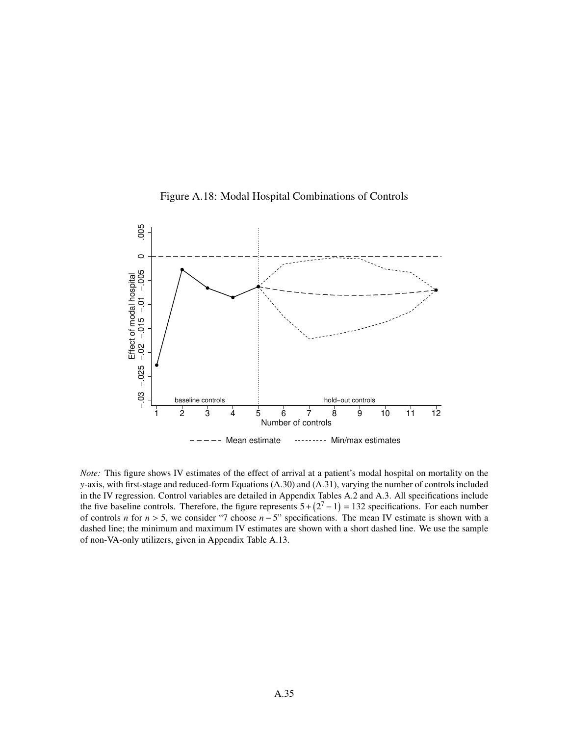Figure A.18: Modal Hospital Combinations of Controls

*Note:* This figure shows IV estimates of the effect of arrival at a patient's modal hospital on mortality on the *y*-axis, with first-stage and reduced-form Equations (A.30) and (A.31), varying the number of controls included in the IV regression. Control variables are detailed in Appendix Tables A.2 and A.3. All specifications include the five baseline controls. Therefore, the figure represents $5 + (2^7 - 1) = 132$ specifications. For each number of controls $n$ for $n > 5$, we consider "7 choose $n - 5$" specifications. The mean IV estimate is shown with a dashed line; the minimum and maximum IV estimates are shown with a short dashed line. We use the sample of non-VA-only utilizers, given in Appendix Table A.13.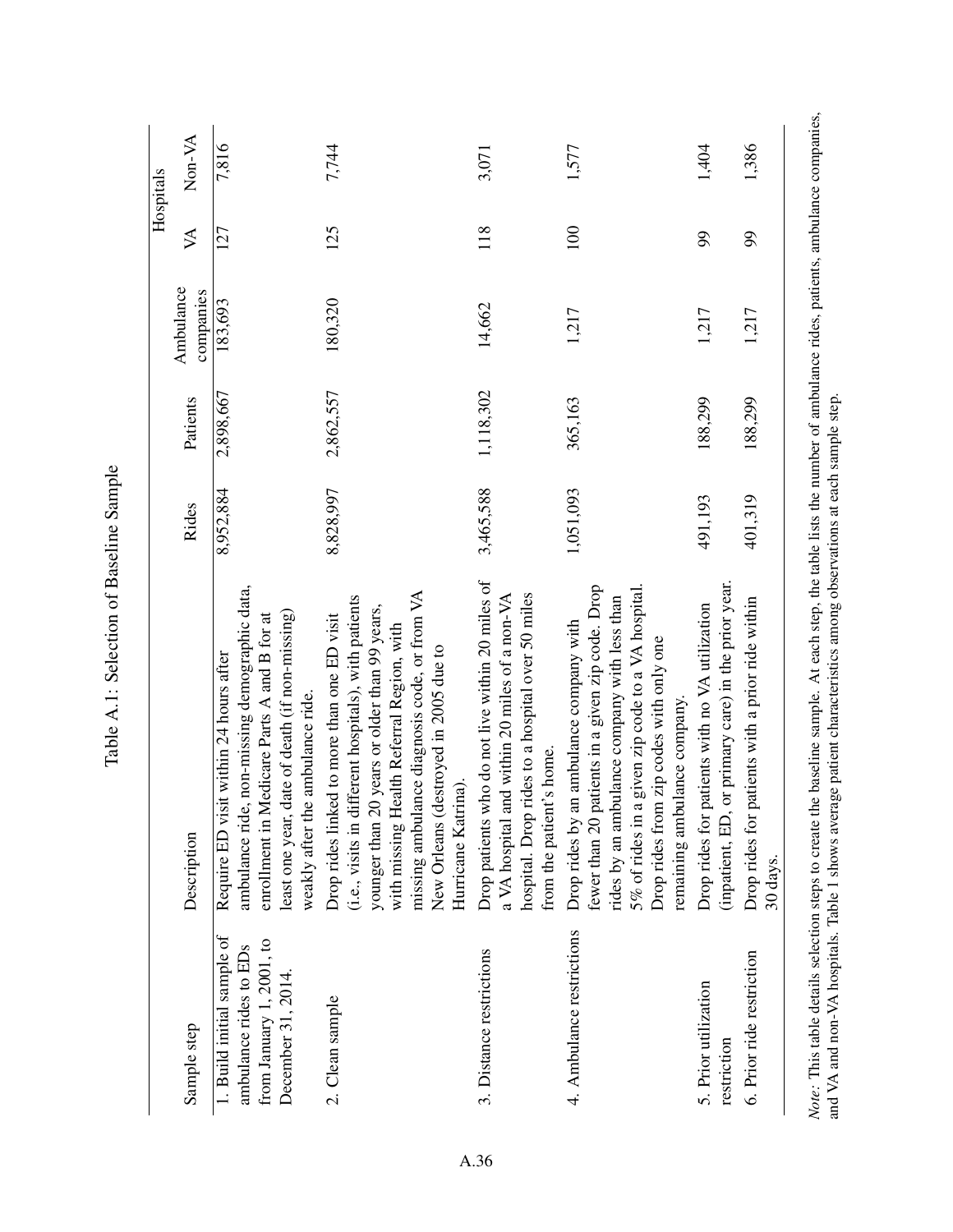Table A.1: Selection of Baseline Sample

| Sample step | Description | Rides | Patients | Ambulance companies | Hospitals | |
|---|---|---|---|---|---|---|
| | | | | | VA | Non-VA |
| 1. Build initial sample of ambulance rides to EDs from January 1, 2001, to December 31, 2014. | Require ED visit within 24 hours after ambulance ride, non-missing demographic data, enrollment in Medicare Parts A and B for at least one year, date of death (if non-missing) weakly after the ambulance ride. | 8,952,884 | 2,898,667 | 183,693 | 127 | 7,816 |
| 2. Clean sample | Drop rides linked to more than one ED visit (i.e., visits in different hospitals), with patients younger than 20 years or older than 99 years, with missing Health Referral Region, with missing ambulance diagnosis code, or from VA New Orleans (destroyed in 2005 due to Hurricane Katrina). | 8,828,997 | 2,862,557 | 180,320 | 125 | 7,744 |
| 3. Distance restrictions | Drop patients who do not live within 20 miles of a VA hospital and within 20 miles of a non-VA hospital. Drop rides to a hospital over 50 miles from the patient's home. | 3,465,588 | 1,118,302 | 14,662 | 118 | 3,071 |
| 4. Ambulance restrictions | Drop rides by an ambulance company with fewer than 20 patients in a given zip code. Drop rides by an ambulance company with less than 5% of rides in a given zip code to a VA hospital. Drop rides from zip codes with only one remaining ambulance company. | 1,051,093 | 365,163 | 1,217 | 100 | 1,577 |
| 5. Prior utilization restriction | Drop rides for patients with no VA utilization (inpatient, ED, or primary care) in the prior year. | 491,193 | 188,299 | 1,217 | 99 | 1,404 |
| 6. Prior ride restriction | Drop rides for patients with a prior ride within 30 days. | 401,319 | 188,299 | 1,217 | 99 | 1,386 |

*Note:* This table details selection steps to create the baseline sample. At each step, the table lists the number of ambulance rides, patients, ambulance companies, and VA and non-VA hospitals. Table 1 shows average patient characteristics among observations at each sample step.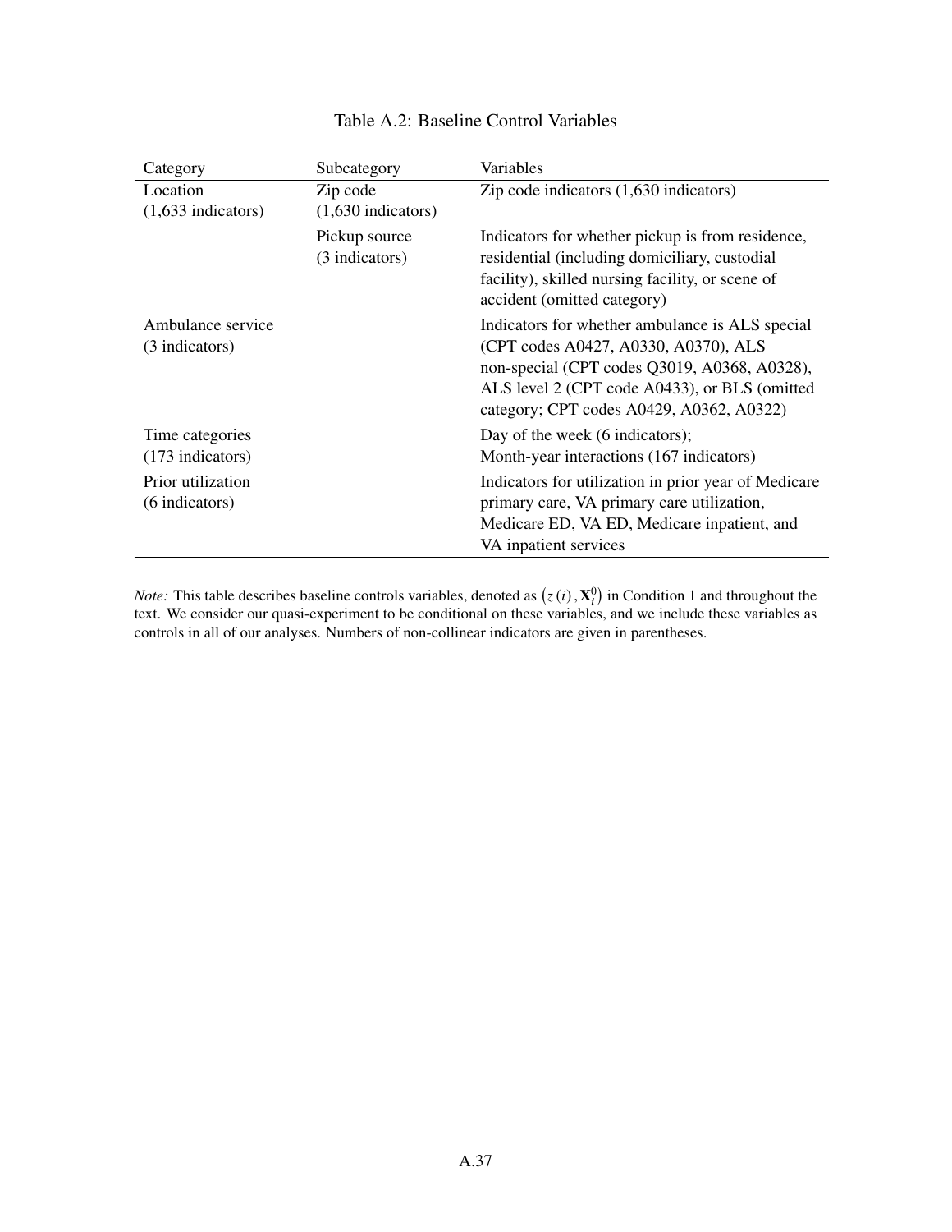Table A.2: Baseline Control Variables

| Category | Subcategory | Variables |
|---|---|---|
| Location (1,633 indicators) | Zip code (1,630 indicators) | Zip code indicators (1,630 indicators) |
| | Pickup source (3 indicators) | Indicators for whether pickup is from residence, residential (including domiciliary, custodial facility), skilled nursing facility, or scene of accident (omitted category) |
| Ambulance service (3 indicators) | | Indicators for whether ambulance is ALS special (CPT codes A0427, A0330, A0370), ALS non-special (CPT codes Q3019, A0368, A0328), ALS level 2 (CPT code A0433), or BLS (omitted category; CPT codes A0429, A0362, A0322) |
| Time categories (173 indicators) | | Day of the week (6 indicators); Month-year interactions (167 indicators) |
| Prior utilization (6 indicators) | | Indicators for utilization in prior year of Medicare primary care, VA primary care utilization, Medicare ED, VA ED, Medicare inpatient, and VA inpatient services |

*Note:* This table describes baseline controls variables, denoted as $\left(z(i), \mathbf{X}_i^0\right)$ in Condition 1 and throughout the text. We consider our quasi-experiment to be conditional on these variables, and we include these variables as controls in all of our analyses. Numbers of non-collinear indicators are given in parentheses.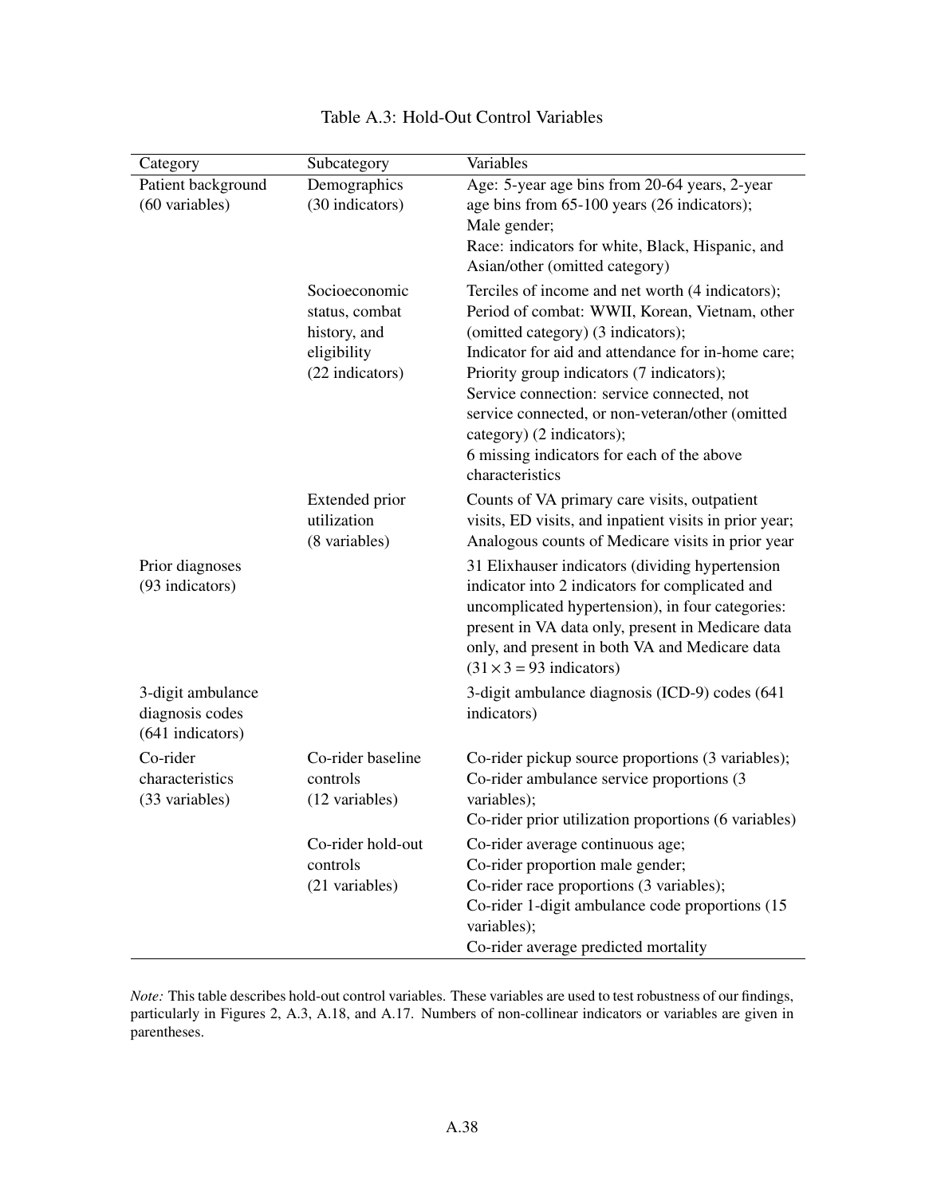Table A.3: Hold-Out Control Variables

| Category | Subcategory | Variables |
|---|---|---|
| Patient background (60 variables) | Demographics (30 indicators) | Age: 5-year age bins from 20-64 years, 2-year age bins from 65-100 years (26 indicators); Male gender; Race: indicators for white, Black, Hispanic, and Asian/other (omitted category) |
| | Socioeconomic status, combat history, and eligibility (22 indicators) | Terciles of income and net worth (4 indicators); Period of combat: WWII, Korean, Vietnam, other (omitted category) (3 indicators); Indicator for aid and attendance for in-home care; Priority group indicators (7 indicators); Service connection: service connected, not service connected, or non-veteran/other (omitted category) (2 indicators); 6 missing indicators for each of the above characteristics |
| | Extended prior utilization (8 variables) | Counts of VA primary care visits, outpatient visits, ED visits, and inpatient visits in prior year; Analogous counts of Medicare visits in prior year |
| Prior diagnoses (93 indicators) | | 31 Elixhauser indicators (dividing hypertension indicator into 2 indicators for complicated and uncomplicated hypertension), in four categories: present in VA data only, present in Medicare data only, and present in both VA and Medicare data ($31 \times 3 = 93$ indicators) |
| 3-digit ambulance diagnosis codes (641 indicators) | | 3-digit ambulance diagnosis (ICD-9) codes (641 indicators) |
| Co-rider characteristics (33 variables) | Co-rider baseline controls (12 variables) | Co-rider pickup source proportions (3 variables); Co-rider ambulance service proportions (3 variables); Co-rider prior utilization proportions (6 variables) |
| | Co-rider hold-out controls (21 variables) | Co-rider average continuous age; Co-rider proportion male gender; Co-rider race proportions (3 variables); Co-rider 1-digit ambulance code proportions (15 variables); Co-rider average predicted mortality |

*Note:* This table describes hold-out control variables. These variables are used to test robustness of our findings, particularly in Figures 2, A.3, A.18, and A.17. Numbers of non-collinear indicators or variables are given in parentheses.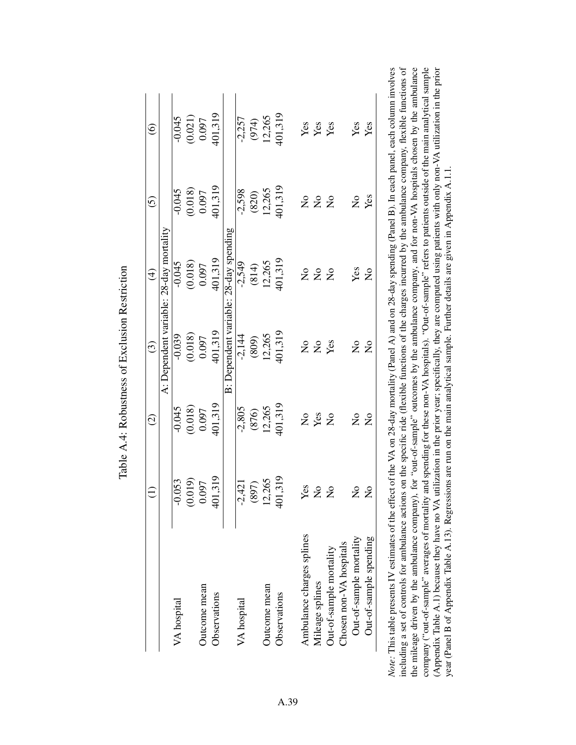Table A.4: Robustness of Exclusion Restriction

| | (1) | (2) | (3) | (4) | (5) | (6) |
|---|---|---|---|---|---|---|
| | A: Dependent variable: 28-day mortality | | | | | |
| VA hospital | -0.053 | -0.045 | -0.039 | -0.045 | -0.045 | -0.045 |
| | (0.019) | (0.018) | (0.018) | (0.018) | (0.018) | (0.021) |
| Outcome mean | 0.097 | 0.097 | 0.097 | 0.097 | 0.097 | 0.097 |
| Observations | 401,319 | 401,319 | 401,319 | 401,319 | 401,319 | 401,319 |
| | B: Dependent variable: 28-day spending | | | | | |
| VA hospital | -2,421 | -2,805 | -2,144 | -2,549 | -2,598 | -2,257 |
| | (897) | (876) | (809) | (814) | (820) | (974) |
| Outcome mean | 12,265 | 12,265 | 12,265 | 12,265 | 12,265 | 12,265 |
| Observations | 401,319 | 401,319 | 401,319 | 401,319 | 401,319 | 401,319 |
| Ambulance charges splines | Yes | No | No | No | No | Yes |
| Mileage splines | No | Yes | No | No | No | Yes |
| Out-of-sample mortality | No | No | Yes | No | No | Yes |
| Chosen non-VA hospitals | | | | | | |
| Out-of-sample mortality | No | No | No | Yes | No | Yes |
| Out-of-sample spending | No | No | No | No | Yes | Yes |

*Note:* This table presents IV estimates of the effect of the VA on 28-day mortality (Panel A) and on 28-day spending (Panel B). In each panel, each column involves including a set of controls for ambulance actions on the specific ride (flexible functions of the charges incurred by the ambulance company, flexible functions of the mileage driven by the ambulance company), for "out-of-sample" outcomes by the ambulance company, and for non-VA hospitals chosen by the ambulance company ("out-of-sample" averages of mortality and spending for these non-VA hospitals). "Out-of-sample" refers to patients outside of the main analytical sample (Appendix Table A.1) because they have no VA utilization in the prior year; specifically, they are computed using patients with only non-VA utilization in the prior year (Panel B of Appendix Table A.13). Regressions are run on the main analytical sample. Further details are given in Appendix A.1.1.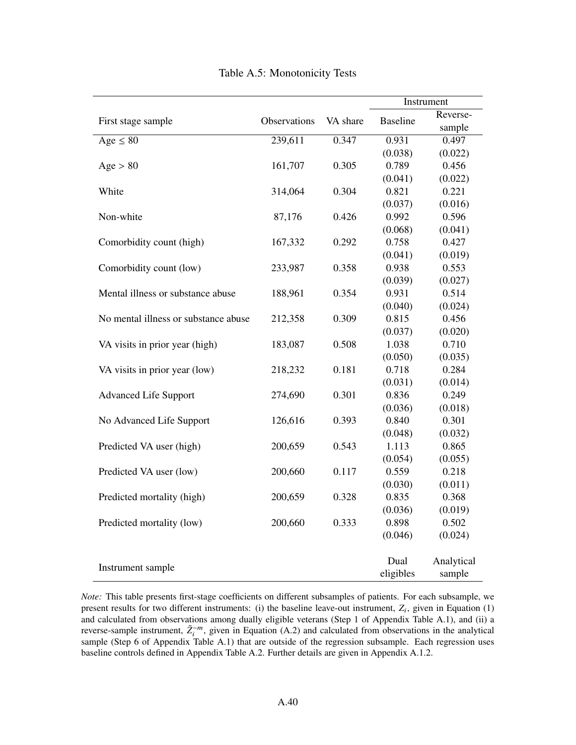# Table A.5: Monotonicity Tests

| First stage sample | Observations | VA share | Instrument: Baseline | Instrument: Reverse-sample |
|---|---|---|---|---|
| Age ≤ 80 | 239,611 | 0.347 | 0.931 | 0.497 |
| | | | (0.038) | (0.022) |
| Age > 80 | 161,707 | 0.305 | 0.789 | 0.456 |
| | | | (0.041) | (0.022) |
| White | 314,064 | 0.304 | 0.821 | 0.221 |
| | | | (0.037) | (0.016) |
| Non-white | 87,176 | 0.426 | 0.992 | 0.596 |
| | | | (0.068) | (0.041) |
| Comorbidity count (high) | 167,332 | 0.292 | 0.758 | 0.427 |
| | | | (0.041) | (0.019) |
| Comorbidity count (low) | 233,987 | 0.358 | 0.938 | 0.553 |
| | | | (0.039) | (0.027) |
| Mental illness or substance abuse | 188,961 | 0.354 | 0.931 | 0.514 |
| | | | (0.040) | (0.024) |
| No mental illness or substance abuse | 212,358 | 0.309 | 0.815 | 0.456 |
| | | | (0.037) | (0.020) |
| VA visits in prior year (high) | 183,087 | 0.508 | 1.038 | 0.710 |
| | | | (0.050) | (0.035) |
| VA visits in prior year (low) | 218,232 | 0.181 | 0.718 | 0.284 |
| | | | (0.031) | (0.014) |
| Advanced Life Support | 274,690 | 0.301 | 0.836 | 0.249 |
| | | | (0.036) | (0.018) |
| No Advanced Life Support | 126,616 | 0.393 | 0.840 | 0.301 |
| | | | (0.048) | (0.032) |
| Predicted VA user (high) | 200,659 | 0.543 | 1.113 | 0.865 |
| | | | (0.054) | (0.055) |
| Predicted VA user (low) | 200,660 | 0.117 | 0.559 | 0.218 |
| | | | (0.030) | (0.011) |
| Predicted mortality (high) | 200,659 | 0.328 | 0.835 | 0.368 |
| | | | (0.036) | (0.019) |
| Predicted mortality (low) | 200,660 | 0.333 | 0.898 | 0.502 |
| | | | (0.046) | (0.024) |
| Instrument sample | | | Dual eligibles | Analytical sample |

*Note:* This table presents first-stage coefficients on different subsamples of patients. For each subsample, we present results for two different instruments: (i) the baseline leave-out instrument, $Z_i$, given in Equation (1) and calculated from observations among dually eligible veterans (Step 1 of Appendix Table A.1), and (ii) a reverse-sample instrument, $\tilde{Z}_i^{-m}$, given in Equation (A.2) and calculated from observations in the analytical sample (Step 6 of Appendix Table A.1) that are outside of the regression subsample. Each regression uses baseline controls defined in Appendix Table A.2. Further details are given in Appendix A.1.2.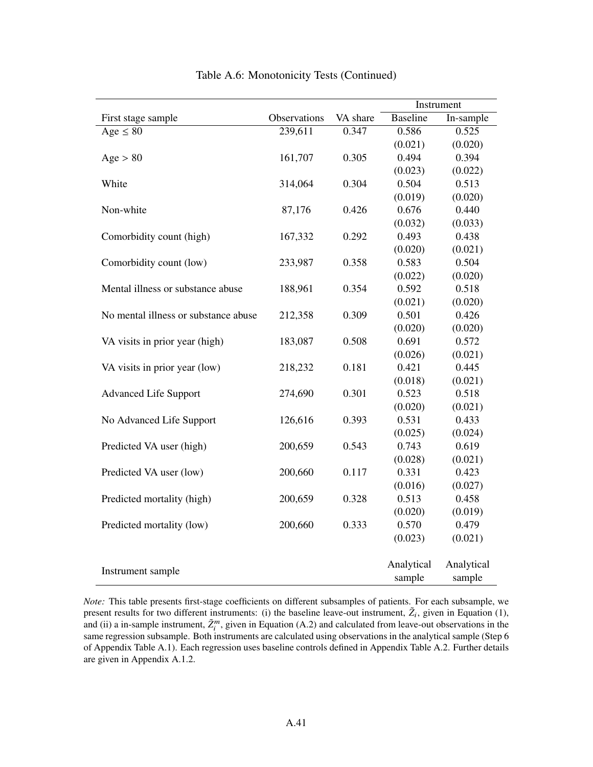Table A.6: Monotonicity Tests (Continued)

| First stage sample | Observations | VA share | Instrument | |
|---|---|---|---|---|
| | | | Baseline | In-sample |
| Age ≤ 80 | 239,611 | 0.347 | 0.586 | 0.525 |
| | | | (0.021) | (0.020) |
| Age > 80 | 161,707 | 0.305 | 0.494 | 0.394 |
| | | | (0.023) | (0.022) |
| White | 314,064 | 0.304 | 0.504 | 0.513 |
| | | | (0.019) | (0.020) |
| Non-white | 87,176 | 0.426 | 0.676 | 0.440 |
| | | | (0.032) | (0.033) |
| Comorbidity count (high) | 167,332 | 0.292 | 0.493 | 0.438 |
| | | | (0.020) | (0.021) |
| Comorbidity count (low) | 233,987 | 0.358 | 0.583 | 0.504 |
| | | | (0.022) | (0.020) |
| Mental illness or substance abuse | 188,961 | 0.354 | 0.592 | 0.518 |
| | | | (0.021) | (0.020) |
| No mental illness or substance abuse | 212,358 | 0.309 | 0.501 | 0.426 |
| | | | (0.020) | (0.020) |
| VA visits in prior year (high) | 183,087 | 0.508 | 0.691 | 0.572 |
| | | | (0.026) | (0.021) |
| VA visits in prior year (low) | 218,232 | 0.181 | 0.421 | 0.445 |
| | | | (0.018) | (0.021) |
| Advanced Life Support | 274,690 | 0.301 | 0.523 | 0.518 |
| | | | (0.020) | (0.021) |
| No Advanced Life Support | 126,616 | 0.393 | 0.531 | 0.433 |
| | | | (0.025) | (0.024) |
| Predicted VA user (high) | 200,659 | 0.543 | 0.743 | 0.619 |
| | | | (0.028) | (0.021) |
| Predicted VA user (low) | 200,660 | 0.117 | 0.331 | 0.423 |
| | | | (0.016) | (0.027) |
| Predicted mortality (high) | 200,659 | 0.328 | 0.513 | 0.458 |
| | | | (0.020) | (0.019) |
| Predicted mortality (low) | 200,660 | 0.333 | 0.570 | 0.479 |
| | | | (0.023) | (0.021) |
| Instrument sample | | | Analytical sample | Analytical sample |

*Note:* This table presents first-stage coefficients on different subsamples of patients. For each subsample, we present results for two different instruments: (i) the baseline leave-out instrument, $\tilde{Z}_i$, given in Equation (1), and (ii) a in-sample instrument, $\tilde{Z}_i^m$, given in Equation (A.2) and calculated from leave-out observations in the same regression subsample. Both instruments are calculated using observations in the analytical sample (Step 6 of Appendix Table A.1). Each regression uses baseline controls defined in Appendix Table A.2. Further details are given in Appendix A.1.2.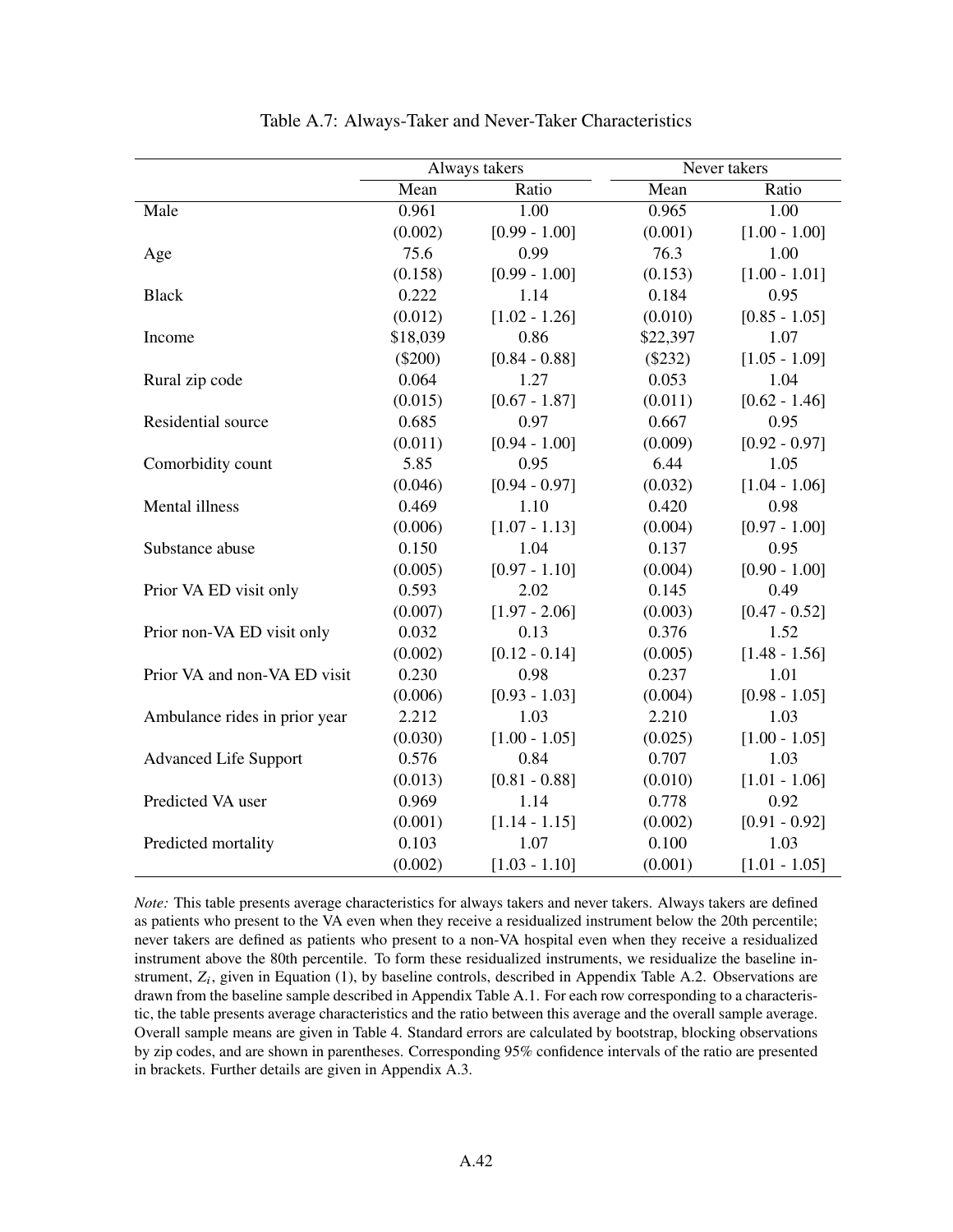Table A.7: Always-Taker and Never-Taker Characteristics

| | Always takers | | Never takers | |
|---|---|---|---|---|
| | Mean | Ratio | Mean | Ratio |
| Male | 0.961 | 1.00 | 0.965 | 1.00 |
| | (0.002) | [0.99 - 1.00] | (0.001) | [1.00 - 1.00] |
| Age | 75.6 | 0.99 | 76.3 | 1.00 |
| | (0.158) | [0.99 - 1.00] | (0.153) | [1.00 - 1.01] |
| Black | 0.222 | 1.14 | 0.184 | 0.95 |
| | (0.012) | [1.02 - 1.26] | (0.010) | [0.85 - 1.05] |
| Income | $18,039 | 0.86 | $22,397 | 1.07 |
| | ($200) | [0.84 - 0.88] | ($232) | [1.05 - 1.09] |
| Rural zip code | 0.064 | 1.27 | 0.053 | 1.04 |
| | (0.015) | [0.67 - 1.87] | (0.011) | [0.62 - 1.46] |
| Residential source | 0.685 | 0.97 | 0.667 | 0.95 |
| | (0.011) | [0.94 - 1.00] | (0.009) | [0.92 - 0.97] |
| Comorbidity count | 5.85 | 0.95 | 6.44 | 1.05 |
| | (0.046) | [0.94 - 0.97] | (0.032) | [1.04 - 1.06] |
| Mental illness | 0.469 | 1.10 | 0.420 | 0.98 |
| | (0.006) | [1.07 - 1.13] | (0.004) | [0.97 - 1.00] |
| Substance abuse | 0.150 | 1.04 | 0.137 | 0.95 |
| | (0.005) | [0.97 - 1.10] | (0.004) | [0.90 - 1.00] |
| Prior VA ED visit only | 0.593 | 2.02 | 0.145 | 0.49 |
| | (0.007) | [1.97 - 2.06] | (0.003) | [0.47 - 0.52] |
| Prior non-VA ED visit only | 0.032 | 0.13 | 0.376 | 1.52 |
| | (0.002) | [0.12 - 0.14] | (0.005) | [1.48 - 1.56] |
| Prior VA and non-VA ED visit | 0.230 | 0.98 | 0.237 | 1.01 |
| | (0.006) | [0.93 - 1.03] | (0.004) | [0.98 - 1.05] |
| Ambulance rides in prior year | 2.212 | 1.03 | 2.210 | 1.03 |
| | (0.030) | [1.00 - 1.05] | (0.025) | [1.00 - 1.05] |
| Advanced Life Support | 0.576 | 0.84 | 0.707 | 1.03 |
| | (0.013) | [0.81 - 0.88] | (0.010) | [1.01 - 1.06] |
| Predicted VA user | 0.969 | 1.14 | 0.778 | 0.92 |
| | (0.001) | [1.14 - 1.15] | (0.002) | [0.91 - 0.92] |
| Predicted mortality | 0.103 | 1.07 | 0.100 | 1.03 |
| | (0.002) | [1.03 - 1.10] | (0.001) | [1.01 - 1.05] |

*Note:* This table presents average characteristics for always takers and never takers. Always takers are defined as patients who present to the VA even when they receive a residualized instrument below the 20th percentile; never takers are defined as patients who present to a non-VA hospital even when they receive a residualized instrument above the 80th percentile. To form these residualized instruments, we residualize the baseline instrument, $Z_i$, given in Equation (1), by baseline controls, described in Appendix Table A.2. Observations are drawn from the baseline sample described in Appendix Table A.1. For each row corresponding to a characteristic, the table presents average characteristics and the ratio between this average and the overall sample average. Overall sample means are given in Table 4. Standard errors are calculated by bootstrap, blocking observations by zip codes, and are shown in parentheses. Corresponding 95% confidence intervals of the ratio are presented in brackets. Further details are given in Appendix A.3.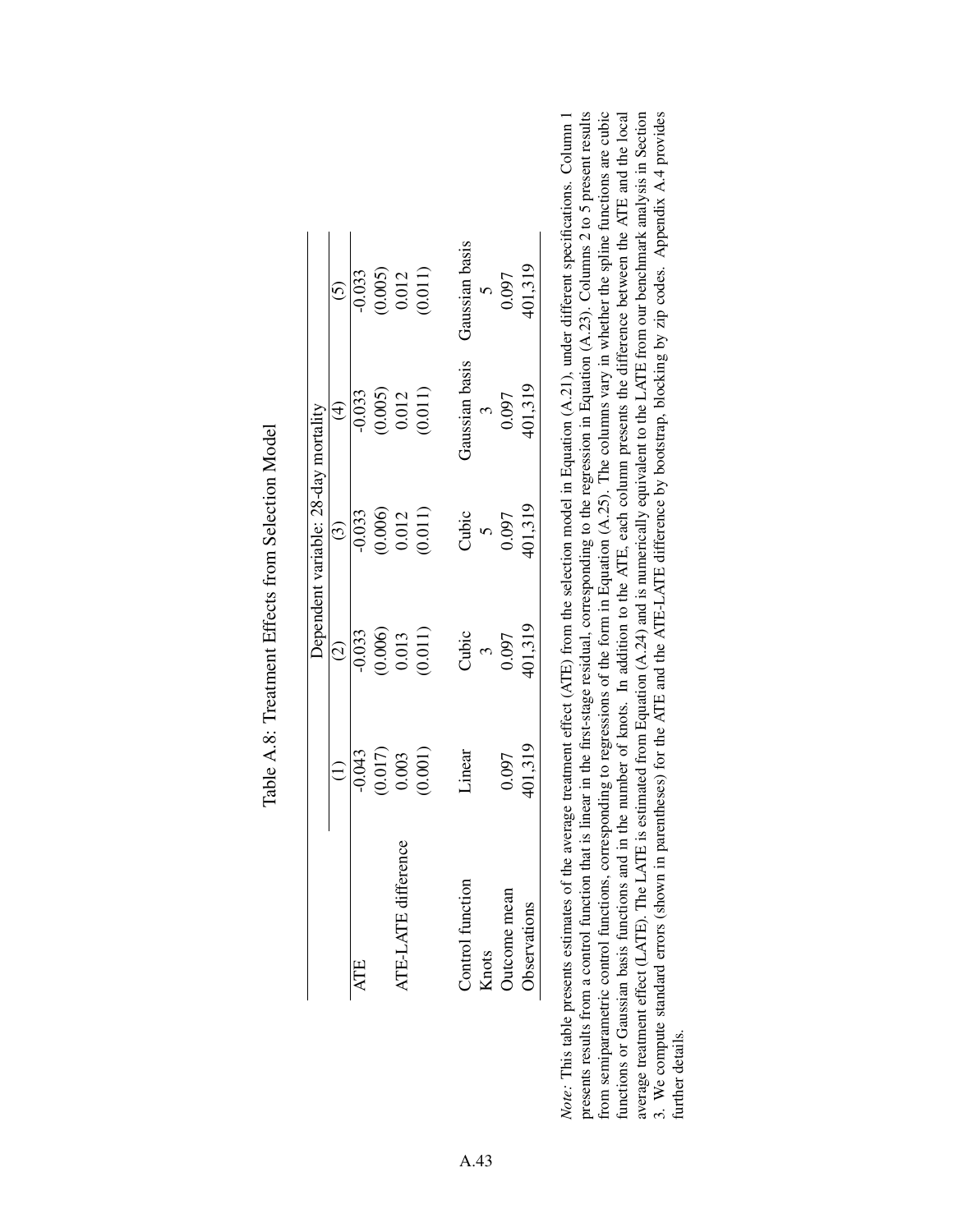Table A.8: Treatment Effects from Selection Model

| | Dependent variable: 28-day mortality | | | | |
|---|---|---|---|---|---|
| | (1) | (2) | (3) | (4) | (5) |
| ATE | -0.043 | -0.033 | -0.033 | -0.033 | -0.033 |
| | (0.017) | (0.006) | (0.006) | (0.005) | (0.005) |
| ATE-LATE difference | 0.003 | 0.013 | 0.012 | 0.012 | 0.012 |
| | (0.001) | (0.011) | (0.011) | (0.011) | (0.011) |
| | | | | | |
| Control function | Linear | Cubic | Cubic | Gaussian basis | Gaussian basis |
| Knots | | 3 | 5 | 3 | 5 |
| Outcome mean | 0.097 | 0.097 | 0.097 | 0.097 | 0.097 |
| Observations | 401,319 | 401,319 | 401,319 | 401,319 | 401,319 |

*Note:* This table presents estimates of the average treatment effect (ATE) from the selection model in Equation (A.21), under different specifications. Column 1 presents results from a control function that is linear in the first-stage residual, corresponding to the regression in Equation (A.23). Columns 2 to 5 present results from semiparametric control functions, corresponding to regressions of the form in Equation (A.25). The columns vary in whether the spline functions are cubic functions or Gaussian basis functions and in the number of knots. In addition to the ATE, each column presents the difference between the ATE and the local average treatment effect (LATE). The LATE is estimated from Equation (A.24) and is numerically equivalent to the LATE from our benchmark analysis in Section 3. We compute standard errors (shown in parentheses) for the ATE and the ATE-LATE difference by bootstrap, blocking by zip codes. Appendix A.4 provides further details.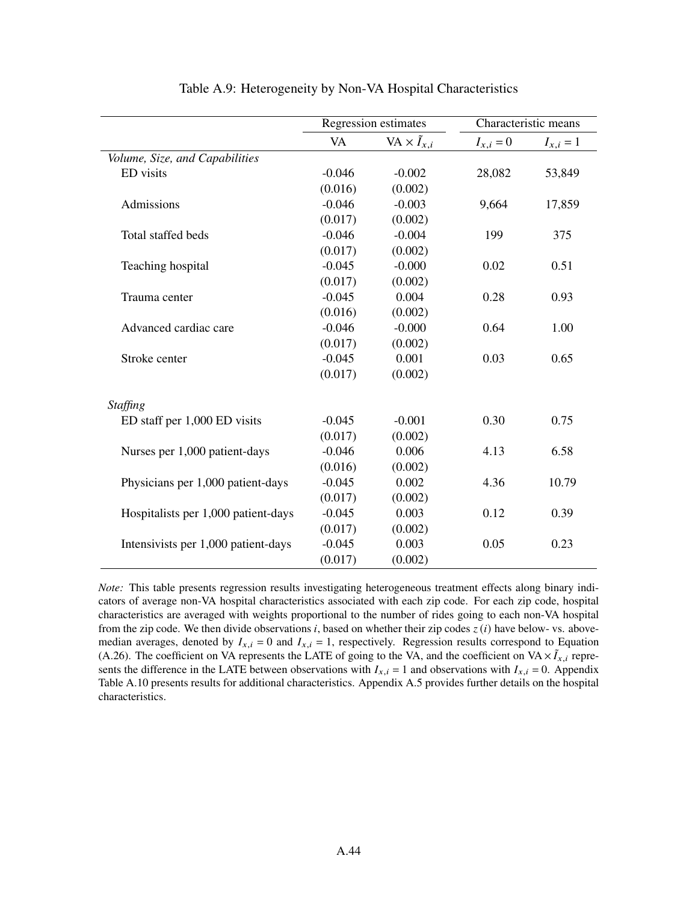Table A.9: Heterogeneity by Non-VA Hospital Characteristics

| | Regression estimates | | Characteristic means | |
|---|---|---|---|---|
| | VA | VA $\times \tilde{I}_{x,i}$ | $I_{x,i} = 0$ | $I_{x,i} = 1$ |
| *Volume, Size, and Capabilities* | | | | |
| ED visits | -0.046 | -0.002 | 28,082 | 53,849 |
| | (0.016) | (0.002) | | |
| Admissions | -0.046 | -0.003 | 9,664 | 17,859 |
| | (0.017) | (0.002) | | |
| Total staffed beds | -0.046 | -0.004 | 199 | 375 |
| | (0.017) | (0.002) | | |
| Teaching hospital | -0.045 | -0.000 | 0.02 | 0.51 |
| | (0.017) | (0.002) | | |
| Trauma center | -0.045 | 0.004 | 0.28 | 0.93 |
| | (0.016) | (0.002) | | |
| Advanced cardiac care | -0.046 | -0.000 | 0.64 | 1.00 |
| | (0.017) | (0.002) | | |
| Stroke center | -0.045 | 0.001 | 0.03 | 0.65 |
| | (0.017) | (0.002) | | |
| *Staffing* | | | | |
| ED staff per 1,000 ED visits | -0.045 | -0.001 | 0.30 | 0.75 |
| | (0.017) | (0.002) | | |
| Nurses per 1,000 patient-days | -0.046 | 0.006 | 4.13 | 6.58 |
| | (0.016) | (0.002) | | |
| Physicians per 1,000 patient-days | -0.045 | 0.002 | 4.36 | 10.79 |
| | (0.017) | (0.002) | | |
| Hospitalists per 1,000 patient-days | -0.045 | 0.003 | 0.12 | 0.39 |
| | (0.017) | (0.002) | | |
| Intensivists per 1,000 patient-days | -0.045 | 0.003 | 0.05 | 0.23 |
| | (0.017) | (0.002) | | |

*Note:* This table presents regression results investigating heterogeneous treatment effects along binary indicators of average non-VA hospital characteristics associated with each zip code. For each zip code, hospital characteristics are averaged with weights proportional to the number of rides going to each non-VA hospital from the zip code. We then divide observations $i$, based on whether their zip codes $z(i)$ have below- vs. above-median averages, denoted by $I_{x,i} = 0$ and $I_{x,i} = 1$, respectively. Regression results correspond to Equation (A.26). The coefficient on VA represents the LATE of going to the VA, and the coefficient on VA $\times \tilde{I}_{x,i}$ represents the difference in the LATE between observations with $I_{x,i} = 1$ and observations with $I_{x,i} = 0$. Appendix Table A.10 presents results for additional characteristics. Appendix A.5 provides further details on the hospital characteristics.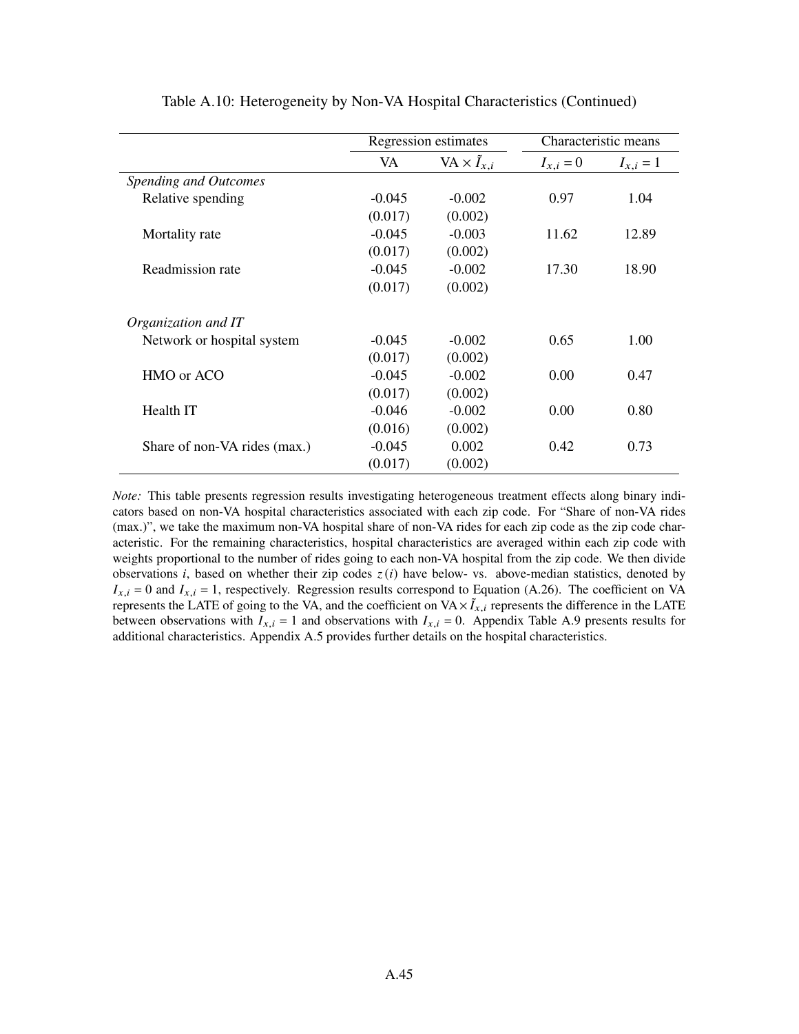Table A.10: Heterogeneity by Non-VA Hospital Characteristics (Continued)

| | Regression estimates | | Characteristic means | |
|---|---|---|---|---|
| | VA | VA × $\tilde{I}_{x,i}$ | $I_{x,i} = 0$ | $I_{x,i} = 1$ |
| *Spending and Outcomes* | | | | |
| Relative spending | -0.045 | -0.002 | 0.97 | 1.04 |
| | (0.017) | (0.002) | | |
| Mortality rate | -0.045 | -0.003 | 11.62 | 12.89 |
| | (0.017) | (0.002) | | |
| Readmission rate | -0.045 | -0.002 | 17.30 | 18.90 |
| | (0.017) | (0.002) | | |
| *Organization and IT* | | | | |
| Network or hospital system | -0.045 | -0.002 | 0.65 | 1.00 |
| | (0.017) | (0.002) | | |
| HMO or ACO | -0.045 | -0.002 | 0.00 | 0.47 |
| | (0.017) | (0.002) | | |
| Health IT | -0.046 | -0.002 | 0.00 | 0.80 |
| | (0.016) | (0.002) | | |
| Share of non-VA rides (max.) | -0.045 | 0.002 | 0.42 | 0.73 |
| | (0.017) | (0.002) | | |

*Note:* This table presents regression results investigating heterogeneous treatment effects along binary indicators based on non-VA hospital characteristics associated with each zip code. For "Share of non-VA rides (max.)", we take the maximum non-VA hospital share of non-VA rides for each zip code as the zip code characteristic. For the remaining characteristics, hospital characteristics are averaged within each zip code with weights proportional to the number of rides going to each non-VA hospital from the zip code. We then divide observations $i$, based on whether their zip codes $z(i)$ have below- vs. above-median statistics, denoted by $I_{x,i} = 0$ and $I_{x,i} = 1$, respectively. Regression results correspond to Equation (A.26). The coefficient on VA represents the LATE of going to the VA, and the coefficient on VA × $\tilde{I}_{x,i}$ represents the difference in the LATE between observations with $I_{x,i} = 1$ and observations with $I_{x,i} = 0$. Appendix Table A.9 presents results for additional characteristics. Appendix A.5 provides further details on the hospital characteristics.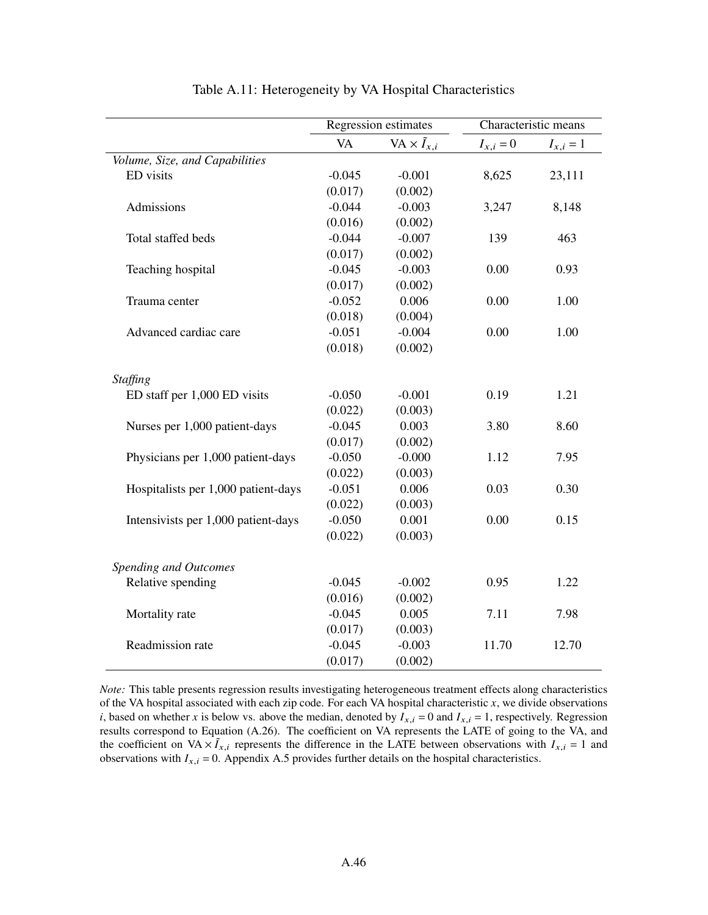Table A.11: Heterogeneity by VA Hospital Characteristics

| | Regression estimates | | Characteristic means | |
|---|---|---|---|---|
| | VA | VA × $\tilde{I}_{x,i}$ | $I_{x,i} = 0$ | $I_{x,i} = 1$ |
| *Volume, Size, and Capabilities* | | | | |
| ED visits | -0.045 | -0.001 | 8,625 | 23,111 |
| | (0.017) | (0.002) | | |
| Admissions | -0.044 | -0.003 | 3,247 | 8,148 |
| | (0.016) | (0.002) | | |
| Total staffed beds | -0.044 | -0.007 | 139 | 463 |
| | (0.017) | (0.002) | | |
| Teaching hospital | -0.045 | -0.003 | 0.00 | 0.93 |
| | (0.017) | (0.002) | | |
| Trauma center | -0.052 | 0.006 | 0.00 | 1.00 |
| | (0.018) | (0.004) | | |
| Advanced cardiac care | -0.051 | -0.004 | 0.00 | 1.00 |
| | (0.018) | (0.002) | | |
| *Staffing* | | | | |
| ED staff per 1,000 ED visits | -0.050 | -0.001 | 0.19 | 1.21 |
| | (0.022) | (0.003) | | |
| Nurses per 1,000 patient-days | -0.045 | 0.003 | 3.80 | 8.60 |
| | (0.017) | (0.002) | | |
| Physicians per 1,000 patient-days | -0.050 | -0.000 | 1.12 | 7.95 |
| | (0.022) | (0.003) | | |
| Hospitalists per 1,000 patient-days | -0.051 | 0.006 | 0.03 | 0.30 |
| | (0.022) | (0.003) | | |
| Intensivists per 1,000 patient-days | -0.050 | 0.001 | 0.00 | 0.15 |
| | (0.022) | (0.003) | | |
| *Spending and Outcomes* | | | | |
| Relative spending | -0.045 | -0.002 | 0.95 | 1.22 |
| | (0.016) | (0.002) | | |
| Mortality rate | -0.045 | 0.005 | 7.11 | 7.98 |
| | (0.017) | (0.003) | | |
| Readmission rate | -0.045 | -0.003 | 11.70 | 12.70 |
| | (0.017) | (0.002) | | |

*Note:* This table presents regression results investigating heterogeneous treatment effects along characteristics of the VA hospital associated with each zip code. For each VA hospital characteristic $x$, we divide observations $i$, based on whether $x$ is below vs. above the median, denoted by $I_{x,i} = 0$ and $I_{x,i} = 1$, respectively. Regression results correspond to Equation (A.26). The coefficient on VA represents the LATE of going to the VA, and the coefficient on VA × $\tilde{I}_{x,i}$ represents the difference in the LATE between observations with $I_{x,i} = 1$ and observations with $I_{x,i} = 0$. Appendix A.5 provides further details on the hospital characteristics.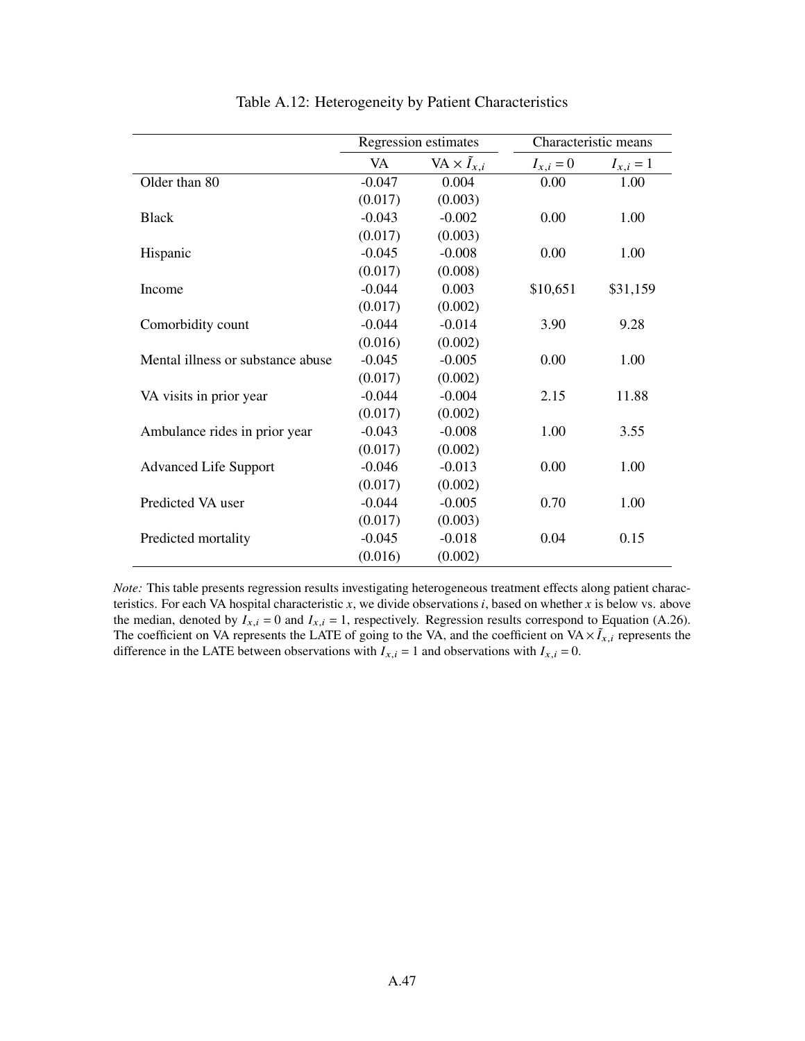Table A.12: Heterogeneity by Patient Characteristics

| | Regression estimates | | Characteristic means | |
|---|---|---|---|---|
| | VA | VA $\times \tilde{I}_{x,i}$ | $I_{x,i} = 0$ | $I_{x,i} = 1$ |
| Older than 80 | -0.047 | 0.004 | 0.00 | 1.00 |
| | (0.017) | (0.003) | | |
| Black | -0.043 | -0.002 | 0.00 | 1.00 |
| | (0.017) | (0.003) | | |
| Hispanic | -0.045 | -0.008 | 0.00 | 1.00 |
| | (0.017) | (0.008) | | |
| Income | -0.044 | 0.003 | $10,651 | $31,159 |
| | (0.017) | (0.002) | | |
| Comorbidity count | -0.044 | -0.014 | 3.90 | 9.28 |
| | (0.016) | (0.002) | | |
| Mental illness or substance abuse | -0.045 | -0.005 | 0.00 | 1.00 |
| | (0.017) | (0.002) | | |
| VA visits in prior year | -0.044 | -0.004 | 2.15 | 11.88 |
| | (0.017) | (0.002) | | |
| Ambulance rides in prior year | -0.043 | -0.008 | 1.00 | 3.55 |
| | (0.017) | (0.002) | | |
| Advanced Life Support | -0.046 | -0.013 | 0.00 | 1.00 |
| | (0.017) | (0.002) | | |
| Predicted VA user | -0.044 | -0.005 | 0.70 | 1.00 |
| | (0.017) | (0.003) | | |
| Predicted mortality | -0.045 | -0.018 | 0.04 | 0.15 |
| | (0.016) | (0.002) | | |

*Note:* This table presents regression results investigating heterogeneous treatment effects along patient characteristics. For each VA hospital characteristic $x$, we divide observations $i$, based on whether $x$ is below vs. above the median, denoted by $I_{x,i} = 0$ and $I_{x,i} = 1$, respectively. Regression results correspond to Equation (A.26). The coefficient on VA represents the LATE of going to the VA, and the coefficient on VA $\times \tilde{I}_{x,i}$ represents the difference in the LATE between observations with $I_{x,i} = 1$ and observations with $I_{x,i} = 0$.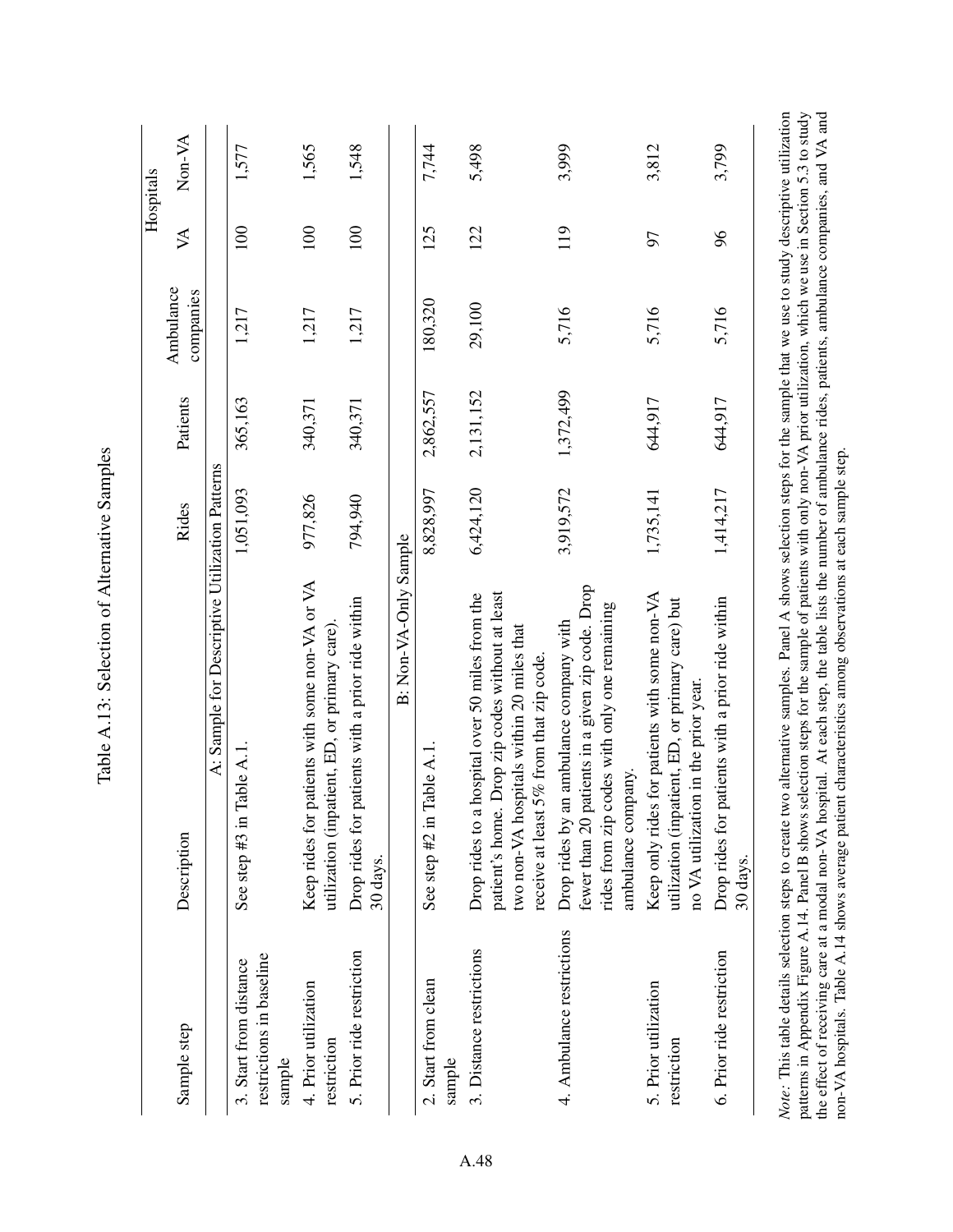# Table A.13: Selection of Alternative Samples

| Sample step | Description | Rides | Patients | Ambulance companies | Hospitals | |
|---|---|---|---|---|---|---|
| | | | | | VA | Non-VA |
| **A: Sample for Descriptive Utilization Patterns** | | | | | | |
| 3. Start from distance restrictions in baseline sample | See step #3 in Table A.1. | 1,051,093 | 365,163 | 1,217 | 100 | 1,577 |
| 4. Prior utilization restriction | Keep rides for patients with some non-VA or VA utilization (inpatient, ED, or primary care). | 977,826 | 340,371 | 1,217 | 100 | 1,565 |
| 5. Prior ride restriction | Drop rides for patients with a prior ride within 30 days. | 794,940 | 340,371 | 1,217 | 100 | 1,548 |
| **B: Non-VA-Only Sample** | | | | | | |
| 2. Start from clean sample | See step #2 in Table A.1. | 8,828,997 | 2,862,557 | 180,320 | 125 | 7,744 |
| 3. Distance restrictions | Drop rides to a hospital over 50 miles from the patient's home. Drop zip codes without at least two non-VA hospitals within 20 miles that receive at least 5% from that zip code. | 6,424,120 | 2,131,152 | 29,100 | 122 | 5,498 |
| 4. Ambulance restrictions | Drop rides by an ambulance company with fewer than 20 patients in a given zip code. Drop rides from zip codes with only one remaining ambulance company. | 3,919,572 | 1,372,499 | 5,716 | 119 | 3,999 |
| 5. Prior utilization restriction | Keep only rides for patients with some non-VA utilization (inpatient, ED, or primary care) but no VA utilization in the prior year. | 1,735,141 | 644,917 | 5,716 | 97 | 3,812 |
| 6. Prior ride restriction | Drop rides for patients with a prior ride within 30 days. | 1,414,217 | 644,917 | 5,716 | 96 | 3,799 |

*Note:* This table details selection steps to create two alternative samples. Panel A shows selection steps for the sample that we use to study descriptive utilization patterns in Appendix Figure A.14. Panel B shows selection steps for the sample of patients with only non-VA prior utilization, which we use in Section 5.3 to study the effect of receiving care at a modal non-VA hospital. At each step, the table lists the number of ambulance rides, patients, ambulance companies, and VA and non-VA hospitals. Table A.14 shows average patient characteristics among observations at each sample step.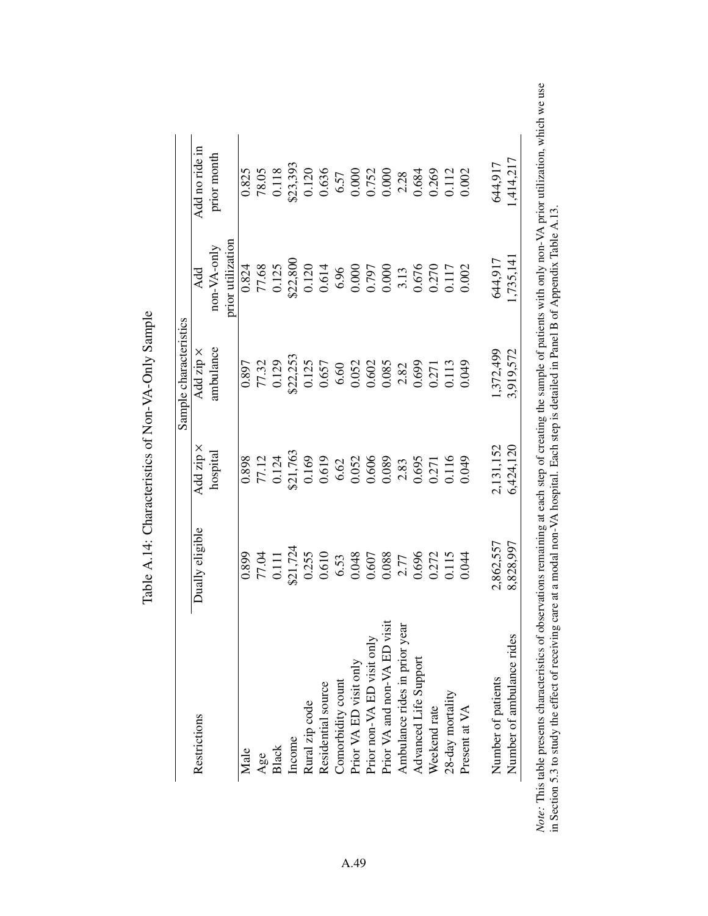# Table A.14: Characteristics of Non-VA-Only Sample

| Restrictions | Dually eligible | Add zip × hospital | Add zip × ambulance | Add non-VA-only prior utilization | Add no ride in prior month |
|---|---|---|---|---|---|
| | Sample characteristics | | | | |
| Male | 0.899 | 0.898 | 0.897 | 0.824 | 0.825 |
| Age | 77.04 | 77.12 | 77.32 | 77.68 | 78.05 |
| Black | 0.111 | 0.124 | 0.129 | 0.125 | 0.118 |
| Income | \$21,724 | \$21,763 | \$22,253 | \$22,800 | \$23,393 |
| Rural zip code | 0.255 | 0.169 | 0.125 | 0.120 | 0.120 |
| Residential source | 0.610 | 0.619 | 0.657 | 0.614 | 0.636 |
| Comorbidity count | 6.53 | 6.62 | 6.60 | 6.96 | 6.57 |
| Prior VA ED visit only | 0.048 | 0.052 | 0.052 | 0.000 | 0.000 |
| Prior non-VA ED visit only | 0.607 | 0.606 | 0.602 | 0.797 | 0.752 |
| Prior VA and non-VA ED visit | 0.088 | 0.089 | 0.085 | 0.000 | 0.000 |
| Ambulance rides in prior year | 2.77 | 2.83 | 2.82 | 3.13 | 2.28 |
| Advanced Life Support | 0.696 | 0.695 | 0.699 | 0.676 | 0.684 |
| Weekend rate | 0.272 | 0.271 | 0.271 | 0.270 | 0.269 |
| 28-day mortality | 0.115 | 0.116 | 0.113 | 0.117 | 0.112 |
| Present at VA | 0.044 | 0.049 | 0.049 | 0.002 | 0.002 |
| | | | | | |
| Number of patients | 2,862,557 | 2,131,152 | 1,372,499 | 644,917 | 644,917 |
| Number of ambulance rides | 8,828,997 | 6,424,120 | 3,919,572 | 1,735,141 | 1,414,217 |

*Note:* This table presents characteristics of observations remaining at each step of creating the sample of patients with only non-VA prior utilization, which we use in Section 5.3 to study the effect of receiving care at a modal non-VA hospital. Each step is detailed in Panel B of Appendix Table A.13.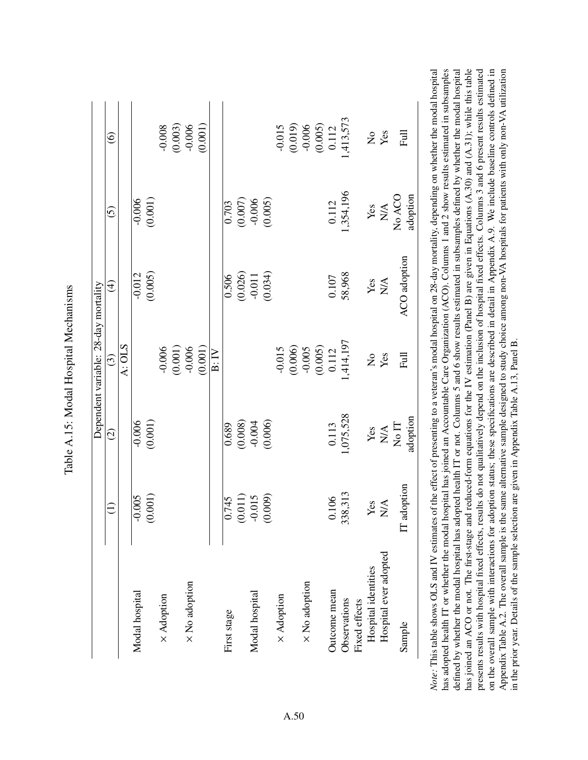# Table A.15: Modal Hospital Mechanisms

| | Dependent variable: 28-day mortality | | | | | |
|---|---|---|---|---|---|---|
| | (1) | (2) | (3) | (4) | (5) | (6) |
| | A: OLS | | | | | |
| Modal hospital | -0.005 | -0.006 | | -0.012 | -0.006 | |
| | (0.001) | (0.001) | | (0.005) | (0.001) | |
| × Adoption | | | -0.006 | | | -0.008 |
| | | | (0.001) | | | (0.003) |
| × No adoption | | | -0.006 | | | -0.006 |
| | | | (0.001) | | | (0.001) |
| | B: IV | | | | | |
| First stage | 0.745 | 0.689 | | 0.506 | 0.703 | |
| | (0.011) | (0.008) | | (0.026) | (0.007) | |
| Modal hospital | -0.015 | -0.004 | | -0.011 | -0.006 | |
| | (0.009) | (0.006) | | (0.034) | (0.005) | |
| × Adoption | | | -0.015 | | | -0.015 |
| | | | (0.006) | | | (0.019) |
| × No adoption | | | -0.005 | | | -0.006 |
| | | | (0.005) | | | (0.005) |
| Outcome mean | 0.106 | 0.113 | 0.112 | 0.107 | 0.112 | 0.112 |
| Observations | 338,313 | 1,075,528 | 1,414,197 | 58,968 | 1,354,196 | 1,413,573 |
| Fixed effects | | | | | | |
| Hospital identities | Yes | Yes | No | Yes | Yes | No |
| Hospital ever adopted | N/A | N/A | Yes | N/A | N/A | Yes |
| Sample | IT adoption | No IT adoption | Full | ACO adoption | No ACO adoption | Full |

*Note:* This table shows OLS and IV estimates of the effect of presenting to a veteran's modal hospital on 28-day mortality, depending on whether the modal hospital has adopted health IT or whether the modal hospital has joined an Accountable Care Organization (ACO). Columns 1 and 2 show results estimated in subsamples defined by whether the modal hospital has adopted health IT or not. Columns 5 and 6 show results estimated in subsamples defined by whether the modal hospital has joined an ACO or not. The first-stage and reduced-form equations for the IV estimation (Panel B) are given in Equations (A.30) and (A.31); while this table presents results with hospital fixed effects, results do not qualitatively depend on the inclusion of hospital fixed effects. Columns 3 and 6 present results estimated on the overall sample with interactions for adoption status; these specifications are described in detail in Appendix A.9. We include baseline controls defined in Appendix Table A.2. The overall sample is the same alternative sample designed to study choice among non-VA hospitals for patients with only non-VA utilization in the prior year. Details of the sample selection are given in Appendix Table A.13, Panel B.